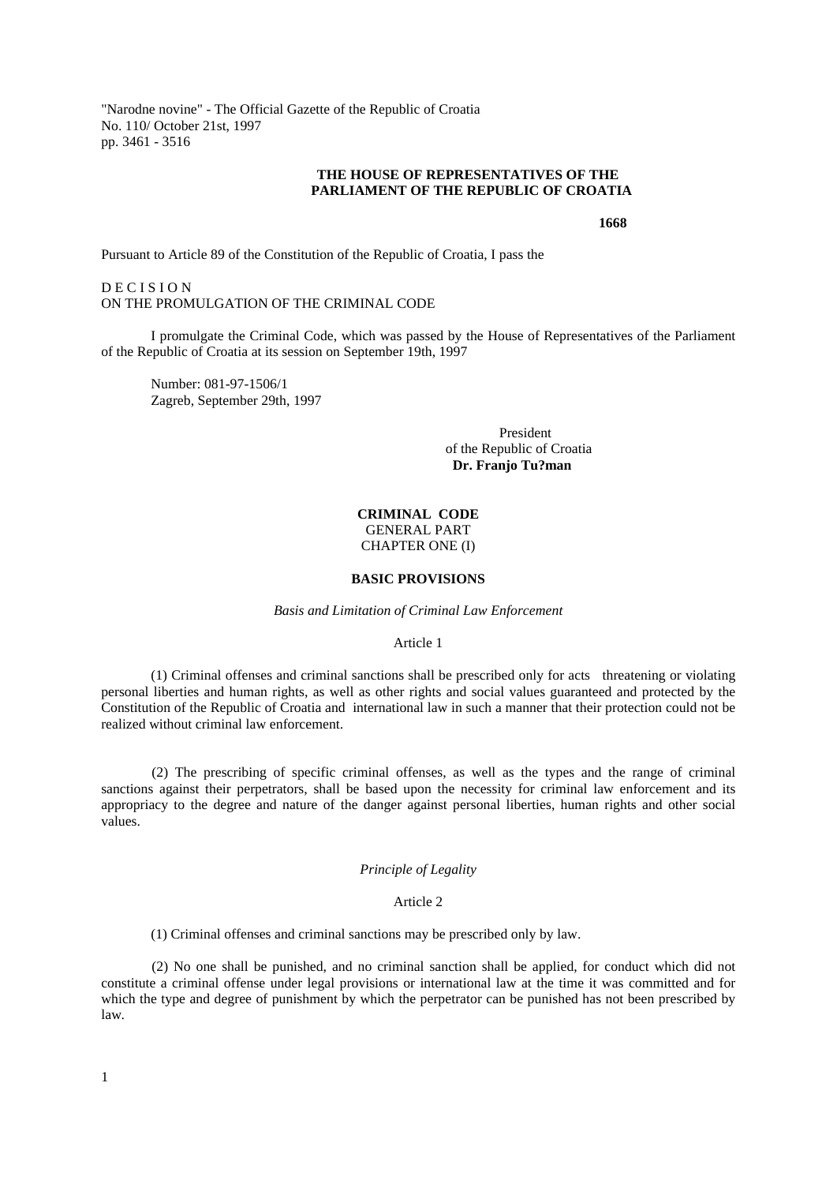"Narodne novine" - The Official Gazette of the Republic of Croatia
No. 110/ October 21st, 1997
pp. 3461 - 3516

**THE HOUSE OF REPRESENTATIVES OF THE PARLIAMENT OF THE REPUBLIC OF CROATIA**

**1668**

Pursuant to Article 89 of the Constitution of the Republic of Croatia, I pass the

D E C I S I O N
ON THE PROMULGATION OF THE CRIMINAL CODE

I promulgate the Criminal Code, which was passed by the House of Representatives of the Parliament of the Republic of Croatia at its session on September 19th, 1997

Number: 081-97-1506/1
Zagreb, September 29th, 1997

President
of the Republic of Croatia
**Dr. Franjo Tu?man**

# CRIMINAL CODE

## GENERAL PART

## CHAPTER ONE (I)

### BASIC PROVISIONS

*Basis and Limitation of Criminal Law Enforcement*

Article 1

(1) Criminal offenses and criminal sanctions shall be prescribed only for acts threatening or violating personal liberties and human rights, as well as other rights and social values guaranteed and protected by the Constitution of the Republic of Croatia and international law in such a manner that their protection could not be realized without criminal law enforcement.

(2) The prescribing of specific criminal offenses, as well as the types and the range of criminal sanctions against their perpetrators, shall be based upon the necessity for criminal law enforcement and its appropriacy to the degree and nature of the danger against personal liberties, human rights and other social values.

*Principle of Legality*

Article 2

(1) Criminal offenses and criminal sanctions may be prescribed only by law.

(2) No one shall be punished, and no criminal sanction shall be applied, for conduct which did not constitute a criminal offense under legal provisions or international law at the time it was committed and for which the type and degree of punishment by which the perpetrator can be punished has not been prescribed by law.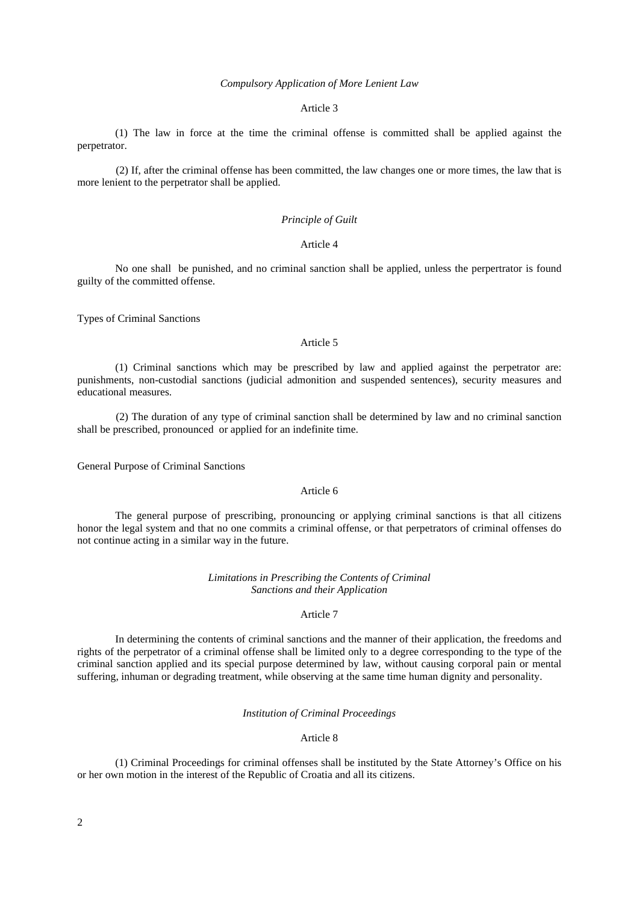*Compulsory Application of More Lenient Law*

Article 3

(1) The law in force at the time the criminal offense is committed shall be applied against the perpetrator.

(2) If, after the criminal offense has been committed, the law changes one or more times, the law that is more lenient to the perpetrator shall be applied.

*Principle of Guilt*

Article 4

No one shall be punished, and no criminal sanction shall be applied, unless the perpertrator is found guilty of the committed offense.

Types of Criminal Sanctions

Article 5

(1) Criminal sanctions which may be prescribed by law and applied against the perpetrator are: punishments, non-custodial sanctions (judicial admonition and suspended sentences), security measures and educational measures.

(2) The duration of any type of criminal sanction shall be determined by law and no criminal sanction shall be prescribed, pronounced or applied for an indefinite time.

General Purpose of Criminal Sanctions

Article 6

The general purpose of prescribing, pronouncing or applying criminal sanctions is that all citizens honor the legal system and that no one commits a criminal offense, or that perpetrators of criminal offenses do not continue acting in a similar way in the future.

*Limitations in Prescribing the Contents of Criminal Sanctions and their Application*

Article 7

In determining the contents of criminal sanctions and the manner of their application, the freedoms and rights of the perpetrator of a criminal offense shall be limited only to a degree corresponding to the type of the criminal sanction applied and its special purpose determined by law, without causing corporal pain or mental suffering, inhuman or degrading treatment, while observing at the same time human dignity and personality.

*Institution of Criminal Proceedings*

Article 8

(1) Criminal Proceedings for criminal offenses shall be instituted by the State Attorney's Office on his or her own motion in the interest of the Republic of Croatia and all its citizens.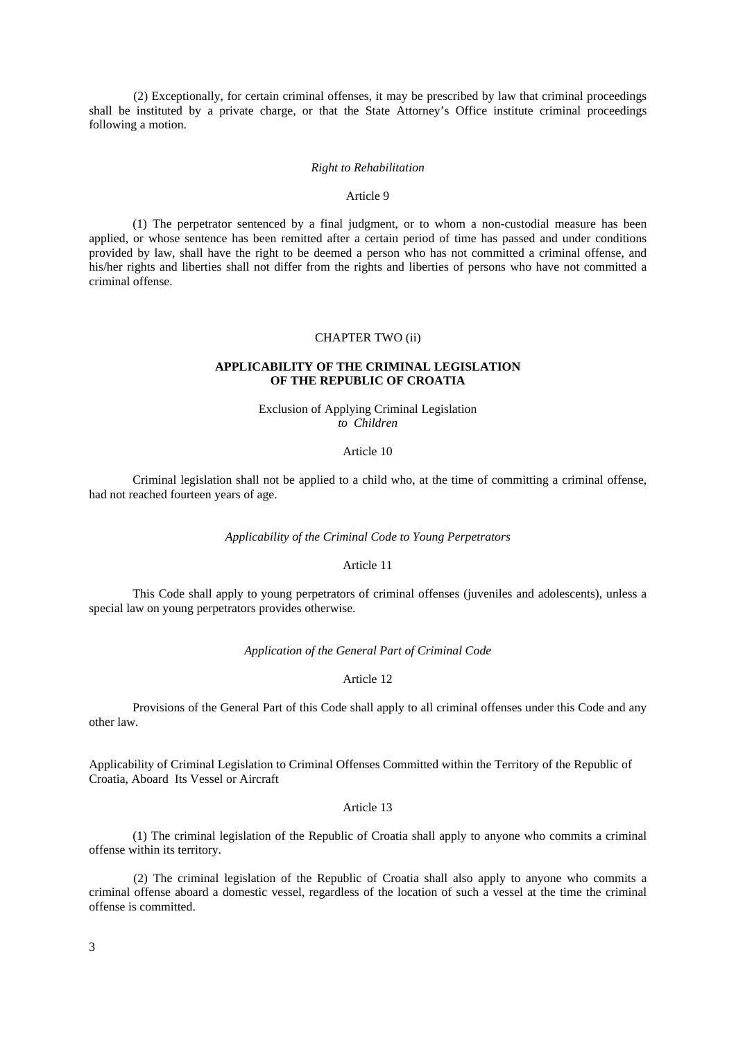(2) Exceptionally, for certain criminal offenses, it may be prescribed by law that criminal proceedings shall be instituted by a private charge, or that the State Attorney's Office institute criminal proceedings following a motion.

*Right to Rehabilitation*

Article 9

(1) The perpetrator sentenced by a final judgment, or to whom a non-custodial measure has been applied, or whose sentence has been remitted after a certain period of time has passed and under conditions provided by law, shall have the right to be deemed a person who has not committed a criminal offense, and his/her rights and liberties shall not differ from the rights and liberties of persons who have not committed a criminal offense.

CHAPTER TWO (ii)

## APPLICABILITY OF THE CRIMINAL LEGISLATION OF THE REPUBLIC OF CROATIA

Exclusion of Applying Criminal Legislation *to Children*

Article 10

Criminal legislation shall not be applied to a child who, at the time of committing a criminal offense, had not reached fourteen years of age.

*Applicability of the Criminal Code to Young Perpetrators*

Article 11

This Code shall apply to young perpetrators of criminal offenses (juveniles and adolescents), unless a special law on young perpetrators provides otherwise.

*Application of the General Part of Criminal Code*

Article 12

Provisions of the General Part of this Code shall apply to all criminal offenses under this Code and any other law.

Applicability of Criminal Legislation to Criminal Offenses Committed within the Territory of the Republic of Croatia, Aboard Its Vessel or Aircraft

Article 13

(1) The criminal legislation of the Republic of Croatia shall apply to anyone who commits a criminal offense within its territory.

(2) The criminal legislation of the Republic of Croatia shall also apply to anyone who commits a criminal offense aboard a domestic vessel, regardless of the location of such a vessel at the time the criminal offense is committed.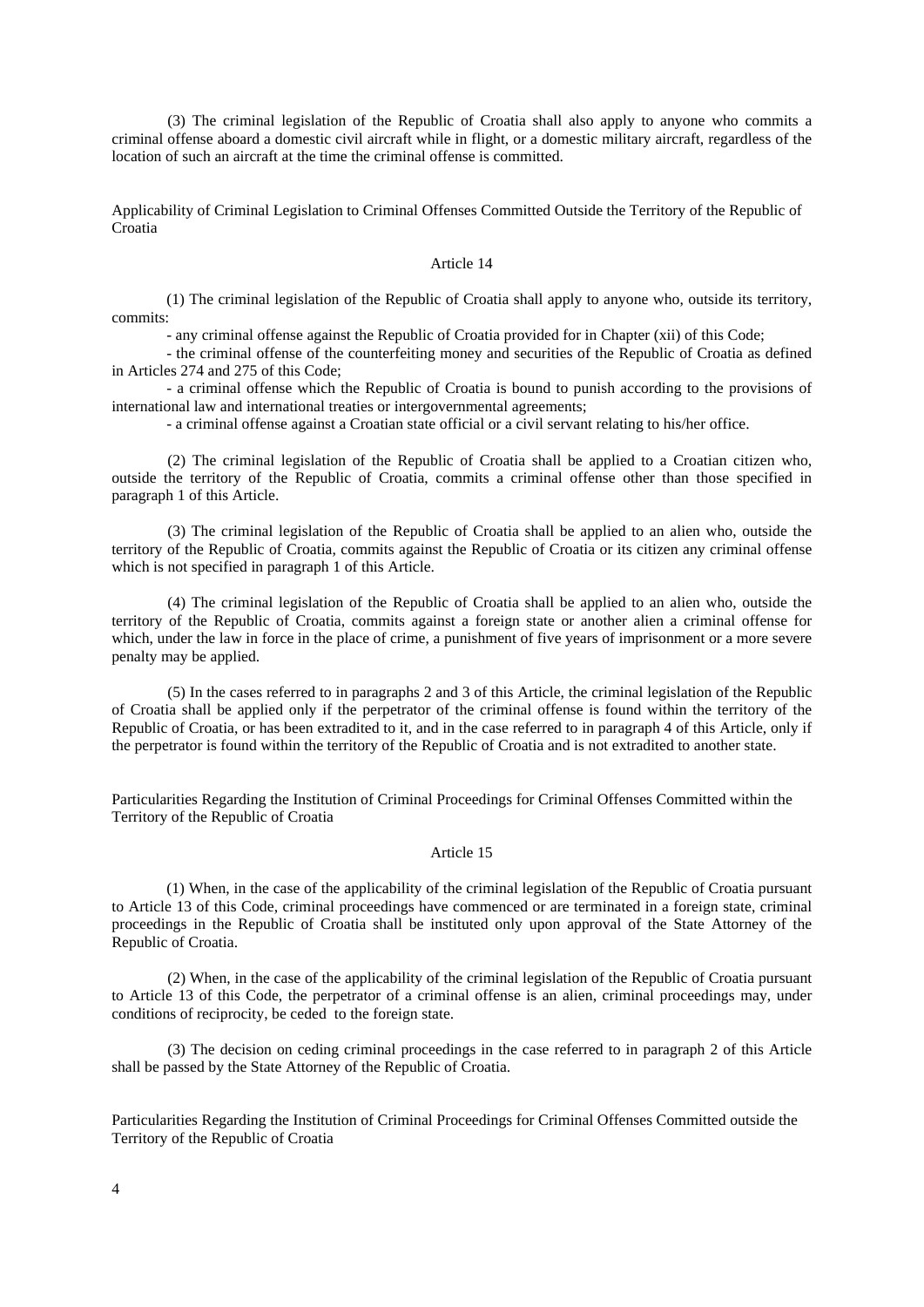(3) The criminal legislation of the Republic of Croatia shall also apply to anyone who commits a criminal offense aboard a domestic civil aircraft while in flight, or a domestic military aircraft, regardless of the location of such an aircraft at the time the criminal offense is committed.

### Applicability of Criminal Legislation to Criminal Offenses Committed Outside the Territory of the Republic of Croatia

#### Article 14

(1) The criminal legislation of the Republic of Croatia shall apply to anyone who, outside its territory, commits:

- any criminal offense against the Republic of Croatia provided for in Chapter (xii) of this Code;
- the criminal offense of the counterfeiting money and securities of the Republic of Croatia as defined in Articles 274 and 275 of this Code;
- a criminal offense which the Republic of Croatia is bound to punish according to the provisions of international law and international treaties or intergovernmental agreements;
- a criminal offense against a Croatian state official or a civil servant relating to his/her office.

(2) The criminal legislation of the Republic of Croatia shall be applied to a Croatian citizen who, outside the territory of the Republic of Croatia, commits a criminal offense other than those specified in paragraph 1 of this Article.

(3) The criminal legislation of the Republic of Croatia shall be applied to an alien who, outside the territory of the Republic of Croatia, commits against the Republic of Croatia or its citizen any criminal offense which is not specified in paragraph 1 of this Article.

(4) The criminal legislation of the Republic of Croatia shall be applied to an alien who, outside the territory of the Republic of Croatia, commits against a foreign state or another alien a criminal offense for which, under the law in force in the place of crime, a punishment of five years of imprisonment or a more severe penalty may be applied.

(5) In the cases referred to in paragraphs 2 and 3 of this Article, the criminal legislation of the Republic of Croatia shall be applied only if the perpetrator of the criminal offense is found within the territory of the Republic of Croatia, or has been extradited to it, and in the case referred to in paragraph 4 of this Article, only if the perpetrator is found within the territory of the Republic of Croatia and is not extradited to another state.

### Particularities Regarding the Institution of Criminal Proceedings for Criminal Offenses Committed within the Territory of the Republic of Croatia

#### Article 15

(1) When, in the case of the applicability of the criminal legislation of the Republic of Croatia pursuant to Article 13 of this Code, criminal proceedings have commenced or are terminated in a foreign state, criminal proceedings in the Republic of Croatia shall be instituted only upon approval of the State Attorney of the Republic of Croatia.

(2) When, in the case of the applicability of the criminal legislation of the Republic of Croatia pursuant to Article 13 of this Code, the perpetrator of a criminal offense is an alien, criminal proceedings may, under conditions of reciprocity, be ceded to the foreign state.

(3) The decision on ceding criminal proceedings in the case referred to in paragraph 2 of this Article shall be passed by the State Attorney of the Republic of Croatia.

### Particularities Regarding the Institution of Criminal Proceedings for Criminal Offenses Committed outside the Territory of the Republic of Croatia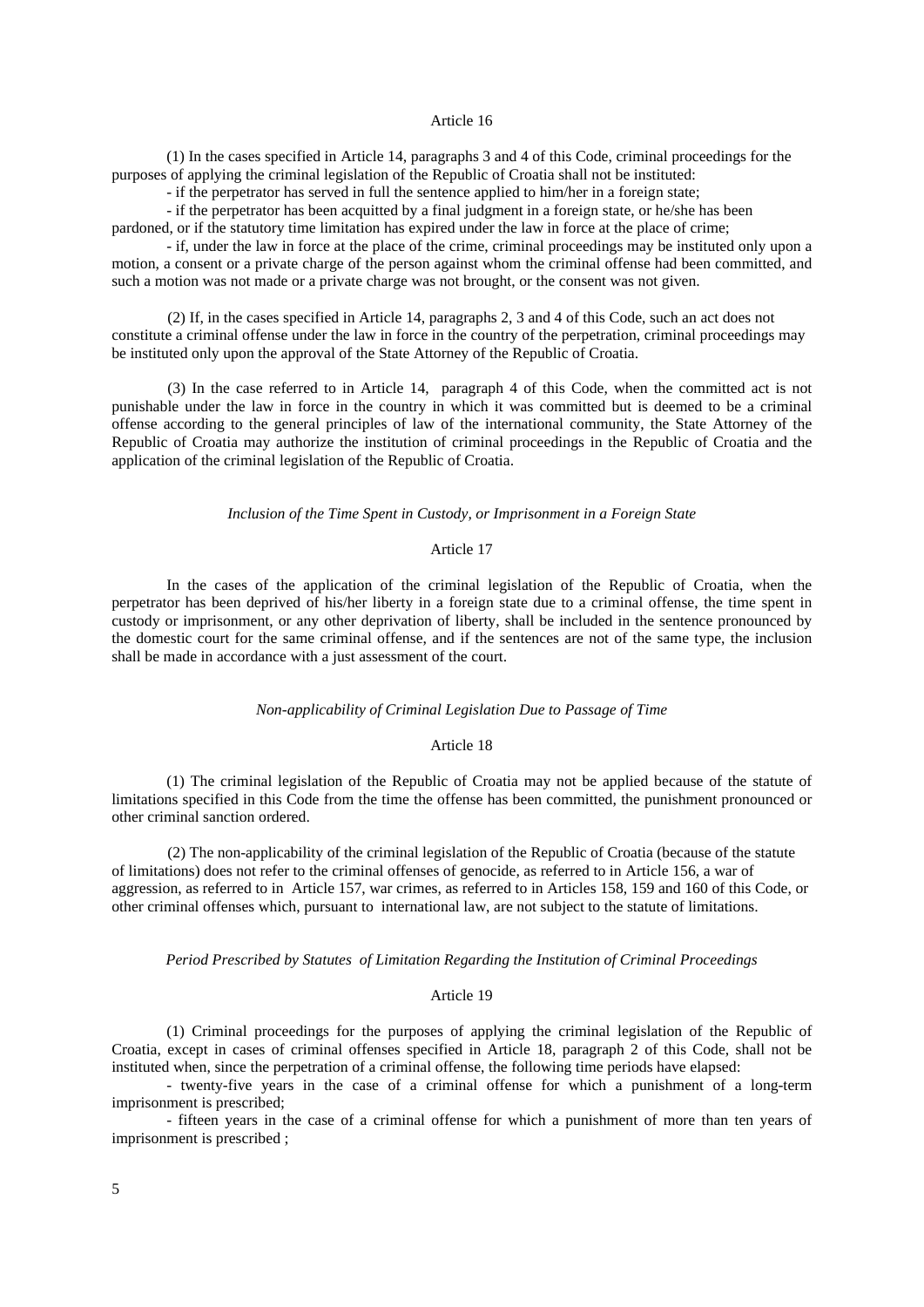Article 16

(1) In the cases specified in Article 14, paragraphs 3 and 4 of this Code, criminal proceedings for the purposes of applying the criminal legislation of the Republic of Croatia shall not be instituted:

- if the perpetrator has served in full the sentence applied to him/her in a foreign state;
- if the perpetrator has been acquitted by a final judgment in a foreign state, or he/she has been pardoned, or if the statutory time limitation has expired under the law in force at the place of crime;
- if, under the law in force at the place of the crime, criminal proceedings may be instituted only upon a motion, a consent or a private charge of the person against whom the criminal offense had been committed, and such a motion was not made or a private charge was not brought, or the consent was not given.

(2) If, in the cases specified in Article 14, paragraphs 2, 3 and 4 of this Code, such an act does not constitute a criminal offense under the law in force in the country of the perpetration, criminal proceedings may be instituted only upon the approval of the State Attorney of the Republic of Croatia.

(3) In the case referred to in Article 14, paragraph 4 of this Code, when the committed act is not punishable under the law in force in the country in which it was committed but is deemed to be a criminal offense according to the general principles of law of the international community, the State Attorney of the Republic of Croatia may authorize the institution of criminal proceedings in the Republic of Croatia and the application of the criminal legislation of the Republic of Croatia.

*Inclusion of the Time Spent in Custody, or Imprisonment in a Foreign State*

Article 17

In the cases of the application of the criminal legislation of the Republic of Croatia, when the perpetrator has been deprived of his/her liberty in a foreign state due to a criminal offense, the time spent in custody or imprisonment, or any other deprivation of liberty, shall be included in the sentence pronounced by the domestic court for the same criminal offense, and if the sentences are not of the same type, the inclusion shall be made in accordance with a just assessment of the court.

*Non-applicability of Criminal Legislation Due to Passage of Time*

Article 18

(1) The criminal legislation of the Republic of Croatia may not be applied because of the statute of limitations specified in this Code from the time the offense has been committed, the punishment pronounced or other criminal sanction ordered.

(2) The non-applicability of the criminal legislation of the Republic of Croatia (because of the statute of limitations) does not refer to the criminal offenses of genocide, as referred to in Article 156, a war of aggression, as referred to in Article 157, war crimes, as referred to in Articles 158, 159 and 160 of this Code, or other criminal offenses which, pursuant to international law, are not subject to the statute of limitations.

*Period Prescribed by Statutes of Limitation Regarding the Institution of Criminal Proceedings*

Article 19

(1) Criminal proceedings for the purposes of applying the criminal legislation of the Republic of Croatia, except in cases of criminal offenses specified in Article 18, paragraph 2 of this Code, shall not be instituted when, since the perpetration of a criminal offense, the following time periods have elapsed:

- twenty-five years in the case of a criminal offense for which a punishment of a long-term imprisonment is prescribed;
- fifteen years in the case of a criminal offense for which a punishment of more than ten years of imprisonment is prescribed ;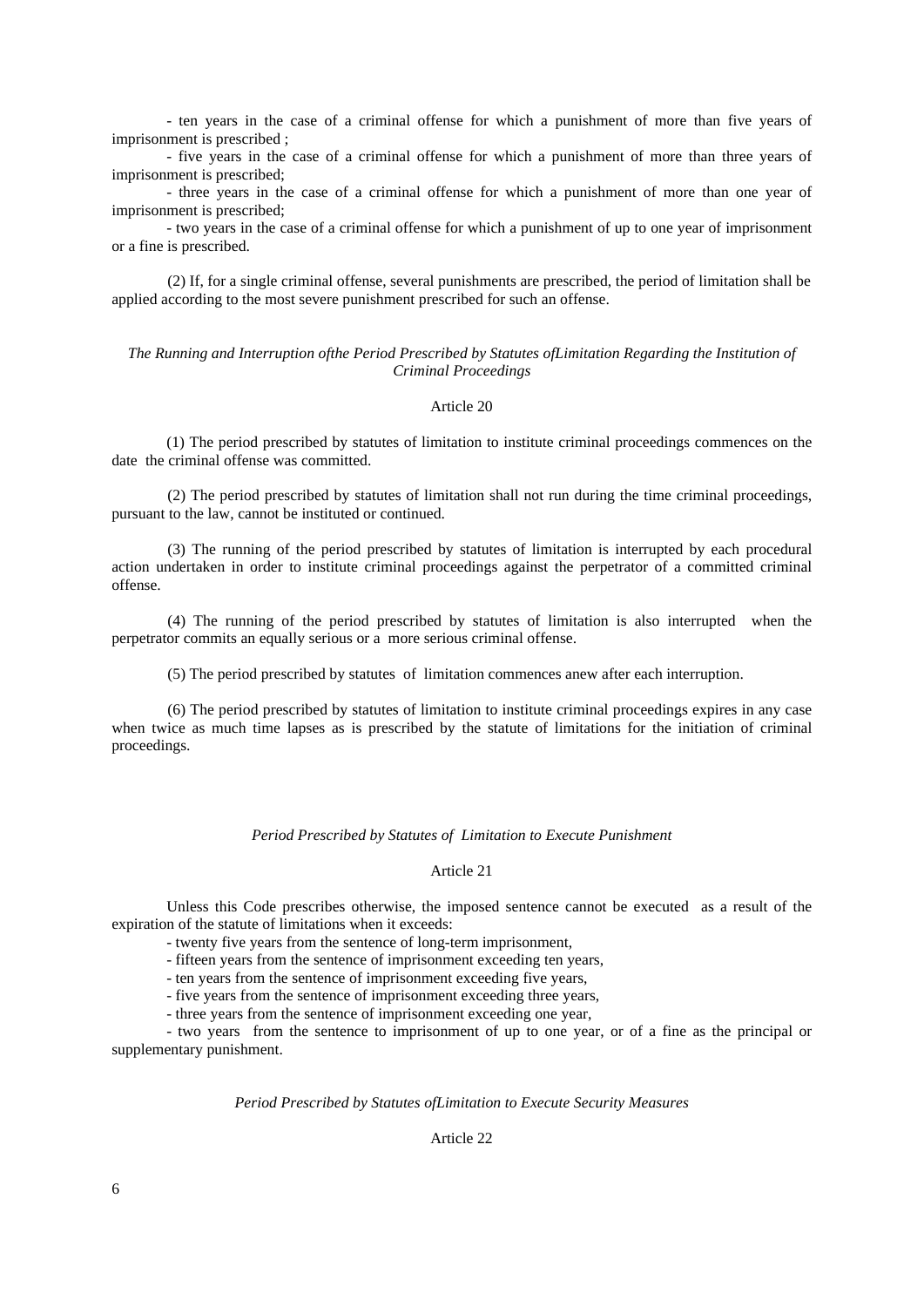- ten years in the case of a criminal offense for which a punishment of more than five years of imprisonment is prescribed ;

- five years in the case of a criminal offense for which a punishment of more than three years of imprisonment is prescribed;

- three years in the case of a criminal offense for which a punishment of more than one year of imprisonment is prescribed;

- two years in the case of a criminal offense for which a punishment of up to one year of imprisonment or a fine is prescribed.

(2) If, for a single criminal offense, several punishments are prescribed, the period of limitation shall be applied according to the most severe punishment prescribed for such an offense.

*The Running and Interruption ofthe Period Prescribed by Statutes ofLimitation Regarding the Institution of Criminal Proceedings*

Article 20

(1) The period prescribed by statutes of limitation to institute criminal proceedings commences on the date the criminal offense was committed.

(2) The period prescribed by statutes of limitation shall not run during the time criminal proceedings, pursuant to the law, cannot be instituted or continued.

(3) The running of the period prescribed by statutes of limitation is interrupted by each procedural action undertaken in order to institute criminal proceedings against the perpetrator of a committed criminal offense.

(4) The running of the period prescribed by statutes of limitation is also interrupted when the perpetrator commits an equally serious or a more serious criminal offense.

(5) The period prescribed by statutes of limitation commences anew after each interruption.

(6) The period prescribed by statutes of limitation to institute criminal proceedings expires in any case when twice as much time lapses as is prescribed by the statute of limitations for the initiation of criminal proceedings.

*Period Prescribed by Statutes of Limitation to Execute Punishment*

Article 21

Unless this Code prescribes otherwise, the imposed sentence cannot be executed as a result of the expiration of the statute of limitations when it exceeds:

- twenty five years from the sentence of long-term imprisonment,
- fifteen years from the sentence of imprisonment exceeding ten years,
- ten years from the sentence of imprisonment exceeding five years,
- five years from the sentence of imprisonment exceeding three years,
- three years from the sentence of imprisonment exceeding one year,
- two years from the sentence to imprisonment of up to one year, or of a fine as the principal or supplementary punishment.

*Period Prescribed by Statutes ofLimitation to Execute Security Measures*

Article 22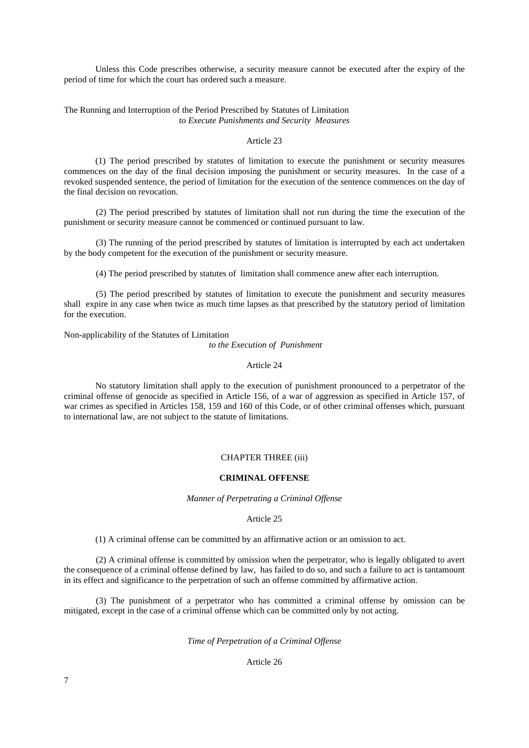Unless this Code prescribes otherwise, a security measure cannot be executed after the expiry of the period of time for which the court has ordered such a measure.

The Running and Interruption of the Period Prescribed by Statutes of Limitation
*to Execute Punishments and Security Measures*

Article 23

(1) The period prescribed by statutes of limitation to execute the punishment or security measures commences on the day of the final decision imposing the punishment or security measures. In the case of a revoked suspended sentence, the period of limitation for the execution of the sentence commences on the day of the final decision on revocation.

(2) The period prescribed by statutes of limitation shall not run during the time the execution of the punishment or security measure cannot be commenced or continued pursuant to law.

(3) The running of the period prescribed by statutes of limitation is interrupted by each act undertaken by the body competent for the execution of the punishment or security measure.

(4) The period prescribed by statutes of limitation shall commence anew after each interruption.

(5) The period prescribed by statutes of limitation to execute the punishment and security measures shall expire in any case when twice as much time lapses as that prescribed by the statutory period of limitation for the execution.

Non-applicability of the Statutes of Limitation
*to the Execution of Punishment*

Article 24

No statutory limitation shall apply to the execution of punishment pronounced to a perpetrator of the criminal offense of genocide as specified in Article 156, of a war of aggression as specified in Article 157, of war crimes as specified in Articles 158, 159 and 160 of this Code, or of other criminal offenses which, pursuant to international law, are not subject to the statute of limitations.

## CHAPTER THREE (iii)

## **CRIMINAL OFFENSE**

*Manner of Perpetrating a Criminal Offense*

Article 25

(1) A criminal offense can be committed by an affirmative action or an omission to act.

(2) A criminal offense is committed by omission when the perpetrator, who is legally obligated to avert the consequence of a criminal offense defined by law, has failed to do so, and such a failure to act is tantamount in its effect and significance to the perpetration of such an offense committed by affirmative action.

(3) The punishment of a perpetrator who has committed a criminal offense by omission can be mitigated, except in the case of a criminal offense which can be committed only by not acting.

*Time of Perpetration of a Criminal Offense*

Article 26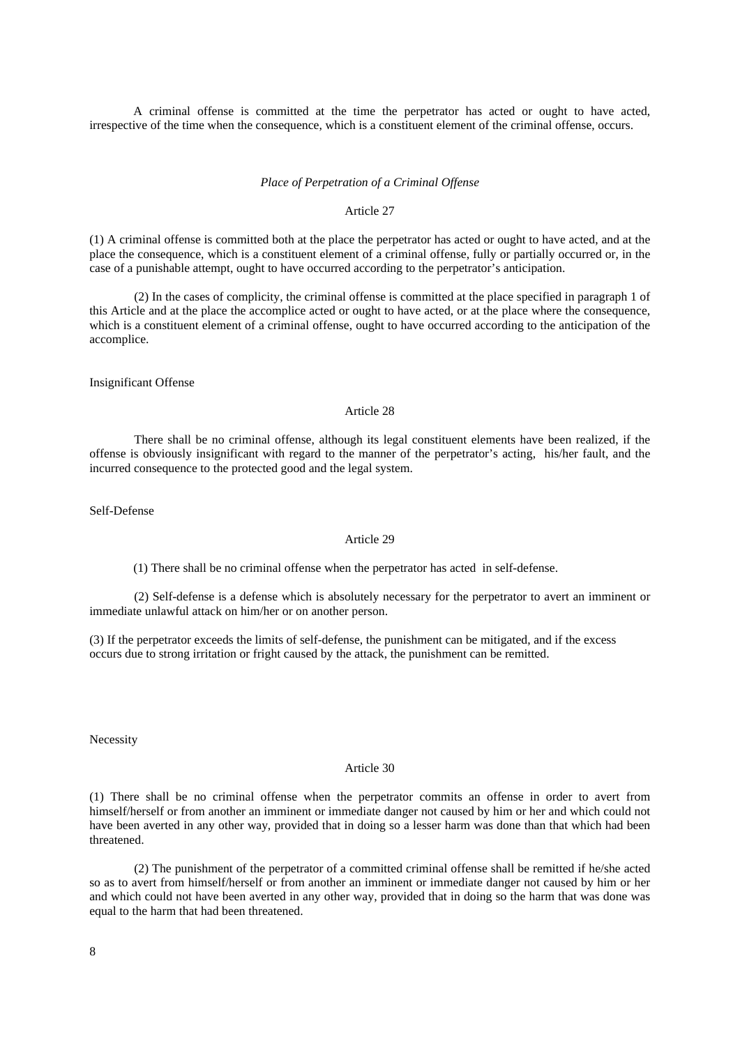A criminal offense is committed at the time the perpetrator has acted or ought to have acted, irrespective of the time when the consequence, which is a constituent element of the criminal offense, occurs.

*Place of Perpetration of a Criminal Offense*

Article 27

(1) A criminal offense is committed both at the place the perpetrator has acted or ought to have acted, and at the place the consequence, which is a constituent element of a criminal offense, fully or partially occurred or, in the case of a punishable attempt, ought to have occurred according to the perpetrator's anticipation.

(2) In the cases of complicity, the criminal offense is committed at the place specified in paragraph 1 of this Article and at the place the accomplice acted or ought to have acted, or at the place where the consequence, which is a constituent element of a criminal offense, ought to have occurred according to the anticipation of the accomplice.

Insignificant Offense

Article 28

There shall be no criminal offense, although its legal constituent elements have been realized, if the offense is obviously insignificant with regard to the manner of the perpetrator's acting, his/her fault, and the incurred consequence to the protected good and the legal system.

Self-Defense

Article 29

(1) There shall be no criminal offense when the perpetrator has acted in self-defense.

(2) Self-defense is a defense which is absolutely necessary for the perpetrator to avert an imminent or immediate unlawful attack on him/her or on another person.

(3) If the perpetrator exceeds the limits of self-defense, the punishment can be mitigated, and if the excess occurs due to strong irritation or fright caused by the attack, the punishment can be remitted.

Necessity

Article 30

(1) There shall be no criminal offense when the perpetrator commits an offense in order to avert from himself/herself or from another an imminent or immediate danger not caused by him or her and which could not have been averted in any other way, provided that in doing so a lesser harm was done than that which had been threatened.

(2) The punishment of the perpetrator of a committed criminal offense shall be remitted if he/she acted so as to avert from himself/herself or from another an imminent or immediate danger not caused by him or her and which could not have been averted in any other way, provided that in doing so the harm that was done was equal to the harm that had been threatened.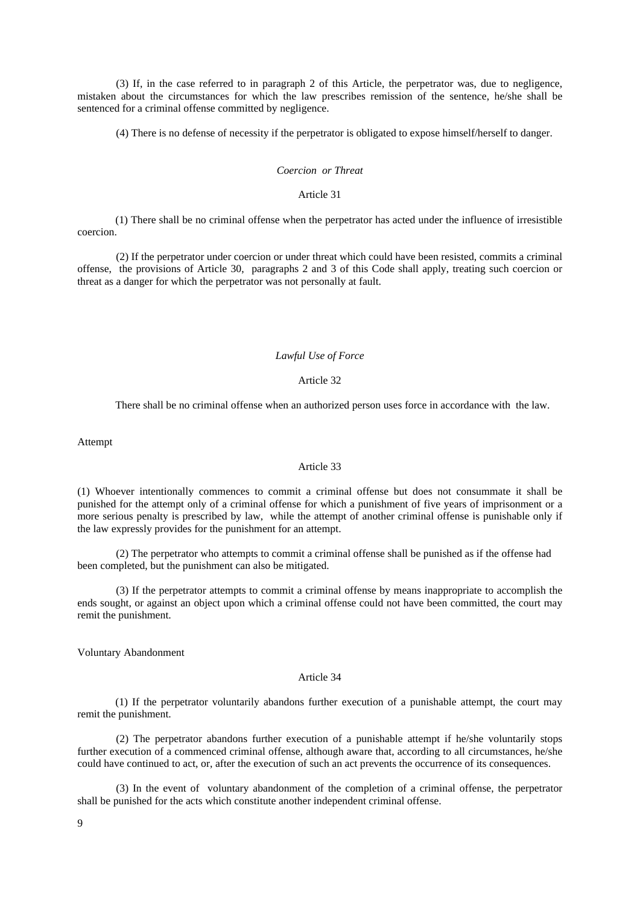(3) If, in the case referred to in paragraph 2 of this Article, the perpetrator was, due to negligence, mistaken about the circumstances for which the law prescribes remission of the sentence, he/she shall be sentenced for a criminal offense committed by negligence.

(4) There is no defense of necessity if the perpetrator is obligated to expose himself/herself to danger.

*Coercion or Threat*

Article 31

(1) There shall be no criminal offense when the perpetrator has acted under the influence of irresistible coercion.

(2) If the perpetrator under coercion or under threat which could have been resisted, commits a criminal offense, the provisions of Article 30, paragraphs 2 and 3 of this Code shall apply, treating such coercion or threat as a danger for which the perpetrator was not personally at fault.

*Lawful Use of Force*

Article 32

There shall be no criminal offense when an authorized person uses force in accordance with the law.

Attempt

Article 33

(1) Whoever intentionally commences to commit a criminal offense but does not consummate it shall be punished for the attempt only of a criminal offense for which a punishment of five years of imprisonment or a more serious penalty is prescribed by law, while the attempt of another criminal offense is punishable only if the law expressly provides for the punishment for an attempt.

(2) The perpetrator who attempts to commit a criminal offense shall be punished as if the offense had been completed, but the punishment can also be mitigated.

(3) If the perpetrator attempts to commit a criminal offense by means inappropriate to accomplish the ends sought, or against an object upon which a criminal offense could not have been committed, the court may remit the punishment.

Voluntary Abandonment

Article 34

(1) If the perpetrator voluntarily abandons further execution of a punishable attempt, the court may remit the punishment.

(2) The perpetrator abandons further execution of a punishable attempt if he/she voluntarily stops further execution of a commenced criminal offense, although aware that, according to all circumstances, he/she could have continued to act, or, after the execution of such an act prevents the occurrence of its consequences.

(3) In the event of voluntary abandonment of the completion of a criminal offense, the perpetrator shall be punished for the acts which constitute another independent criminal offense.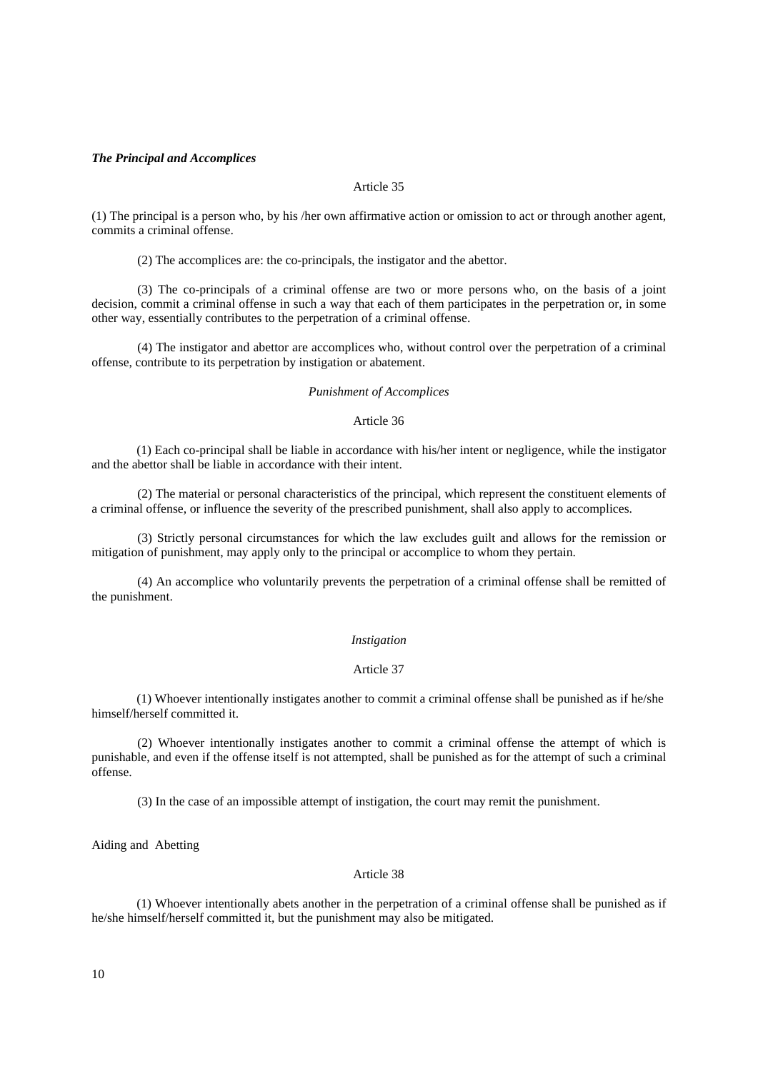***The Principal and Accomplices***

Article 35

(1) The principal is a person who, by his /her own affirmative action or omission to act or through another agent, commits a criminal offense.

(2) The accomplices are: the co-principals, the instigator and the abettor.

(3) The co-principals of a criminal offense are two or more persons who, on the basis of a joint decision, commit a criminal offense in such a way that each of them participates in the perpetration or, in some other way, essentially contributes to the perpetration of a criminal offense.

(4) The instigator and abettor are accomplices who, without control over the perpetration of a criminal offense, contribute to its perpetration by instigation or abatement.

*Punishment of Accomplices*

Article 36

(1) Each co-principal shall be liable in accordance with his/her intent or negligence, while the instigator and the abettor shall be liable in accordance with their intent.

(2) The material or personal characteristics of the principal, which represent the constituent elements of a criminal offense, or influence the severity of the prescribed punishment, shall also apply to accomplices.

(3) Strictly personal circumstances for which the law excludes guilt and allows for the remission or mitigation of punishment, may apply only to the principal or accomplice to whom they pertain.

(4) An accomplice who voluntarily prevents the perpetration of a criminal offense shall be remitted of the punishment.

*Instigation*

Article 37

(1) Whoever intentionally instigates another to commit a criminal offense shall be punished as if he/she himself/herself committed it.

(2) Whoever intentionally instigates another to commit a criminal offense the attempt of which is punishable, and even if the offense itself is not attempted, shall be punished as for the attempt of such a criminal offense.

(3) In the case of an impossible attempt of instigation, the court may remit the punishment.

Aiding and Abetting

Article 38

(1) Whoever intentionally abets another in the perpetration of a criminal offense shall be punished as if he/she himself/herself committed it, but the punishment may also be mitigated.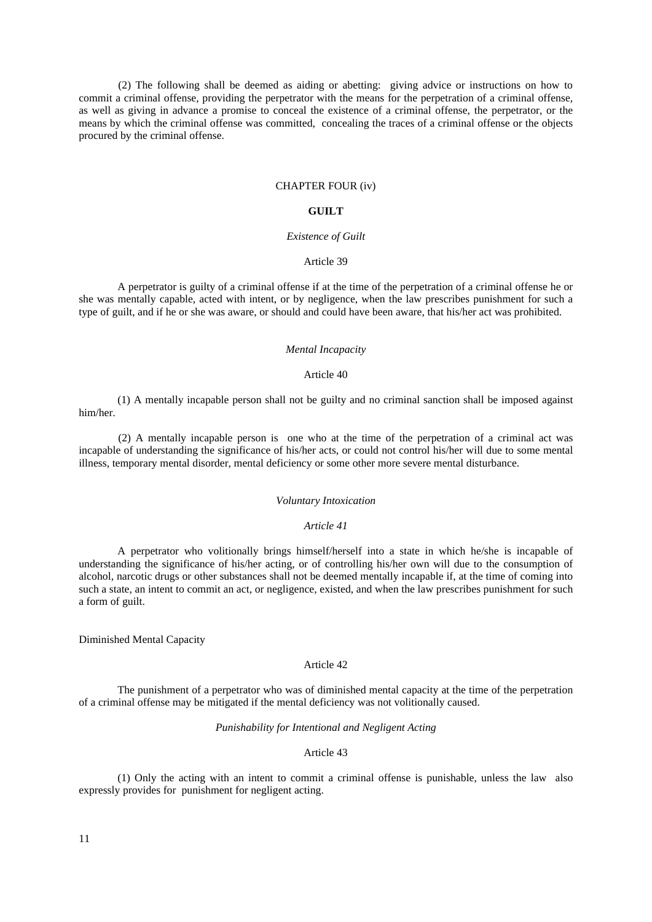(2) The following shall be deemed as aiding or abetting: giving advice or instructions on how to commit a criminal offense, providing the perpetrator with the means for the perpetration of a criminal offense, as well as giving in advance a promise to conceal the existence of a criminal offense, the perpetrator, or the means by which the criminal offense was committed, concealing the traces of a criminal offense or the objects procured by the criminal offense.

## CHAPTER FOUR (iv)

## GUILT

*Existence of Guilt*

Article 39

A perpetrator is guilty of a criminal offense if at the time of the perpetration of a criminal offense he or she was mentally capable, acted with intent, or by negligence, when the law prescribes punishment for such a type of guilt, and if he or she was aware, or should and could have been aware, that his/her act was prohibited.

*Mental Incapacity*

Article 40

(1) A mentally incapable person shall not be guilty and no criminal sanction shall be imposed against him/her.

(2) A mentally incapable person is one who at the time of the perpetration of a criminal act was incapable of understanding the significance of his/her acts, or could not control his/her will due to some mental illness, temporary mental disorder, mental deficiency or some other more severe mental disturbance.

*Voluntary Intoxication*

*Article 41*

A perpetrator who volitionally brings himself/herself into a state in which he/she is incapable of understanding the significance of his/her acting, or of controlling his/her own will due to the consumption of alcohol, narcotic drugs or other substances shall not be deemed mentally incapable if, at the time of coming into such a state, an intent to commit an act, or negligence, existed, and when the law prescribes punishment for such a form of guilt.

Diminished Mental Capacity

Article 42

The punishment of a perpetrator who was of diminished mental capacity at the time of the perpetration of a criminal offense may be mitigated if the mental deficiency was not volitionally caused.

*Punishability for Intentional and Negligent Acting*

Article 43

(1) Only the acting with an intent to commit a criminal offense is punishable, unless the law also expressly provides for punishment for negligent acting.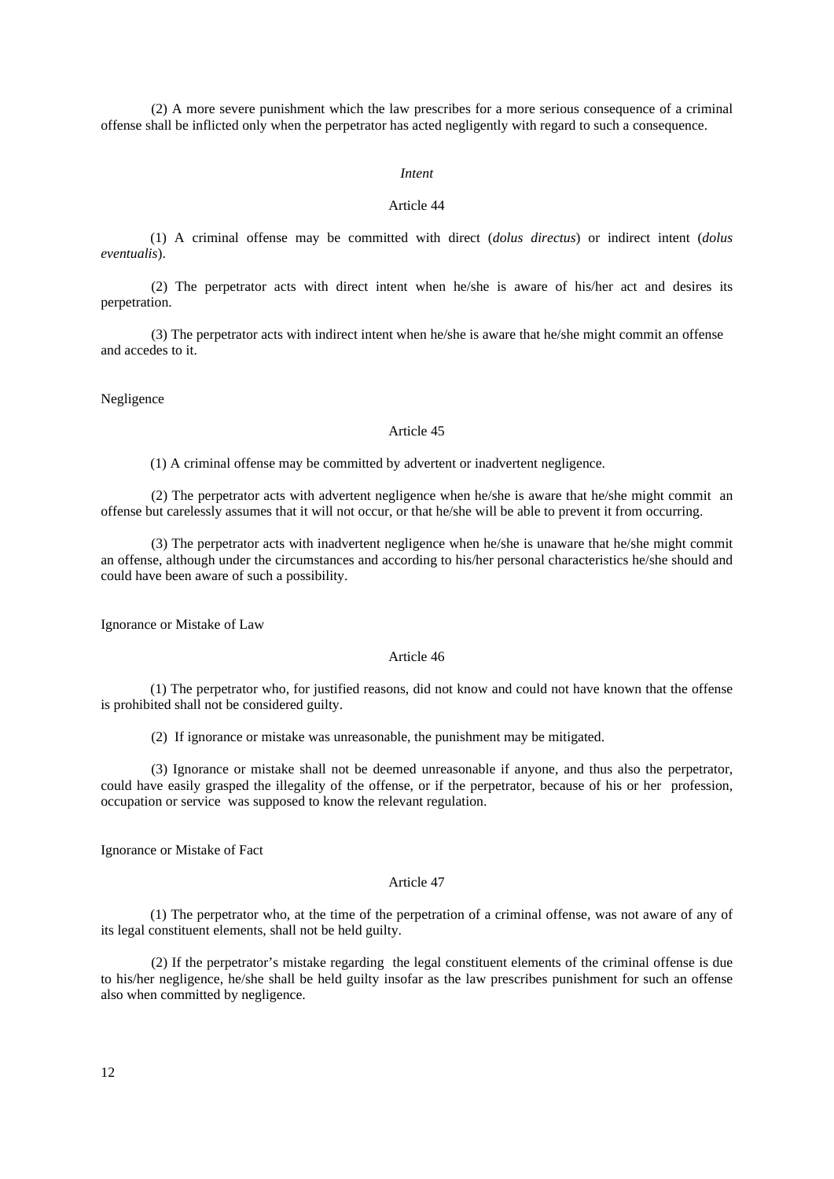(2) A more severe punishment which the law prescribes for a more serious consequence of a criminal offense shall be inflicted only when the perpetrator has acted negligently with regard to such a consequence.

*Intent*

Article 44

(1) A criminal offense may be committed with direct (*dolus directus*) or indirect intent (*dolus eventualis*).

(2) The perpetrator acts with direct intent when he/she is aware of his/her act and desires its perpetration.

(3) The perpetrator acts with indirect intent when he/she is aware that he/she might commit an offense and accedes to it.

Negligence

Article 45

(1) A criminal offense may be committed by advertent or inadvertent negligence.

(2) The perpetrator acts with advertent negligence when he/she is aware that he/she might commit an offense but carelessly assumes that it will not occur, or that he/she will be able to prevent it from occurring.

(3) The perpetrator acts with inadvertent negligence when he/she is unaware that he/she might commit an offense, although under the circumstances and according to his/her personal characteristics he/she should and could have been aware of such a possibility.

Ignorance or Mistake of Law

Article 46

(1) The perpetrator who, for justified reasons, did not know and could not have known that the offense is prohibited shall not be considered guilty.

(2) If ignorance or mistake was unreasonable, the punishment may be mitigated.

(3) Ignorance or mistake shall not be deemed unreasonable if anyone, and thus also the perpetrator, could have easily grasped the illegality of the offense, or if the perpetrator, because of his or her profession, occupation or service was supposed to know the relevant regulation.

Ignorance or Mistake of Fact

Article 47

(1) The perpetrator who, at the time of the perpetration of a criminal offense, was not aware of any of its legal constituent elements, shall not be held guilty.

(2) If the perpetrator's mistake regarding the legal constituent elements of the criminal offense is due to his/her negligence, he/she shall be held guilty insofar as the law prescribes punishment for such an offense also when committed by negligence.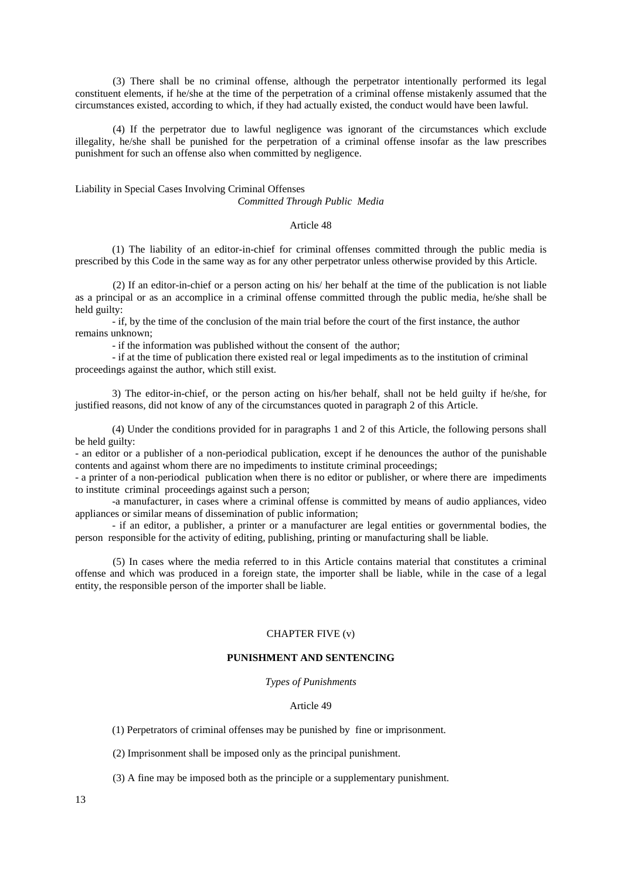(3) There shall be no criminal offense, although the perpetrator intentionally performed its legal constituent elements, if he/she at the time of the perpetration of a criminal offense mistakenly assumed that the circumstances existed, according to which, if they had actually existed, the conduct would have been lawful.

(4) If the perpetrator due to lawful negligence was ignorant of the circumstances which exclude illegality, he/she shall be punished for the perpetration of a criminal offense insofar as the law prescribes punishment for such an offense also when committed by negligence.

Liability in Special Cases Involving Criminal Offenses
*Committed Through Public Media*

Article 48

(1) The liability of an editor-in-chief for criminal offenses committed through the public media is prescribed by this Code in the same way as for any other perpetrator unless otherwise provided by this Article.

(2) If an editor-in-chief or a person acting on his/ her behalf at the time of the publication is not liable as a principal or as an accomplice in a criminal offense committed through the public media, he/she shall be held guilty:

- if, by the time of the conclusion of the main trial before the court of the first instance, the author remains unknown;
- if the information was published without the consent of the author;
- if at the time of publication there existed real or legal impediments as to the institution of criminal proceedings against the author, which still exist.

3) The editor-in-chief, or the person acting on his/her behalf, shall not be held guilty if he/she, for justified reasons, did not know of any of the circumstances quoted in paragraph 2 of this Article.

(4) Under the conditions provided for in paragraphs 1 and 2 of this Article, the following persons shall be held guilty:

- an editor or a publisher of a non-periodical publication, except if he denounces the author of the punishable contents and against whom there are no impediments to institute criminal proceedings;
- a printer of a non-periodical publication when there is no editor or publisher, or where there are impediments to institute criminal proceedings against such a person;
- a manufacturer, in cases where a criminal offense is committed by means of audio appliances, video appliances or similar means of dissemination of public information;
- if an editor, a publisher, a printer or a manufacturer are legal entities or governmental bodies, the person responsible for the activity of editing, publishing, printing or manufacturing shall be liable.

(5) In cases where the media referred to in this Article contains material that constitutes a criminal offense and which was produced in a foreign state, the importer shall be liable, while in the case of a legal entity, the responsible person of the importer shall be liable.

## CHAPTER FIVE (v)

## PUNISHMENT AND SENTENCING

*Types of Punishments*

Article 49

(1) Perpetrators of criminal offenses may be punished by fine or imprisonment.

(2) Imprisonment shall be imposed only as the principal punishment.

(3) A fine may be imposed both as the principle or a supplementary punishment.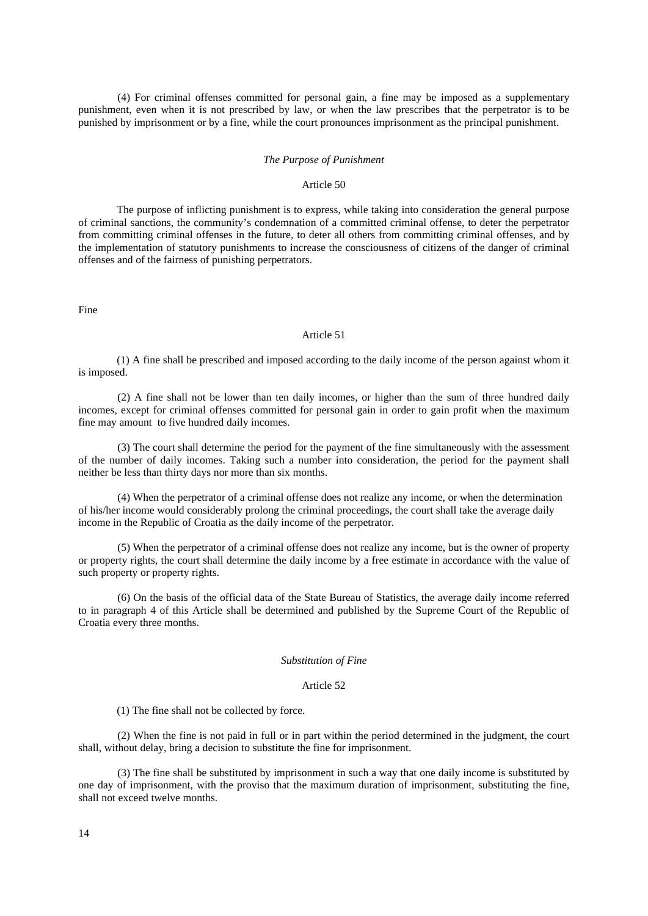(4) For criminal offenses committed for personal gain, a fine may be imposed as a supplementary punishment, even when it is not prescribed by law, or when the law prescribes that the perpetrator is to be punished by imprisonment or by a fine, while the court pronounces imprisonment as the principal punishment.

*The Purpose of Punishment*

Article 50

The purpose of inflicting punishment is to express, while taking into consideration the general purpose of criminal sanctions, the community's condemnation of a committed criminal offense, to deter the perpetrator from committing criminal offenses in the future, to deter all others from committing criminal offenses, and by the implementation of statutory punishments to increase the consciousness of citizens of the danger of criminal offenses and of the fairness of punishing perpetrators.

Fine

Article 51

(1) A fine shall be prescribed and imposed according to the daily income of the person against whom it is imposed.

(2) A fine shall not be lower than ten daily incomes, or higher than the sum of three hundred daily incomes, except for criminal offenses committed for personal gain in order to gain profit when the maximum fine may amount to five hundred daily incomes.

(3) The court shall determine the period for the payment of the fine simultaneously with the assessment of the number of daily incomes. Taking such a number into consideration, the period for the payment shall neither be less than thirty days nor more than six months.

(4) When the perpetrator of a criminal offense does not realize any income, or when the determination of his/her income would considerably prolong the criminal proceedings, the court shall take the average daily income in the Republic of Croatia as the daily income of the perpetrator.

(5) When the perpetrator of a criminal offense does not realize any income, but is the owner of property or property rights, the court shall determine the daily income by a free estimate in accordance with the value of such property or property rights.

(6) On the basis of the official data of the State Bureau of Statistics, the average daily income referred to in paragraph 4 of this Article shall be determined and published by the Supreme Court of the Republic of Croatia every three months.

*Substitution of Fine*

Article 52

(1) The fine shall not be collected by force.

(2) When the fine is not paid in full or in part within the period determined in the judgment, the court shall, without delay, bring a decision to substitute the fine for imprisonment.

(3) The fine shall be substituted by imprisonment in such a way that one daily income is substituted by one day of imprisonment, with the proviso that the maximum duration of imprisonment, substituting the fine, shall not exceed twelve months.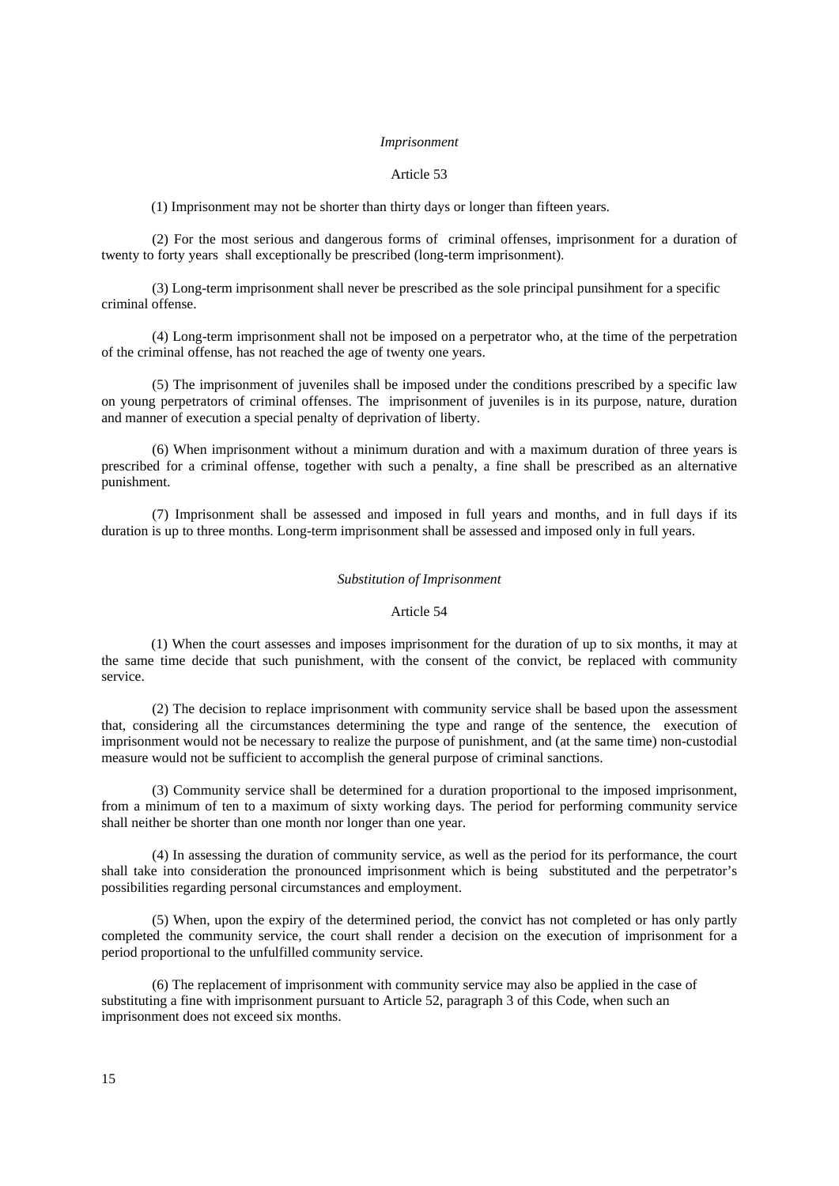*Imprisonment*

Article 53

(1) Imprisonment may not be shorter than thirty days or longer than fifteen years.

(2) For the most serious and dangerous forms of criminal offenses, imprisonment for a duration of twenty to forty years shall exceptionally be prescribed (long-term imprisonment).

(3) Long-term imprisonment shall never be prescribed as the sole principal punsihment for a specific criminal offense.

(4) Long-term imprisonment shall not be imposed on a perpetrator who, at the time of the perpetration of the criminal offense, has not reached the age of twenty one years.

(5) The imprisonment of juveniles shall be imposed under the conditions prescribed by a specific law on young perpetrators of criminal offenses. The imprisonment of juveniles is in its purpose, nature, duration and manner of execution a special penalty of deprivation of liberty.

(6) When imprisonment without a minimum duration and with a maximum duration of three years is prescribed for a criminal offense, together with such a penalty, a fine shall be prescribed as an alternative punishment.

(7) Imprisonment shall be assessed and imposed in full years and months, and in full days if its duration is up to three months. Long-term imprisonment shall be assessed and imposed only in full years.

*Substitution of Imprisonment*

Article 54

(1) When the court assesses and imposes imprisonment for the duration of up to six months, it may at the same time decide that such punishment, with the consent of the convict, be replaced with community service.

(2) The decision to replace imprisonment with community service shall be based upon the assessment that, considering all the circumstances determining the type and range of the sentence, the execution of imprisonment would not be necessary to realize the purpose of punishment, and (at the same time) non-custodial measure would not be sufficient to accomplish the general purpose of criminal sanctions.

(3) Community service shall be determined for a duration proportional to the imposed imprisonment, from a minimum of ten to a maximum of sixty working days. The period for performing community service shall neither be shorter than one month nor longer than one year.

(4) In assessing the duration of community service, as well as the period for its performance, the court shall take into consideration the pronounced imprisonment which is being substituted and the perpetrator's possibilities regarding personal circumstances and employment.

(5) When, upon the expiry of the determined period, the convict has not completed or has only partly completed the community service, the court shall render a decision on the execution of imprisonment for a period proportional to the unfulfilled community service.

(6) The replacement of imprisonment with community service may also be applied in the case of substituting a fine with imprisonment pursuant to Article 52, paragraph 3 of this Code, when such an imprisonment does not exceed six months.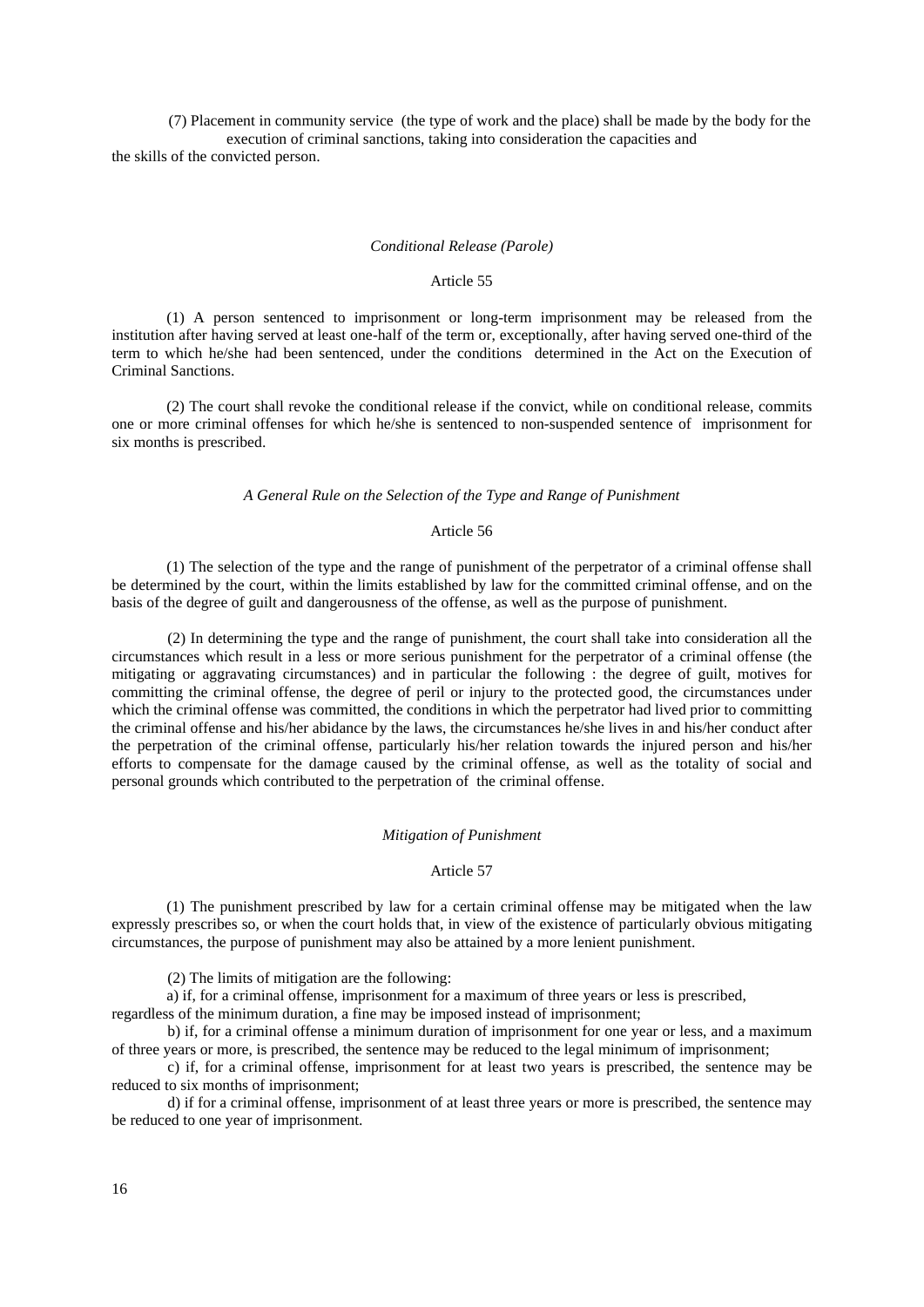(7) Placement in community service (the type of work and the place) shall be made by the body for the execution of criminal sanctions, taking into consideration the capacities and the skills of the convicted person.

*Conditional Release (Parole)*

Article 55

(1) A person sentenced to imprisonment or long-term imprisonment may be released from the institution after having served at least one-half of the term or, exceptionally, after having served one-third of the term to which he/she had been sentenced, under the conditions determined in the Act on the Execution of Criminal Sanctions.

(2) The court shall revoke the conditional release if the convict, while on conditional release, commits one or more criminal offenses for which he/she is sentenced to non-suspended sentence of imprisonment for six months is prescribed.

*A General Rule on the Selection of the Type and Range of Punishment*

Article 56

(1) The selection of the type and the range of punishment of the perpetrator of a criminal offense shall be determined by the court, within the limits established by law for the committed criminal offense, and on the basis of the degree of guilt and dangerousness of the offense, as well as the purpose of punishment.

(2) In determining the type and the range of punishment, the court shall take into consideration all the circumstances which result in a less or more serious punishment for the perpetrator of a criminal offense (the mitigating or aggravating circumstances) and in particular the following : the degree of guilt, motives for committing the criminal offense, the degree of peril or injury to the protected good, the circumstances under which the criminal offense was committed, the conditions in which the perpetrator had lived prior to committing the criminal offense and his/her abidance by the laws, the circumstances he/she lives in and his/her conduct after the perpetration of the criminal offense, particularly his/her relation towards the injured person and his/her efforts to compensate for the damage caused by the criminal offense, as well as the totality of social and personal grounds which contributed to the perpetration of the criminal offense.

*Mitigation of Punishment*

Article 57

(1) The punishment prescribed by law for a certain criminal offense may be mitigated when the law expressly prescribes so, or when the court holds that, in view of the existence of particularly obvious mitigating circumstances, the purpose of punishment may also be attained by a more lenient punishment.

(2) The limits of mitigation are the following:

a) if, for a criminal offense, imprisonment for a maximum of three years or less is prescribed, regardless of the minimum duration, a fine may be imposed instead of imprisonment;

b) if, for a criminal offense a minimum duration of imprisonment for one year or less, and a maximum of three years or more, is prescribed, the sentence may be reduced to the legal minimum of imprisonment;

c) if, for a criminal offense, imprisonment for at least two years is prescribed, the sentence may be reduced to six months of imprisonment;

d) if for a criminal offense, imprisonment of at least three years or more is prescribed, the sentence may be reduced to one year of imprisonment.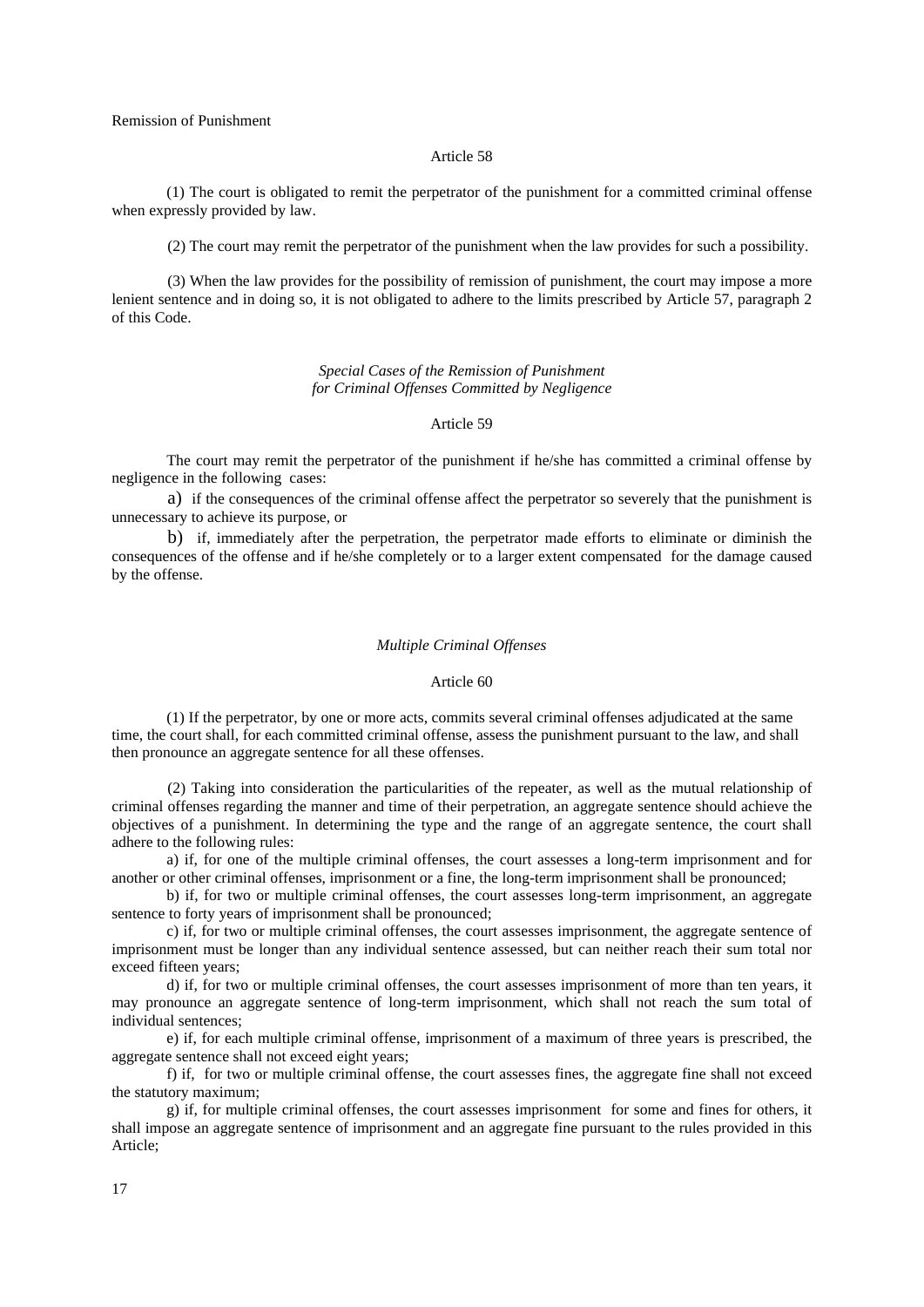Remission of Punishment

Article 58

(1) The court is obligated to remit the perpetrator of the punishment for a committed criminal offense when expressly provided by law.

(2) The court may remit the perpetrator of the punishment when the law provides for such a possibility.

(3) When the law provides for the possibility of remission of punishment, the court may impose a more lenient sentence and in doing so, it is not obligated to adhere to the limits prescribed by Article 57, paragraph 2 of this Code.

*Special Cases of the Remission of Punishment*
*for Criminal Offenses Committed by Negligence*

Article 59

The court may remit the perpetrator of the punishment if he/she has committed a criminal offense by negligence in the following cases:

a) if the consequences of the criminal offense affect the perpetrator so severely that the punishment is unnecessary to achieve its purpose, or

b) if, immediately after the perpetration, the perpetrator made efforts to eliminate or diminish the consequences of the offense and if he/she completely or to a larger extent compensated for the damage caused by the offense.

*Multiple Criminal Offenses*

Article 60

(1) If the perpetrator, by one or more acts, commits several criminal offenses adjudicated at the same time, the court shall, for each committed criminal offense, assess the punishment pursuant to the law, and shall then pronounce an aggregate sentence for all these offenses.

(2) Taking into consideration the particularities of the repeater, as well as the mutual relationship of criminal offenses regarding the manner and time of their perpetration, an aggregate sentence should achieve the objectives of a punishment. In determining the type and the range of an aggregate sentence, the court shall adhere to the following rules:

a) if, for one of the multiple criminal offenses, the court assesses a long-term imprisonment and for another or other criminal offenses, imprisonment or a fine, the long-term imprisonment shall be pronounced;

b) if, for two or multiple criminal offenses, the court assesses long-term imprisonment, an aggregate sentence to forty years of imprisonment shall be pronounced;

c) if, for two or multiple criminal offenses, the court assesses imprisonment, the aggregate sentence of imprisonment must be longer than any individual sentence assessed, but can neither reach their sum total nor exceed fifteen years;

d) if, for two or multiple criminal offenses, the court assesses imprisonment of more than ten years, it may pronounce an aggregate sentence of long-term imprisonment, which shall not reach the sum total of individual sentences;

e) if, for each multiple criminal offense, imprisonment of a maximum of three years is prescribed, the aggregate sentence shall not exceed eight years;

f) if, for two or multiple criminal offense, the court assesses fines, the aggregate fine shall not exceed the statutory maximum;

g) if, for multiple criminal offenses, the court assesses imprisonment for some and fines for others, it shall impose an aggregate sentence of imprisonment and an aggregate fine pursuant to the rules provided in this Article;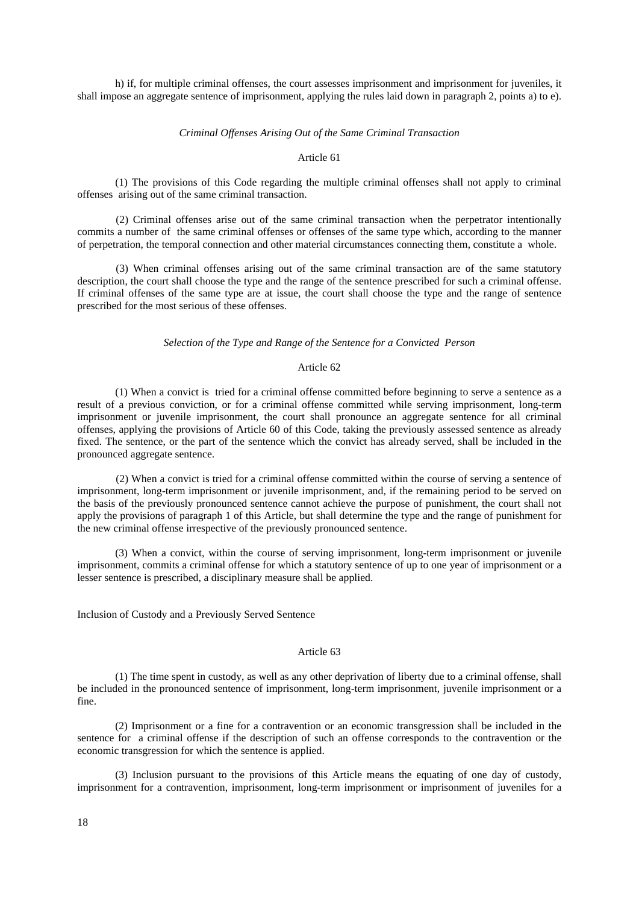h) if, for multiple criminal offenses, the court assesses imprisonment and imprisonment for juveniles, it shall impose an aggregate sentence of imprisonment, applying the rules laid down in paragraph 2, points a) to e).

*Criminal Offenses Arising Out of the Same Criminal Transaction*

Article 61

(1) The provisions of this Code regarding the multiple criminal offenses shall not apply to criminal offenses arising out of the same criminal transaction.

(2) Criminal offenses arise out of the same criminal transaction when the perpetrator intentionally commits a number of the same criminal offenses or offenses of the same type which, according to the manner of perpetration, the temporal connection and other material circumstances connecting them, constitute a whole.

(3) When criminal offenses arising out of the same criminal transaction are of the same statutory description, the court shall choose the type and the range of the sentence prescribed for such a criminal offense. If criminal offenses of the same type are at issue, the court shall choose the type and range of sentence prescribed for the most serious of these offenses.

*Selection of the Type and Range of the Sentence for a Convicted Person*

Article 62

(1) When a convict is tried for a criminal offense committed before beginning to serve a sentence as a result of a previous conviction, or for a criminal offense committed while serving imprisonment, long-term imprisonment or juvenile imprisonment, the court shall pronounce an aggregate sentence for all criminal offenses, applying the provisions of Article 60 of this Code, taking the previously assessed sentence as already fixed. The sentence, or the part of the sentence which the convict has already served, shall be included in the pronounced aggregate sentence.

(2) When a convict is tried for a criminal offense committed within the course of serving a sentence of imprisonment, long-term imprisonment or juvenile imprisonment, and, if the remaining period to be served on the basis of the previously pronounced sentence cannot achieve the purpose of punishment, the court shall not apply the provisions of paragraph 1 of this Article, but shall determine the type and the range of punishment for the new criminal offense irrespective of the previously pronounced sentence.

(3) When a convict, within the course of serving imprisonment, long-term imprisonment or juvenile imprisonment, commits a criminal offense for which a statutory sentence of up to one year of imprisonment or a lesser sentence is prescribed, a disciplinary measure shall be applied.

Inclusion of Custody and a Previously Served Sentence

Article 63

(1) The time spent in custody, as well as any other deprivation of liberty due to a criminal offense, shall be included in the pronounced sentence of imprisonment, long-term imprisonment, juvenile imprisonment or a fine.

(2) Imprisonment or a fine for a contravention or an economic transgression shall be included in the sentence for a criminal offense if the description of such an offense corresponds to the contravention or the economic transgression for which the sentence is applied.

(3) Inclusion pursuant to the provisions of this Article means the equating of one day of custody, imprisonment for a contravention, imprisonment, long-term imprisonment or imprisonment of juveniles for a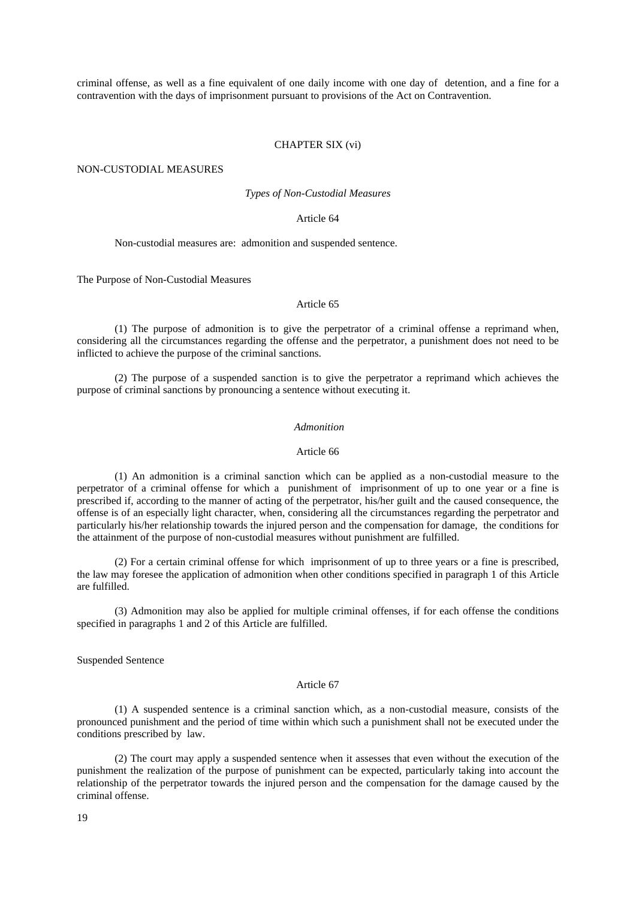criminal offense, as well as a fine equivalent of one daily income with one day of detention, and a fine for a contravention with the days of imprisonment pursuant to provisions of the Act on Contravention.

## CHAPTER SIX (vi)

## NON-CUSTODIAL MEASURES

### *Types of Non-Custodial Measures*

#### Article 64

Non-custodial measures are: admonition and suspended sentence.

### The Purpose of Non-Custodial Measures

#### Article 65

(1) The purpose of admonition is to give the perpetrator of a criminal offense a reprimand when, considering all the circumstances regarding the offense and the perpetrator, a punishment does not need to be inflicted to achieve the purpose of the criminal sanctions.

(2) The purpose of a suspended sanction is to give the perpetrator a reprimand which achieves the purpose of criminal sanctions by pronouncing a sentence without executing it.

### *Admonition*

#### Article 66

(1) An admonition is a criminal sanction which can be applied as a non-custodial measure to the perpetrator of a criminal offense for which a punishment of imprisonment of up to one year or a fine is prescribed if, according to the manner of acting of the perpetrator, his/her guilt and the caused consequence, the offense is of an especially light character, when, considering all the circumstances regarding the perpetrator and particularly his/her relationship towards the injured person and the compensation for damage, the conditions for the attainment of the purpose of non-custodial measures without punishment are fulfilled.

(2) For a certain criminal offense for which imprisonment of up to three years or a fine is prescribed, the law may foresee the application of admonition when other conditions specified in paragraph 1 of this Article are fulfilled.

(3) Admonition may also be applied for multiple criminal offenses, if for each offense the conditions specified in paragraphs 1 and 2 of this Article are fulfilled.

### Suspended Sentence

#### Article 67

(1) A suspended sentence is a criminal sanction which, as a non-custodial measure, consists of the pronounced punishment and the period of time within which such a punishment shall not be executed under the conditions prescribed by law.

(2) The court may apply a suspended sentence when it assesses that even without the execution of the punishment the realization of the purpose of punishment can be expected, particularly taking into account the relationship of the perpetrator towards the injured person and the compensation for the damage caused by the criminal offense.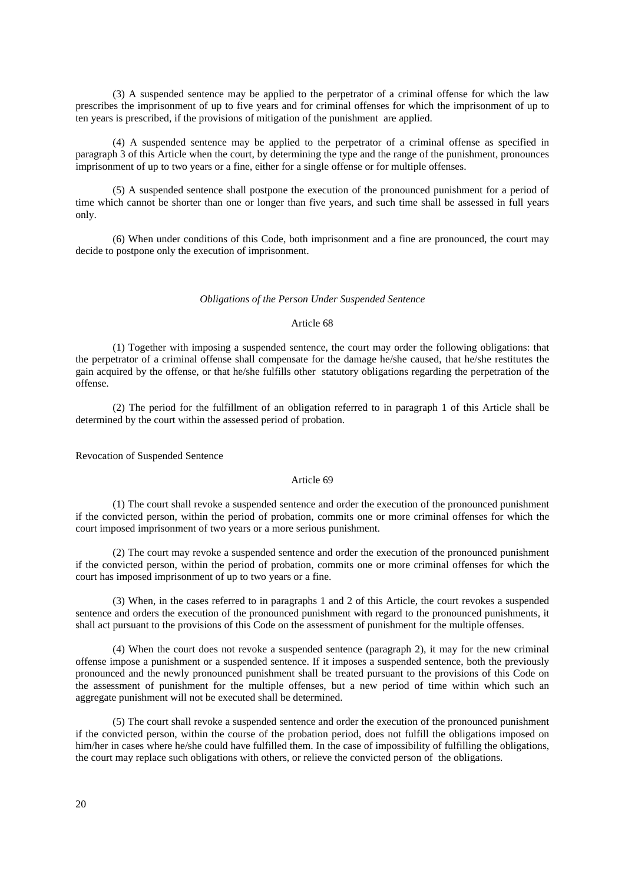(3) A suspended sentence may be applied to the perpetrator of a criminal offense for which the law prescribes the imprisonment of up to five years and for criminal offenses for which the imprisonment of up to ten years is prescribed, if the provisions of mitigation of the punishment are applied.

(4) A suspended sentence may be applied to the perpetrator of a criminal offense as specified in paragraph 3 of this Article when the court, by determining the type and the range of the punishment, pronounces imprisonment of up to two years or a fine, either for a single offense or for multiple offenses.

(5) A suspended sentence shall postpone the execution of the pronounced punishment for a period of time which cannot be shorter than one or longer than five years, and such time shall be assessed in full years only.

(6) When under conditions of this Code, both imprisonment and a fine are pronounced, the court may decide to postpone only the execution of imprisonment.

*Obligations of the Person Under Suspended Sentence*

Article 68

(1) Together with imposing a suspended sentence, the court may order the following obligations: that the perpetrator of a criminal offense shall compensate for the damage he/she caused, that he/she restitutes the gain acquired by the offense, or that he/she fulfills other statutory obligations regarding the perpetration of the offense.

(2) The period for the fulfillment of an obligation referred to in paragraph 1 of this Article shall be determined by the court within the assessed period of probation.

Revocation of Suspended Sentence

Article 69

(1) The court shall revoke a suspended sentence and order the execution of the pronounced punishment if the convicted person, within the period of probation, commits one or more criminal offenses for which the court imposed imprisonment of two years or a more serious punishment.

(2) The court may revoke a suspended sentence and order the execution of the pronounced punishment if the convicted person, within the period of probation, commits one or more criminal offenses for which the court has imposed imprisonment of up to two years or a fine.

(3) When, in the cases referred to in paragraphs 1 and 2 of this Article, the court revokes a suspended sentence and orders the execution of the pronounced punishment with regard to the pronounced punishments, it shall act pursuant to the provisions of this Code on the assessment of punishment for the multiple offenses.

(4) When the court does not revoke a suspended sentence (paragraph 2), it may for the new criminal offense impose a punishment or a suspended sentence. If it imposes a suspended sentence, both the previously pronounced and the newly pronounced punishment shall be treated pursuant to the provisions of this Code on the assessment of punishment for the multiple offenses, but a new period of time within which such an aggregate punishment will not be executed shall be determined.

(5) The court shall revoke a suspended sentence and order the execution of the pronounced punishment if the convicted person, within the course of the probation period, does not fulfill the obligations imposed on him/her in cases where he/she could have fulfilled them. In the case of impossibility of fulfilling the obligations, the court may replace such obligations with others, or relieve the convicted person of the obligations.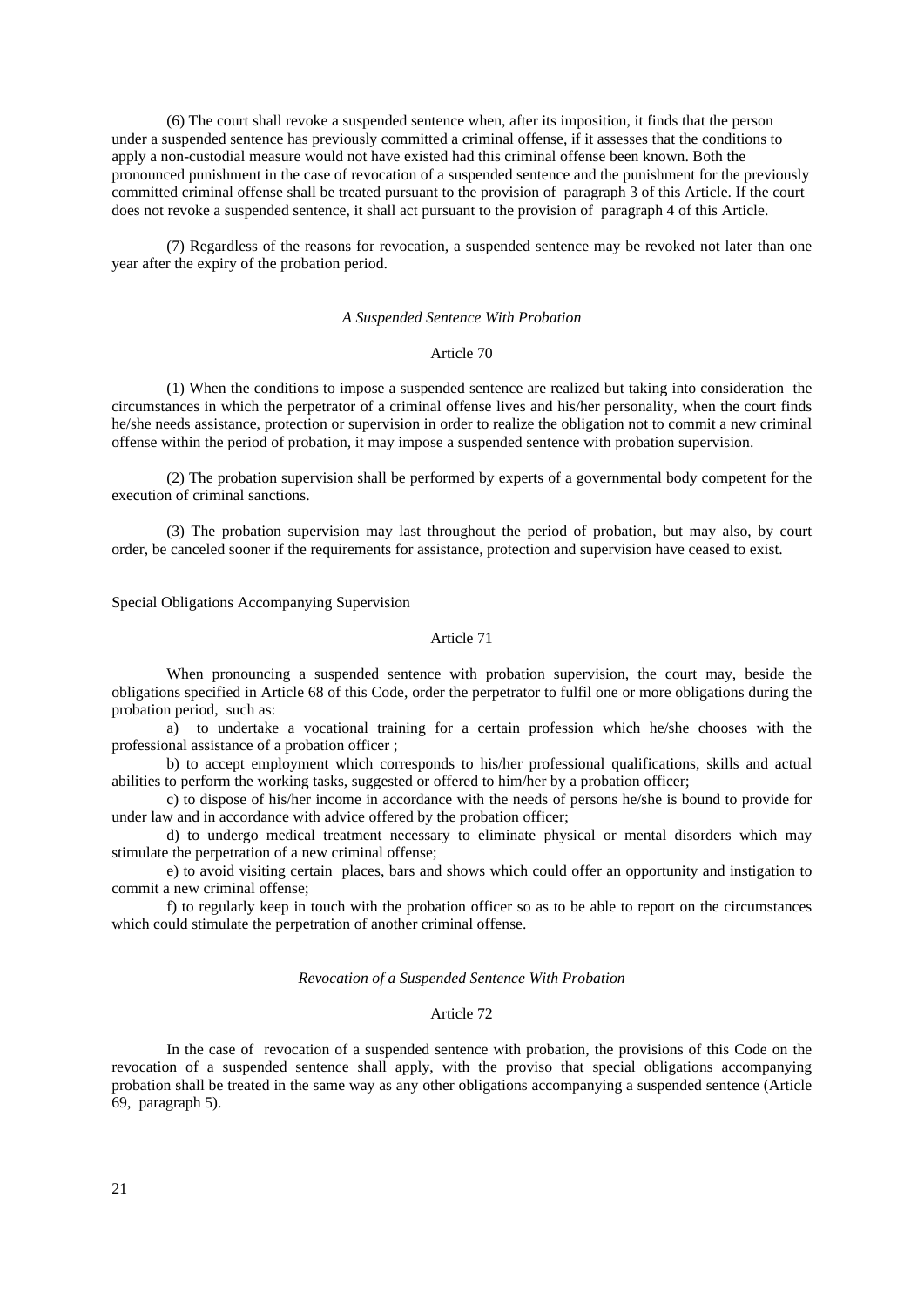(6) The court shall revoke a suspended sentence when, after its imposition, it finds that the person under a suspended sentence has previously committed a criminal offense, if it assesses that the conditions to apply a non-custodial measure would not have existed had this criminal offense been known. Both the pronounced punishment in the case of revocation of a suspended sentence and the punishment for the previously committed criminal offense shall be treated pursuant to the provision of paragraph 3 of this Article. If the court does not revoke a suspended sentence, it shall act pursuant to the provision of paragraph 4 of this Article.

(7) Regardless of the reasons for revocation, a suspended sentence may be revoked not later than one year after the expiry of the probation period.

*A Suspended Sentence With Probation*

Article 70

(1) When the conditions to impose a suspended sentence are realized but taking into consideration the circumstances in which the perpetrator of a criminal offense lives and his/her personality, when the court finds he/she needs assistance, protection or supervision in order to realize the obligation not to commit a new criminal offense within the period of probation, it may impose a suspended sentence with probation supervision.

(2) The probation supervision shall be performed by experts of a governmental body competent for the execution of criminal sanctions.

(3) The probation supervision may last throughout the period of probation, but may also, by court order, be canceled sooner if the requirements for assistance, protection and supervision have ceased to exist.

Special Obligations Accompanying Supervision

Article 71

When pronouncing a suspended sentence with probation supervision, the court may, beside the obligations specified in Article 68 of this Code, order the perpetrator to fulfil one or more obligations during the probation period, such as:

a) to undertake a vocational training for a certain profession which he/she chooses with the professional assistance of a probation officer ;

b) to accept employment which corresponds to his/her professional qualifications, skills and actual abilities to perform the working tasks, suggested or offered to him/her by a probation officer;

c) to dispose of his/her income in accordance with the needs of persons he/she is bound to provide for under law and in accordance with advice offered by the probation officer;

d) to undergo medical treatment necessary to eliminate physical or mental disorders which may stimulate the perpetration of a new criminal offense;

e) to avoid visiting certain places, bars and shows which could offer an opportunity and instigation to commit a new criminal offense;

f) to regularly keep in touch with the probation officer so as to be able to report on the circumstances which could stimulate the perpetration of another criminal offense.

*Revocation of a Suspended Sentence With Probation*

Article 72

In the case of revocation of a suspended sentence with probation, the provisions of this Code on the revocation of a suspended sentence shall apply, with the proviso that special obligations accompanying probation shall be treated in the same way as any other obligations accompanying a suspended sentence (Article 69, paragraph 5).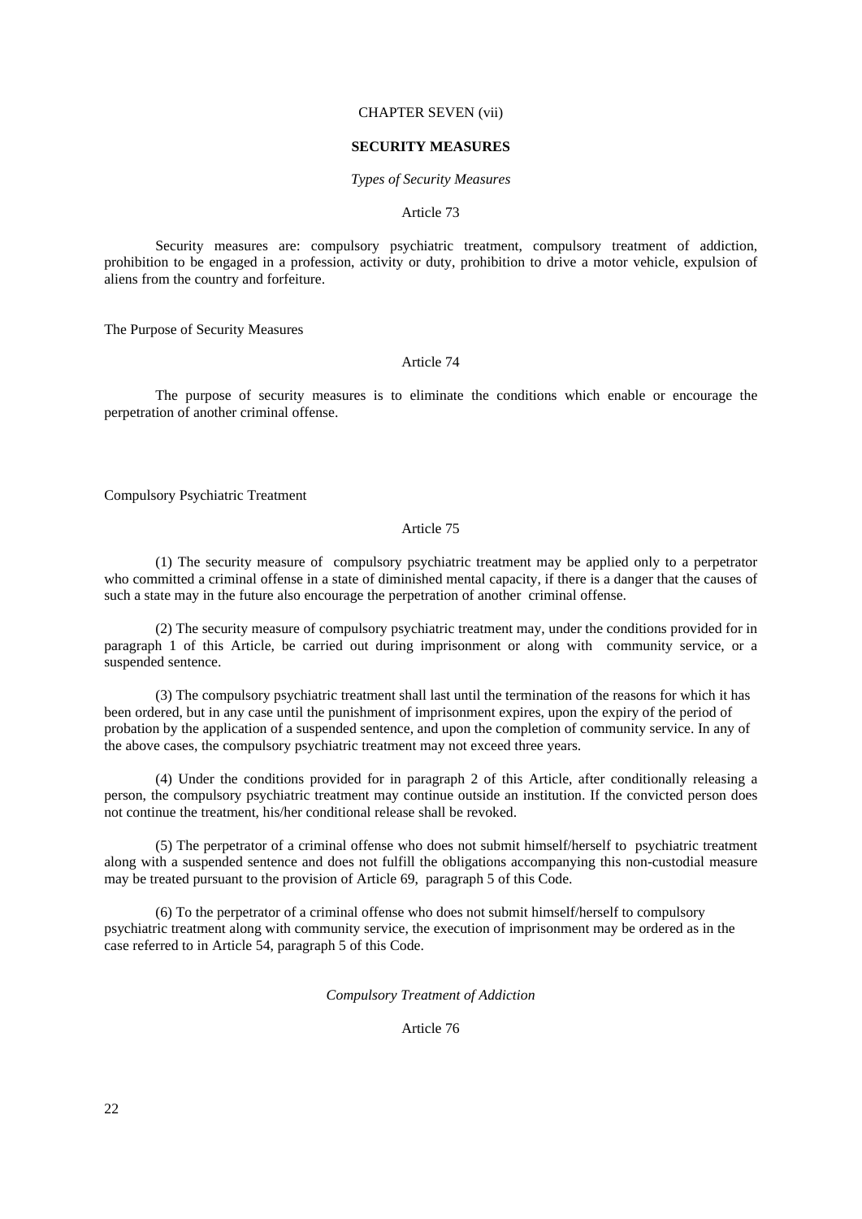CHAPTER SEVEN (vii)

## SECURITY MEASURES

*Types of Security Measures*

Article 73

Security measures are: compulsory psychiatric treatment, compulsory treatment of addiction, prohibition to be engaged in a profession, activity or duty, prohibition to drive a motor vehicle, expulsion of aliens from the country and forfeiture.

The Purpose of Security Measures

Article 74

The purpose of security measures is to eliminate the conditions which enable or encourage the perpetration of another criminal offense.

Compulsory Psychiatric Treatment

Article 75

(1) The security measure of compulsory psychiatric treatment may be applied only to a perpetrator who committed a criminal offense in a state of diminished mental capacity, if there is a danger that the causes of such a state may in the future also encourage the perpetration of another criminal offense.

(2) The security measure of compulsory psychiatric treatment may, under the conditions provided for in paragraph 1 of this Article, be carried out during imprisonment or along with community service, or a suspended sentence.

(3) The compulsory psychiatric treatment shall last until the termination of the reasons for which it has been ordered, but in any case until the punishment of imprisonment expires, upon the expiry of the period of probation by the application of a suspended sentence, and upon the completion of community service. In any of the above cases, the compulsory psychiatric treatment may not exceed three years.

(4) Under the conditions provided for in paragraph 2 of this Article, after conditionally releasing a person, the compulsory psychiatric treatment may continue outside an institution. If the convicted person does not continue the treatment, his/her conditional release shall be revoked.

(5) The perpetrator of a criminal offense who does not submit himself/herself to psychiatric treatment along with a suspended sentence and does not fulfill the obligations accompanying this non-custodial measure may be treated pursuant to the provision of Article 69, paragraph 5 of this Code.

(6) To the perpetrator of a criminal offense who does not submit himself/herself to compulsory psychiatric treatment along with community service, the execution of imprisonment may be ordered as in the case referred to in Article 54, paragraph 5 of this Code.

*Compulsory Treatment of Addiction*

Article 76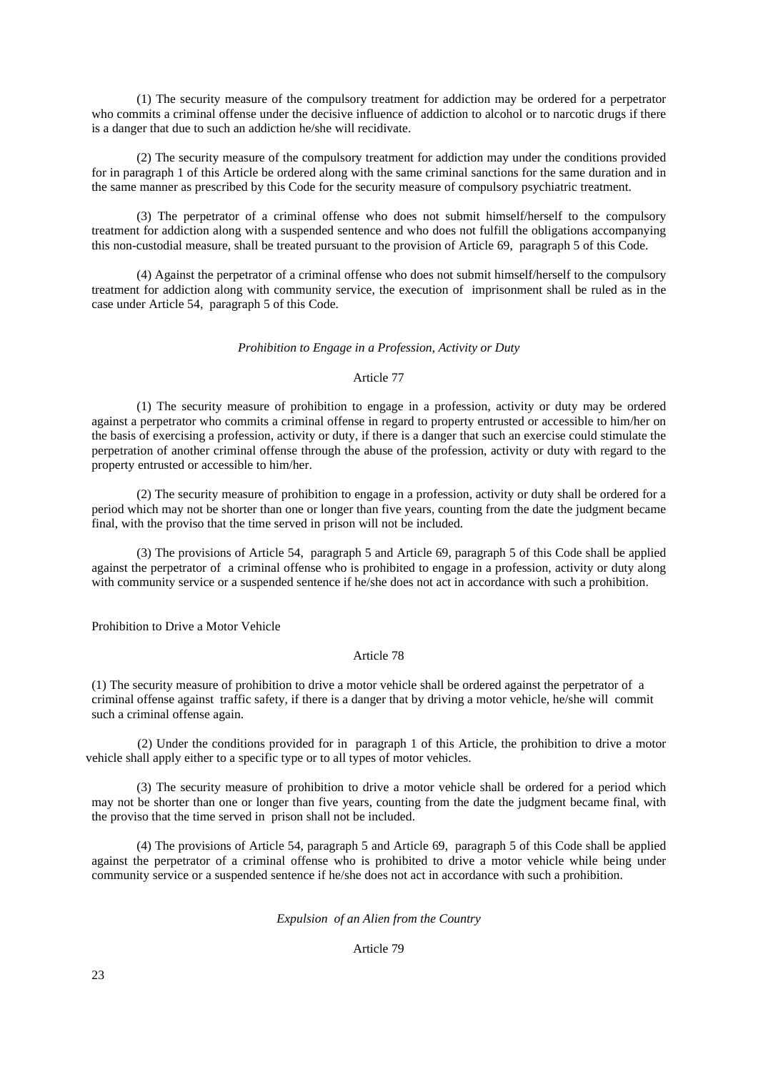(1) The security measure of the compulsory treatment for addiction may be ordered for a perpetrator who commits a criminal offense under the decisive influence of addiction to alcohol or to narcotic drugs if there is a danger that due to such an addiction he/she will recidivate.

(2) The security measure of the compulsory treatment for addiction may under the conditions provided for in paragraph 1 of this Article be ordered along with the same criminal sanctions for the same duration and in the same manner as prescribed by this Code for the security measure of compulsory psychiatric treatment.

(3) The perpetrator of a criminal offense who does not submit himself/herself to the compulsory treatment for addiction along with a suspended sentence and who does not fulfill the obligations accompanying this non-custodial measure, shall be treated pursuant to the provision of Article 69, paragraph 5 of this Code.

(4) Against the perpetrator of a criminal offense who does not submit himself/herself to the compulsory treatment for addiction along with community service, the execution of imprisonment shall be ruled as in the case under Article 54, paragraph 5 of this Code.

*Prohibition to Engage in a Profession, Activity or Duty*

Article 77

(1) The security measure of prohibition to engage in a profession, activity or duty may be ordered against a perpetrator who commits a criminal offense in regard to property entrusted or accessible to him/her on the basis of exercising a profession, activity or duty, if there is a danger that such an exercise could stimulate the perpetration of another criminal offense through the abuse of the profession, activity or duty with regard to the property entrusted or accessible to him/her.

(2) The security measure of prohibition to engage in a profession, activity or duty shall be ordered for a period which may not be shorter than one or longer than five years, counting from the date the judgment became final, with the proviso that the time served in prison will not be included.

(3) The provisions of Article 54, paragraph 5 and Article 69, paragraph 5 of this Code shall be applied against the perpetrator of a criminal offense who is prohibited to engage in a profession, activity or duty along with community service or a suspended sentence if he/she does not act in accordance with such a prohibition.

Prohibition to Drive a Motor Vehicle

Article 78

(1) The security measure of prohibition to drive a motor vehicle shall be ordered against the perpetrator of a criminal offense against traffic safety, if there is a danger that by driving a motor vehicle, he/she will commit such a criminal offense again.

(2) Under the conditions provided for in paragraph 1 of this Article, the prohibition to drive a motor vehicle shall apply either to a specific type or to all types of motor vehicles.

(3) The security measure of prohibition to drive a motor vehicle shall be ordered for a period which may not be shorter than one or longer than five years, counting from the date the judgment became final, with the proviso that the time served in prison shall not be included.

(4) The provisions of Article 54, paragraph 5 and Article 69, paragraph 5 of this Code shall be applied against the perpetrator of a criminal offense who is prohibited to drive a motor vehicle while being under community service or a suspended sentence if he/she does not act in accordance with such a prohibition.

*Expulsion of an Alien from the Country*

Article 79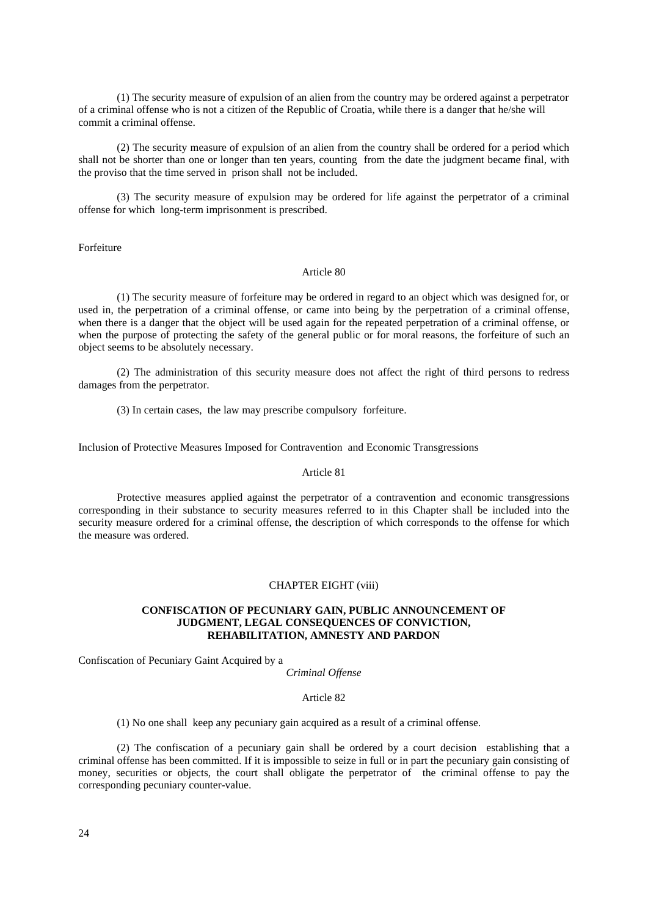(1) The security measure of expulsion of an alien from the country may be ordered against a perpetrator of a criminal offense who is not a citizen of the Republic of Croatia, while there is a danger that he/she will commit a criminal offense.

(2) The security measure of expulsion of an alien from the country shall be ordered for a period which shall not be shorter than one or longer than ten years, counting from the date the judgment became final, with the proviso that the time served in prison shall not be included.

(3) The security measure of expulsion may be ordered for life against the perpetrator of a criminal offense for which long-term imprisonment is prescribed.

Forfeiture

Article 80

(1) The security measure of forfeiture may be ordered in regard to an object which was designed for, or used in, the perpetration of a criminal offense, or came into being by the perpetration of a criminal offense, when there is a danger that the object will be used again for the repeated perpetration of a criminal offense, or when the purpose of protecting the safety of the general public or for moral reasons, the forfeiture of such an object seems to be absolutely necessary.

(2) The administration of this security measure does not affect the right of third persons to redress damages from the perpetrator.

(3) In certain cases, the law may prescribe compulsory forfeiture.

Inclusion of Protective Measures Imposed for Contravention and Economic Transgressions

Article 81

Protective measures applied against the perpetrator of a contravention and economic transgressions corresponding in their substance to security measures referred to in this Chapter shall be included into the security measure ordered for a criminal offense, the description of which corresponds to the offense for which the measure was ordered.

## CHAPTER EIGHT (viii)

## CONFISCATION OF PECUNIARY GAIN, PUBLIC ANNOUNCEMENT OF JUDGMENT, LEGAL CONSEQUENCES OF CONVICTION, REHABILITATION, AMNESTY AND PARDON

Confiscation of Pecuniary Gaint Acquired by a *Criminal Offense*

Article 82

(1) No one shall keep any pecuniary gain acquired as a result of a criminal offense.

(2) The confiscation of a pecuniary gain shall be ordered by a court decision establishing that a criminal offense has been committed. If it is impossible to seize in full or in part the pecuniary gain consisting of money, securities or objects, the court shall obligate the perpetrator of the criminal offense to pay the corresponding pecuniary counter-value.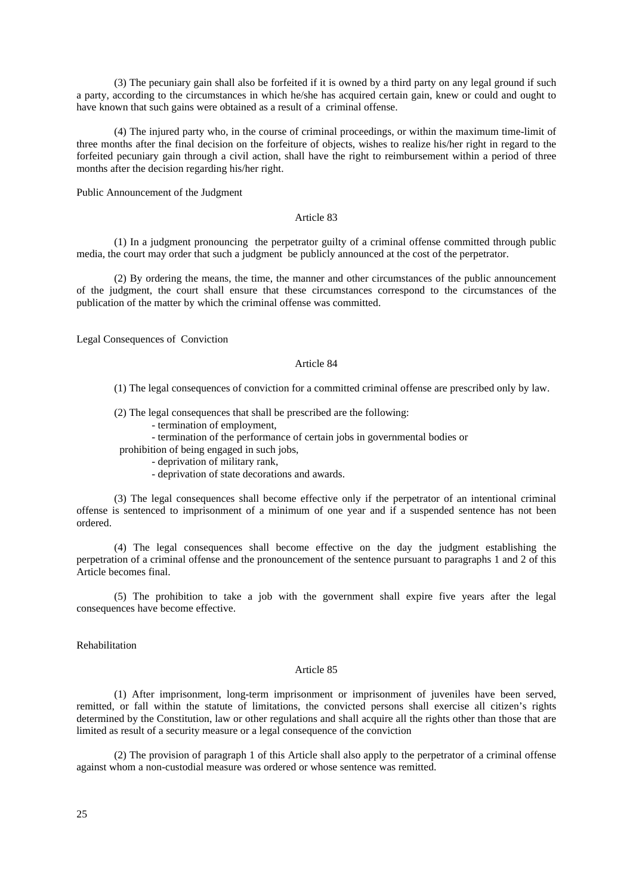(3) The pecuniary gain shall also be forfeited if it is owned by a third party on any legal ground if such a party, according to the circumstances in which he/she has acquired certain gain, knew or could and ought to have known that such gains were obtained as a result of a criminal offense.

(4) The injured party who, in the course of criminal proceedings, or within the maximum time-limit of three months after the final decision on the forfeiture of objects, wishes to realize his/her right in regard to the forfeited pecuniary gain through a civil action, shall have the right to reimbursement within a period of three months after the decision regarding his/her right.

Public Announcement of the Judgment

### Article 83

(1) In a judgment pronouncing the perpetrator guilty of a criminal offense committed through public media, the court may order that such a judgment be publicly announced at the cost of the perpetrator.

(2) By ordering the means, the time, the manner and other circumstances of the public announcement of the judgment, the court shall ensure that these circumstances correspond to the circumstances of the publication of the matter by which the criminal offense was committed.

Legal Consequences of Conviction

### Article 84

(1) The legal consequences of conviction for a committed criminal offense are prescribed only by law.

(2) The legal consequences that shall be prescribed are the following:

- termination of employment,
- termination of the performance of certain jobs in governmental bodies or prohibition of being engaged in such jobs,
- deprivation of military rank,
- deprivation of state decorations and awards.

(3) The legal consequences shall become effective only if the perpetrator of an intentional criminal offense is sentenced to imprisonment of a minimum of one year and if a suspended sentence has not been ordered.

(4) The legal consequences shall become effective on the day the judgment establishing the perpetration of a criminal offense and the pronouncement of the sentence pursuant to paragraphs 1 and 2 of this Article becomes final.

(5) The prohibition to take a job with the government shall expire five years after the legal consequences have become effective.

Rehabilitation

### Article 85

(1) After imprisonment, long-term imprisonment or imprisonment of juveniles have been served, remitted, or fall within the statute of limitations, the convicted persons shall exercise all citizen's rights determined by the Constitution, law or other regulations and shall acquire all the rights other than those that are limited as result of a security measure or a legal consequence of the conviction

(2) The provision of paragraph 1 of this Article shall also apply to the perpetrator of a criminal offense against whom a non-custodial measure was ordered or whose sentence was remitted.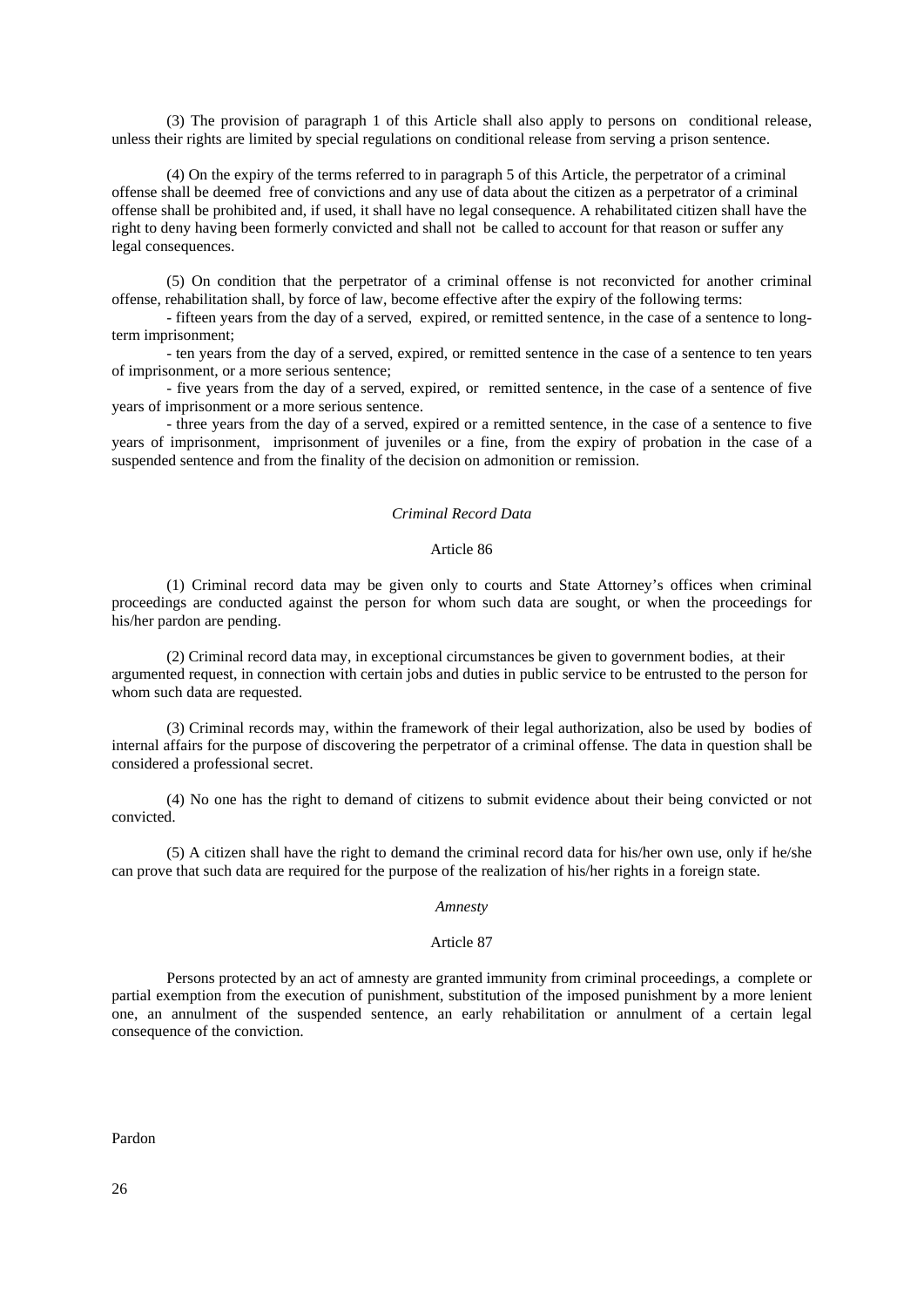(3) The provision of paragraph 1 of this Article shall also apply to persons on conditional release, unless their rights are limited by special regulations on conditional release from serving a prison sentence.

(4) On the expiry of the terms referred to in paragraph 5 of this Article, the perpetrator of a criminal offense shall be deemed free of convictions and any use of data about the citizen as a perpetrator of a criminal offense shall be prohibited and, if used, it shall have no legal consequence. A rehabilitated citizen shall have the right to deny having been formerly convicted and shall not be called to account for that reason or suffer any legal consequences.

(5) On condition that the perpetrator of a criminal offense is not reconvicted for another criminal offense, rehabilitation shall, by force of law, become effective after the expiry of the following terms:

- fifteen years from the day of a served, expired, or remitted sentence, in the case of a sentence to long-term imprisonment;
- ten years from the day of a served, expired, or remitted sentence in the case of a sentence to ten years of imprisonment, or a more serious sentence;
- five years from the day of a served, expired, or remitted sentence, in the case of a sentence of five years of imprisonment or a more serious sentence.
- three years from the day of a served, expired or a remitted sentence, in the case of a sentence to five years of imprisonment, imprisonment of juveniles or a fine, from the expiry of probation in the case of a suspended sentence and from the finality of the decision on admonition or remission.

*Criminal Record Data*

Article 86

(1) Criminal record data may be given only to courts and State Attorney's offices when criminal proceedings are conducted against the person for whom such data are sought, or when the proceedings for his/her pardon are pending.

(2) Criminal record data may, in exceptional circumstances be given to government bodies, at their argumented request, in connection with certain jobs and duties in public service to be entrusted to the person for whom such data are requested.

(3) Criminal records may, within the framework of their legal authorization, also be used by bodies of internal affairs for the purpose of discovering the perpetrator of a criminal offense. The data in question shall be considered a professional secret.

(4) No one has the right to demand of citizens to submit evidence about their being convicted or not convicted.

(5) A citizen shall have the right to demand the criminal record data for his/her own use, only if he/she can prove that such data are required for the purpose of the realization of his/her rights in a foreign state.

*Amnesty*

Article 87

Persons protected by an act of amnesty are granted immunity from criminal proceedings, a complete or partial exemption from the execution of punishment, substitution of the imposed punishment by a more lenient one, an annulment of the suspended sentence, an early rehabilitation or annulment of a certain legal consequence of the conviction.

Pardon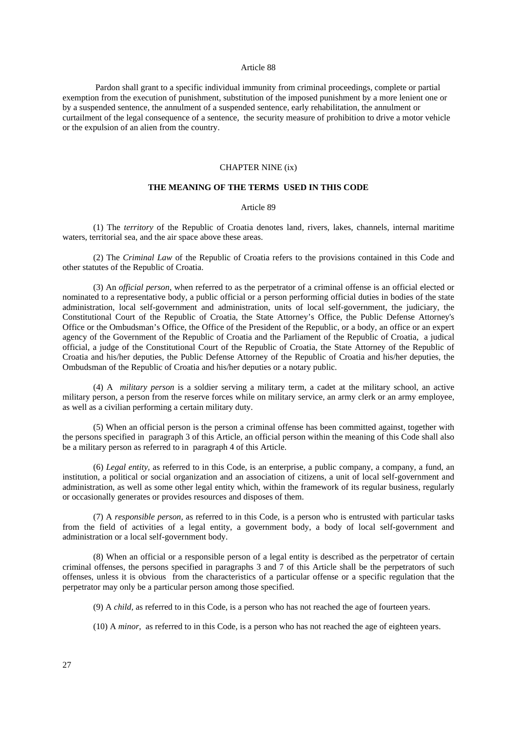Article 88

Pardon shall grant to a specific individual immunity from criminal proceedings, complete or partial exemption from the execution of punishment, substitution of the imposed punishment by a more lenient one or by a suspended sentence, the annulment of a suspended sentence, early rehabilitation, the annulment or curtailment of the legal consequence of a sentence, the security measure of prohibition to drive a motor vehicle or the expulsion of an alien from the country.

## CHAPTER NINE (ix)

## THE MEANING OF THE TERMS USED IN THIS CODE

Article 89

(1) The *territory* of the Republic of Croatia denotes land, rivers, lakes, channels, internal maritime waters, territorial sea, and the air space above these areas.

(2) The *Criminal Law* of the Republic of Croatia refers to the provisions contained in this Code and other statutes of the Republic of Croatia.

(3) An *official person*, when referred to as the perpetrator of a criminal offense is an official elected or nominated to a representative body, a public official or a person performing official duties in bodies of the state administration, local self-government and administration, units of local self-government, the judiciary, the Constitutional Court of the Republic of Croatia, the State Attorney's Office, the Public Defense Attorney's Office or the Ombudsman's Office, the Office of the President of the Republic, or a body, an office or an expert agency of the Government of the Republic of Croatia and the Parliament of the Republic of Croatia, a judical official, a judge of the Constitutional Court of the Republic of Croatia, the State Attorney of the Republic of Croatia and his/her deputies, the Public Defense Attorney of the Republic of Croatia and his/her deputies, the Ombudsman of the Republic of Croatia and his/her deputies or a notary public.

(4) A *military person* is a soldier serving a military term, a cadet at the military school, an active military person, a person from the reserve forces while on military service, an army clerk or an army employee, as well as a civilian performing a certain military duty.

(5) When an official person is the person a criminal offense has been committed against, together with the persons specified in paragraph 3 of this Article, an official person within the meaning of this Code shall also be a military person as referred to in paragraph 4 of this Article.

(6) *Legal entity*, as referred to in this Code, is an enterprise, a public company, a company, a fund, an institution, a political or social organization and an association of citizens, a unit of local self-government and administration, as well as some other legal entity which, within the framework of its regular business, regularly or occasionally generates or provides resources and disposes of them.

(7) A *responsible person,* as referred to in this Code, is a person who is entrusted with particular tasks from the field of activities of a legal entity, a government body, a body of local self-government and administration or a local self-government body.

(8) When an official or a responsible person of a legal entity is described as the perpetrator of certain criminal offenses, the persons specified in paragraphs 3 and 7 of this Article shall be the perpetrators of such offenses, unless it is obvious from the characteristics of a particular offense or a specific regulation that the perpetrator may only be a particular person among those specified.

(9) A *child,* as referred to in this Code, is a person who has not reached the age of fourteen years.

(10) A *minor,* as referred to in this Code, is a person who has not reached the age of eighteen years.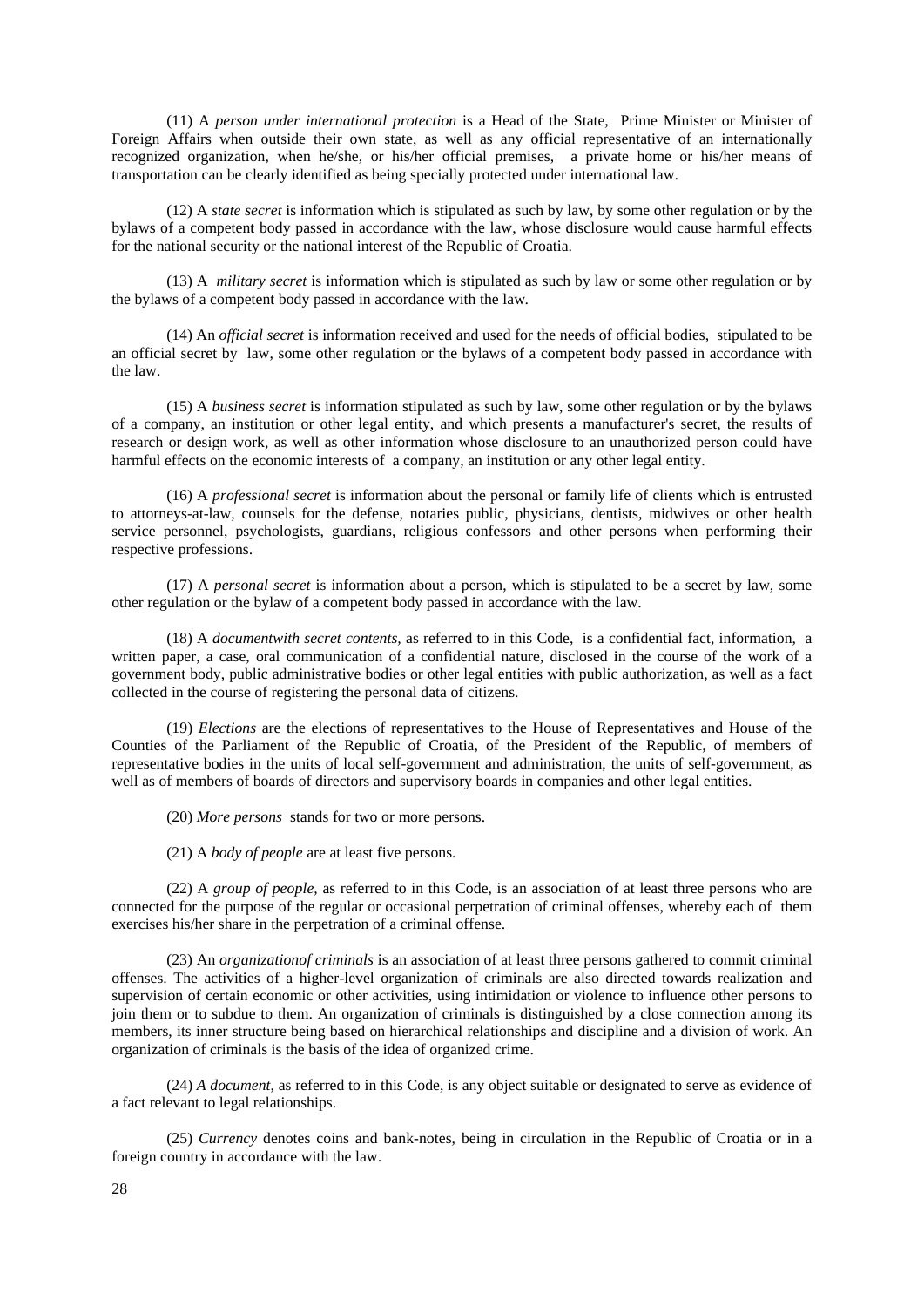(11) A *person under international protection* is a Head of the State, Prime Minister or Minister of Foreign Affairs when outside their own state, as well as any official representative of an internationally recognized organization, when he/she, or his/her official premises, a private home or his/her means of transportation can be clearly identified as being specially protected under international law.

(12) A *state secret* is information which is stipulated as such by law, by some other regulation or by the bylaws of a competent body passed in accordance with the law, whose disclosure would cause harmful effects for the national security or the national interest of the Republic of Croatia.

(13) A *military secret* is information which is stipulated as such by law or some other regulation or by the bylaws of a competent body passed in accordance with the law.

(14) An *official secret* is information received and used for the needs of official bodies, stipulated to be an official secret by law, some other regulation or the bylaws of a competent body passed in accordance with the law.

(15) A *business secret* is information stipulated as such by law, some other regulation or by the bylaws of a company, an institution or other legal entity, and which presents a manufacturer's secret, the results of research or design work, as well as other information whose disclosure to an unauthorized person could have harmful effects on the economic interests of a company, an institution or any other legal entity.

(16) A *professional secret* is information about the personal or family life of clients which is entrusted to attorneys-at-law, counsels for the defense, notaries public, physicians, dentists, midwives or other health service personnel, psychologists, guardians, religious confessors and other persons when performing their respective professions.

(17) A *personal secret* is information about a person, which is stipulated to be a secret by law, some other regulation or the bylaw of a competent body passed in accordance with the law.

(18) A *documentwith secret contents*, as referred to in this Code, is a confidential fact, information, a written paper, a case, oral communication of a confidential nature, disclosed in the course of the work of a government body, public administrative bodies or other legal entities with public authorization, as well as a fact collected in the course of registering the personal data of citizens.

(19) *Elections* are the elections of representatives to the House of Representatives and House of the Counties of the Parliament of the Republic of Croatia, of the President of the Republic, of members of representative bodies in the units of local self-government and administration, the units of self-government, as well as of members of boards of directors and supervisory boards in companies and other legal entities.

(20) *More persons* stands for two or more persons.

(21) A *body of people* are at least five persons.

(22) A *group of people*, as referred to in this Code, is an association of at least three persons who are connected for the purpose of the regular or occasional perpetration of criminal offenses, whereby each of them exercises his/her share in the perpetration of a criminal offense.

(23) An *organizationof criminals* is an association of at least three persons gathered to commit criminal offenses. The activities of a higher-level organization of criminals are also directed towards realization and supervision of certain economic or other activities, using intimidation or violence to influence other persons to join them or to subdue to them. An organization of criminals is distinguished by a close connection among its members, its inner structure being based on hierarchical relationships and discipline and a division of work. An organization of criminals is the basis of the idea of organized crime.

(24) *A document*, as referred to in this Code, is any object suitable or designated to serve as evidence of a fact relevant to legal relationships.

(25) *Currency* denotes coins and bank-notes, being in circulation in the Republic of Croatia or in a foreign country in accordance with the law.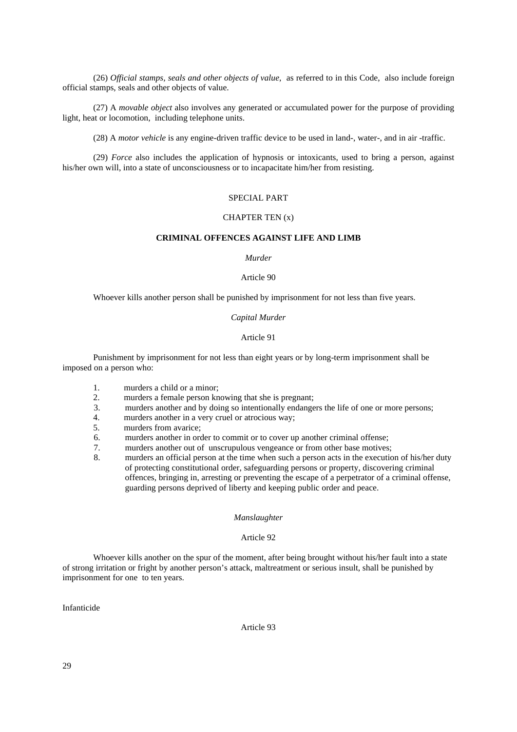(26) *Official stamps, seals and other objects of value*, as referred to in this Code, also include foreign official stamps, seals and other objects of value.

(27) A *movable object* also involves any generated or accumulated power for the purpose of providing light, heat or locomotion, including telephone units.

(28) A *motor vehicle* is any engine-driven traffic device to be used in land-, water-, and in air -traffic.

(29) *Force* also includes the application of hypnosis or intoxicants, used to bring a person, against his/her own will, into a state of unconsciousness or to incapacitate him/her from resisting.

# SPECIAL PART

## CHAPTER TEN (x)

## CRIMINAL OFFENCES AGAINST LIFE AND LIMB

### *Murder*

#### Article 90

Whoever kills another person shall be punished by imprisonment for not less than five years.

### *Capital Murder*

#### Article 91

Punishment by imprisonment for not less than eight years or by long-term imprisonment shall be imposed on a person who:

1. murders a child or a minor;
2. murders a female person knowing that she is pregnant;
3. murders another and by doing so intentionally endangers the life of one or more persons;
4. murders another in a very cruel or atrocious way;
5. murders from avarice;
6. murders another in order to commit or to cover up another criminal offense;
7. murders another out of unscrupulous vengeance or from other base motives;
8. murders an official person at the time when such a person acts in the execution of his/her duty of protecting constitutional order, safeguarding persons or property, discovering criminal offences, bringing in, arresting or preventing the escape of a perpetrator of a criminal offense, guarding persons deprived of liberty and keeping public order and peace.

### *Manslaughter*

#### Article 92

Whoever kills another on the spur of the moment, after being brought without his/her fault into a state of strong irritation or fright by another person's attack, maltreatment or serious insult, shall be punished by imprisonment for one to ten years.

### Infanticide

#### Article 93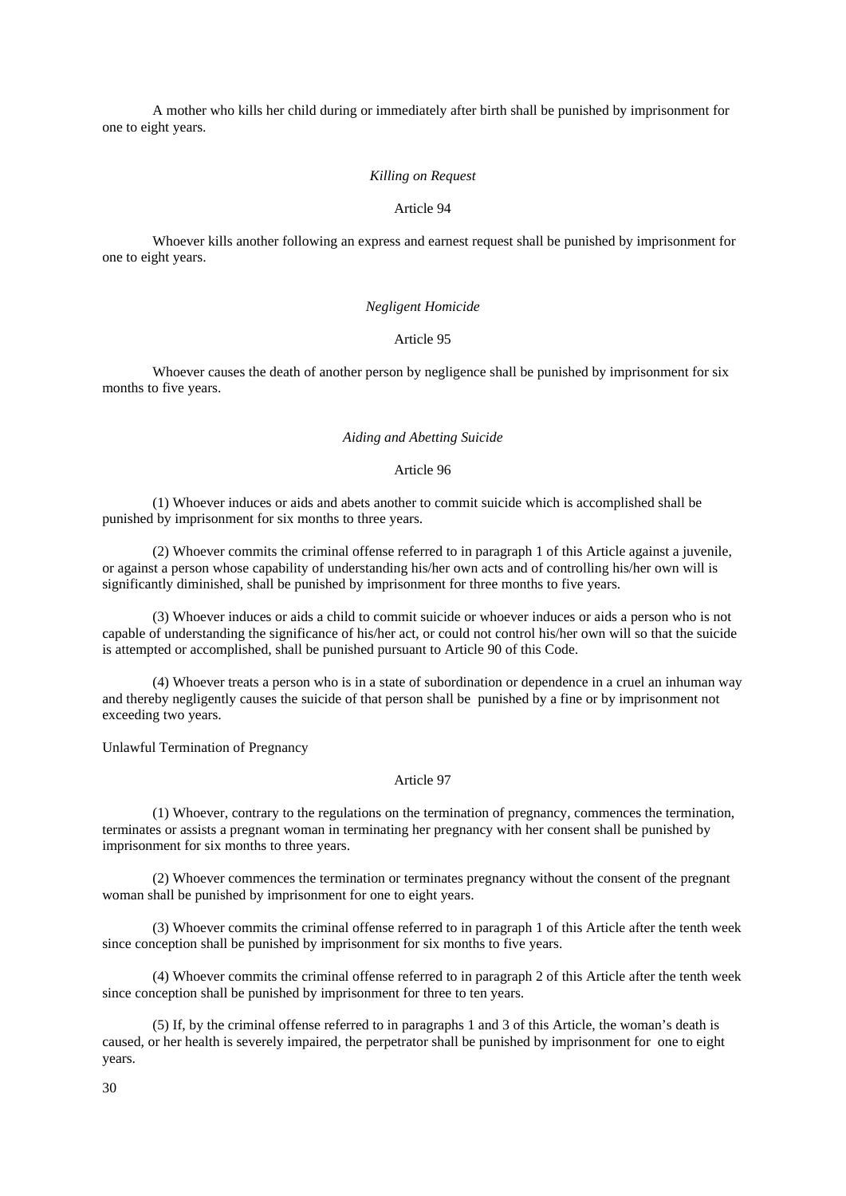A mother who kills her child during or immediately after birth shall be punished by imprisonment for one to eight years.

*Killing on Request*

Article 94

Whoever kills another following an express and earnest request shall be punished by imprisonment for one to eight years.

*Negligent Homicide*

Article 95

Whoever causes the death of another person by negligence shall be punished by imprisonment for six months to five years.

*Aiding and Abetting Suicide*

Article 96

(1) Whoever induces or aids and abets another to commit suicide which is accomplished shall be punished by imprisonment for six months to three years.

(2) Whoever commits the criminal offense referred to in paragraph 1 of this Article against a juvenile, or against a person whose capability of understanding his/her own acts and of controlling his/her own will is significantly diminished, shall be punished by imprisonment for three months to five years.

(3) Whoever induces or aids a child to commit suicide or whoever induces or aids a person who is not capable of understanding the significance of his/her act, or could not control his/her own will so that the suicide is attempted or accomplished, shall be punished pursuant to Article 90 of this Code.

(4) Whoever treats a person who is in a state of subordination or dependence in a cruel an inhuman way and thereby negligently causes the suicide of that person shall be punished by a fine or by imprisonment not exceeding two years.

Unlawful Termination of Pregnancy

Article 97

(1) Whoever, contrary to the regulations on the termination of pregnancy, commences the termination, terminates or assists a pregnant woman in terminating her pregnancy with her consent shall be punished by imprisonment for six months to three years.

(2) Whoever commences the termination or terminates pregnancy without the consent of the pregnant woman shall be punished by imprisonment for one to eight years.

(3) Whoever commits the criminal offense referred to in paragraph 1 of this Article after the tenth week since conception shall be punished by imprisonment for six months to five years.

(4) Whoever commits the criminal offense referred to in paragraph 2 of this Article after the tenth week since conception shall be punished by imprisonment for three to ten years.

(5) If, by the criminal offense referred to in paragraphs 1 and 3 of this Article, the woman's death is caused, or her health is severely impaired, the perpetrator shall be punished by imprisonment for one to eight years.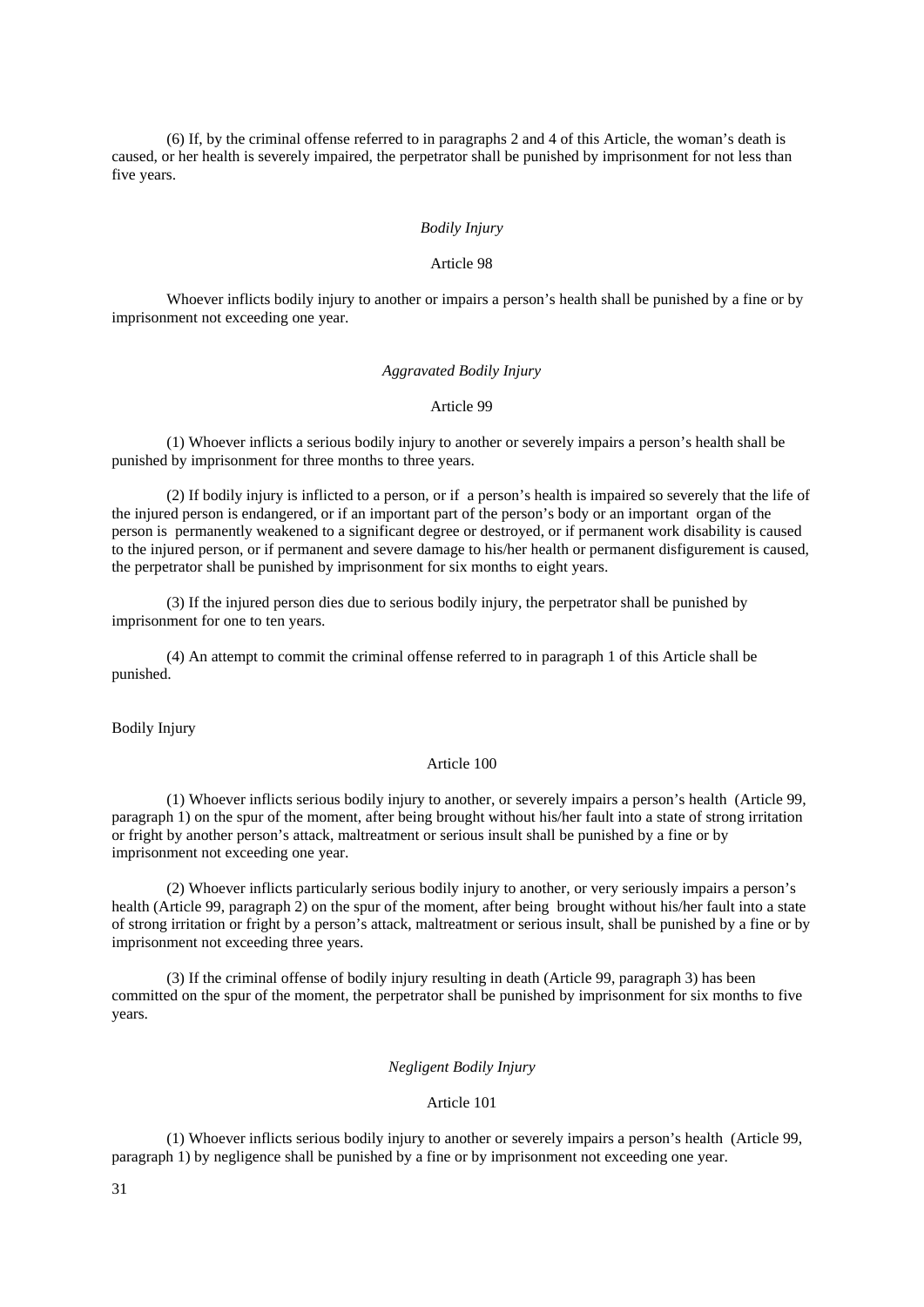(6) If, by the criminal offense referred to in paragraphs 2 and 4 of this Article, the woman's death is caused, or her health is severely impaired, the perpetrator shall be punished by imprisonment for not less than five years.

*Bodily Injury*

Article 98

Whoever inflicts bodily injury to another or impairs a person's health shall be punished by a fine or by imprisonment not exceeding one year.

*Aggravated Bodily Injury*

Article 99

(1) Whoever inflicts a serious bodily injury to another or severely impairs a person's health shall be punished by imprisonment for three months to three years.

(2) If bodily injury is inflicted to a person, or if a person's health is impaired so severely that the life of the injured person is endangered, or if an important part of the person's body or an important organ of the person is permanently weakened to a significant degree or destroyed, or if permanent work disability is caused to the injured person, or if permanent and severe damage to his/her health or permanent disfigurement is caused, the perpetrator shall be punished by imprisonment for six months to eight years.

(3) If the injured person dies due to serious bodily injury, the perpetrator shall be punished by imprisonment for one to ten years.

(4) An attempt to commit the criminal offense referred to in paragraph 1 of this Article shall be punished.

Bodily Injury

Article 100

(1) Whoever inflicts serious bodily injury to another, or severely impairs a person's health (Article 99, paragraph 1) on the spur of the moment, after being brought without his/her fault into a state of strong irritation or fright by another person's attack, maltreatment or serious insult shall be punished by a fine or by imprisonment not exceeding one year.

(2) Whoever inflicts particularly serious bodily injury to another, or very seriously impairs a person's health (Article 99, paragraph 2) on the spur of the moment, after being brought without his/her fault into a state of strong irritation or fright by a person's attack, maltreatment or serious insult, shall be punished by a fine or by imprisonment not exceeding three years.

(3) If the criminal offense of bodily injury resulting in death (Article 99, paragraph 3) has been committed on the spur of the moment, the perpetrator shall be punished by imprisonment for six months to five years.

*Negligent Bodily Injury*

Article 101

(1) Whoever inflicts serious bodily injury to another or severely impairs a person's health (Article 99, paragraph 1) by negligence shall be punished by a fine or by imprisonment not exceeding one year.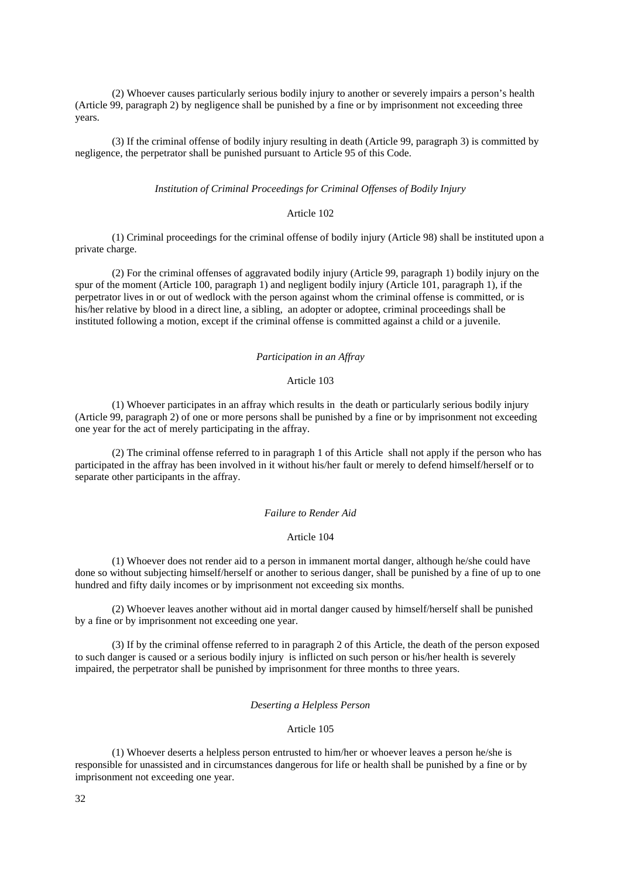(2) Whoever causes particularly serious bodily injury to another or severely impairs a person's health (Article 99, paragraph 2) by negligence shall be punished by a fine or by imprisonment not exceeding three years.

(3) If the criminal offense of bodily injury resulting in death (Article 99, paragraph 3) is committed by negligence, the perpetrator shall be punished pursuant to Article 95 of this Code.

*Institution of Criminal Proceedings for Criminal Offenses of Bodily Injury*

Article 102

(1) Criminal proceedings for the criminal offense of bodily injury (Article 98) shall be instituted upon a private charge.

(2) For the criminal offenses of aggravated bodily injury (Article 99, paragraph 1) bodily injury on the spur of the moment (Article 100, paragraph 1) and negligent bodily injury (Article 101, paragraph 1), if the perpetrator lives in or out of wedlock with the person against whom the criminal offense is committed, or is his/her relative by blood in a direct line, a sibling, an adopter or adoptee, criminal proceedings shall be instituted following a motion, except if the criminal offense is committed against a child or a juvenile.

*Participation in an Affray*

Article 103

(1) Whoever participates in an affray which results in the death or particularly serious bodily injury (Article 99, paragraph 2) of one or more persons shall be punished by a fine or by imprisonment not exceeding one year for the act of merely participating in the affray.

(2) The criminal offense referred to in paragraph 1 of this Article shall not apply if the person who has participated in the affray has been involved in it without his/her fault or merely to defend himself/herself or to separate other participants in the affray.

*Failure to Render Aid*

Article 104

(1) Whoever does not render aid to a person in immanent mortal danger, although he/she could have done so without subjecting himself/herself or another to serious danger, shall be punished by a fine of up to one hundred and fifty daily incomes or by imprisonment not exceeding six months.

(2) Whoever leaves another without aid in mortal danger caused by himself/herself shall be punished by a fine or by imprisonment not exceeding one year.

(3) If by the criminal offense referred to in paragraph 2 of this Article, the death of the person exposed to such danger is caused or a serious bodily injury is inflicted on such person or his/her health is severely impaired, the perpetrator shall be punished by imprisonment for three months to three years.

*Deserting a Helpless Person*

Article 105

(1) Whoever deserts a helpless person entrusted to him/her or whoever leaves a person he/she is responsible for unassisted and in circumstances dangerous for life or health shall be punished by a fine or by imprisonment not exceeding one year.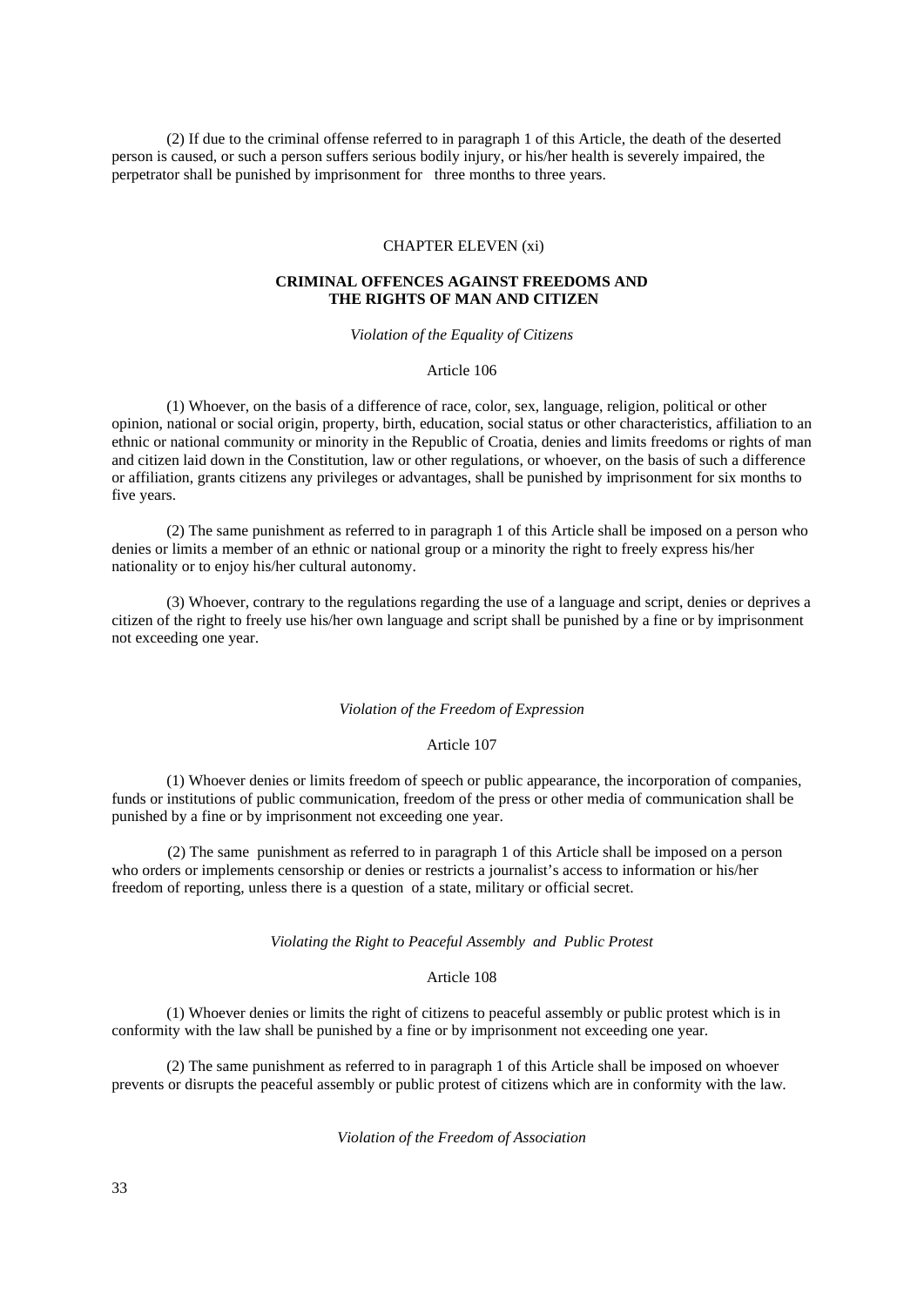(2) If due to the criminal offense referred to in paragraph 1 of this Article, the death of the deserted person is caused, or such a person suffers serious bodily injury, or his/her health is severely impaired, the perpetrator shall be punished by imprisonment for three months to three years.

## CHAPTER ELEVEN (xi)

## CRIMINAL OFFENCES AGAINST FREEDOMS AND THE RIGHTS OF MAN AND CITIZEN

*Violation of the Equality of Citizens*

Article 106

(1) Whoever, on the basis of a difference of race, color, sex, language, religion, political or other opinion, national or social origin, property, birth, education, social status or other characteristics, affiliation to an ethnic or national community or minority in the Republic of Croatia, denies and limits freedoms or rights of man and citizen laid down in the Constitution, law or other regulations, or whoever, on the basis of such a difference or affiliation, grants citizens any privileges or advantages, shall be punished by imprisonment for six months to five years.

(2) The same punishment as referred to in paragraph 1 of this Article shall be imposed on a person who denies or limits a member of an ethnic or national group or a minority the right to freely express his/her nationality or to enjoy his/her cultural autonomy.

(3) Whoever, contrary to the regulations regarding the use of a language and script, denies or deprives a citizen of the right to freely use his/her own language and script shall be punished by a fine or by imprisonment not exceeding one year.

*Violation of the Freedom of Expression*

Article 107

(1) Whoever denies or limits freedom of speech or public appearance, the incorporation of companies, funds or institutions of public communication, freedom of the press or other media of communication shall be punished by a fine or by imprisonment not exceeding one year.

(2) The same punishment as referred to in paragraph 1 of this Article shall be imposed on a person who orders or implements censorship or denies or restricts a journalist's access to information or his/her freedom of reporting, unless there is a question of a state, military or official secret.

*Violating the Right to Peaceful Assembly and Public Protest*

Article 108

(1) Whoever denies or limits the right of citizens to peaceful assembly or public protest which is in conformity with the law shall be punished by a fine or by imprisonment not exceeding one year.

(2) The same punishment as referred to in paragraph 1 of this Article shall be imposed on whoever prevents or disrupts the peaceful assembly or public protest of citizens which are in conformity with the law.

*Violation of the Freedom of Association*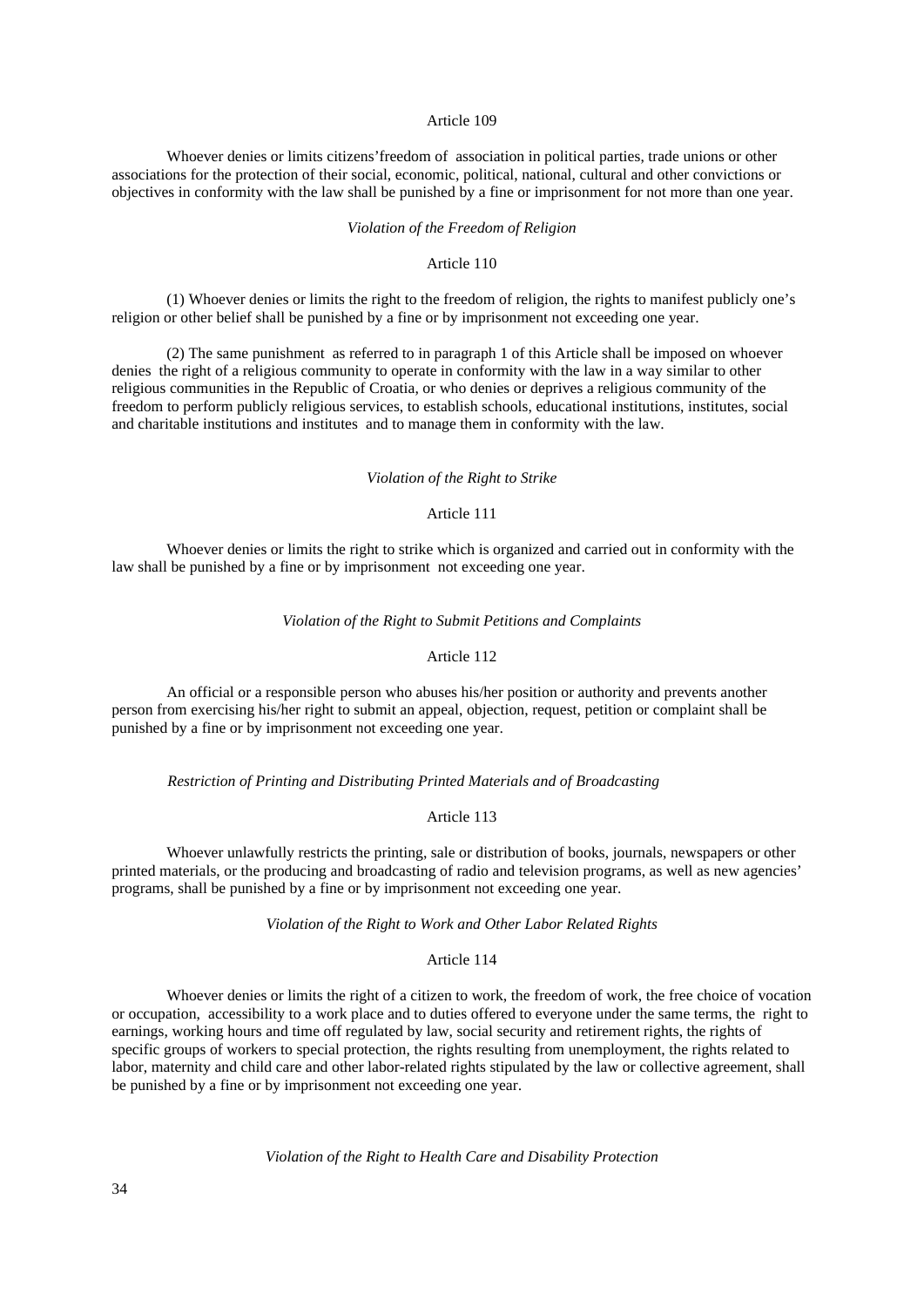Article 109

Whoever denies or limits citizens'freedom of association in political parties, trade unions or other associations for the protection of their social, economic, political, national, cultural and other convictions or objectives in conformity with the law shall be punished by a fine or imprisonment for not more than one year.

*Violation of the Freedom of Religion*

Article 110

(1) Whoever denies or limits the right to the freedom of religion, the rights to manifest publicly one's religion or other belief shall be punished by a fine or by imprisonment not exceeding one year.

(2) The same punishment as referred to in paragraph 1 of this Article shall be imposed on whoever denies the right of a religious community to operate in conformity with the law in a way similar to other religious communities in the Republic of Croatia, or who denies or deprives a religious community of the freedom to perform publicly religious services, to establish schools, educational institutions, institutes, social and charitable institutions and institutes and to manage them in conformity with the law.

*Violation of the Right to Strike*

Article 111

Whoever denies or limits the right to strike which is organized and carried out in conformity with the law shall be punished by a fine or by imprisonment not exceeding one year.

*Violation of the Right to Submit Petitions and Complaints*

Article 112

An official or a responsible person who abuses his/her position or authority and prevents another person from exercising his/her right to submit an appeal, objection, request, petition or complaint shall be punished by a fine or by imprisonment not exceeding one year.

*Restriction of Printing and Distributing Printed Materials and of Broadcasting*

Article 113

Whoever unlawfully restricts the printing, sale or distribution of books, journals, newspapers or other printed materials, or the producing and broadcasting of radio and television programs, as well as new agencies' programs, shall be punished by a fine or by imprisonment not exceeding one year.

*Violation of the Right to Work and Other Labor Related Rights*

Article 114

Whoever denies or limits the right of a citizen to work, the freedom of work, the free choice of vocation or occupation, accessibility to a work place and to duties offered to everyone under the same terms, the right to earnings, working hours and time off regulated by law, social security and retirement rights, the rights of specific groups of workers to special protection, the rights resulting from unemployment, the rights related to labor, maternity and child care and other labor-related rights stipulated by the law or collective agreement, shall be punished by a fine or by imprisonment not exceeding one year.

*Violation of the Right to Health Care and Disability Protection*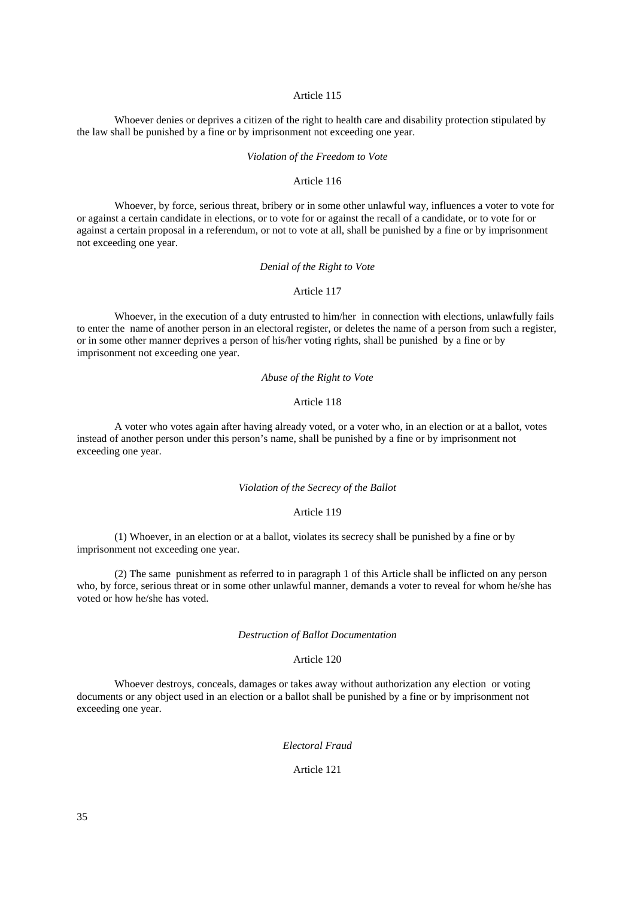Article 115

Whoever denies or deprives a citizen of the right to health care and disability protection stipulated by the law shall be punished by a fine or by imprisonment not exceeding one year.

*Violation of the Freedom to Vote*

Article 116

Whoever, by force, serious threat, bribery or in some other unlawful way, influences a voter to vote for or against a certain candidate in elections, or to vote for or against the recall of a candidate, or to vote for or against a certain proposal in a referendum, or not to vote at all, shall be punished by a fine or by imprisonment not exceeding one year.

*Denial of the Right to Vote*

Article 117

Whoever, in the execution of a duty entrusted to him/her in connection with elections, unlawfully fails to enter the name of another person in an electoral register, or deletes the name of a person from such a register, or in some other manner deprives a person of his/her voting rights, shall be punished by a fine or by imprisonment not exceeding one year.

*Abuse of the Right to Vote*

Article 118

A voter who votes again after having already voted, or a voter who, in an election or at a ballot, votes instead of another person under this person's name, shall be punished by a fine or by imprisonment not exceeding one year.

*Violation of the Secrecy of the Ballot*

Article 119

(1) Whoever, in an election or at a ballot, violates its secrecy shall be punished by a fine or by imprisonment not exceeding one year.

(2) The same punishment as referred to in paragraph 1 of this Article shall be inflicted on any person who, by force, serious threat or in some other unlawful manner, demands a voter to reveal for whom he/she has voted or how he/she has voted.

*Destruction of Ballot Documentation*

Article 120

Whoever destroys, conceals, damages or takes away without authorization any election or voting documents or any object used in an election or a ballot shall be punished by a fine or by imprisonment not exceeding one year.

*Electoral Fraud*

Article 121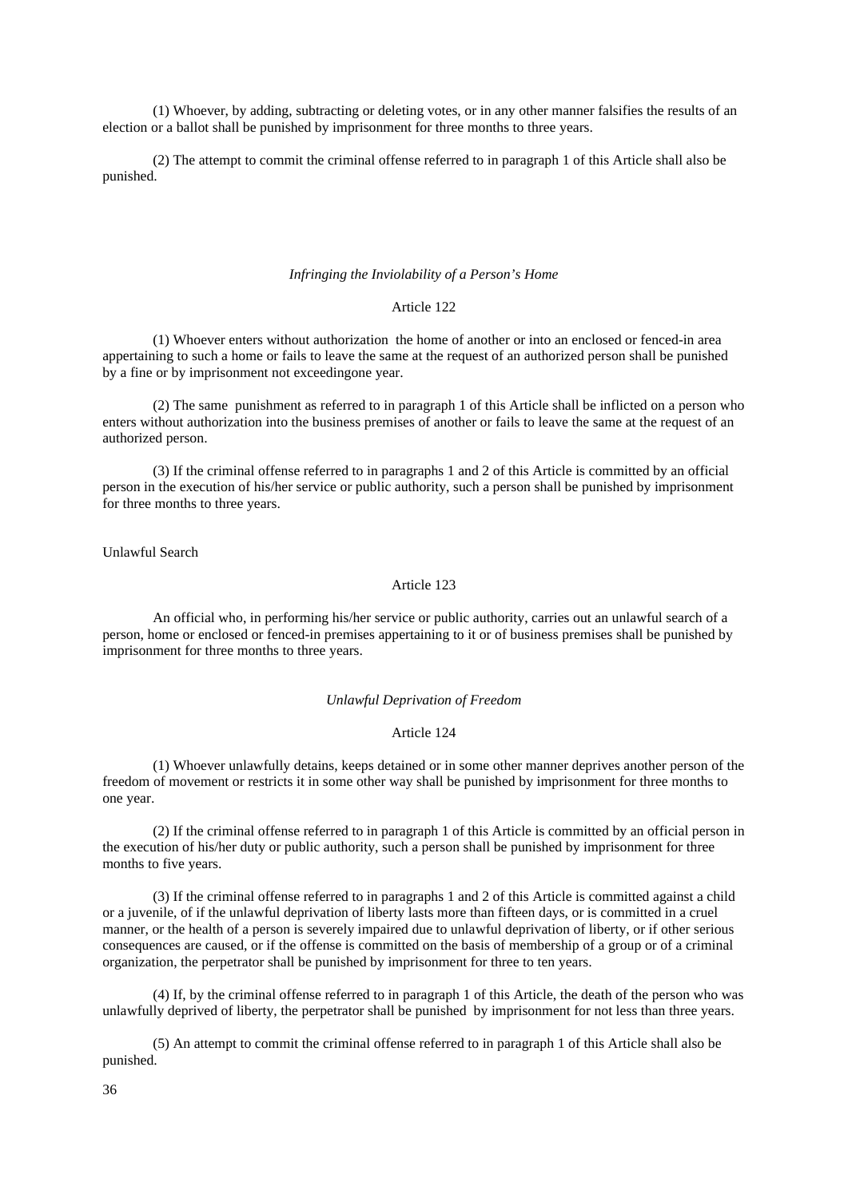(1) Whoever, by adding, subtracting or deleting votes, or in any other manner falsifies the results of an election or a ballot shall be punished by imprisonment for three months to three years.

(2) The attempt to commit the criminal offense referred to in paragraph 1 of this Article shall also be punished.

*Infringing the Inviolability of a Person's Home*

Article 122

(1) Whoever enters without authorization the home of another or into an enclosed or fenced-in area appertaining to such a home or fails to leave the same at the request of an authorized person shall be punished by a fine or by imprisonment not exceedingone year.

(2) The same punishment as referred to in paragraph 1 of this Article shall be inflicted on a person who enters without authorization into the business premises of another or fails to leave the same at the request of an authorized person.

(3) If the criminal offense referred to in paragraphs 1 and 2 of this Article is committed by an official person in the execution of his/her service or public authority, such a person shall be punished by imprisonment for three months to three years.

Unlawful Search

Article 123

An official who, in performing his/her service or public authority, carries out an unlawful search of a person, home or enclosed or fenced-in premises appertaining to it or of business premises shall be punished by imprisonment for three months to three years.

*Unlawful Deprivation of Freedom*

Article 124

(1) Whoever unlawfully detains, keeps detained or in some other manner deprives another person of the freedom of movement or restricts it in some other way shall be punished by imprisonment for three months to one year.

(2) If the criminal offense referred to in paragraph 1 of this Article is committed by an official person in the execution of his/her duty or public authority, such a person shall be punished by imprisonment for three months to five years.

(3) If the criminal offense referred to in paragraphs 1 and 2 of this Article is committed against a child or a juvenile, of if the unlawful deprivation of liberty lasts more than fifteen days, or is committed in a cruel manner, or the health of a person is severely impaired due to unlawful deprivation of liberty, or if other serious consequences are caused, or if the offense is committed on the basis of membership of a group or of a criminal organization, the perpetrator shall be punished by imprisonment for three to ten years.

(4) If, by the criminal offense referred to in paragraph 1 of this Article, the death of the person who was unlawfully deprived of liberty, the perpetrator shall be punished by imprisonment for not less than three years.

(5) An attempt to commit the criminal offense referred to in paragraph 1 of this Article shall also be punished.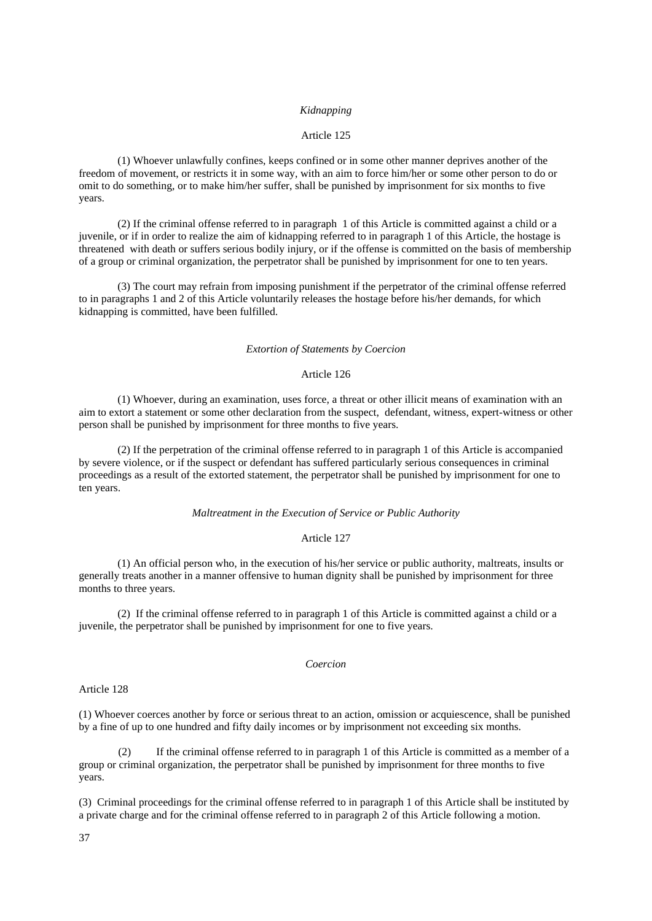*Kidnapping*

Article 125

(1) Whoever unlawfully confines, keeps confined or in some other manner deprives another of the freedom of movement, or restricts it in some way, with an aim to force him/her or some other person to do or omit to do something, or to make him/her suffer, shall be punished by imprisonment for six months to five years.

(2) If the criminal offense referred to in paragraph 1 of this Article is committed against a child or a juvenile, or if in order to realize the aim of kidnapping referred to in paragraph 1 of this Article, the hostage is threatened with death or suffers serious bodily injury, or if the offense is committed on the basis of membership of a group or criminal organization, the perpetrator shall be punished by imprisonment for one to ten years.

(3) The court may refrain from imposing punishment if the perpetrator of the criminal offense referred to in paragraphs 1 and 2 of this Article voluntarily releases the hostage before his/her demands, for which kidnapping is committed, have been fulfilled.

*Extortion of Statements by Coercion*

Article 126

(1) Whoever, during an examination, uses force, a threat or other illicit means of examination with an aim to extort a statement or some other declaration from the suspect, defendant, witness, expert-witness or other person shall be punished by imprisonment for three months to five years.

(2) If the perpetration of the criminal offense referred to in paragraph 1 of this Article is accompanied by severe violence, or if the suspect or defendant has suffered particularly serious consequences in criminal proceedings as a result of the extorted statement, the perpetrator shall be punished by imprisonment for one to ten years.

*Maltreatment in the Execution of Service or Public Authority*

Article 127

(1) An official person who, in the execution of his/her service or public authority, maltreats, insults or generally treats another in a manner offensive to human dignity shall be punished by imprisonment for three months to three years.

(2) If the criminal offense referred to in paragraph 1 of this Article is committed against a child or a juvenile, the perpetrator shall be punished by imprisonment for one to five years.

*Coercion*

Article 128

(1) Whoever coerces another by force or serious threat to an action, omission or acquiescence, shall be punished by a fine of up to one hundred and fifty daily incomes or by imprisonment not exceeding six months.

(2) If the criminal offense referred to in paragraph 1 of this Article is committed as a member of a group or criminal organization, the perpetrator shall be punished by imprisonment for three months to five years.

(3) Criminal proceedings for the criminal offense referred to in paragraph 1 of this Article shall be instituted by a private charge and for the criminal offense referred to in paragraph 2 of this Article following a motion.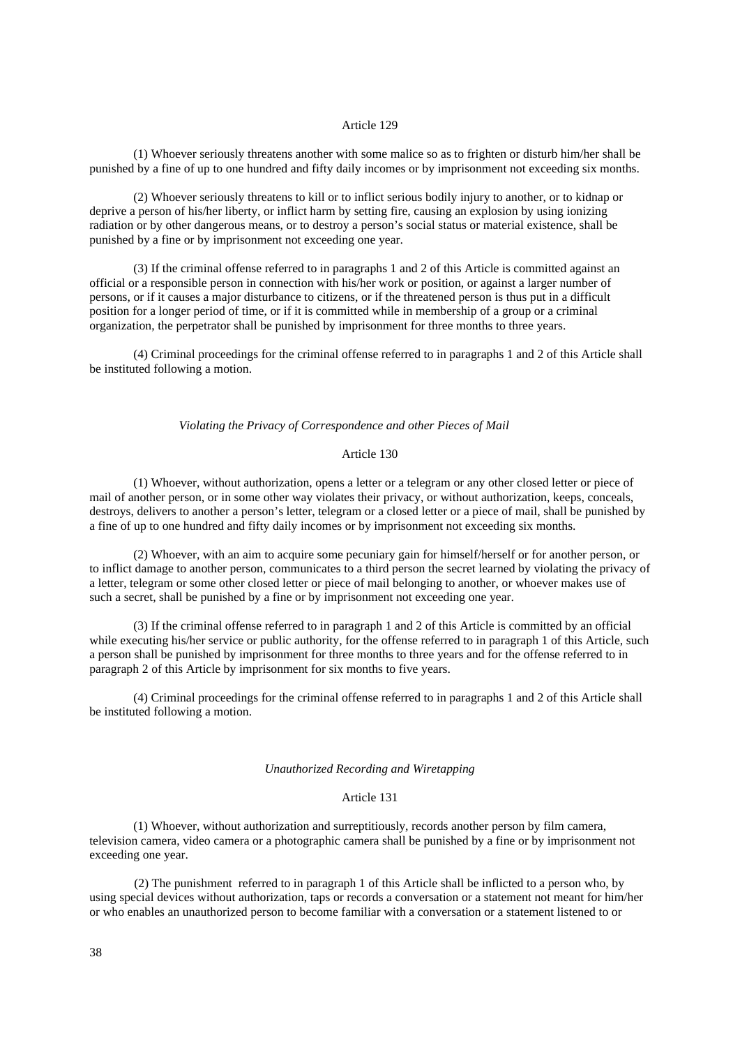Article 129

(1) Whoever seriously threatens another with some malice so as to frighten or disturb him/her shall be punished by a fine of up to one hundred and fifty daily incomes or by imprisonment not exceeding six months.

(2) Whoever seriously threatens to kill or to inflict serious bodily injury to another, or to kidnap or deprive a person of his/her liberty, or inflict harm by setting fire, causing an explosion by using ionizing radiation or by other dangerous means, or to destroy a person's social status or material existence, shall be punished by a fine or by imprisonment not exceeding one year.

(3) If the criminal offense referred to in paragraphs 1 and 2 of this Article is committed against an official or a responsible person in connection with his/her work or position, or against a larger number of persons, or if it causes a major disturbance to citizens, or if the threatened person is thus put in a difficult position for a longer period of time, or if it is committed while in membership of a group or a criminal organization, the perpetrator shall be punished by imprisonment for three months to three years.

(4) Criminal proceedings for the criminal offense referred to in paragraphs 1 and 2 of this Article shall be instituted following a motion.

*Violating the Privacy of Correspondence and other Pieces of Mail*

Article 130

(1) Whoever, without authorization, opens a letter or a telegram or any other closed letter or piece of mail of another person, or in some other way violates their privacy, or without authorization, keeps, conceals, destroys, delivers to another a person's letter, telegram or a closed letter or a piece of mail, shall be punished by a fine of up to one hundred and fifty daily incomes or by imprisonment not exceeding six months.

(2) Whoever, with an aim to acquire some pecuniary gain for himself/herself or for another person, or to inflict damage to another person, communicates to a third person the secret learned by violating the privacy of a letter, telegram or some other closed letter or piece of mail belonging to another, or whoever makes use of such a secret, shall be punished by a fine or by imprisonment not exceeding one year.

(3) If the criminal offense referred to in paragraph 1 and 2 of this Article is committed by an official while executing his/her service or public authority, for the offense referred to in paragraph 1 of this Article, such a person shall be punished by imprisonment for three months to three years and for the offense referred to in paragraph 2 of this Article by imprisonment for six months to five years.

(4) Criminal proceedings for the criminal offense referred to in paragraphs 1 and 2 of this Article shall be instituted following a motion.

*Unauthorized Recording and Wiretapping*

Article 131

(1) Whoever, without authorization and surreptitiously, records another person by film camera, television camera, video camera or a photographic camera shall be punished by a fine or by imprisonment not exceeding one year.

(2) The punishment referred to in paragraph 1 of this Article shall be inflicted to a person who, by using special devices without authorization, taps or records a conversation or a statement not meant for him/her or who enables an unauthorized person to become familiar with a conversation or a statement listened to or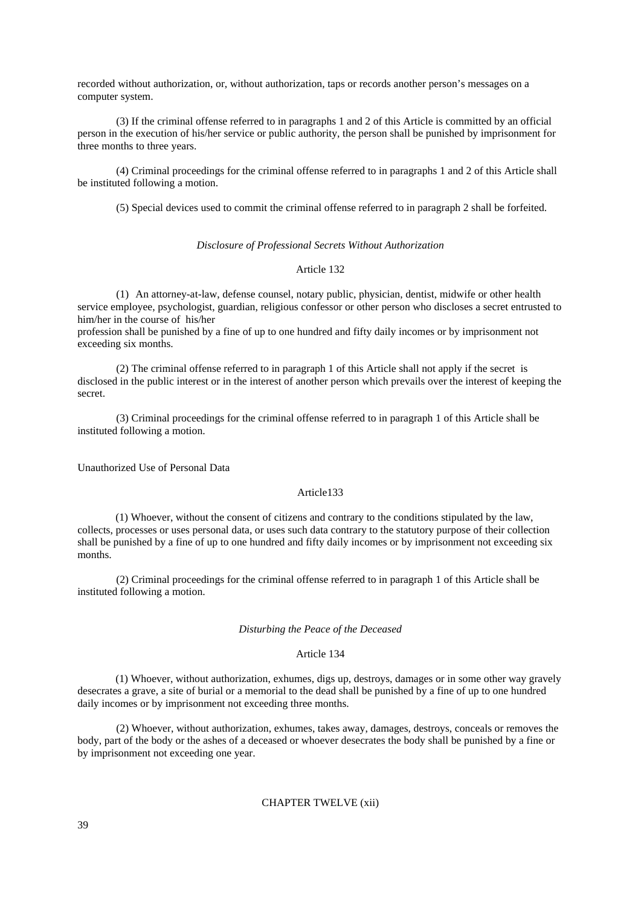recorded without authorization, or, without authorization, taps or records another person's messages on a computer system.

(3) If the criminal offense referred to in paragraphs 1 and 2 of this Article is committed by an official person in the execution of his/her service or public authority, the person shall be punished by imprisonment for three months to three years.

(4) Criminal proceedings for the criminal offense referred to in paragraphs 1 and 2 of this Article shall be instituted following a motion.

(5) Special devices used to commit the criminal offense referred to in paragraph 2 shall be forfeited.

### *Disclosure of Professional Secrets Without Authorization*

### Article 132

(1) An attorney-at-law, defense counsel, notary public, physician, dentist, midwife or other health service employee, psychologist, guardian, religious confessor or other person who discloses a secret entrusted to him/her in the course of his/her
profession shall be punished by a fine of up to one hundred and fifty daily incomes or by imprisonment not exceeding six months.

(2) The criminal offense referred to in paragraph 1 of this Article shall not apply if the secret is disclosed in the public interest or in the interest of another person which prevails over the interest of keeping the secret.

(3) Criminal proceedings for the criminal offense referred to in paragraph 1 of this Article shall be instituted following a motion.

### Unauthorized Use of Personal Data

### Article133

(1) Whoever, without the consent of citizens and contrary to the conditions stipulated by the law, collects, processes or uses personal data, or uses such data contrary to the statutory purpose of their collection shall be punished by a fine of up to one hundred and fifty daily incomes or by imprisonment not exceeding six months.

(2) Criminal proceedings for the criminal offense referred to in paragraph 1 of this Article shall be instituted following a motion.

### *Disturbing the Peace of the Deceased*

### Article 134

(1) Whoever, without authorization, exhumes, digs up, destroys, damages or in some other way gravely desecrates a grave, a site of burial or a memorial to the dead shall be punished by a fine of up to one hundred daily incomes or by imprisonment not exceeding three months.

(2) Whoever, without authorization, exhumes, takes away, damages, destroys, conceals or removes the body, part of the body or the ashes of a deceased or whoever desecrates the body shall be punished by a fine or by imprisonment not exceeding one year.

## CHAPTER TWELVE (xii)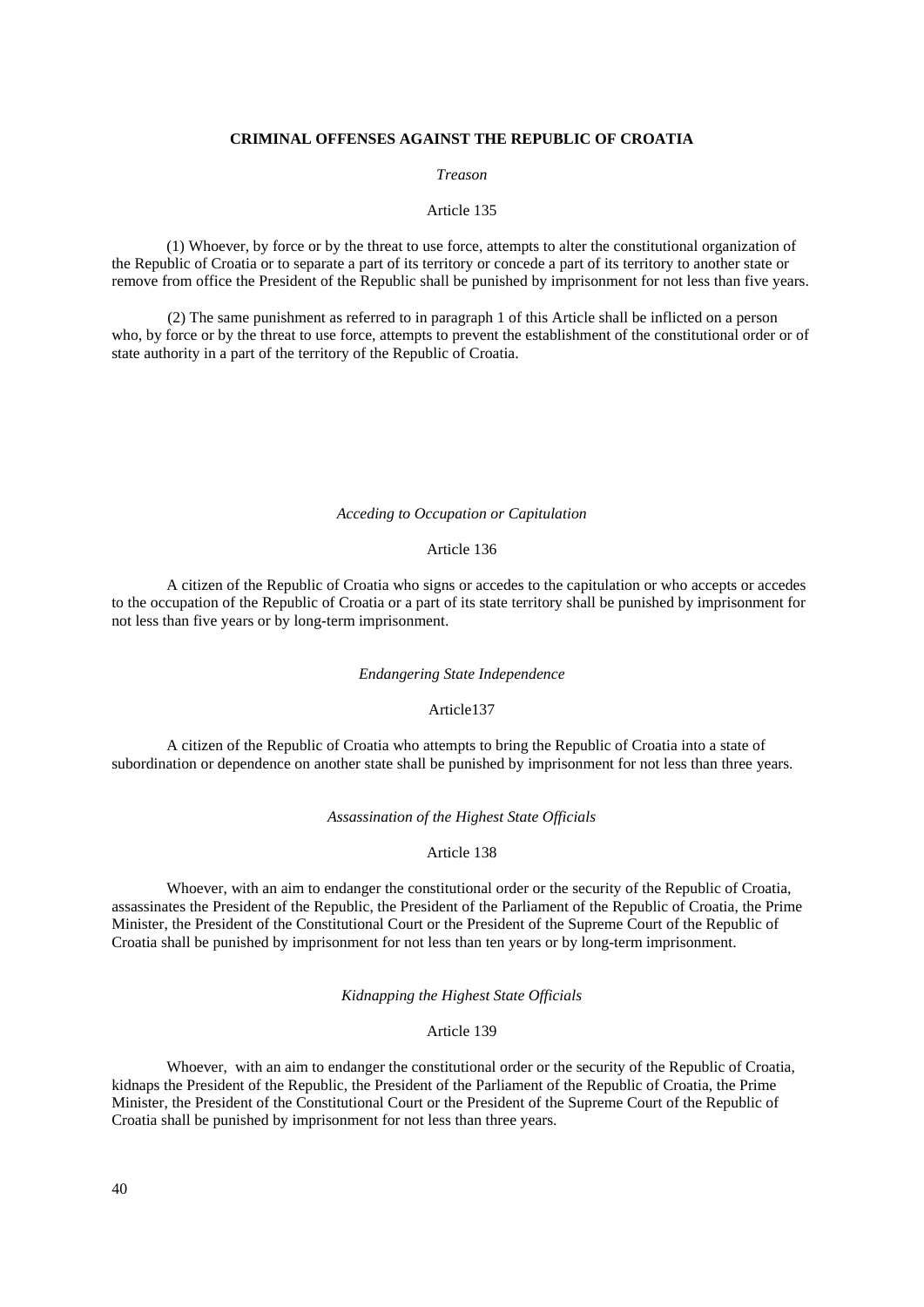**CRIMINAL OFFENSES AGAINST THE REPUBLIC OF CROATIA**

*Treason*

Article 135

(1) Whoever, by force or by the threat to use force, attempts to alter the constitutional organization of the Republic of Croatia or to separate a part of its territory or concede a part of its territory to another state or remove from office the President of the Republic shall be punished by imprisonment for not less than five years.

(2) The same punishment as referred to in paragraph 1 of this Article shall be inflicted on a person who, by force or by the threat to use force, attempts to prevent the establishment of the constitutional order or of state authority in a part of the territory of the Republic of Croatia.

*Acceding to Occupation or Capitulation*

Article 136

A citizen of the Republic of Croatia who signs or accedes to the capitulation or who accepts or accedes to the occupation of the Republic of Croatia or a part of its state territory shall be punished by imprisonment for not less than five years or by long-term imprisonment.

*Endangering State Independence*

Article137

A citizen of the Republic of Croatia who attempts to bring the Republic of Croatia into a state of subordination or dependence on another state shall be punished by imprisonment for not less than three years.

*Assassination of the Highest State Officials*

Article 138

Whoever, with an aim to endanger the constitutional order or the security of the Republic of Croatia, assassinates the President of the Republic, the President of the Parliament of the Republic of Croatia, the Prime Minister, the President of the Constitutional Court or the President of the Supreme Court of the Republic of Croatia shall be punished by imprisonment for not less than ten years or by long-term imprisonment.

*Kidnapping the Highest State Officials*

Article 139

Whoever, with an aim to endanger the constitutional order or the security of the Republic of Croatia, kidnaps the President of the Republic, the President of the Parliament of the Republic of Croatia, the Prime Minister, the President of the Constitutional Court or the President of the Supreme Court of the Republic of Croatia shall be punished by imprisonment for not less than three years.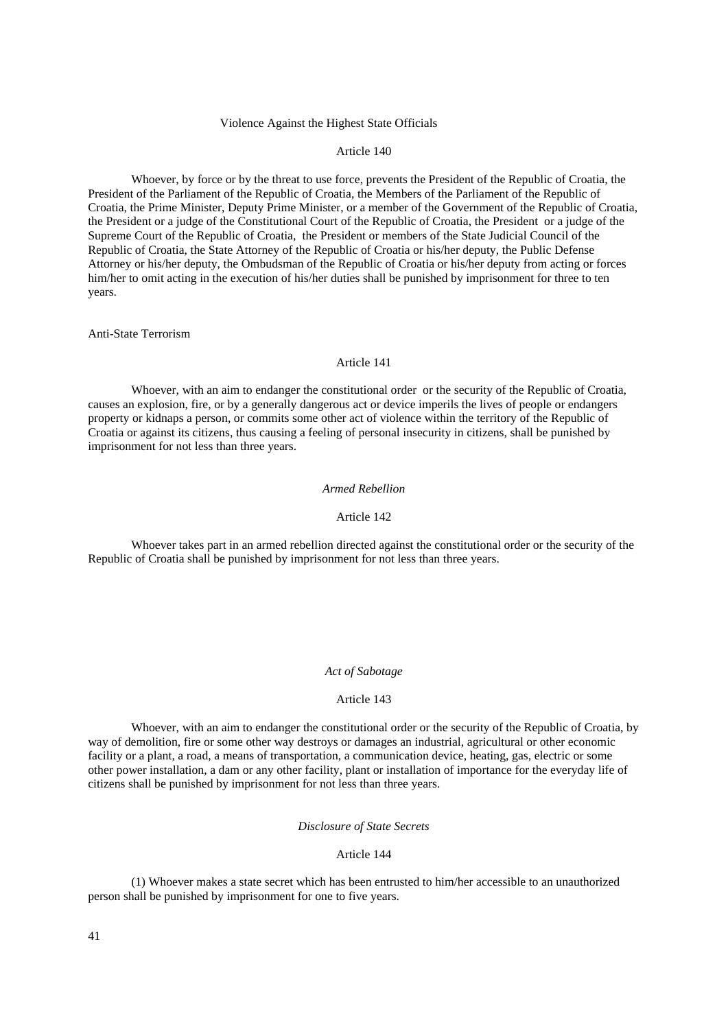Violence Against the Highest State Officials

Article 140

Whoever, by force or by the threat to use force, prevents the President of the Republic of Croatia, the President of the Parliament of the Republic of Croatia, the Members of the Parliament of the Republic of Croatia, the Prime Minister, Deputy Prime Minister, or a member of the Government of the Republic of Croatia, the President or a judge of the Constitutional Court of the Republic of Croatia, the President or a judge of the Supreme Court of the Republic of Croatia, the President or members of the State Judicial Council of the Republic of Croatia, the State Attorney of the Republic of Croatia or his/her deputy, the Public Defense Attorney or his/her deputy, the Ombudsman of the Republic of Croatia or his/her deputy from acting or forces him/her to omit acting in the execution of his/her duties shall be punished by imprisonment for three to ten years.

Anti-State Terrorism

Article 141

Whoever, with an aim to endanger the constitutional order or the security of the Republic of Croatia, causes an explosion, fire, or by a generally dangerous act or device imperils the lives of people or endangers property or kidnaps a person, or commits some other act of violence within the territory of the Republic of Croatia or against its citizens, thus causing a feeling of personal insecurity in citizens, shall be punished by imprisonment for not less than three years.

*Armed Rebellion*

Article 142

Whoever takes part in an armed rebellion directed against the constitutional order or the security of the Republic of Croatia shall be punished by imprisonment for not less than three years.

*Act of Sabotage*

Article 143

Whoever, with an aim to endanger the constitutional order or the security of the Republic of Croatia, by way of demolition, fire or some other way destroys or damages an industrial, agricultural or other economic facility or a plant, a road, a means of transportation, a communication device, heating, gas, electric or some other power installation, a dam or any other facility, plant or installation of importance for the everyday life of citizens shall be punished by imprisonment for not less than three years.

*Disclosure of State Secrets*

Article 144

(1) Whoever makes a state secret which has been entrusted to him/her accessible to an unauthorized person shall be punished by imprisonment for one to five years.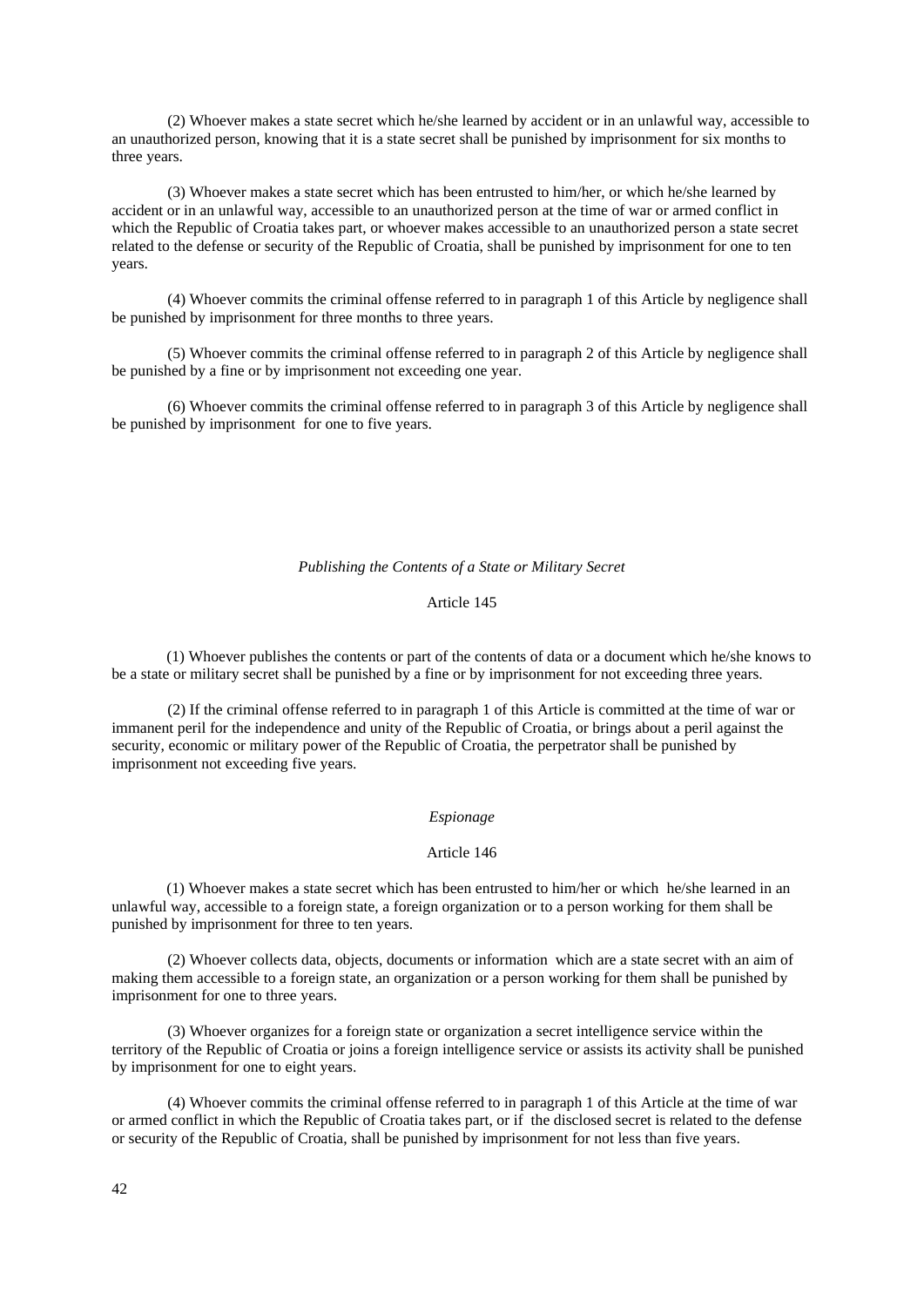(2) Whoever makes a state secret which he/she learned by accident or in an unlawful way, accessible to an unauthorized person, knowing that it is a state secret shall be punished by imprisonment for six months to three years.

(3) Whoever makes a state secret which has been entrusted to him/her, or which he/she learned by accident or in an unlawful way, accessible to an unauthorized person at the time of war or armed conflict in which the Republic of Croatia takes part, or whoever makes accessible to an unauthorized person a state secret related to the defense or security of the Republic of Croatia, shall be punished by imprisonment for one to ten years.

(4) Whoever commits the criminal offense referred to in paragraph 1 of this Article by negligence shall be punished by imprisonment for three months to three years.

(5) Whoever commits the criminal offense referred to in paragraph 2 of this Article by negligence shall be punished by a fine or by imprisonment not exceeding one year.

(6) Whoever commits the criminal offense referred to in paragraph 3 of this Article by negligence shall be punished by imprisonment for one to five years.

*Publishing the Contents of a State or Military Secret*

Article 145

(1) Whoever publishes the contents or part of the contents of data or a document which he/she knows to be a state or military secret shall be punished by a fine or by imprisonment for not exceeding three years.

(2) If the criminal offense referred to in paragraph 1 of this Article is committed at the time of war or immanent peril for the independence and unity of the Republic of Croatia, or brings about a peril against the security, economic or military power of the Republic of Croatia, the perpetrator shall be punished by imprisonment not exceeding five years.

*Espionage*

Article 146

(1) Whoever makes a state secret which has been entrusted to him/her or which he/she learned in an unlawful way, accessible to a foreign state, a foreign organization or to a person working for them shall be punished by imprisonment for three to ten years.

(2) Whoever collects data, objects, documents or information which are a state secret with an aim of making them accessible to a foreign state, an organization or a person working for them shall be punished by imprisonment for one to three years.

(3) Whoever organizes for a foreign state or organization a secret intelligence service within the territory of the Republic of Croatia or joins a foreign intelligence service or assists its activity shall be punished by imprisonment for one to eight years.

(4) Whoever commits the criminal offense referred to in paragraph 1 of this Article at the time of war or armed conflict in which the Republic of Croatia takes part, or if the disclosed secret is related to the defense or security of the Republic of Croatia, shall be punished by imprisonment for not less than five years.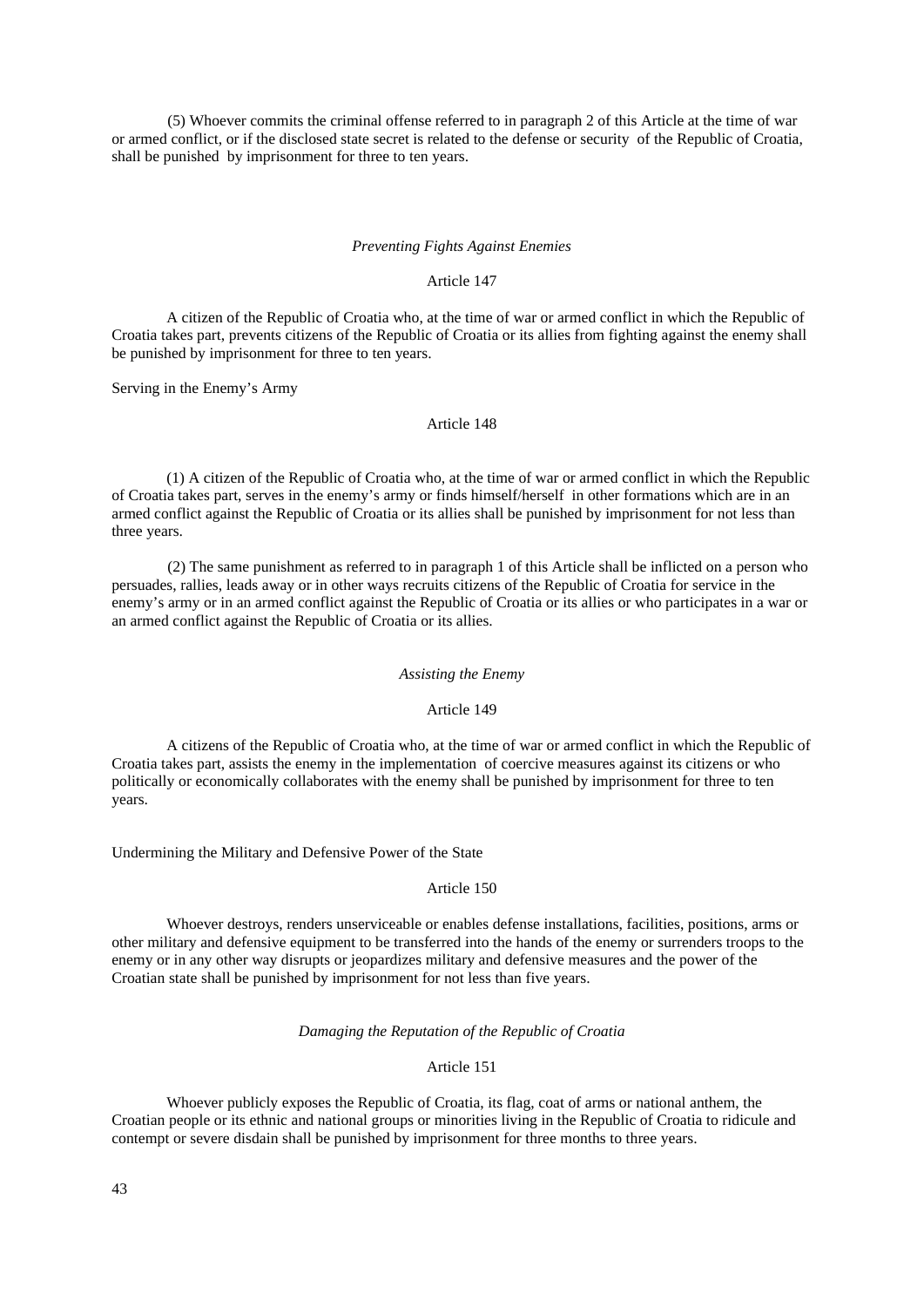(5) Whoever commits the criminal offense referred to in paragraph 2 of this Article at the time of war or armed conflict, or if the disclosed state secret is related to the defense or security of the Republic of Croatia, shall be punished by imprisonment for three to ten years.

*Preventing Fights Against Enemies*

Article 147

A citizen of the Republic of Croatia who, at the time of war or armed conflict in which the Republic of Croatia takes part, prevents citizens of the Republic of Croatia or its allies from fighting against the enemy shall be punished by imprisonment for three to ten years.

Serving in the Enemy's Army

Article 148

(1) A citizen of the Republic of Croatia who, at the time of war or armed conflict in which the Republic of Croatia takes part, serves in the enemy's army or finds himself/herself in other formations which are in an armed conflict against the Republic of Croatia or its allies shall be punished by imprisonment for not less than three years.

(2) The same punishment as referred to in paragraph 1 of this Article shall be inflicted on a person who persuades, rallies, leads away or in other ways recruits citizens of the Republic of Croatia for service in the enemy's army or in an armed conflict against the Republic of Croatia or its allies or who participates in a war or an armed conflict against the Republic of Croatia or its allies.

*Assisting the Enemy*

Article 149

A citizens of the Republic of Croatia who, at the time of war or armed conflict in which the Republic of Croatia takes part, assists the enemy in the implementation of coercive measures against its citizens or who politically or economically collaborates with the enemy shall be punished by imprisonment for three to ten years.

Undermining the Military and Defensive Power of the State

Article 150

Whoever destroys, renders unserviceable or enables defense installations, facilities, positions, arms or other military and defensive equipment to be transferred into the hands of the enemy or surrenders troops to the enemy or in any other way disrupts or jeopardizes military and defensive measures and the power of the Croatian state shall be punished by imprisonment for not less than five years.

*Damaging the Reputation of the Republic of Croatia*

Article 151

Whoever publicly exposes the Republic of Croatia, its flag, coat of arms or national anthem, the Croatian people or its ethnic and national groups or minorities living in the Republic of Croatia to ridicule and contempt or severe disdain shall be punished by imprisonment for three months to three years.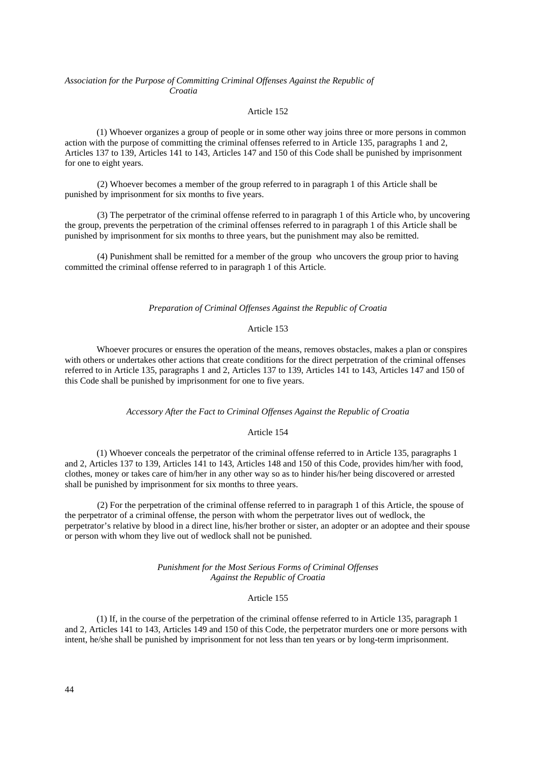*Association for the Purpose of Committing Criminal Offenses Against the Republic of Croatia*

Article 152

(1) Whoever organizes a group of people or in some other way joins three or more persons in common action with the purpose of committing the criminal offenses referred to in Article 135, paragraphs 1 and 2, Articles 137 to 139, Articles 141 to 143, Articles 147 and 150 of this Code shall be punished by imprisonment for one to eight years.

(2) Whoever becomes a member of the group referred to in paragraph 1 of this Article shall be punished by imprisonment for six months to five years.

(3) The perpetrator of the criminal offense referred to in paragraph 1 of this Article who, by uncovering the group, prevents the perpetration of the criminal offenses referred to in paragraph 1 of this Article shall be punished by imprisonment for six months to three years, but the punishment may also be remitted.

(4) Punishment shall be remitted for a member of the group who uncovers the group prior to having committed the criminal offense referred to in paragraph 1 of this Article.

*Preparation of Criminal Offenses Against the Republic of Croatia*

Article 153

Whoever procures or ensures the operation of the means, removes obstacles, makes a plan or conspires with others or undertakes other actions that create conditions for the direct perpetration of the criminal offenses referred to in Article 135, paragraphs 1 and 2, Articles 137 to 139, Articles 141 to 143, Articles 147 and 150 of this Code shall be punished by imprisonment for one to five years.

*Accessory After the Fact to Criminal Offenses Against the Republic of Croatia*

Article 154

(1) Whoever conceals the perpetrator of the criminal offense referred to in Article 135, paragraphs 1 and 2, Articles 137 to 139, Articles 141 to 143, Articles 148 and 150 of this Code, provides him/her with food, clothes, money or takes care of him/her in any other way so as to hinder his/her being discovered or arrested shall be punished by imprisonment for six months to three years.

(2) For the perpetration of the criminal offense referred to in paragraph 1 of this Article, the spouse of the perpetrator of a criminal offense, the person with whom the perpetrator lives out of wedlock, the perpetrator's relative by blood in a direct line, his/her brother or sister, an adopter or an adoptee and their spouse or person with whom they live out of wedlock shall not be punished.

*Punishment for the Most Serious Forms of Criminal Offenses Against the Republic of Croatia*

Article 155

(1) If, in the course of the perpetration of the criminal offense referred to in Article 135, paragraph 1 and 2, Articles 141 to 143, Articles 149 and 150 of this Code, the perpetrator murders one or more persons with intent, he/she shall be punished by imprisonment for not less than ten years or by long-term imprisonment.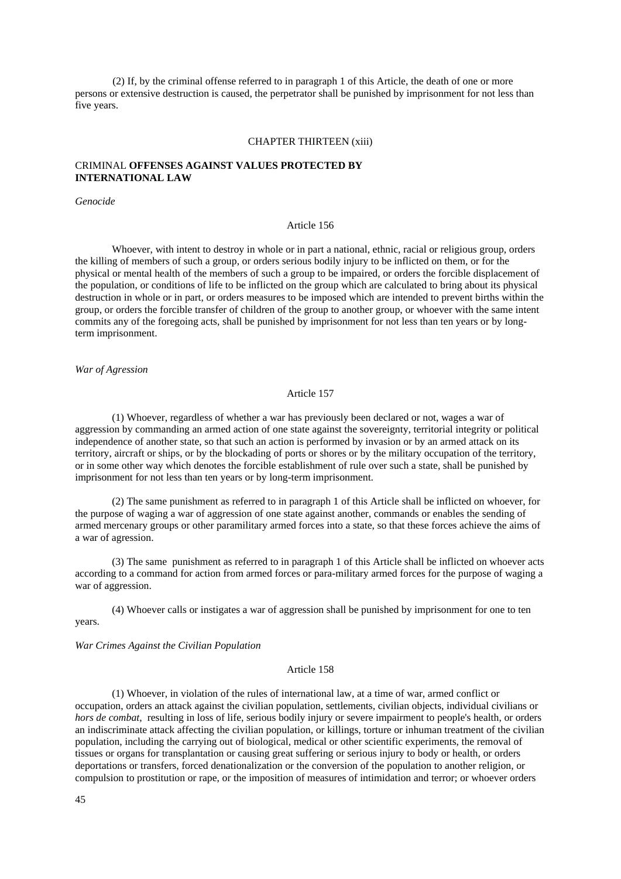(2) If, by the criminal offense referred to in paragraph 1 of this Article, the death of one or more persons or extensive destruction is caused, the perpetrator shall be punished by imprisonment for not less than five years.

## CHAPTER THIRTEEN (xiii)

## CRIMINAL **OFFENSES AGAINST VALUES PROTECTED BY INTERNATIONAL LAW**

*Genocide*

### Article 156

Whoever, with intent to destroy in whole or in part a national, ethnic, racial or religious group, orders the killing of members of such a group, or orders serious bodily injury to be inflicted on them, or for the physical or mental health of the members of such a group to be impaired, or orders the forcible displacement of the population, or conditions of life to be inflicted on the group which are calculated to bring about its physical destruction in whole or in part, or orders measures to be imposed which are intended to prevent births within the group, or orders the forcible transfer of children of the group to another group, or whoever with the same intent commits any of the foregoing acts, shall be punished by imprisonment for not less than ten years or by long-term imprisonment.

*War of Agression*

### Article 157

(1) Whoever, regardless of whether a war has previously been declared or not, wages a war of aggression by commanding an armed action of one state against the sovereignty, territorial integrity or political independence of another state, so that such an action is performed by invasion or by an armed attack on its territory, aircraft or ships, or by the blockading of ports or shores or by the military occupation of the territory, or in some other way which denotes the forcible establishment of rule over such a state, shall be punished by imprisonment for not less than ten years or by long-term imprisonment.

(2) The same punishment as referred to in paragraph 1 of this Article shall be inflicted on whoever, for the purpose of waging a war of aggression of one state against another, commands or enables the sending of armed mercenary groups or other paramilitary armed forces into a state, so that these forces achieve the aims of a war of agression.

(3) The same punishment as referred to in paragraph 1 of this Article shall be inflicted on whoever acts according to a command for action from armed forces or para-military armed forces for the purpose of waging a war of aggression.

(4) Whoever calls or instigates a war of aggression shall be punished by imprisonment for one to ten years.

*War Crimes Against the Civilian Population*

### Article 158

(1) Whoever, in violation of the rules of international law, at a time of war, armed conflict or occupation, orders an attack against the civilian population, settlements, civilian objects, individual civilians or *hors de combat*, resulting in loss of life, serious bodily injury or severe impairment to people's health, or orders an indiscriminate attack affecting the civilian population, or killings, torture or inhuman treatment of the civilian population, including the carrying out of biological, medical or other scientific experiments, the removal of tissues or organs for transplantation or causing great suffering or serious injury to body or health, or orders deportations or transfers, forced denationalization or the conversion of the population to another religion, or compulsion to prostitution or rape, or the imposition of measures of intimidation and terror; or whoever orders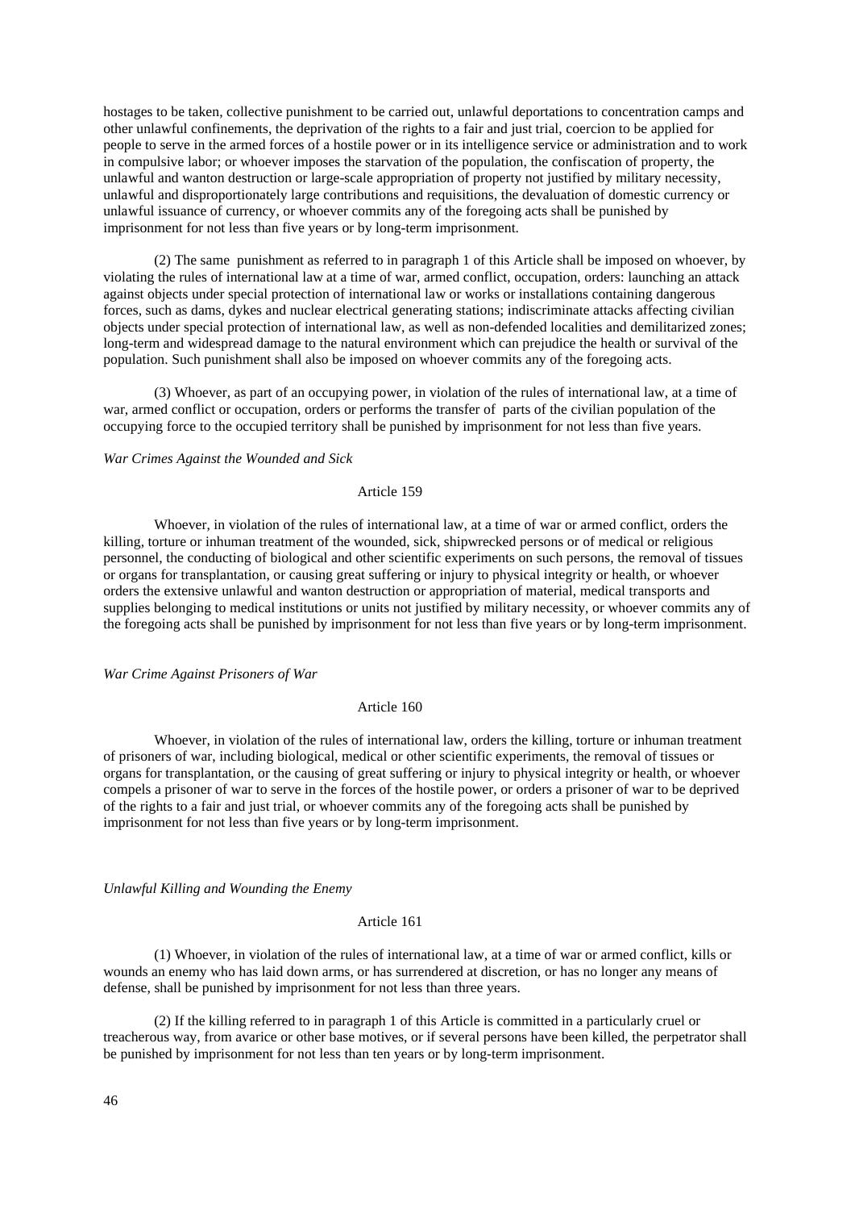hostages to be taken, collective punishment to be carried out, unlawful deportations to concentration camps and other unlawful confinements, the deprivation of the rights to a fair and just trial, coercion to be applied for people to serve in the armed forces of a hostile power or in its intelligence service or administration and to work in compulsive labor; or whoever imposes the starvation of the population, the confiscation of property, the unlawful and wanton destruction or large-scale appropriation of property not justified by military necessity, unlawful and disproportionately large contributions and requisitions, the devaluation of domestic currency or unlawful issuance of currency, or whoever commits any of the foregoing acts shall be punished by imprisonment for not less than five years or by long-term imprisonment.

(2) The same punishment as referred to in paragraph 1 of this Article shall be imposed on whoever, by violating the rules of international law at a time of war, armed conflict, occupation, orders: launching an attack against objects under special protection of international law or works or installations containing dangerous forces, such as dams, dykes and nuclear electrical generating stations; indiscriminate attacks affecting civilian objects under special protection of international law, as well as non-defended localities and demilitarized zones; long-term and widespread damage to the natural environment which can prejudice the health or survival of the population. Such punishment shall also be imposed on whoever commits any of the foregoing acts.

(3) Whoever, as part of an occupying power, in violation of the rules of international law, at a time of war, armed conflict or occupation, orders or performs the transfer of parts of the civilian population of the occupying force to the occupied territory shall be punished by imprisonment for not less than five years.

*War Crimes Against the Wounded and Sick*

Article 159

Whoever, in violation of the rules of international law, at a time of war or armed conflict, orders the killing, torture or inhuman treatment of the wounded, sick, shipwrecked persons or of medical or religious personnel, the conducting of biological and other scientific experiments on such persons, the removal of tissues or organs for transplantation, or causing great suffering or injury to physical integrity or health, or whoever orders the extensive unlawful and wanton destruction or appropriation of material, medical transports and supplies belonging to medical institutions or units not justified by military necessity, or whoever commits any of the foregoing acts shall be punished by imprisonment for not less than five years or by long-term imprisonment.

*War Crime Against Prisoners of War*

Article 160

Whoever, in violation of the rules of international law, orders the killing, torture or inhuman treatment of prisoners of war, including biological, medical or other scientific experiments, the removal of tissues or organs for transplantation, or the causing of great suffering or injury to physical integrity or health, or whoever compels a prisoner of war to serve in the forces of the hostile power, or orders a prisoner of war to be deprived of the rights to a fair and just trial, or whoever commits any of the foregoing acts shall be punished by imprisonment for not less than five years or by long-term imprisonment.

*Unlawful Killing and Wounding the Enemy*

Article 161

(1) Whoever, in violation of the rules of international law, at a time of war or armed conflict, kills or wounds an enemy who has laid down arms, or has surrendered at discretion, or has no longer any means of defense, shall be punished by imprisonment for not less than three years.

(2) If the killing referred to in paragraph 1 of this Article is committed in a particularly cruel or treacherous way, from avarice or other base motives, or if several persons have been killed, the perpetrator shall be punished by imprisonment for not less than ten years or by long-term imprisonment.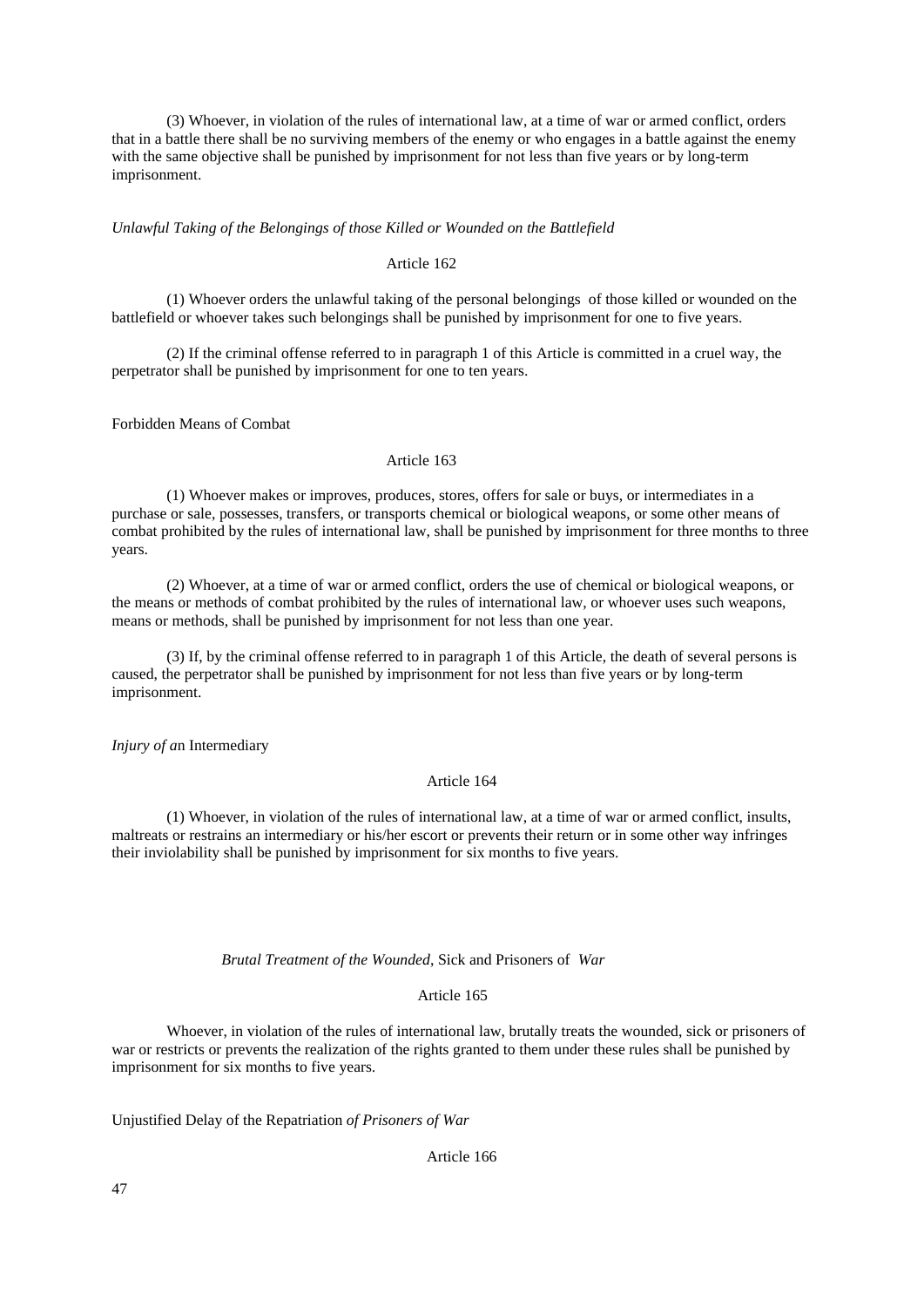(3) Whoever, in violation of the rules of international law, at a time of war or armed conflict, orders that in a battle there shall be no surviving members of the enemy or who engages in a battle against the enemy with the same objective shall be punished by imprisonment for not less than five years or by long-term imprisonment.

*Unlawful Taking of the Belongings of those Killed or Wounded on the Battlefield*

Article 162

(1) Whoever orders the unlawful taking of the personal belongings of those killed or wounded on the battlefield or whoever takes such belongings shall be punished by imprisonment for one to five years.

(2) If the criminal offense referred to in paragraph 1 of this Article is committed in a cruel way, the perpetrator shall be punished by imprisonment for one to ten years.

Forbidden Means of Combat

Article 163

(1) Whoever makes or improves, produces, stores, offers for sale or buys, or intermediates in a purchase or sale, possesses, transfers, or transports chemical or biological weapons, or some other means of combat prohibited by the rules of international law, shall be punished by imprisonment for three months to three years.

(2) Whoever, at a time of war or armed conflict, orders the use of chemical or biological weapons, or the means or methods of combat prohibited by the rules of international law, or whoever uses such weapons, means or methods, shall be punished by imprisonment for not less than one year.

(3) If, by the criminal offense referred to in paragraph 1 of this Article, the death of several persons is caused, the perpetrator shall be punished by imprisonment for not less than five years or by long-term imprisonment.

*Injury of a*n Intermediary

Article 164

(1) Whoever, in violation of the rules of international law, at a time of war or armed conflict, insults, maltreats or restrains an intermediary or his/her escort or prevents their return or in some other way infringes their inviolability shall be punished by imprisonment for six months to five years.

*Brutal Treatment of the Wounded*, Sick and Prisoners of *War*

Article 165

Whoever, in violation of the rules of international law, brutally treats the wounded, sick or prisoners of war or restricts or prevents the realization of the rights granted to them under these rules shall be punished by imprisonment for six months to five years.

Unjustified Delay of the Repatriation *of Prisoners of War*

Article 166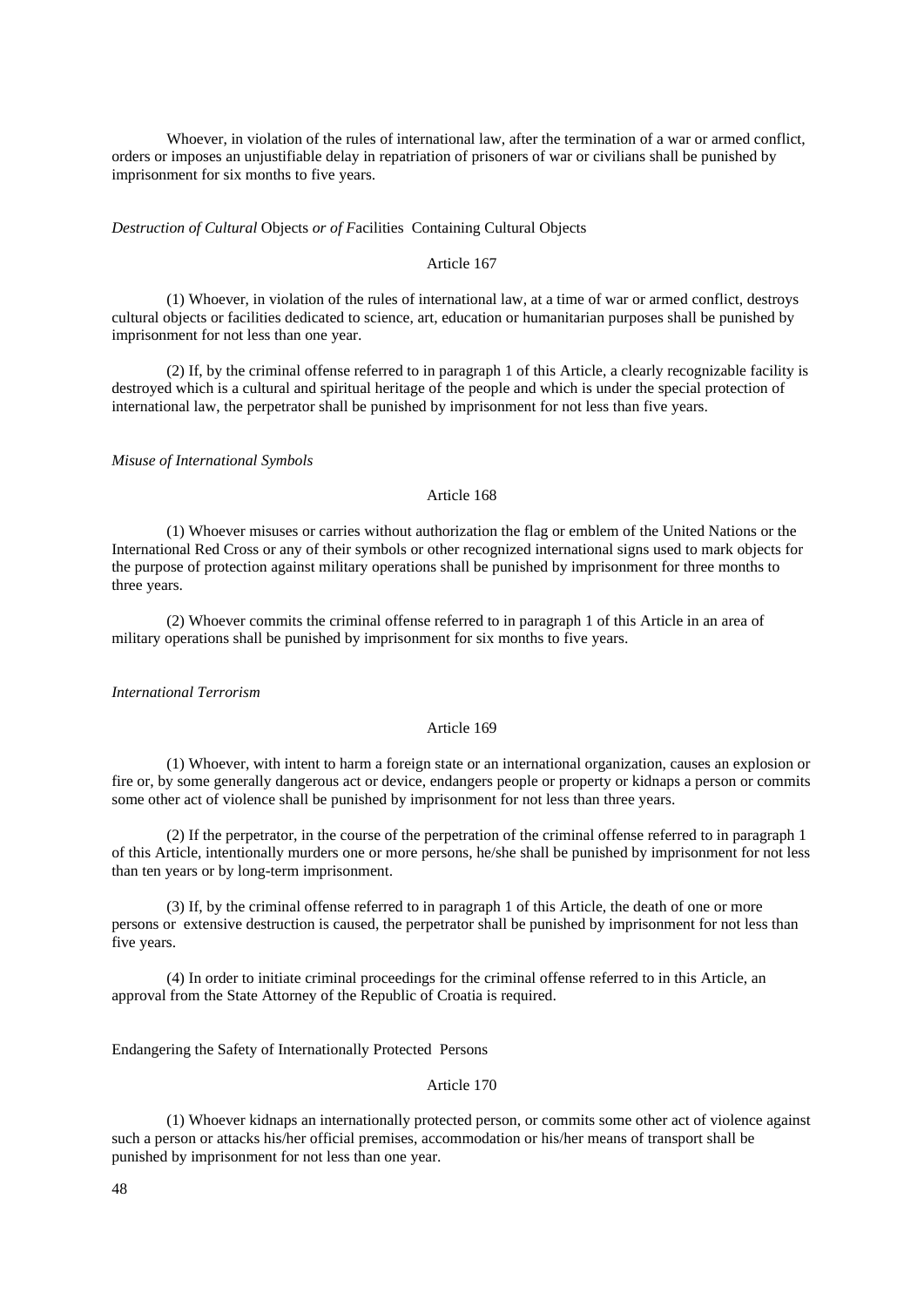Whoever, in violation of the rules of international law, after the termination of a war or armed conflict, orders or imposes an unjustifiable delay in repatriation of prisoners of war or civilians shall be punished by imprisonment for six months to five years.

*Destruction of Cultural* Objects *or of F*acilities Containing Cultural Objects

Article 167

(1) Whoever, in violation of the rules of international law, at a time of war or armed conflict, destroys cultural objects or facilities dedicated to science, art, education or humanitarian purposes shall be punished by imprisonment for not less than one year.

(2) If, by the criminal offense referred to in paragraph 1 of this Article, a clearly recognizable facility is destroyed which is a cultural and spiritual heritage of the people and which is under the special protection of international law, the perpetrator shall be punished by imprisonment for not less than five years.

*Misuse of International Symbols*

Article 168

(1) Whoever misuses or carries without authorization the flag or emblem of the United Nations or the International Red Cross or any of their symbols or other recognized international signs used to mark objects for the purpose of protection against military operations shall be punished by imprisonment for three months to three years.

(2) Whoever commits the criminal offense referred to in paragraph 1 of this Article in an area of military operations shall be punished by imprisonment for six months to five years.

*International Terrorism*

Article 169

(1) Whoever, with intent to harm a foreign state or an international organization, causes an explosion or fire or, by some generally dangerous act or device, endangers people or property or kidnaps a person or commits some other act of violence shall be punished by imprisonment for not less than three years.

(2) If the perpetrator, in the course of the perpetration of the criminal offense referred to in paragraph 1 of this Article, intentionally murders one or more persons, he/she shall be punished by imprisonment for not less than ten years or by long-term imprisonment.

(3) If, by the criminal offense referred to in paragraph 1 of this Article, the death of one or more persons or extensive destruction is caused, the perpetrator shall be punished by imprisonment for not less than five years.

(4) In order to initiate criminal proceedings for the criminal offense referred to in this Article, an approval from the State Attorney of the Republic of Croatia is required.

Endangering the Safety of Internationally Protected Persons

Article 170

(1) Whoever kidnaps an internationally protected person, or commits some other act of violence against such a person or attacks his/her official premises, accommodation or his/her means of transport shall be punished by imprisonment for not less than one year.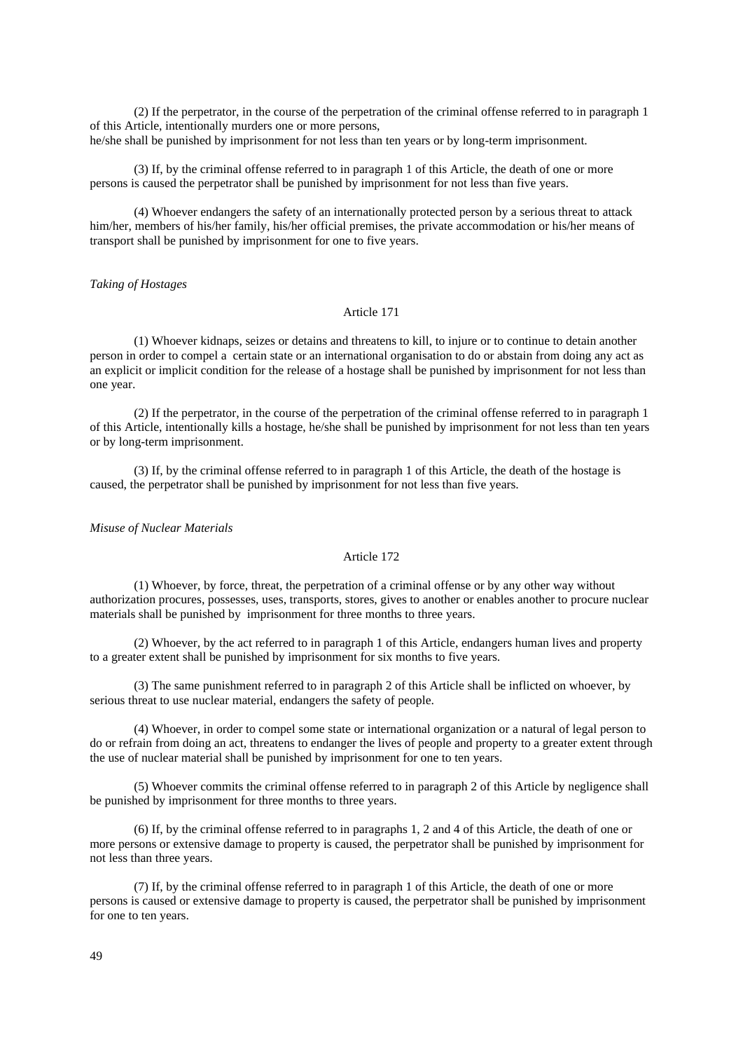(2) If the perpetrator, in the course of the perpetration of the criminal offense referred to in paragraph 1 of this Article, intentionally murders one or more persons,
he/she shall be punished by imprisonment for not less than ten years or by long-term imprisonment.

(3) If, by the criminal offense referred to in paragraph 1 of this Article, the death of one or more persons is caused the perpetrator shall be punished by imprisonment for not less than five years.

(4) Whoever endangers the safety of an internationally protected person by a serious threat to attack him/her, members of his/her family, his/her official premises, the private accommodation or his/her means of transport shall be punished by imprisonment for one to five years.

*Taking of Hostages*

Article 171

(1) Whoever kidnaps, seizes or detains and threatens to kill, to injure or to continue to detain another person in order to compel a certain state or an international organisation to do or abstain from doing any act as an explicit or implicit condition for the release of a hostage shall be punished by imprisonment for not less than one year.

(2) If the perpetrator, in the course of the perpetration of the criminal offense referred to in paragraph 1 of this Article, intentionally kills a hostage, he/she shall be punished by imprisonment for not less than ten years or by long-term imprisonment.

(3) If, by the criminal offense referred to in paragraph 1 of this Article, the death of the hostage is caused, the perpetrator shall be punished by imprisonment for not less than five years.

*Misuse of Nuclear Materials*

Article 172

(1) Whoever, by force, threat, the perpetration of a criminal offense or by any other way without authorization procures, possesses, uses, transports, stores, gives to another or enables another to procure nuclear materials shall be punished by imprisonment for three months to three years.

(2) Whoever, by the act referred to in paragraph 1 of this Article, endangers human lives and property to a greater extent shall be punished by imprisonment for six months to five years.

(3) The same punishment referred to in paragraph 2 of this Article shall be inflicted on whoever, by serious threat to use nuclear material, endangers the safety of people.

(4) Whoever, in order to compel some state or international organization or a natural of legal person to do or refrain from doing an act, threatens to endanger the lives of people and property to a greater extent through the use of nuclear material shall be punished by imprisonment for one to ten years.

(5) Whoever commits the criminal offense referred to in paragraph 2 of this Article by negligence shall be punished by imprisonment for three months to three years.

(6) If, by the criminal offense referred to in paragraphs 1, 2 and 4 of this Article, the death of one or more persons or extensive damage to property is caused, the perpetrator shall be punished by imprisonment for not less than three years.

(7) If, by the criminal offense referred to in paragraph 1 of this Article, the death of one or more persons is caused or extensive damage to property is caused, the perpetrator shall be punished by imprisonment for one to ten years.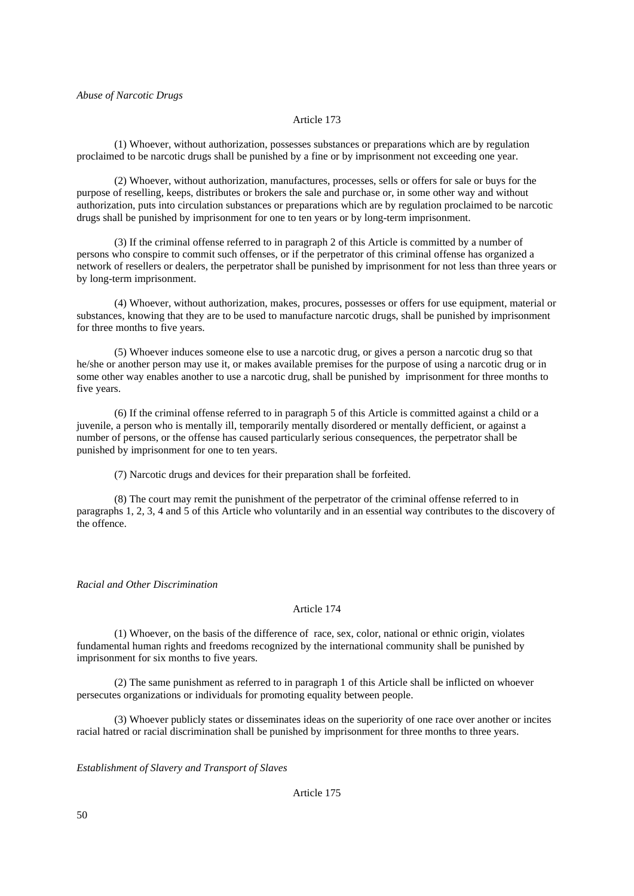*Abuse of Narcotic Drugs*

Article 173

(1) Whoever, without authorization, possesses substances or preparations which are by regulation proclaimed to be narcotic drugs shall be punished by a fine or by imprisonment not exceeding one year.

(2) Whoever, without authorization, manufactures, processes, sells or offers for sale or buys for the purpose of reselling, keeps, distributes or brokers the sale and purchase or, in some other way and without authorization, puts into circulation substances or preparations which are by regulation proclaimed to be narcotic drugs shall be punished by imprisonment for one to ten years or by long-term imprisonment.

(3) If the criminal offense referred to in paragraph 2 of this Article is committed by a number of persons who conspire to commit such offenses, or if the perpetrator of this criminal offense has organized a network of resellers or dealers, the perpetrator shall be punished by imprisonment for not less than three years or by long-term imprisonment.

(4) Whoever, without authorization, makes, procures, possesses or offers for use equipment, material or substances, knowing that they are to be used to manufacture narcotic drugs, shall be punished by imprisonment for three months to five years.

(5) Whoever induces someone else to use a narcotic drug, or gives a person a narcotic drug so that he/she or another person may use it, or makes available premises for the purpose of using a narcotic drug or in some other way enables another to use a narcotic drug, shall be punished by imprisonment for three months to five years.

(6) If the criminal offense referred to in paragraph 5 of this Article is committed against a child or a juvenile, a person who is mentally ill, temporarily mentally disordered or mentally defficient, or against a number of persons, or the offense has caused particularly serious consequences, the perpetrator shall be punished by imprisonment for one to ten years.

(7) Narcotic drugs and devices for their preparation shall be forfeited.

(8) The court may remit the punishment of the perpetrator of the criminal offense referred to in paragraphs 1, 2, 3, 4 and 5 of this Article who voluntarily and in an essential way contributes to the discovery of the offence.

*Racial and Other Discrimination*

Article 174

(1) Whoever, on the basis of the difference of race, sex, color, national or ethnic origin, violates fundamental human rights and freedoms recognized by the international community shall be punished by imprisonment for six months to five years.

(2) The same punishment as referred to in paragraph 1 of this Article shall be inflicted on whoever persecutes organizations or individuals for promoting equality between people.

(3) Whoever publicly states or disseminates ideas on the superiority of one race over another or incites racial hatred or racial discrimination shall be punished by imprisonment for three months to three years.

*Establishment of Slavery and Transport of Slaves*

Article 175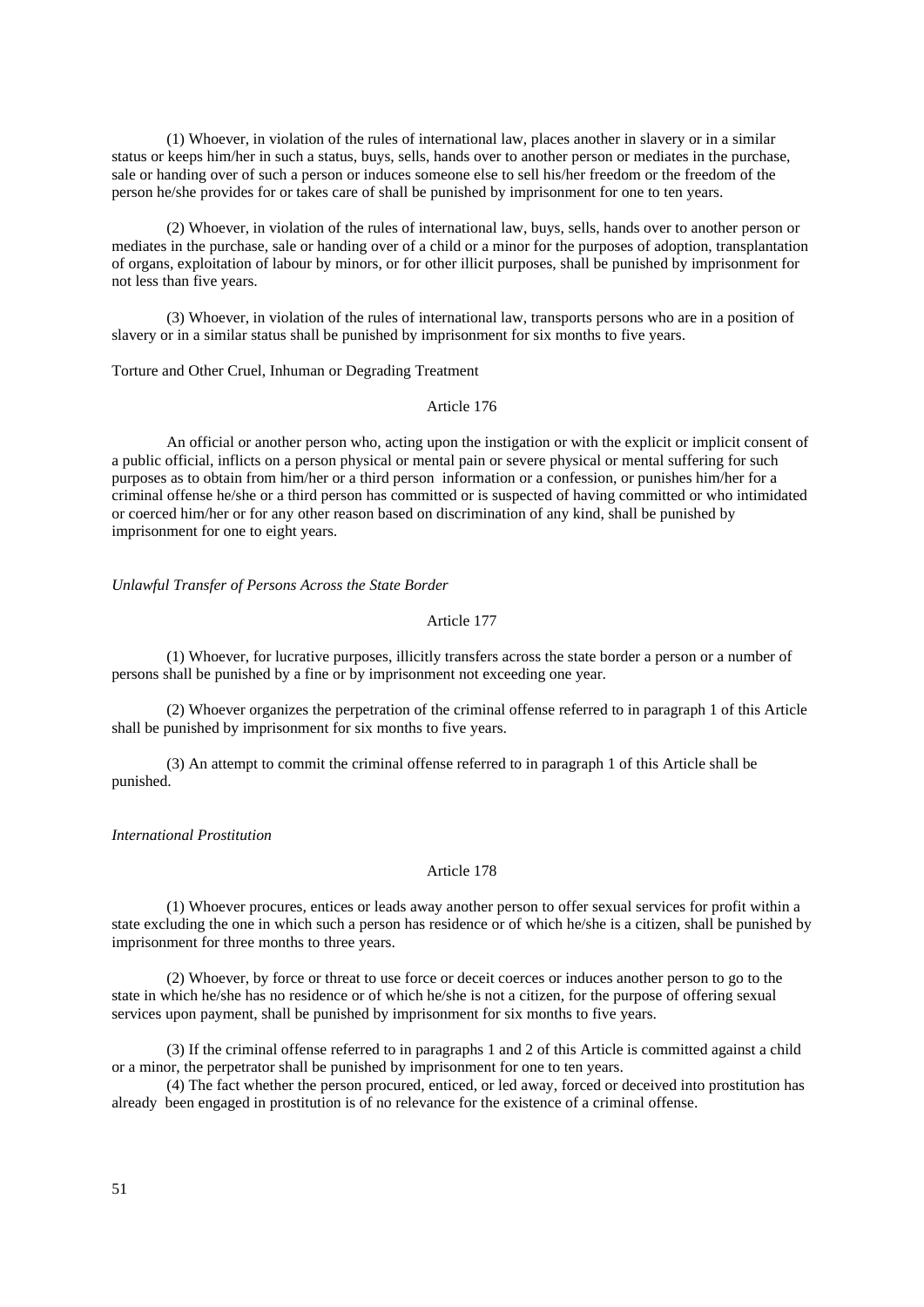(1) Whoever, in violation of the rules of international law, places another in slavery or in a similar status or keeps him/her in such a status, buys, sells, hands over to another person or mediates in the purchase, sale or handing over of such a person or induces someone else to sell his/her freedom or the freedom of the person he/she provides for or takes care of shall be punished by imprisonment for one to ten years.

(2) Whoever, in violation of the rules of international law, buys, sells, hands over to another person or mediates in the purchase, sale or handing over of a child or a minor for the purposes of adoption, transplantation of organs, exploitation of labour by minors, or for other illicit purposes, shall be punished by imprisonment for not less than five years.

(3) Whoever, in violation of the rules of international law, transports persons who are in a position of slavery or in a similar status shall be punished by imprisonment for six months to five years.

Torture and Other Cruel, Inhuman or Degrading Treatment

Article 176

An official or another person who, acting upon the instigation or with the explicit or implicit consent of a public official, inflicts on a person physical or mental pain or severe physical or mental suffering for such purposes as to obtain from him/her or a third person information or a confession, or punishes him/her for a criminal offense he/she or a third person has committed or is suspected of having committed or who intimidated or coerced him/her or for any other reason based on discrimination of any kind, shall be punished by imprisonment for one to eight years.

*Unlawful Transfer of Persons Across the State Border*

Article 177

(1) Whoever, for lucrative purposes, illicitly transfers across the state border a person or a number of persons shall be punished by a fine or by imprisonment not exceeding one year.

(2) Whoever organizes the perpetration of the criminal offense referred to in paragraph 1 of this Article shall be punished by imprisonment for six months to five years.

(3) An attempt to commit the criminal offense referred to in paragraph 1 of this Article shall be punished.

*International Prostitution*

Article 178

(1) Whoever procures, entices or leads away another person to offer sexual services for profit within a state excluding the one in which such a person has residence or of which he/she is a citizen, shall be punished by imprisonment for three months to three years.

(2) Whoever, by force or threat to use force or deceit coerces or induces another person to go to the state in which he/she has no residence or of which he/she is not a citizen, for the purpose of offering sexual services upon payment, shall be punished by imprisonment for six months to five years.

(3) If the criminal offense referred to in paragraphs 1 and 2 of this Article is committed against a child or a minor, the perpetrator shall be punished by imprisonment for one to ten years.

(4) The fact whether the person procured, enticed, or led away, forced or deceived into prostitution has already been engaged in prostitution is of no relevance for the existence of a criminal offense.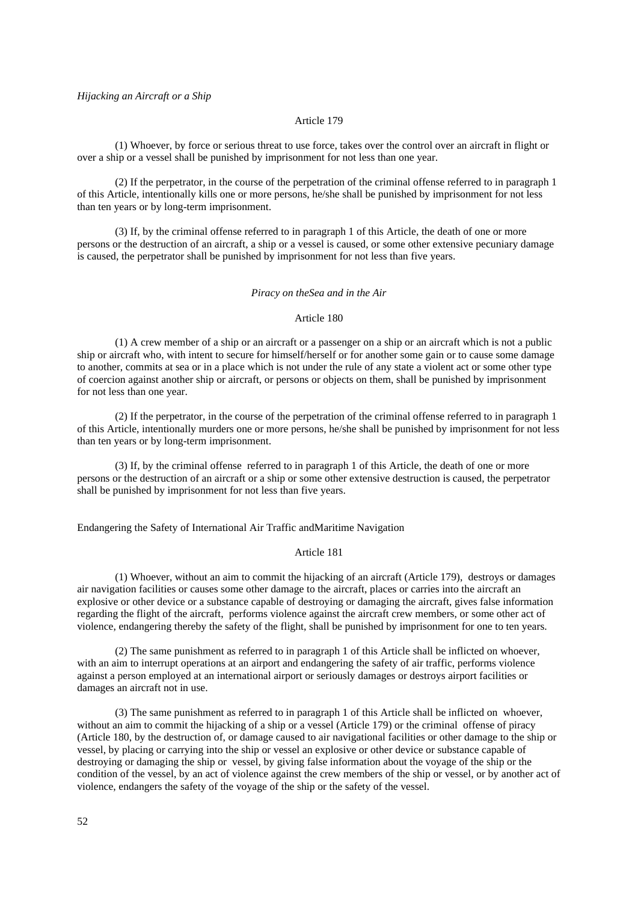*Hijacking an Aircraft or a Ship*

Article 179

(1) Whoever, by force or serious threat to use force, takes over the control over an aircraft in flight or over a ship or a vessel shall be punished by imprisonment for not less than one year.

(2) If the perpetrator, in the course of the perpetration of the criminal offense referred to in paragraph 1 of this Article, intentionally kills one or more persons, he/she shall be punished by imprisonment for not less than ten years or by long-term imprisonment.

(3) If, by the criminal offense referred to in paragraph 1 of this Article, the death of one or more persons or the destruction of an aircraft, a ship or a vessel is caused, or some other extensive pecuniary damage is caused, the perpetrator shall be punished by imprisonment for not less than five years.

*Piracy on theSea and in the Air*

Article 180

(1) A crew member of a ship or an aircraft or a passenger on a ship or an aircraft which is not a public ship or aircraft who, with intent to secure for himself/herself or for another some gain or to cause some damage to another, commits at sea or in a place which is not under the rule of any state a violent act or some other type of coercion against another ship or aircraft, or persons or objects on them, shall be punished by imprisonment for not less than one year.

(2) If the perpetrator, in the course of the perpetration of the criminal offense referred to in paragraph 1 of this Article, intentionally murders one or more persons, he/she shall be punished by imprisonment for not less than ten years or by long-term imprisonment.

(3) If, by the criminal offense referred to in paragraph 1 of this Article, the death of one or more persons or the destruction of an aircraft or a ship or some other extensive destruction is caused, the perpetrator shall be punished by imprisonment for not less than five years.

Endangering the Safety of International Air Traffic andMaritime Navigation

Article 181

(1) Whoever, without an aim to commit the hijacking of an aircraft (Article 179), destroys or damages air navigation facilities or causes some other damage to the aircraft, places or carries into the aircraft an explosive or other device or a substance capable of destroying or damaging the aircraft, gives false information regarding the flight of the aircraft, performs violence against the aircraft crew members, or some other act of violence, endangering thereby the safety of the flight, shall be punished by imprisonment for one to ten years.

(2) The same punishment as referred to in paragraph 1 of this Article shall be inflicted on whoever, with an aim to interrupt operations at an airport and endangering the safety of air traffic, performs violence against a person employed at an international airport or seriously damages or destroys airport facilities or damages an aircraft not in use.

(3) The same punishment as referred to in paragraph 1 of this Article shall be inflicted on whoever, without an aim to commit the hijacking of a ship or a vessel (Article 179) or the criminal offense of piracy (Article 180, by the destruction of, or damage caused to air navigational facilities or other damage to the ship or vessel, by placing or carrying into the ship or vessel an explosive or other device or substance capable of destroying or damaging the ship or vessel, by giving false information about the voyage of the ship or the condition of the vessel, by an act of violence against the crew members of the ship or vessel, or by another act of violence, endangers the safety of the voyage of the ship or the safety of the vessel.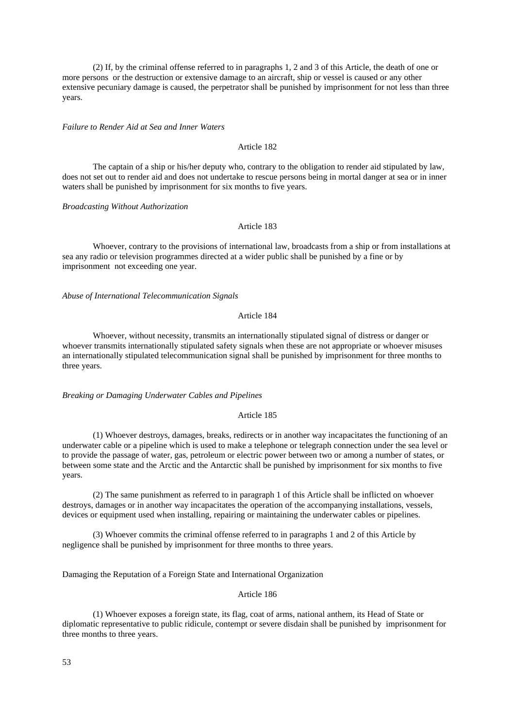(2) If, by the criminal offense referred to in paragraphs 1, 2 and 3 of this Article, the death of one or more persons or the destruction or extensive damage to an aircraft, ship or vessel is caused or any other extensive pecuniary damage is caused, the perpetrator shall be punished by imprisonment for not less than three years.

*Failure to Render Aid at Sea and Inner Waters*

Article 182

The captain of a ship or his/her deputy who, contrary to the obligation to render aid stipulated by law, does not set out to render aid and does not undertake to rescue persons being in mortal danger at sea or in inner waters shall be punished by imprisonment for six months to five years.

*Broadcasting Without Authorization*

Article 183

Whoever, contrary to the provisions of international law, broadcasts from a ship or from installations at sea any radio or television programmes directed at a wider public shall be punished by a fine or by imprisonment not exceeding one year.

*Abuse of International Telecommunication Signals*

Article 184

Whoever, without necessity, transmits an internationally stipulated signal of distress or danger or whoever transmits internationally stipulated safety signals when these are not appropriate or whoever misuses an internationally stipulated telecommunication signal shall be punished by imprisonment for three months to three years.

*Breaking or Damaging Underwater Cables and Pipelines*

Article 185

(1) Whoever destroys, damages, breaks, redirects or in another way incapacitates the functioning of an underwater cable or a pipeline which is used to make a telephone or telegraph connection under the sea level or to provide the passage of water, gas, petroleum or electric power between two or among a number of states, or between some state and the Arctic and the Antarctic shall be punished by imprisonment for six months to five years.

(2) The same punishment as referred to in paragraph 1 of this Article shall be inflicted on whoever destroys, damages or in another way incapacitates the operation of the accompanying installations, vessels, devices or equipment used when installing, repairing or maintaining the underwater cables or pipelines.

(3) Whoever commits the criminal offense referred to in paragraphs 1 and 2 of this Article by negligence shall be punished by imprisonment for three months to three years.

Damaging the Reputation of a Foreign State and International Organization

Article 186

(1) Whoever exposes a foreign state, its flag, coat of arms, national anthem, its Head of State or diplomatic representative to public ridicule, contempt or severe disdain shall be punished by imprisonment for three months to three years.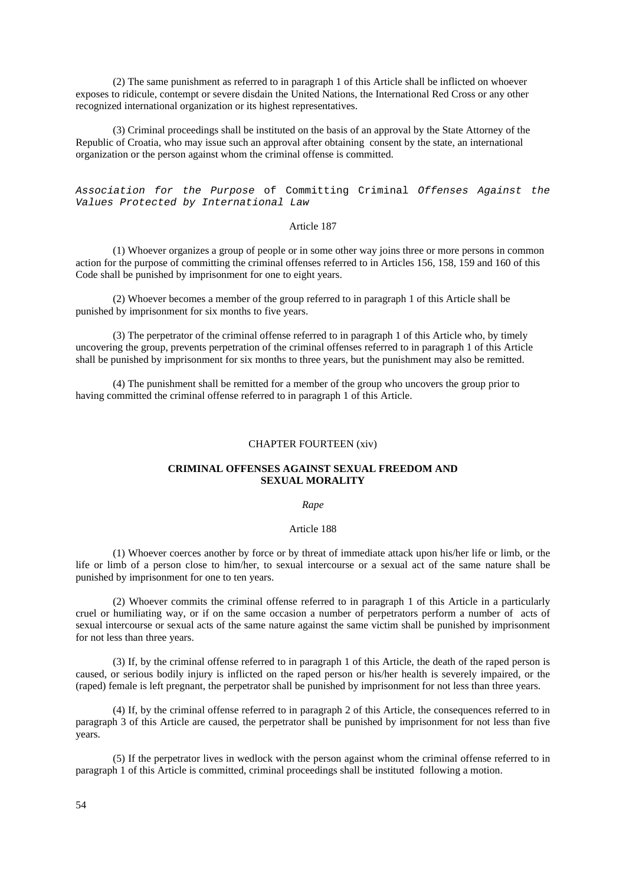(2) The same punishment as referred to in paragraph 1 of this Article shall be inflicted on whoever exposes to ridicule, contempt or severe disdain the United Nations, the International Red Cross or any other recognized international organization or its highest representatives.

(3) Criminal proceedings shall be instituted on the basis of an approval by the State Attorney of the Republic of Croatia, who may issue such an approval after obtaining consent by the state, an international organization or the person against whom the criminal offense is committed.

*Association for the Purpose* of Committing Criminal *Offenses Against the Values Protected by International Law*

Article 187

(1) Whoever organizes a group of people or in some other way joins three or more persons in common action for the purpose of committing the criminal offenses referred to in Articles 156, 158, 159 and 160 of this Code shall be punished by imprisonment for one to eight years.

(2) Whoever becomes a member of the group referred to in paragraph 1 of this Article shall be punished by imprisonment for six months to five years.

(3) The perpetrator of the criminal offense referred to in paragraph 1 of this Article who, by timely uncovering the group, prevents perpetration of the criminal offenses referred to in paragraph 1 of this Article shall be punished by imprisonment for six months to three years, but the punishment may also be remitted.

(4) The punishment shall be remitted for a member of the group who uncovers the group prior to having committed the criminal offense referred to in paragraph 1 of this Article.

## CHAPTER FOURTEEN (xiv)

## CRIMINAL OFFENSES AGAINST SEXUAL FREEDOM AND SEXUAL MORALITY

*Rape*

Article 188

(1) Whoever coerces another by force or by threat of immediate attack upon his/her life or limb, or the life or limb of a person close to him/her, to sexual intercourse or a sexual act of the same nature shall be punished by imprisonment for one to ten years.

(2) Whoever commits the criminal offense referred to in paragraph 1 of this Article in a particularly cruel or humiliating way, or if on the same occasion a number of perpetrators perform a number of acts of sexual intercourse or sexual acts of the same nature against the same victim shall be punished by imprisonment for not less than three years.

(3) If, by the criminal offense referred to in paragraph 1 of this Article, the death of the raped person is caused, or serious bodily injury is inflicted on the raped person or his/her health is severely impaired, or the (raped) female is left pregnant, the perpetrator shall be punished by imprisonment for not less than three years.

(4) If, by the criminal offense referred to in paragraph 2 of this Article, the consequences referred to in paragraph 3 of this Article are caused, the perpetrator shall be punished by imprisonment for not less than five years.

(5) If the perpetrator lives in wedlock with the person against whom the criminal offense referred to in paragraph 1 of this Article is committed, criminal proceedings shall be instituted following a motion.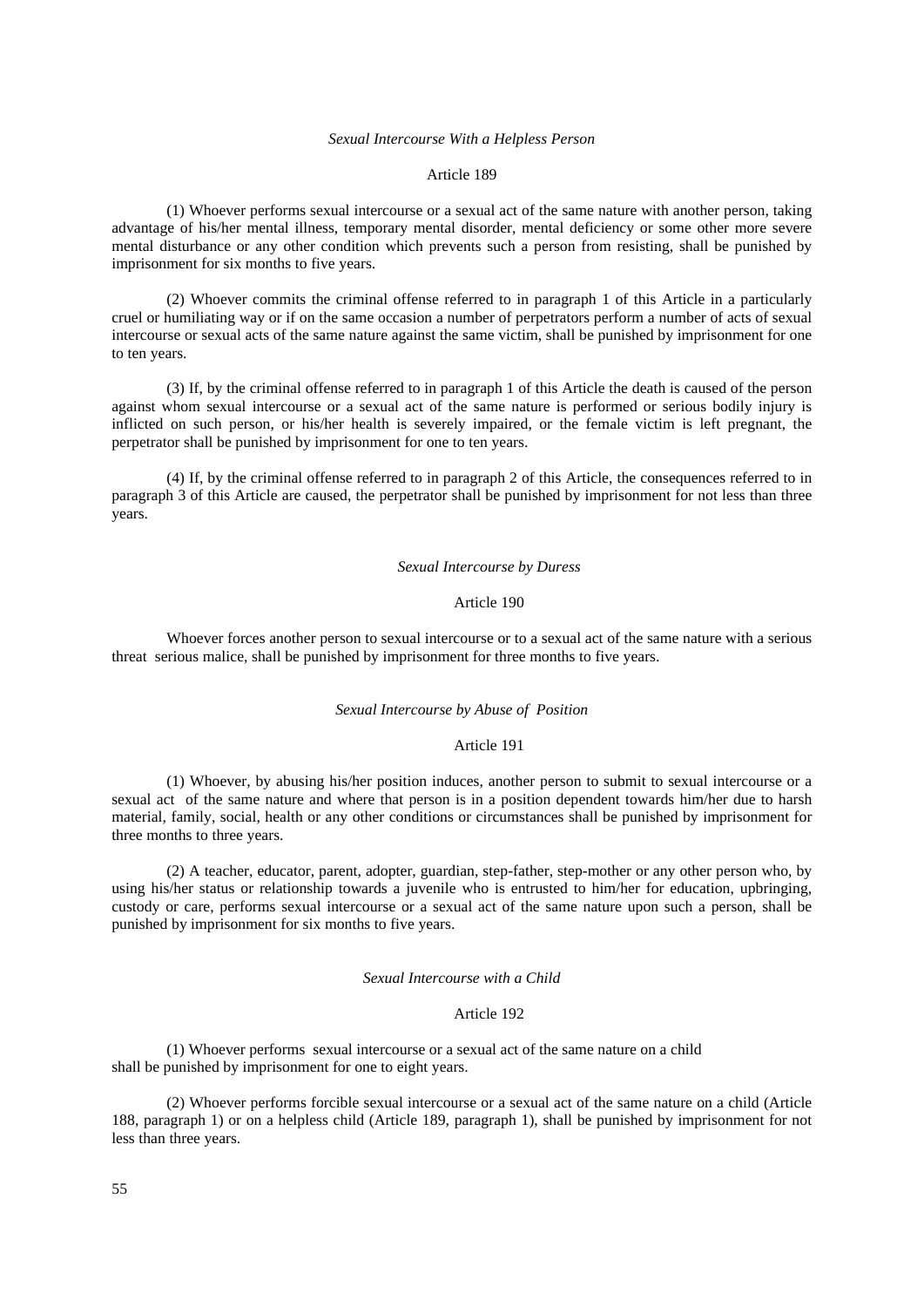*Sexual Intercourse With a Helpless Person*

Article 189

(1) Whoever performs sexual intercourse or a sexual act of the same nature with another person, taking advantage of his/her mental illness, temporary mental disorder, mental deficiency or some other more severe mental disturbance or any other condition which prevents such a person from resisting, shall be punished by imprisonment for six months to five years.

(2) Whoever commits the criminal offense referred to in paragraph 1 of this Article in a particularly cruel or humiliating way or if on the same occasion a number of perpetrators perform a number of acts of sexual intercourse or sexual acts of the same nature against the same victim, shall be punished by imprisonment for one to ten years.

(3) If, by the criminal offense referred to in paragraph 1 of this Article the death is caused of the person against whom sexual intercourse or a sexual act of the same nature is performed or serious bodily injury is inflicted on such person, or his/her health is severely impaired, or the female victim is left pregnant, the perpetrator shall be punished by imprisonment for one to ten years.

(4) If, by the criminal offense referred to in paragraph 2 of this Article, the consequences referred to in paragraph 3 of this Article are caused, the perpetrator shall be punished by imprisonment for not less than three years.

*Sexual Intercourse by Duress*

Article 190

Whoever forces another person to sexual intercourse or to a sexual act of the same nature with a serious threat serious malice, shall be punished by imprisonment for three months to five years.

*Sexual Intercourse by Abuse of Position*

Article 191

(1) Whoever, by abusing his/her position induces, another person to submit to sexual intercourse or a sexual act of the same nature and where that person is in a position dependent towards him/her due to harsh material, family, social, health or any other conditions or circumstances shall be punished by imprisonment for three months to three years.

(2) A teacher, educator, parent, adopter, guardian, step-father, step-mother or any other person who, by using his/her status or relationship towards a juvenile who is entrusted to him/her for education, upbringing, custody or care, performs sexual intercourse or a sexual act of the same nature upon such a person, shall be punished by imprisonment for six months to five years.

*Sexual Intercourse with a Child*

Article 192

(1) Whoever performs sexual intercourse or a sexual act of the same nature on a child shall be punished by imprisonment for one to eight years.

(2) Whoever performs forcible sexual intercourse or a sexual act of the same nature on a child (Article 188, paragraph 1) or on a helpless child (Article 189, paragraph 1), shall be punished by imprisonment for not less than three years.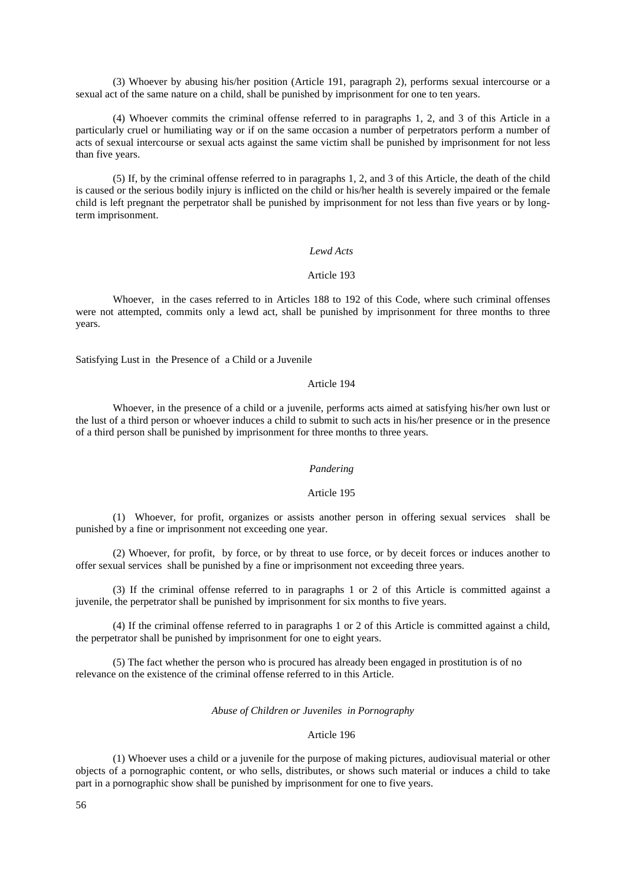(3) Whoever by abusing his/her position (Article 191, paragraph 2), performs sexual intercourse or a sexual act of the same nature on a child, shall be punished by imprisonment for one to ten years.

(4) Whoever commits the criminal offense referred to in paragraphs 1, 2, and 3 of this Article in a particularly cruel or humiliating way or if on the same occasion a number of perpetrators perform a number of acts of sexual intercourse or sexual acts against the same victim shall be punished by imprisonment for not less than five years.

(5) If, by the criminal offense referred to in paragraphs 1, 2, and 3 of this Article, the death of the child is caused or the serious bodily injury is inflicted on the child or his/her health is severely impaired or the female child is left pregnant the perpetrator shall be punished by imprisonment for not less than five years or by long-term imprisonment.

*Lewd Acts*

Article 193

Whoever, in the cases referred to in Articles 188 to 192 of this Code, where such criminal offenses were not attempted, commits only a lewd act, shall be punished by imprisonment for three months to three years.

Satisfying Lust in the Presence of a Child or a Juvenile

Article 194

Whoever, in the presence of a child or a juvenile, performs acts aimed at satisfying his/her own lust or the lust of a third person or whoever induces a child to submit to such acts in his/her presence or in the presence of a third person shall be punished by imprisonment for three months to three years.

*Pandering*

Article 195

(1) Whoever, for profit, organizes or assists another person in offering sexual services shall be punished by a fine or imprisonment not exceeding one year.

(2) Whoever, for profit, by force, or by threat to use force, or by deceit forces or induces another to offer sexual services shall be punished by a fine or imprisonment not exceeding three years.

(3) If the criminal offense referred to in paragraphs 1 or 2 of this Article is committed against a juvenile, the perpetrator shall be punished by imprisonment for six months to five years.

(4) If the criminal offense referred to in paragraphs 1 or 2 of this Article is committed against a child, the perpetrator shall be punished by imprisonment for one to eight years.

(5) The fact whether the person who is procured has already been engaged in prostitution is of no relevance on the existence of the criminal offense referred to in this Article.

*Abuse of Children or Juveniles in Pornography*

Article 196

(1) Whoever uses a child or a juvenile for the purpose of making pictures, audiovisual material or other objects of a pornographic content, or who sells, distributes, or shows such material or induces a child to take part in a pornographic show shall be punished by imprisonment for one to five years.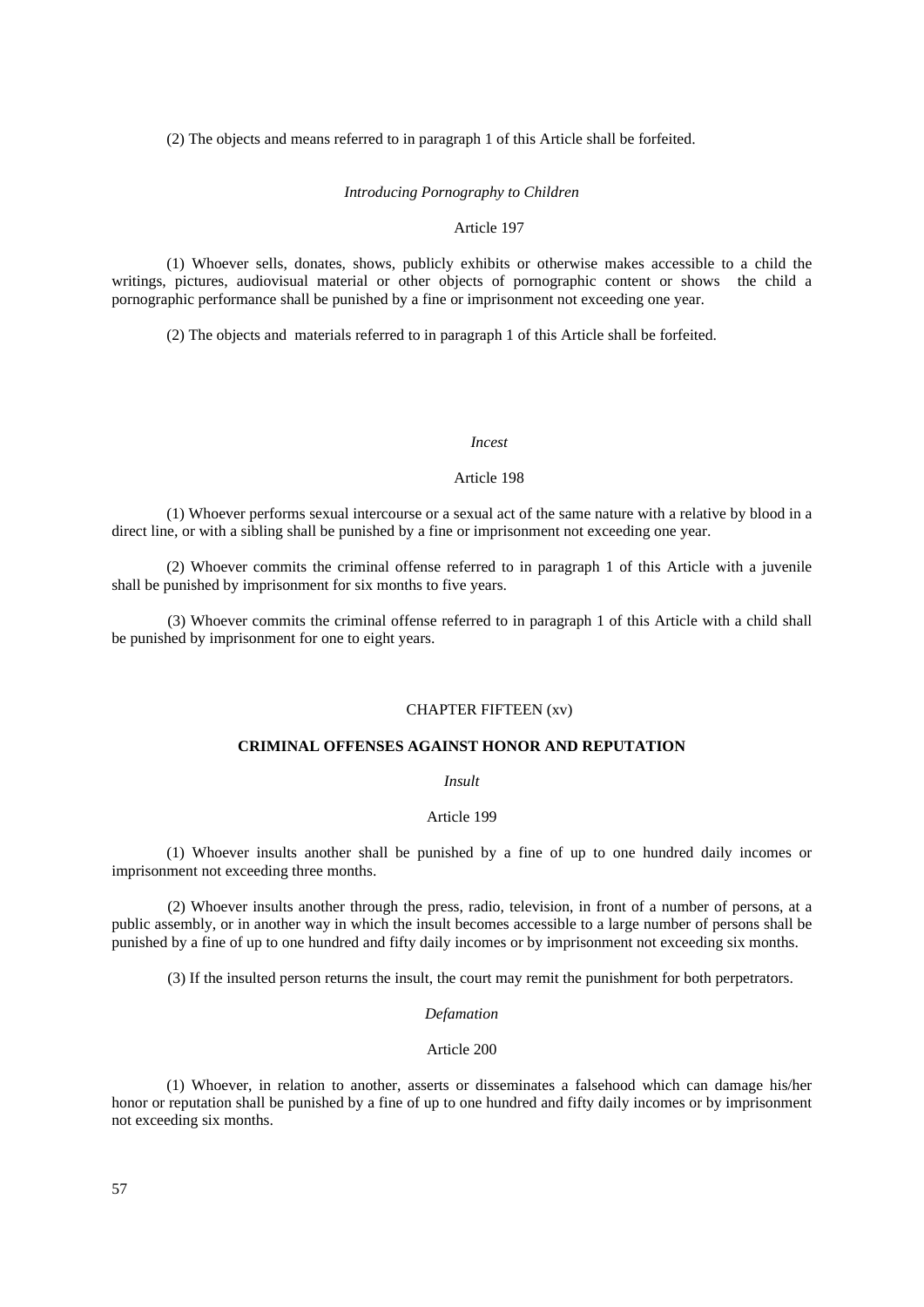(2) The objects and means referred to in paragraph 1 of this Article shall be forfeited.

*Introducing Pornography to Children*

Article 197

(1) Whoever sells, donates, shows, publicly exhibits or otherwise makes accessible to a child the writings, pictures, audiovisual material or other objects of pornographic content or shows the child a pornographic performance shall be punished by a fine or imprisonment not exceeding one year.

(2) The objects and materials referred to in paragraph 1 of this Article shall be forfeited.

*Incest*

Article 198

(1) Whoever performs sexual intercourse or a sexual act of the same nature with a relative by blood in a direct line, or with a sibling shall be punished by a fine or imprisonment not exceeding one year.

(2) Whoever commits the criminal offense referred to in paragraph 1 of this Article with a juvenile shall be punished by imprisonment for six months to five years.

(3) Whoever commits the criminal offense referred to in paragraph 1 of this Article with a child shall be punished by imprisonment for one to eight years.

## CHAPTER FIFTEEN (xv)

## CRIMINAL OFFENSES AGAINST HONOR AND REPUTATION

*Insult*

Article 199

(1) Whoever insults another shall be punished by a fine of up to one hundred daily incomes or imprisonment not exceeding three months.

(2) Whoever insults another through the press, radio, television, in front of a number of persons, at a public assembly, or in another way in which the insult becomes accessible to a large number of persons shall be punished by a fine of up to one hundred and fifty daily incomes or by imprisonment not exceeding six months.

(3) If the insulted person returns the insult, the court may remit the punishment for both perpetrators.

*Defamation*

Article 200

(1) Whoever, in relation to another, asserts or disseminates a falsehood which can damage his/her honor or reputation shall be punished by a fine of up to one hundred and fifty daily incomes or by imprisonment not exceeding six months.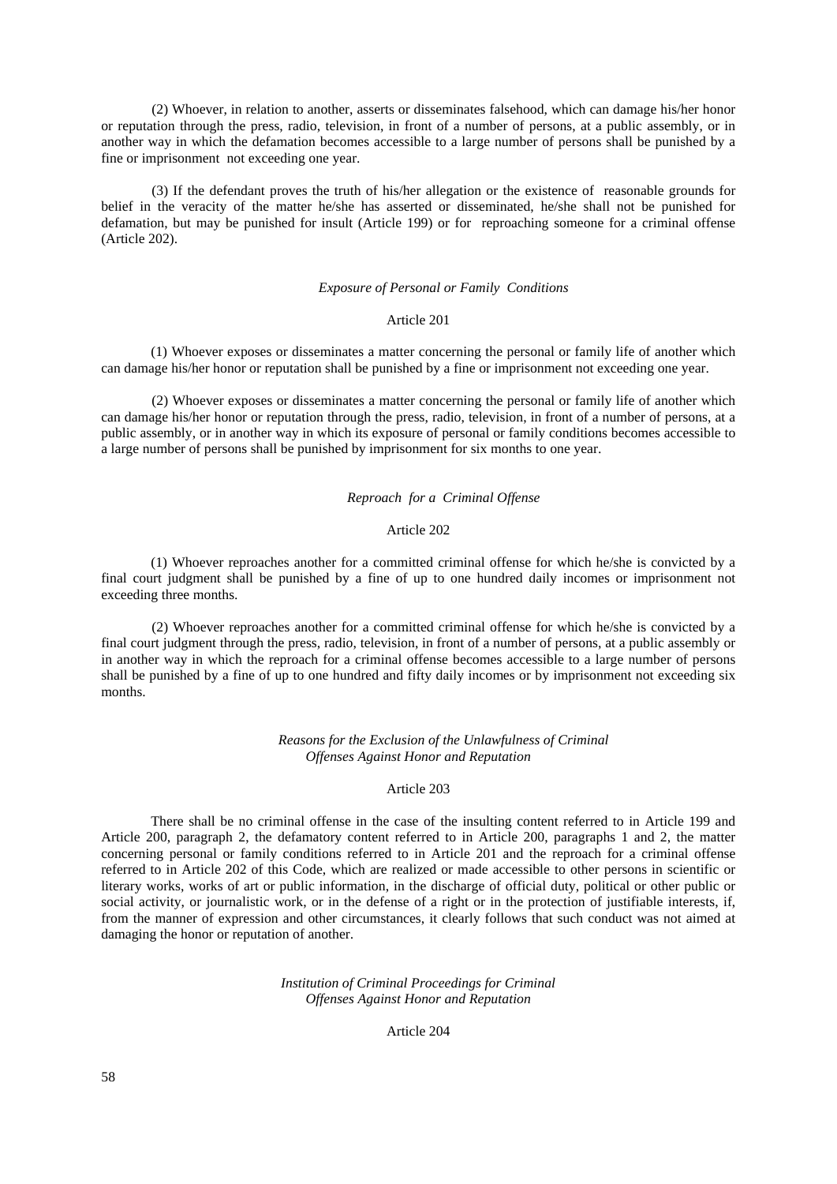(2) Whoever, in relation to another, asserts or disseminates falsehood, which can damage his/her honor or reputation through the press, radio, television, in front of a number of persons, at a public assembly, or in another way in which the defamation becomes accessible to a large number of persons shall be punished by a fine or imprisonment not exceeding one year.

(3) If the defendant proves the truth of his/her allegation or the existence of reasonable grounds for belief in the veracity of the matter he/she has asserted or disseminated, he/she shall not be punished for defamation, but may be punished for insult (Article 199) or for reproaching someone for a criminal offense (Article 202).

*Exposure of Personal or Family Conditions*

Article 201

(1) Whoever exposes or disseminates a matter concerning the personal or family life of another which can damage his/her honor or reputation shall be punished by a fine or imprisonment not exceeding one year.

(2) Whoever exposes or disseminates a matter concerning the personal or family life of another which can damage his/her honor or reputation through the press, radio, television, in front of a number of persons, at a public assembly, or in another way in which its exposure of personal or family conditions becomes accessible to a large number of persons shall be punished by imprisonment for six months to one year.

*Reproach for a Criminal Offense*

Article 202

(1) Whoever reproaches another for a committed criminal offense for which he/she is convicted by a final court judgment shall be punished by a fine of up to one hundred daily incomes or imprisonment not exceeding three months.

(2) Whoever reproaches another for a committed criminal offense for which he/she is convicted by a final court judgment through the press, radio, television, in front of a number of persons, at a public assembly or in another way in which the reproach for a criminal offense becomes accessible to a large number of persons shall be punished by a fine of up to one hundred and fifty daily incomes or by imprisonment not exceeding six months.

*Reasons for the Exclusion of the Unlawfulness of Criminal Offenses Against Honor and Reputation*

Article 203

There shall be no criminal offense in the case of the insulting content referred to in Article 199 and Article 200, paragraph 2, the defamatory content referred to in Article 200, paragraphs 1 and 2, the matter concerning personal or family conditions referred to in Article 201 and the reproach for a criminal offense referred to in Article 202 of this Code, which are realized or made accessible to other persons in scientific or literary works, works of art or public information, in the discharge of official duty, political or other public or social activity, or journalistic work, or in the defense of a right or in the protection of justifiable interests, if, from the manner of expression and other circumstances, it clearly follows that such conduct was not aimed at damaging the honor or reputation of another.

*Institution of Criminal Proceedings for Criminal Offenses Against Honor and Reputation*

Article 204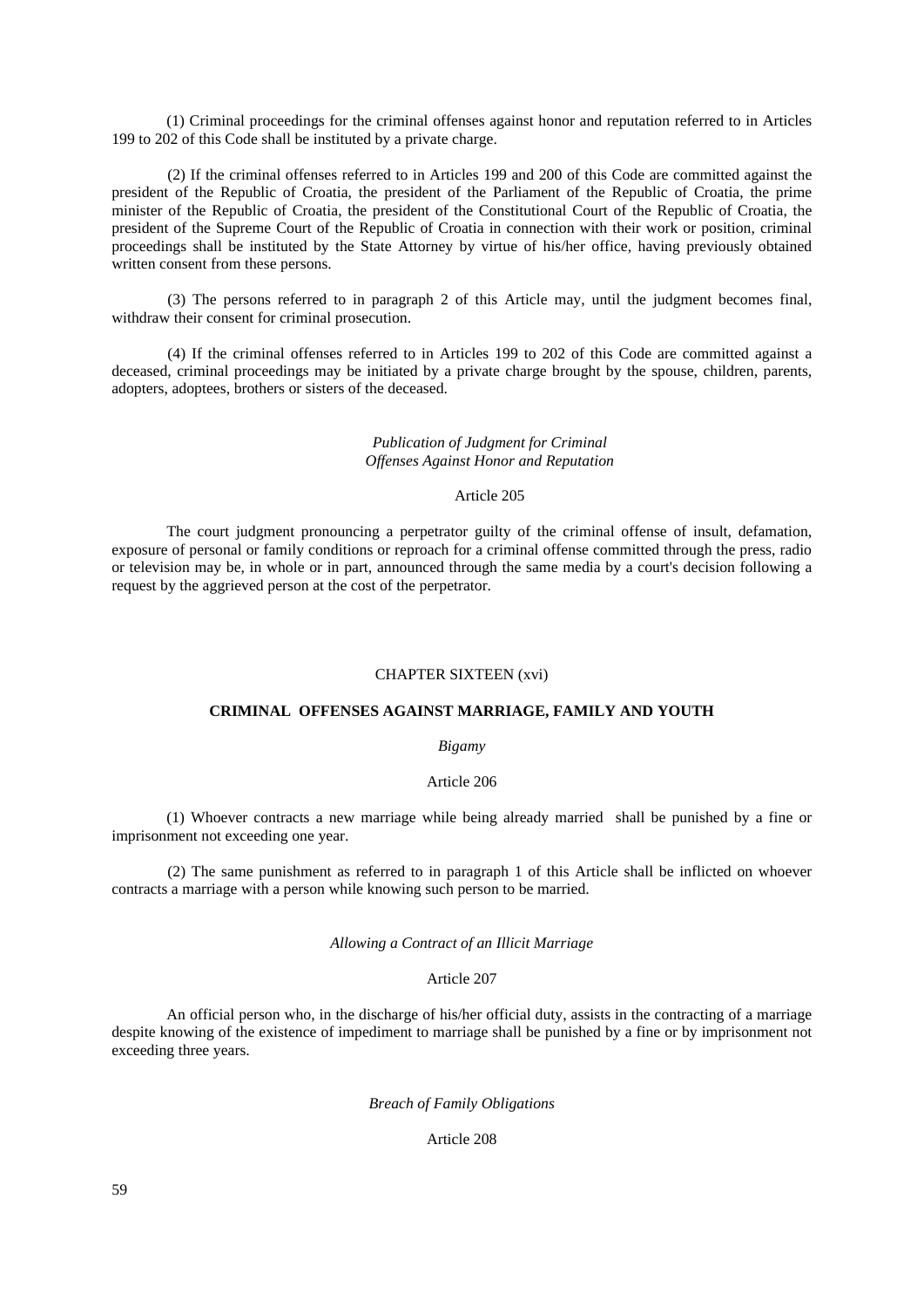(1) Criminal proceedings for the criminal offenses against honor and reputation referred to in Articles 199 to 202 of this Code shall be instituted by a private charge.

(2) If the criminal offenses referred to in Articles 199 and 200 of this Code are committed against the president of the Republic of Croatia, the president of the Parliament of the Republic of Croatia, the prime minister of the Republic of Croatia, the president of the Constitutional Court of the Republic of Croatia, the president of the Supreme Court of the Republic of Croatia in connection with their work or position, criminal proceedings shall be instituted by the State Attorney by virtue of his/her office, having previously obtained written consent from these persons.

(3) The persons referred to in paragraph 2 of this Article may, until the judgment becomes final, withdraw their consent for criminal prosecution.

(4) If the criminal offenses referred to in Articles 199 to 202 of this Code are committed against a deceased, criminal proceedings may be initiated by a private charge brought by the spouse, children, parents, adopters, adoptees, brothers or sisters of the deceased.

*Publication of Judgment for Criminal Offenses Against Honor and Reputation*

Article 205

The court judgment pronouncing a perpetrator guilty of the criminal offense of insult, defamation, exposure of personal or family conditions or reproach for a criminal offense committed through the press, radio or television may be, in whole or in part, announced through the same media by a court's decision following a request by the aggrieved person at the cost of the perpetrator.

## CHAPTER SIXTEEN (xvi)

## CRIMINAL OFFENSES AGAINST MARRIAGE, FAMILY AND YOUTH

*Bigamy*

Article 206

(1) Whoever contracts a new marriage while being already married shall be punished by a fine or imprisonment not exceeding one year.

(2) The same punishment as referred to in paragraph 1 of this Article shall be inflicted on whoever contracts a marriage with a person while knowing such person to be married.

*Allowing a Contract of an Illicit Marriage*

Article 207

An official person who, in the discharge of his/her official duty, assists in the contracting of a marriage despite knowing of the existence of impediment to marriage shall be punished by a fine or by imprisonment not exceeding three years.

*Breach of Family Obligations*

Article 208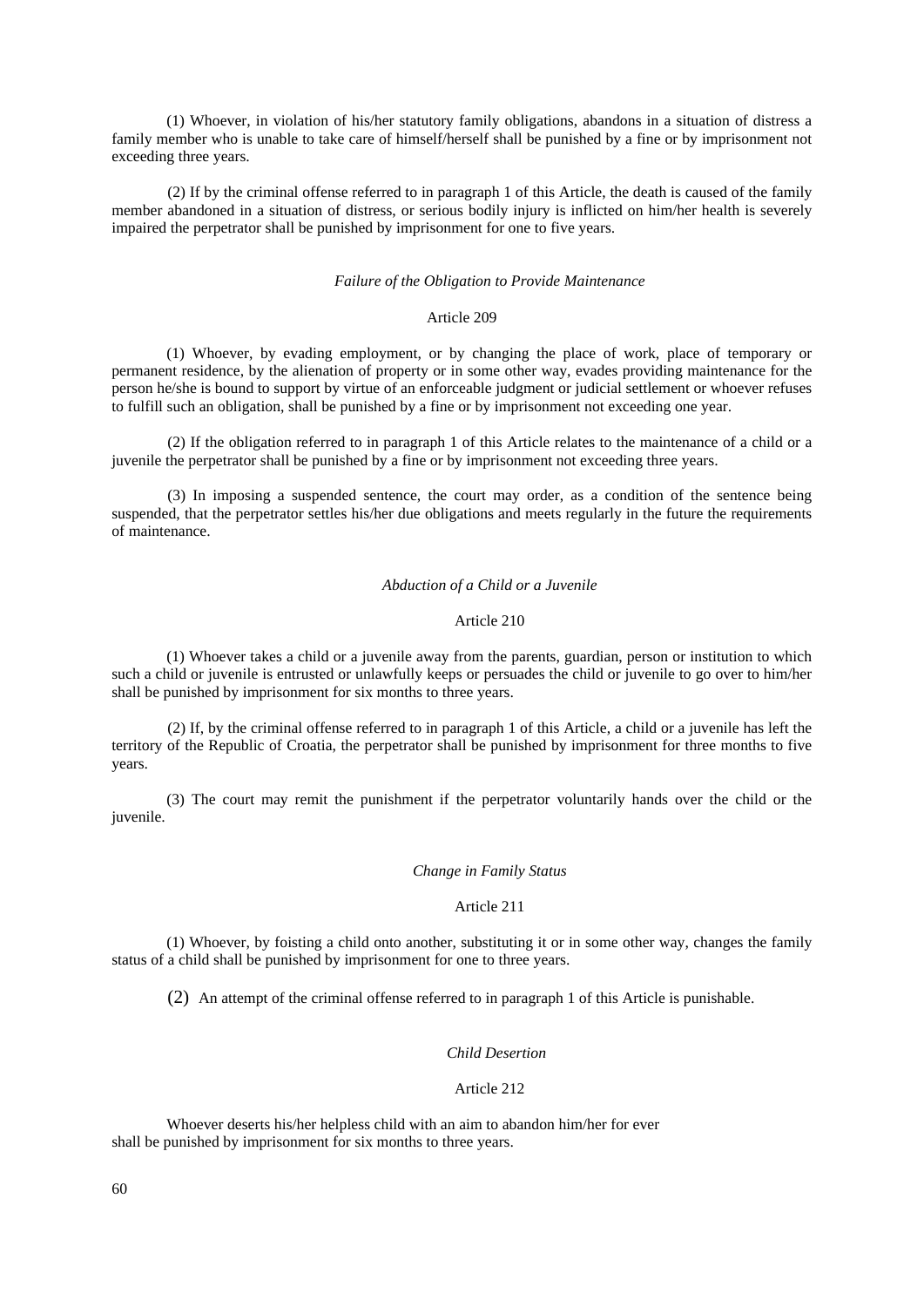(1) Whoever, in violation of his/her statutory family obligations, abandons in a situation of distress a family member who is unable to take care of himself/herself shall be punished by a fine or by imprisonment not exceeding three years.

(2) If by the criminal offense referred to in paragraph 1 of this Article, the death is caused of the family member abandoned in a situation of distress, or serious bodily injury is inflicted on him/her health is severely impaired the perpetrator shall be punished by imprisonment for one to five years.

### *Failure of the Obligation to Provide Maintenance*

### Article 209

(1) Whoever, by evading employment, or by changing the place of work, place of temporary or permanent residence, by the alienation of property or in some other way, evades providing maintenance for the person he/she is bound to support by virtue of an enforceable judgment or judicial settlement or whoever refuses to fulfill such an obligation, shall be punished by a fine or by imprisonment not exceeding one year.

(2) If the obligation referred to in paragraph 1 of this Article relates to the maintenance of a child or a juvenile the perpetrator shall be punished by a fine or by imprisonment not exceeding three years.

(3) In imposing a suspended sentence, the court may order, as a condition of the sentence being suspended, that the perpetrator settles his/her due obligations and meets regularly in the future the requirements of maintenance.

### *Abduction of a Child or a Juvenile*

### Article 210

(1) Whoever takes a child or a juvenile away from the parents, guardian, person or institution to which such a child or juvenile is entrusted or unlawfully keeps or persuades the child or juvenile to go over to him/her shall be punished by imprisonment for six months to three years.

(2) If, by the criminal offense referred to in paragraph 1 of this Article, a child or a juvenile has left the territory of the Republic of Croatia, the perpetrator shall be punished by imprisonment for three months to five years.

(3) The court may remit the punishment if the perpetrator voluntarily hands over the child or the juvenile.

### *Change in Family Status*

### Article 211

(1) Whoever, by foisting a child onto another, substituting it or in some other way, changes the family status of a child shall be punished by imprisonment for one to three years.

(2) An attempt of the criminal offense referred to in paragraph 1 of this Article is punishable.

### *Child Desertion*

### Article 212

Whoever deserts his/her helpless child with an aim to abandon him/her for ever shall be punished by imprisonment for six months to three years.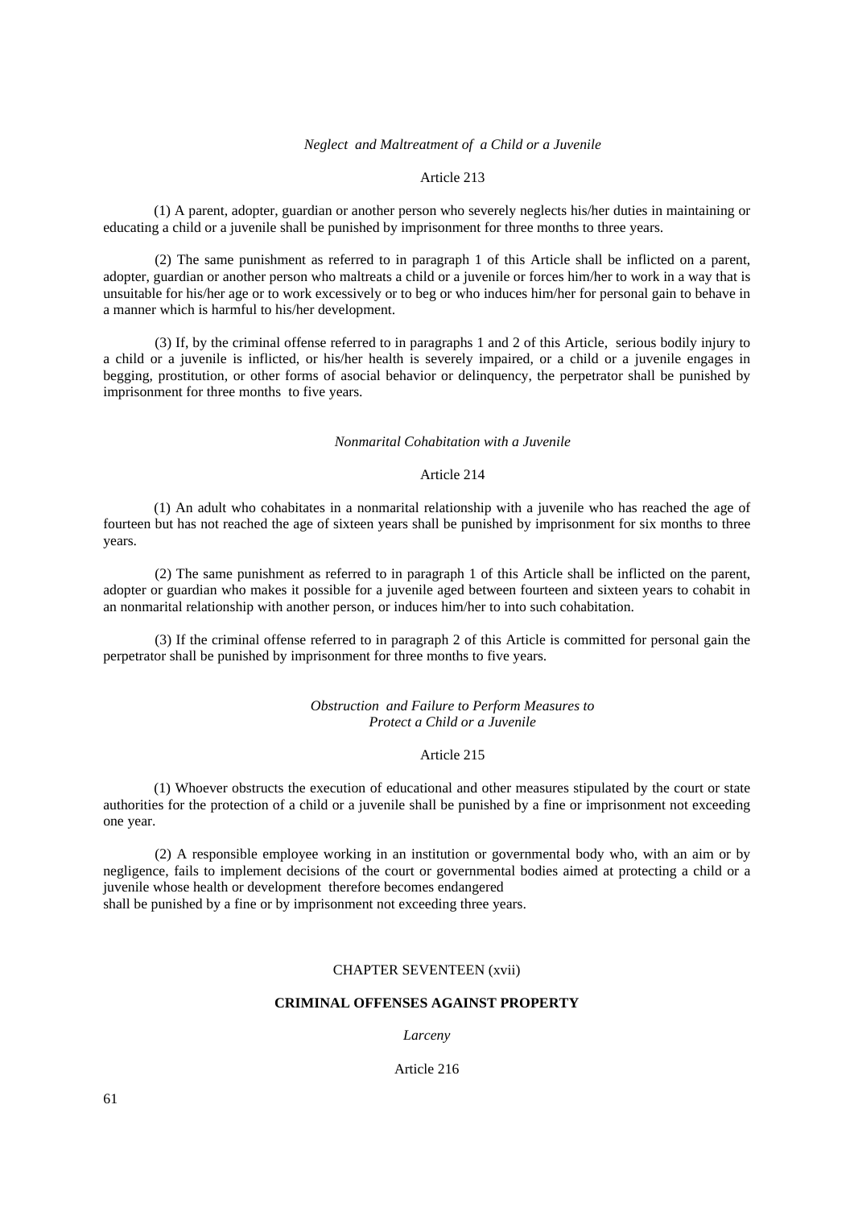*Neglect and Maltreatment of a Child or a Juvenile*

Article 213

(1) A parent, adopter, guardian or another person who severely neglects his/her duties in maintaining or educating a child or a juvenile shall be punished by imprisonment for three months to three years.

(2) The same punishment as referred to in paragraph 1 of this Article shall be inflicted on a parent, adopter, guardian or another person who maltreats a child or a juvenile or forces him/her to work in a way that is unsuitable for his/her age or to work excessively or to beg or who induces him/her for personal gain to behave in a manner which is harmful to his/her development.

(3) If, by the criminal offense referred to in paragraphs 1 and 2 of this Article, serious bodily injury to a child or a juvenile is inflicted, or his/her health is severely impaired, or a child or a juvenile engages in begging, prostitution, or other forms of asocial behavior or delinquency, the perpetrator shall be punished by imprisonment for three months to five years.

*Nonmarital Cohabitation with a Juvenile*

Article 214

(1) An adult who cohabitates in a nonmarital relationship with a juvenile who has reached the age of fourteen but has not reached the age of sixteen years shall be punished by imprisonment for six months to three years.

(2) The same punishment as referred to in paragraph 1 of this Article shall be inflicted on the parent, adopter or guardian who makes it possible for a juvenile aged between fourteen and sixteen years to cohabit in an nonmarital relationship with another person, or induces him/her to into such cohabitation.

(3) If the criminal offense referred to in paragraph 2 of this Article is committed for personal gain the perpetrator shall be punished by imprisonment for three months to five years.

*Obstruction and Failure to Perform Measures to Protect a Child or a Juvenile*

Article 215

(1) Whoever obstructs the execution of educational and other measures stipulated by the court or state authorities for the protection of a child or a juvenile shall be punished by a fine or imprisonment not exceeding one year.

(2) A responsible employee working in an institution or governmental body who, with an aim or by negligence, fails to implement decisions of the court or governmental bodies aimed at protecting a child or a juvenile whose health or development therefore becomes endangered
shall be punished by a fine or by imprisonment not exceeding three years.

## CHAPTER SEVENTEEN (xvii)

## CRIMINAL OFFENSES AGAINST PROPERTY

*Larceny*

Article 216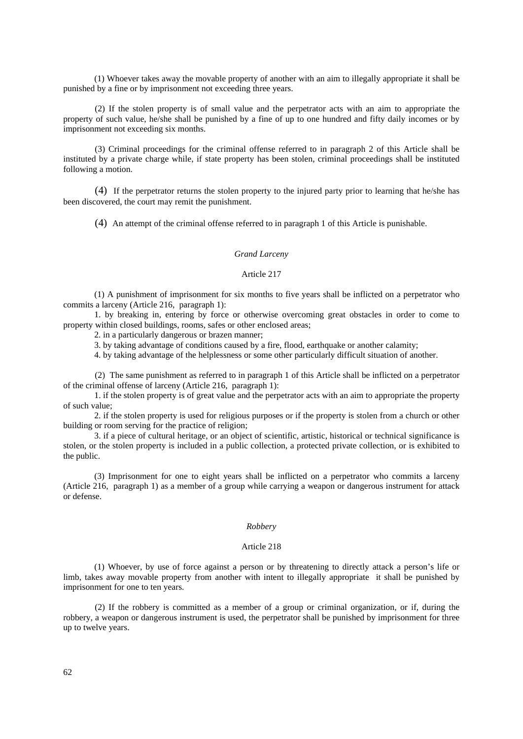(1) Whoever takes away the movable property of another with an aim to illegally appropriate it shall be punished by a fine or by imprisonment not exceeding three years.

(2) If the stolen property is of small value and the perpetrator acts with an aim to appropriate the property of such value, he/she shall be punished by a fine of up to one hundred and fifty daily incomes or by imprisonment not exceeding six months.

(3) Criminal proceedings for the criminal offense referred to in paragraph 2 of this Article shall be instituted by a private charge while, if state property has been stolen, criminal proceedings shall be instituted following a motion.

(4) If the perpetrator returns the stolen property to the injured party prior to learning that he/she has been discovered, the court may remit the punishment.

(4) An attempt of the criminal offense referred to in paragraph 1 of this Article is punishable.

### *Grand Larceny*

#### Article 217

(1) A punishment of imprisonment for six months to five years shall be inflicted on a perpetrator who commits a larceny (Article 216, paragraph 1):

1. by breaking in, entering by force or otherwise overcoming great obstacles in order to come to property within closed buildings, rooms, safes or other enclosed areas;
2. in a particularly dangerous or brazen manner;
3. by taking advantage of conditions caused by a fire, flood, earthquake or another calamity;
4. by taking advantage of the helplessness or some other particularly difficult situation of another.

(2) The same punishment as referred to in paragraph 1 of this Article shall be inflicted on a perpetrator of the criminal offense of larceny (Article 216, paragraph 1):

1. if the stolen property is of great value and the perpetrator acts with an aim to appropriate the property of such value;
2. if the stolen property is used for religious purposes or if the property is stolen from a church or other building or room serving for the practice of religion;
3. if a piece of cultural heritage, or an object of scientific, artistic, historical or technical significance is stolen, or the stolen property is included in a public collection, a protected private collection, or is exhibited to the public.

(3) Imprisonment for one to eight years shall be inflicted on a perpetrator who commits a larceny (Article 216, paragraph 1) as a member of a group while carrying a weapon or dangerous instrument for attack or defense.

### *Robbery*

#### Article 218

(1) Whoever, by use of force against a person or by threatening to directly attack a person's life or limb, takes away movable property from another with intent to illegally appropriate it shall be punished by imprisonment for one to ten years.

(2) If the robbery is committed as a member of a group or criminal organization, or if, during the robbery, a weapon or dangerous instrument is used, the perpetrator shall be punished by imprisonment for three up to twelve years.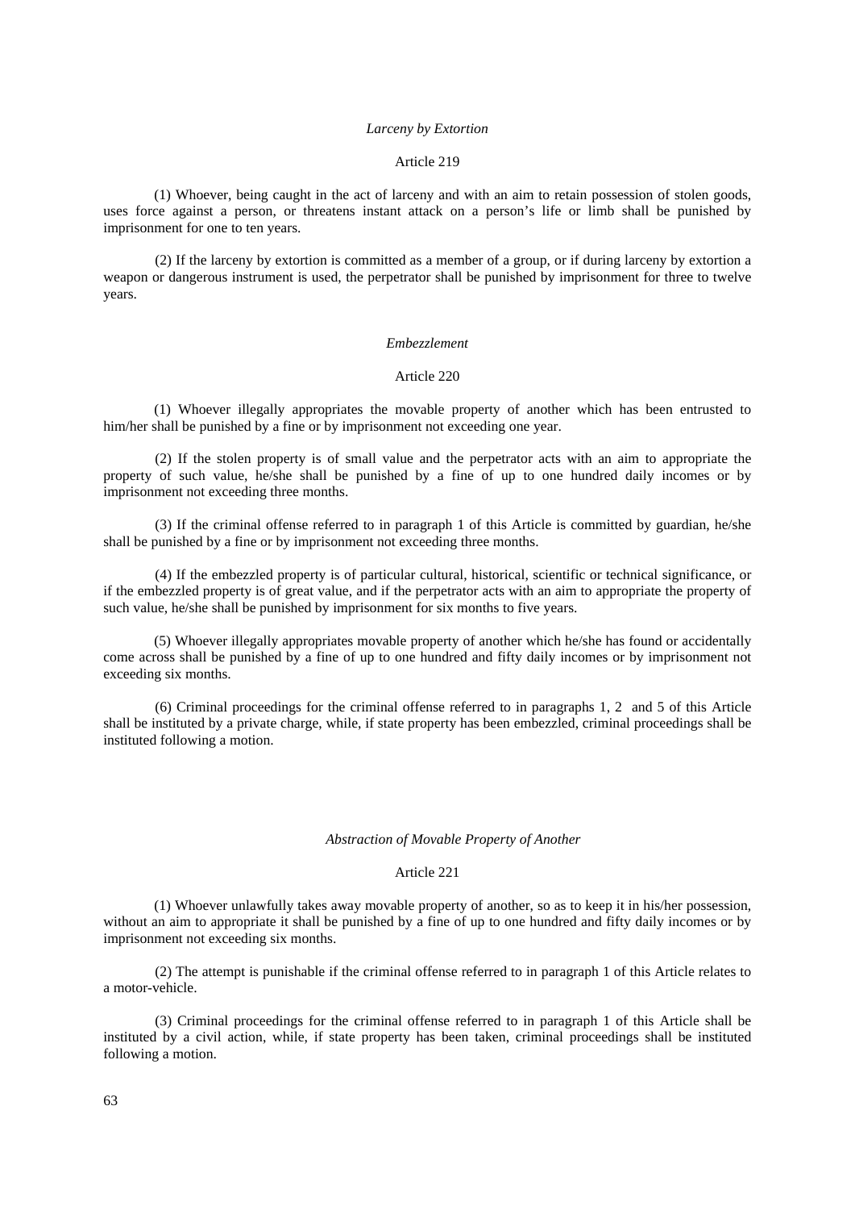*Larceny by Extortion*

Article 219

(1) Whoever, being caught in the act of larceny and with an aim to retain possession of stolen goods, uses force against a person, or threatens instant attack on a person's life or limb shall be punished by imprisonment for one to ten years.

(2) If the larceny by extortion is committed as a member of a group, or if during larceny by extortion a weapon or dangerous instrument is used, the perpetrator shall be punished by imprisonment for three to twelve years.

*Embezzlement*

Article 220

(1) Whoever illegally appropriates the movable property of another which has been entrusted to him/her shall be punished by a fine or by imprisonment not exceeding one year.

(2) If the stolen property is of small value and the perpetrator acts with an aim to appropriate the property of such value, he/she shall be punished by a fine of up to one hundred daily incomes or by imprisonment not exceeding three months.

(3) If the criminal offense referred to in paragraph 1 of this Article is committed by guardian, he/she shall be punished by a fine or by imprisonment not exceeding three months.

(4) If the embezzled property is of particular cultural, historical, scientific or technical significance, or if the embezzled property is of great value, and if the perpetrator acts with an aim to appropriate the property of such value, he/she shall be punished by imprisonment for six months to five years.

(5) Whoever illegally appropriates movable property of another which he/she has found or accidentally come across shall be punished by a fine of up to one hundred and fifty daily incomes or by imprisonment not exceeding six months.

(6) Criminal proceedings for the criminal offense referred to in paragraphs 1, 2 and 5 of this Article shall be instituted by a private charge, while, if state property has been embezzled, criminal proceedings shall be instituted following a motion.

*Abstraction of Movable Property of Another*

Article 221

(1) Whoever unlawfully takes away movable property of another, so as to keep it in his/her possession, without an aim to appropriate it shall be punished by a fine of up to one hundred and fifty daily incomes or by imprisonment not exceeding six months.

(2) The attempt is punishable if the criminal offense referred to in paragraph 1 of this Article relates to a motor-vehicle.

(3) Criminal proceedings for the criminal offense referred to in paragraph 1 of this Article shall be instituted by a civil action, while, if state property has been taken, criminal proceedings shall be instituted following a motion.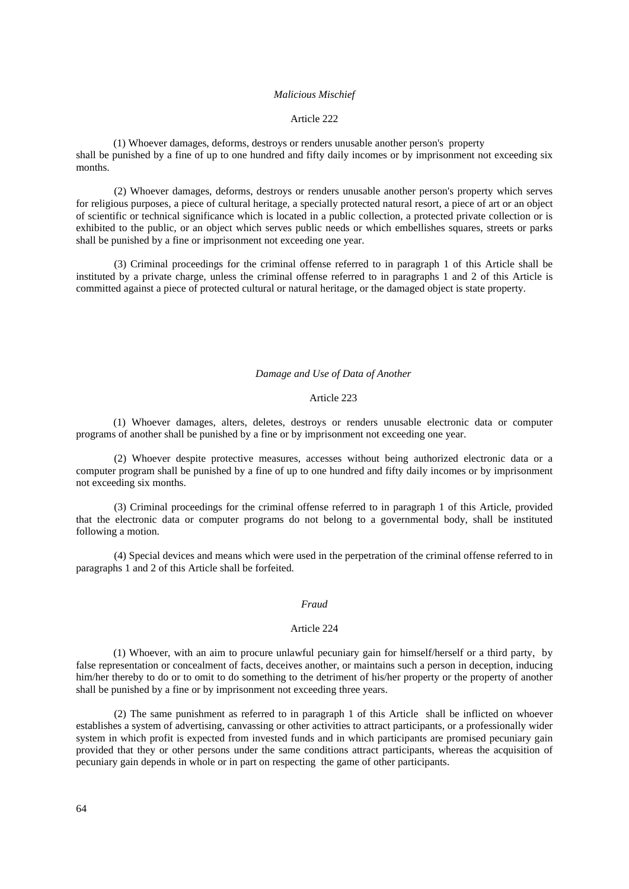*Malicious Mischief*

Article 222

(1) Whoever damages, deforms, destroys or renders unusable another person's property shall be punished by a fine of up to one hundred and fifty daily incomes or by imprisonment not exceeding six months.

(2) Whoever damages, deforms, destroys or renders unusable another person's property which serves for religious purposes, a piece of cultural heritage, a specially protected natural resort, a piece of art or an object of scientific or technical significance which is located in a public collection, a protected private collection or is exhibited to the public, or an object which serves public needs or which embellishes squares, streets or parks shall be punished by a fine or imprisonment not exceeding one year.

(3) Criminal proceedings for the criminal offense referred to in paragraph 1 of this Article shall be instituted by a private charge, unless the criminal offense referred to in paragraphs 1 and 2 of this Article is committed against a piece of protected cultural or natural heritage, or the damaged object is state property.

*Damage and Use of Data of Another*

Article 223

(1) Whoever damages, alters, deletes, destroys or renders unusable electronic data or computer programs of another shall be punished by a fine or by imprisonment not exceeding one year.

(2) Whoever despite protective measures, accesses without being authorized electronic data or a computer program shall be punished by a fine of up to one hundred and fifty daily incomes or by imprisonment not exceeding six months.

(3) Criminal proceedings for the criminal offense referred to in paragraph 1 of this Article, provided that the electronic data or computer programs do not belong to a governmental body, shall be instituted following a motion.

(4) Special devices and means which were used in the perpetration of the criminal offense referred to in paragraphs 1 and 2 of this Article shall be forfeited.

*Fraud*

Article 224

(1) Whoever, with an aim to procure unlawful pecuniary gain for himself/herself or a third party, by false representation or concealment of facts, deceives another, or maintains such a person in deception, inducing him/her thereby to do or to omit to do something to the detriment of his/her property or the property of another shall be punished by a fine or by imprisonment not exceeding three years.

(2) The same punishment as referred to in paragraph 1 of this Article shall be inflicted on whoever establishes a system of advertising, canvassing or other activities to attract participants, or a professionally wider system in which profit is expected from invested funds and in which participants are promised pecuniary gain provided that they or other persons under the same conditions attract participants, whereas the acquisition of pecuniary gain depends in whole or in part on respecting the game of other participants.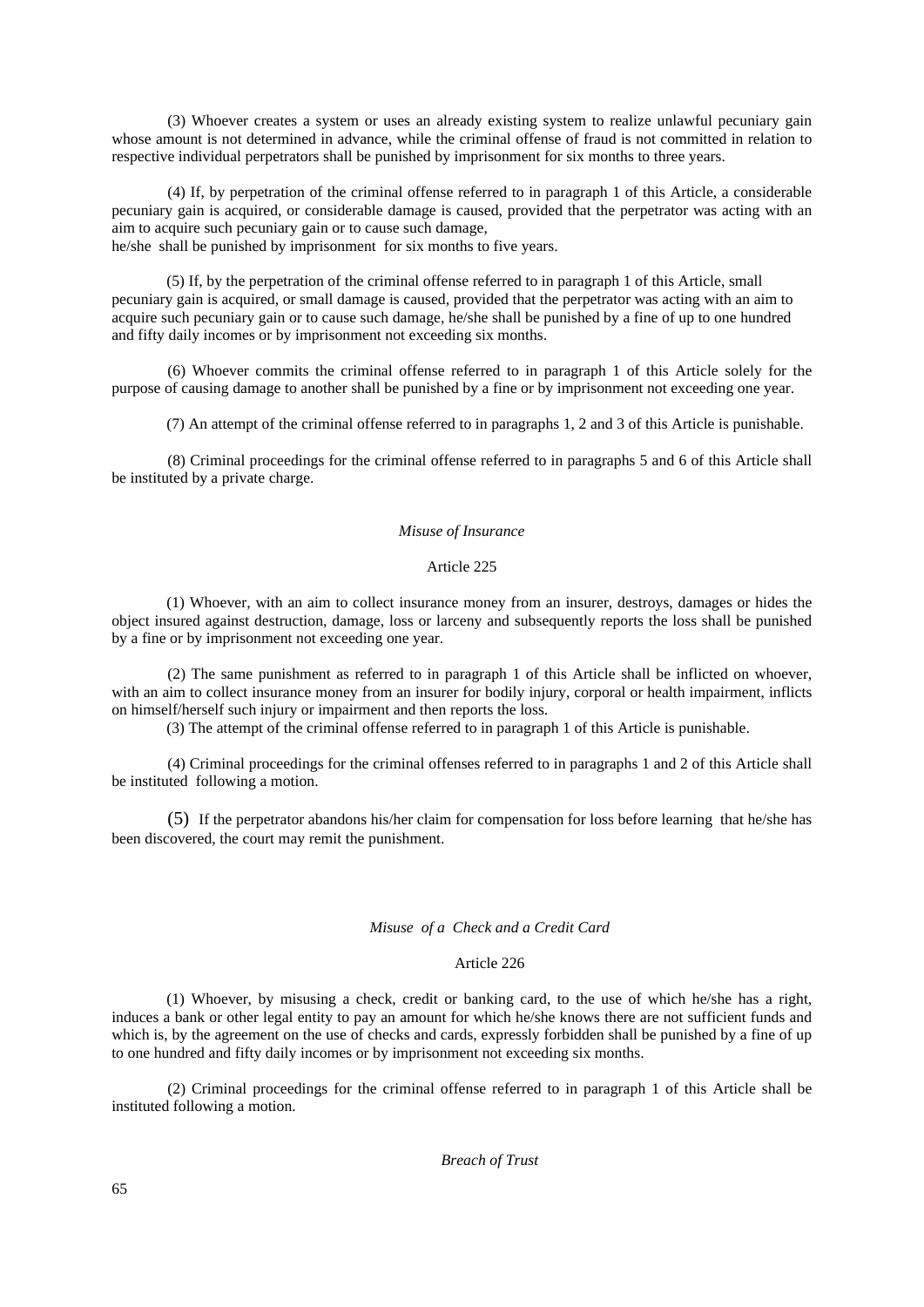(3) Whoever creates a system or uses an already existing system to realize unlawful pecuniary gain whose amount is not determined in advance, while the criminal offense of fraud is not committed in relation to respective individual perpetrators shall be punished by imprisonment for six months to three years.

(4) If, by perpetration of the criminal offense referred to in paragraph 1 of this Article, a considerable pecuniary gain is acquired, or considerable damage is caused, provided that the perpetrator was acting with an aim to acquire such pecuniary gain or to cause such damage,
he/she shall be punished by imprisonment for six months to five years.

(5) If, by the perpetration of the criminal offense referred to in paragraph 1 of this Article, small pecuniary gain is acquired, or small damage is caused, provided that the perpetrator was acting with an aim to acquire such pecuniary gain or to cause such damage, he/she shall be punished by a fine of up to one hundred and fifty daily incomes or by imprisonment not exceeding six months.

(6) Whoever commits the criminal offense referred to in paragraph 1 of this Article solely for the purpose of causing damage to another shall be punished by a fine or by imprisonment not exceeding one year.

(7) An attempt of the criminal offense referred to in paragraphs 1, 2 and 3 of this Article is punishable.

(8) Criminal proceedings for the criminal offense referred to in paragraphs 5 and 6 of this Article shall be instituted by a private charge.

### *Misuse of Insurance*

### Article 225

(1) Whoever, with an aim to collect insurance money from an insurer, destroys, damages or hides the object insured against destruction, damage, loss or larceny and subsequently reports the loss shall be punished by a fine or by imprisonment not exceeding one year.

(2) The same punishment as referred to in paragraph 1 of this Article shall be inflicted on whoever, with an aim to collect insurance money from an insurer for bodily injury, corporal or health impairment, inflicts on himself/herself such injury or impairment and then reports the loss.

(3) The attempt of the criminal offense referred to in paragraph 1 of this Article is punishable.

(4) Criminal proceedings for the criminal offenses referred to in paragraphs 1 and 2 of this Article shall be instituted following a motion.

(5) If the perpetrator abandons his/her claim for compensation for loss before learning that he/she has been discovered, the court may remit the punishment.

### *Misuse of a Check and a Credit Card*

### Article 226

(1) Whoever, by misusing a check, credit or banking card, to the use of which he/she has a right, induces a bank or other legal entity to pay an amount for which he/she knows there are not sufficient funds and which is, by the agreement on the use of checks and cards, expressly forbidden shall be punished by a fine of up to one hundred and fifty daily incomes or by imprisonment not exceeding six months.

(2) Criminal proceedings for the criminal offense referred to in paragraph 1 of this Article shall be instituted following a motion.

### *Breach of Trust*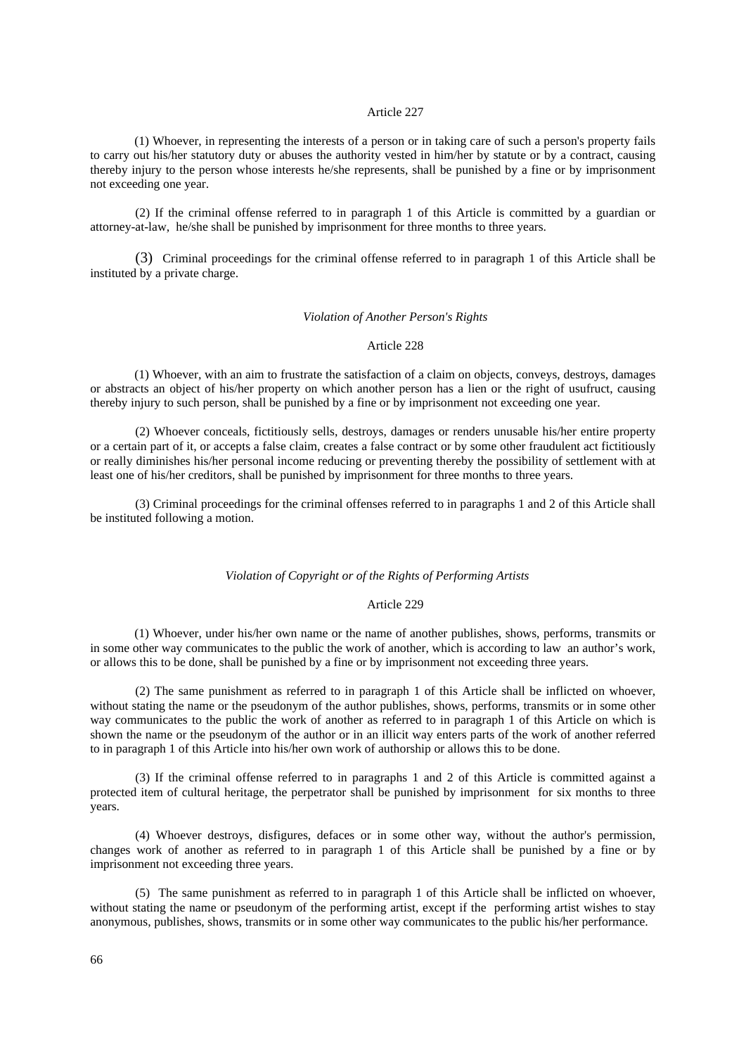Article 227

(1) Whoever, in representing the interests of a person or in taking care of such a person's property fails to carry out his/her statutory duty or abuses the authority vested in him/her by statute or by a contract, causing thereby injury to the person whose interests he/she represents, shall be punished by a fine or by imprisonment not exceeding one year.

(2) If the criminal offense referred to in paragraph 1 of this Article is committed by a guardian or attorney-at-law, he/she shall be punished by imprisonment for three months to three years.

(3) Criminal proceedings for the criminal offense referred to in paragraph 1 of this Article shall be instituted by a private charge.

*Violation of Another Person's Rights*

Article 228

(1) Whoever, with an aim to frustrate the satisfaction of a claim on objects, conveys, destroys, damages or abstracts an object of his/her property on which another person has a lien or the right of usufruct, causing thereby injury to such person, shall be punished by a fine or by imprisonment not exceeding one year.

(2) Whoever conceals, fictitiously sells, destroys, damages or renders unusable his/her entire property or a certain part of it, or accepts a false claim, creates a false contract or by some other fraudulent act fictitiously or really diminishes his/her personal income reducing or preventing thereby the possibility of settlement with at least one of his/her creditors, shall be punished by imprisonment for three months to three years.

(3) Criminal proceedings for the criminal offenses referred to in paragraphs 1 and 2 of this Article shall be instituted following a motion.

*Violation of Copyright or of the Rights of Performing Artists*

Article 229

(1) Whoever, under his/her own name or the name of another publishes, shows, performs, transmits or in some other way communicates to the public the work of another, which is according to law an author's work, or allows this to be done, shall be punished by a fine or by imprisonment not exceeding three years.

(2) The same punishment as referred to in paragraph 1 of this Article shall be inflicted on whoever, without stating the name or the pseudonym of the author publishes, shows, performs, transmits or in some other way communicates to the public the work of another as referred to in paragraph 1 of this Article on which is shown the name or the pseudonym of the author or in an illicit way enters parts of the work of another referred to in paragraph 1 of this Article into his/her own work of authorship or allows this to be done.

(3) If the criminal offense referred to in paragraphs 1 and 2 of this Article is committed against a protected item of cultural heritage, the perpetrator shall be punished by imprisonment for six months to three years.

(4) Whoever destroys, disfigures, defaces or in some other way, without the author's permission, changes work of another as referred to in paragraph 1 of this Article shall be punished by a fine or by imprisonment not exceeding three years.

(5) The same punishment as referred to in paragraph 1 of this Article shall be inflicted on whoever, without stating the name or pseudonym of the performing artist, except if the performing artist wishes to stay anonymous, publishes, shows, transmits or in some other way communicates to the public his/her performance.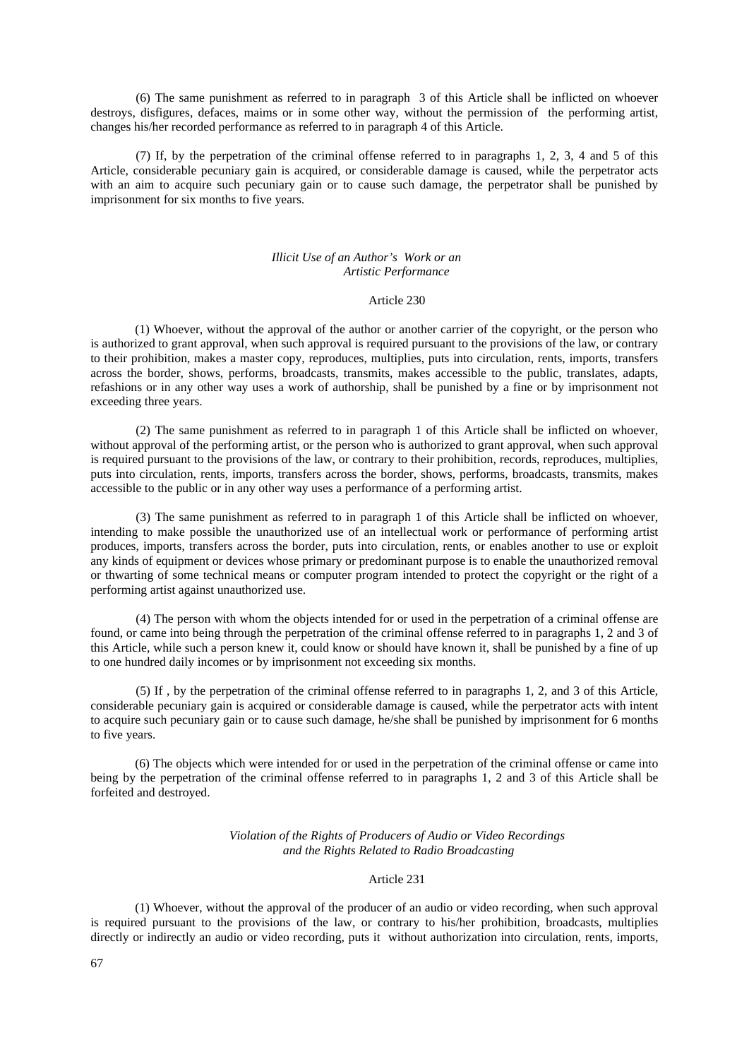(6) The same punishment as referred to in paragraph 3 of this Article shall be inflicted on whoever destroys, disfigures, defaces, maims or in some other way, without the permission of the performing artist, changes his/her recorded performance as referred to in paragraph 4 of this Article.

(7) If, by the perpetration of the criminal offense referred to in paragraphs 1, 2, 3, 4 and 5 of this Article, considerable pecuniary gain is acquired, or considerable damage is caused, while the perpetrator acts with an aim to acquire such pecuniary gain or to cause such damage, the perpetrator shall be punished by imprisonment for six months to five years.

*Illicit Use of an Author's Work or an Artistic Performance*

Article 230

(1) Whoever, without the approval of the author or another carrier of the copyright, or the person who is authorized to grant approval, when such approval is required pursuant to the provisions of the law, or contrary to their prohibition, makes a master copy, reproduces, multiplies, puts into circulation, rents, imports, transfers across the border, shows, performs, broadcasts, transmits, makes accessible to the public, translates, adapts, refashions or in any other way uses a work of authorship, shall be punished by a fine or by imprisonment not exceeding three years.

(2) The same punishment as referred to in paragraph 1 of this Article shall be inflicted on whoever, without approval of the performing artist, or the person who is authorized to grant approval, when such approval is required pursuant to the provisions of the law, or contrary to their prohibition, records, reproduces, multiplies, puts into circulation, rents, imports, transfers across the border, shows, performs, broadcasts, transmits, makes accessible to the public or in any other way uses a performance of a performing artist.

(3) The same punishment as referred to in paragraph 1 of this Article shall be inflicted on whoever, intending to make possible the unauthorized use of an intellectual work or performance of performing artist produces, imports, transfers across the border, puts into circulation, rents, or enables another to use or exploit any kinds of equipment or devices whose primary or predominant purpose is to enable the unauthorized removal or thwarting of some technical means or computer program intended to protect the copyright or the right of a performing artist against unauthorized use.

(4) The person with whom the objects intended for or used in the perpetration of a criminal offense are found, or came into being through the perpetration of the criminal offense referred to in paragraphs 1, 2 and 3 of this Article, while such a person knew it, could know or should have known it, shall be punished by a fine of up to one hundred daily incomes or by imprisonment not exceeding six months.

(5) If , by the perpetration of the criminal offense referred to in paragraphs 1, 2, and 3 of this Article, considerable pecuniary gain is acquired or considerable damage is caused, while the perpetrator acts with intent to acquire such pecuniary gain or to cause such damage, he/she shall be punished by imprisonment for 6 months to five years.

(6) The objects which were intended for or used in the perpetration of the criminal offense or came into being by the perpetration of the criminal offense referred to in paragraphs 1, 2 and 3 of this Article shall be forfeited and destroyed.

*Violation of the Rights of Producers of Audio or Video Recordings and the Rights Related to Radio Broadcasting*

Article 231

(1) Whoever, without the approval of the producer of an audio or video recording, when such approval is required pursuant to the provisions of the law, or contrary to his/her prohibition, broadcasts, multiplies directly or indirectly an audio or video recording, puts it without authorization into circulation, rents, imports,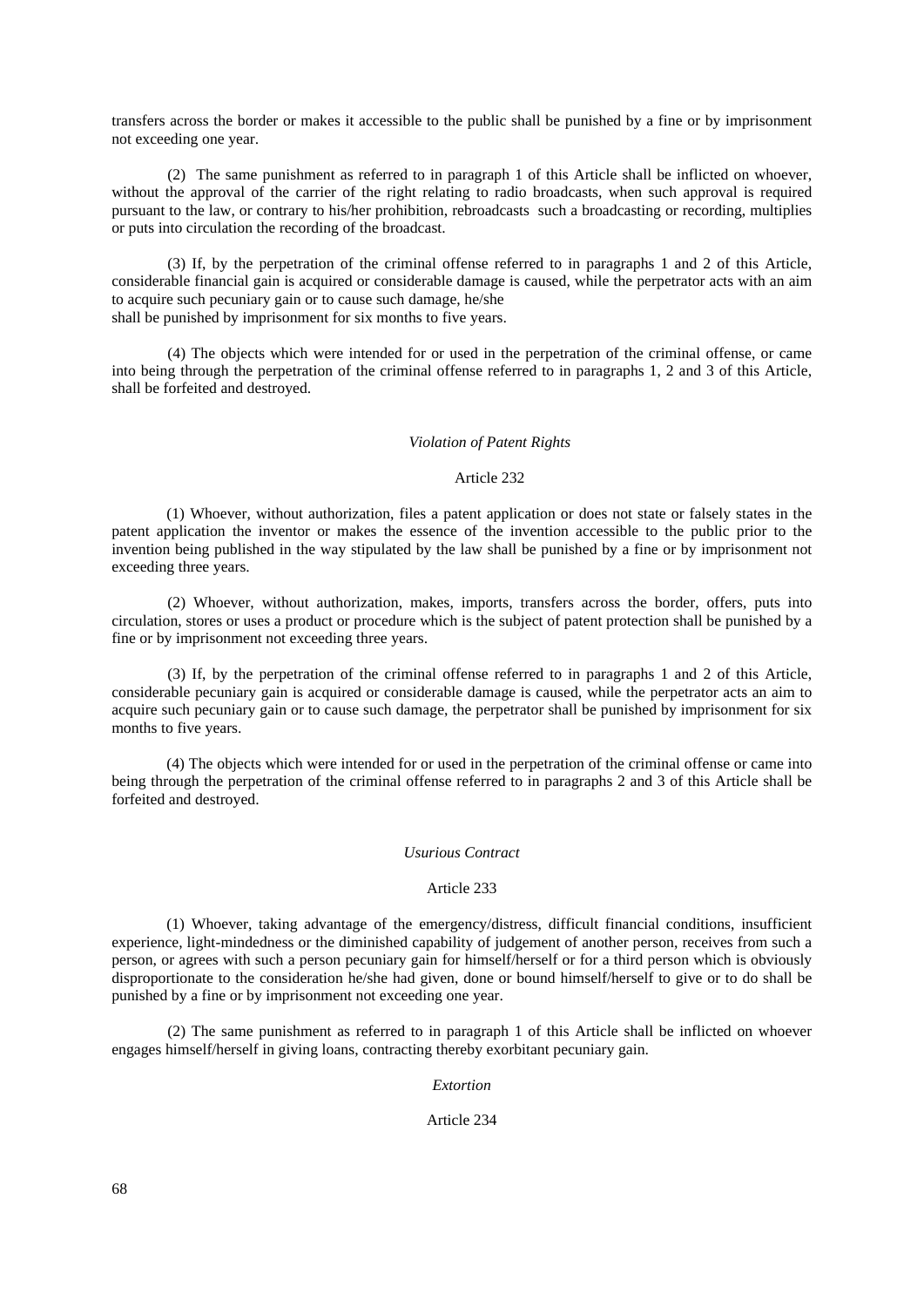transfers across the border or makes it accessible to the public shall be punished by a fine or by imprisonment not exceeding one year.

(2) The same punishment as referred to in paragraph 1 of this Article shall be inflicted on whoever, without the approval of the carrier of the right relating to radio broadcasts, when such approval is required pursuant to the law, or contrary to his/her prohibition, rebroadcasts such a broadcasting or recording, multiplies or puts into circulation the recording of the broadcast.

(3) If, by the perpetration of the criminal offense referred to in paragraphs 1 and 2 of this Article, considerable financial gain is acquired or considerable damage is caused, while the perpetrator acts with an aim to acquire such pecuniary gain or to cause such damage, he/she
shall be punished by imprisonment for six months to five years.

(4) The objects which were intended for or used in the perpetration of the criminal offense, or came into being through the perpetration of the criminal offense referred to in paragraphs 1, 2 and 3 of this Article, shall be forfeited and destroyed.

### *Violation of Patent Rights*

#### Article 232

(1) Whoever, without authorization, files a patent application or does not state or falsely states in the patent application the inventor or makes the essence of the invention accessible to the public prior to the invention being published in the way stipulated by the law shall be punished by a fine or by imprisonment not exceeding three years.

(2) Whoever, without authorization, makes, imports, transfers across the border, offers, puts into circulation, stores or uses a product or procedure which is the subject of patent protection shall be punished by a fine or by imprisonment not exceeding three years.

(3) If, by the perpetration of the criminal offense referred to in paragraphs 1 and 2 of this Article, considerable pecuniary gain is acquired or considerable damage is caused, while the perpetrator acts an aim to acquire such pecuniary gain or to cause such damage, the perpetrator shall be punished by imprisonment for six months to five years.

(4) The objects which were intended for or used in the perpetration of the criminal offense or came into being through the perpetration of the criminal offense referred to in paragraphs 2 and 3 of this Article shall be forfeited and destroyed.

### *Usurious Contract*

#### Article 233

(1) Whoever, taking advantage of the emergency/distress, difficult financial conditions, insufficient experience, light-mindedness or the diminished capability of judgement of another person, receives from such a person, or agrees with such a person pecuniary gain for himself/herself or for a third person which is obviously disproportionate to the consideration he/she had given, done or bound himself/herself to give or to do shall be punished by a fine or by imprisonment not exceeding one year.

(2) The same punishment as referred to in paragraph 1 of this Article shall be inflicted on whoever engages himself/herself in giving loans, contracting thereby exorbitant pecuniary gain.

### *Extortion*

#### Article 234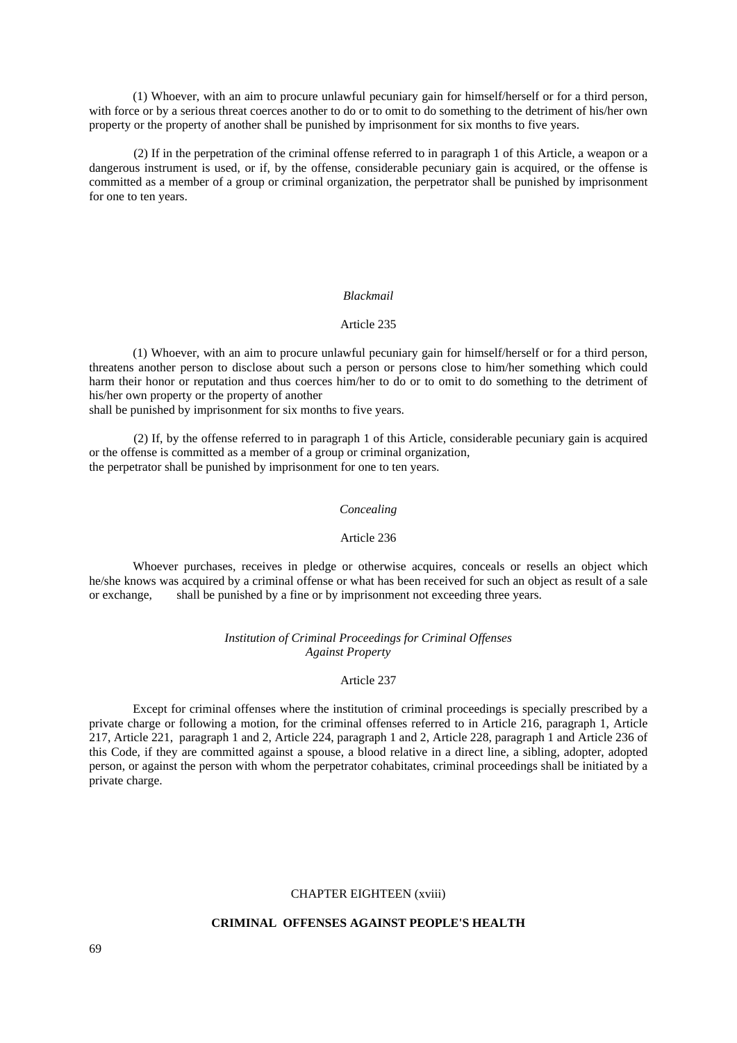(1) Whoever, with an aim to procure unlawful pecuniary gain for himself/herself or for a third person, with force or by a serious threat coerces another to do or to omit to do something to the detriment of his/her own property or the property of another shall be punished by imprisonment for six months to five years.

(2) If in the perpetration of the criminal offense referred to in paragraph 1 of this Article, a weapon or a dangerous instrument is used, or if, by the offense, considerable pecuniary gain is acquired, or the offense is committed as a member of a group or criminal organization, the perpetrator shall be punished by imprisonment for one to ten years.

*Blackmail*

Article 235

(1) Whoever, with an aim to procure unlawful pecuniary gain for himself/herself or for a third person, threatens another person to disclose about such a person or persons close to him/her something which could harm their honor or reputation and thus coerces him/her to do or to omit to do something to the detriment of his/her own property or the property of another
shall be punished by imprisonment for six months to five years.

(2) If, by the offense referred to in paragraph 1 of this Article, considerable pecuniary gain is acquired or the offense is committed as a member of a group or criminal organization,
the perpetrator shall be punished by imprisonment for one to ten years.

*Concealing*

Article 236

Whoever purchases, receives in pledge or otherwise acquires, conceals or resells an object which he/she knows was acquired by a criminal offense or what has been received for such an object as result of a sale or exchange, shall be punished by a fine or by imprisonment not exceeding three years.

*Institution of Criminal Proceedings for Criminal Offenses Against Property*

Article 237

Except for criminal offenses where the institution of criminal proceedings is specially prescribed by a private charge or following a motion, for the criminal offenses referred to in Article 216, paragraph 1, Article 217, Article 221, paragraph 1 and 2, Article 224, paragraph 1 and 2, Article 228, paragraph 1 and Article 236 of this Code, if they are committed against a spouse, a blood relative in a direct line, a sibling, adopter, adopted person, or against the person with whom the perpetrator cohabitates, criminal proceedings shall be initiated by a private charge.

## CHAPTER EIGHTEEN (xviii)

## CRIMINAL OFFENSES AGAINST PEOPLE'S HEALTH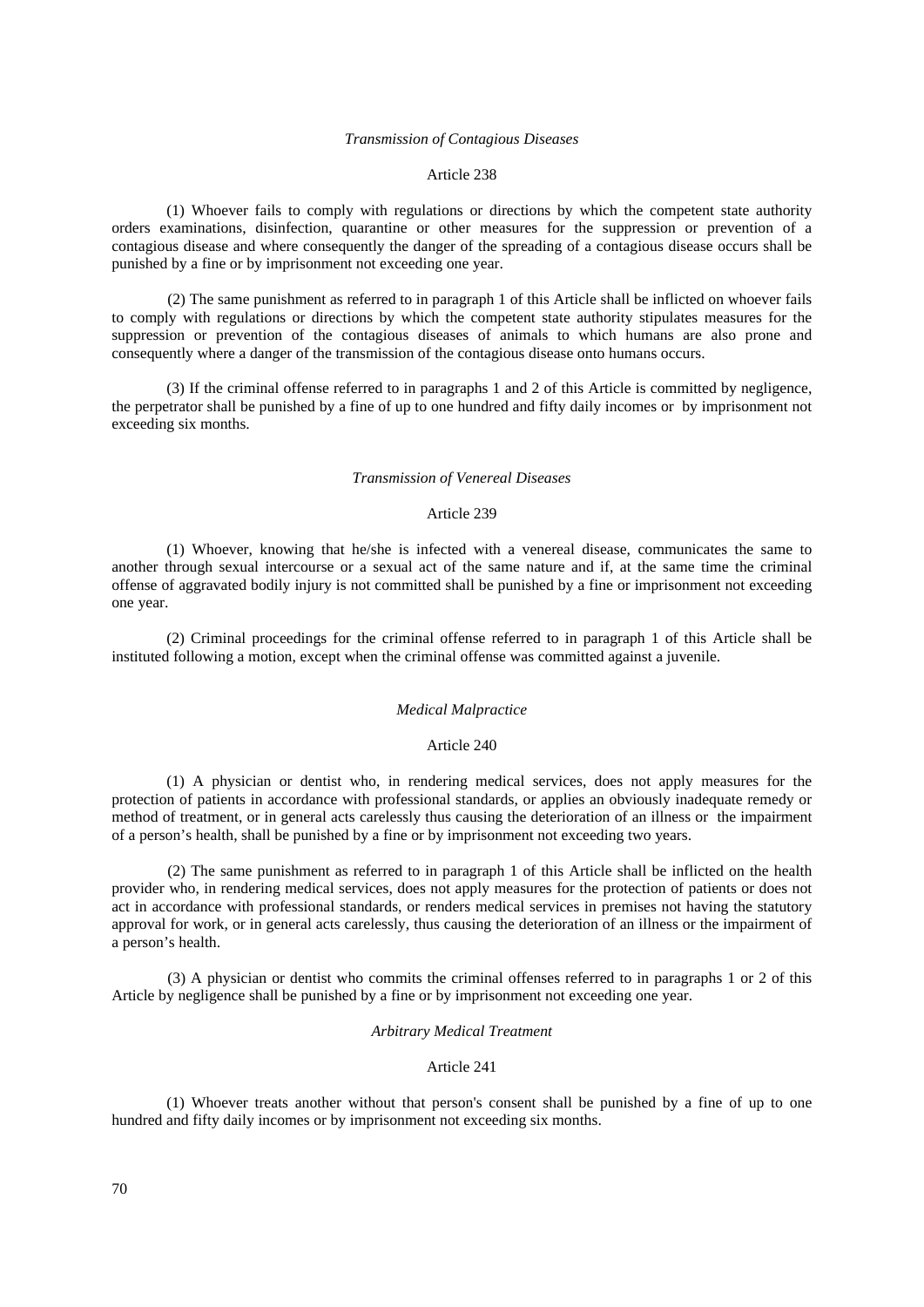*Transmission of Contagious Diseases*

Article 238

(1) Whoever fails to comply with regulations or directions by which the competent state authority orders examinations, disinfection, quarantine or other measures for the suppression or prevention of a contagious disease and where consequently the danger of the spreading of a contagious disease occurs shall be punished by a fine or by imprisonment not exceeding one year.

(2) The same punishment as referred to in paragraph 1 of this Article shall be inflicted on whoever fails to comply with regulations or directions by which the competent state authority stipulates measures for the suppression or prevention of the contagious diseases of animals to which humans are also prone and consequently where a danger of the transmission of the contagious disease onto humans occurs.

(3) If the criminal offense referred to in paragraphs 1 and 2 of this Article is committed by negligence, the perpetrator shall be punished by a fine of up to one hundred and fifty daily incomes or by imprisonment not exceeding six months.

*Transmission of Venereal Diseases*

Article 239

(1) Whoever, knowing that he/she is infected with a venereal disease, communicates the same to another through sexual intercourse or a sexual act of the same nature and if, at the same time the criminal offense of aggravated bodily injury is not committed shall be punished by a fine or imprisonment not exceeding one year.

(2) Criminal proceedings for the criminal offense referred to in paragraph 1 of this Article shall be instituted following a motion, except when the criminal offense was committed against a juvenile.

*Medical Malpractice*

Article 240

(1) A physician or dentist who, in rendering medical services, does not apply measures for the protection of patients in accordance with professional standards, or applies an obviously inadequate remedy or method of treatment, or in general acts carelessly thus causing the deterioration of an illness or the impairment of a person's health, shall be punished by a fine or by imprisonment not exceeding two years.

(2) The same punishment as referred to in paragraph 1 of this Article shall be inflicted on the health provider who, in rendering medical services, does not apply measures for the protection of patients or does not act in accordance with professional standards, or renders medical services in premises not having the statutory approval for work, or in general acts carelessly, thus causing the deterioration of an illness or the impairment of a person's health.

(3) A physician or dentist who commits the criminal offenses referred to in paragraphs 1 or 2 of this Article by negligence shall be punished by a fine or by imprisonment not exceeding one year.

*Arbitrary Medical Treatment*

Article 241

(1) Whoever treats another without that person's consent shall be punished by a fine of up to one hundred and fifty daily incomes or by imprisonment not exceeding six months.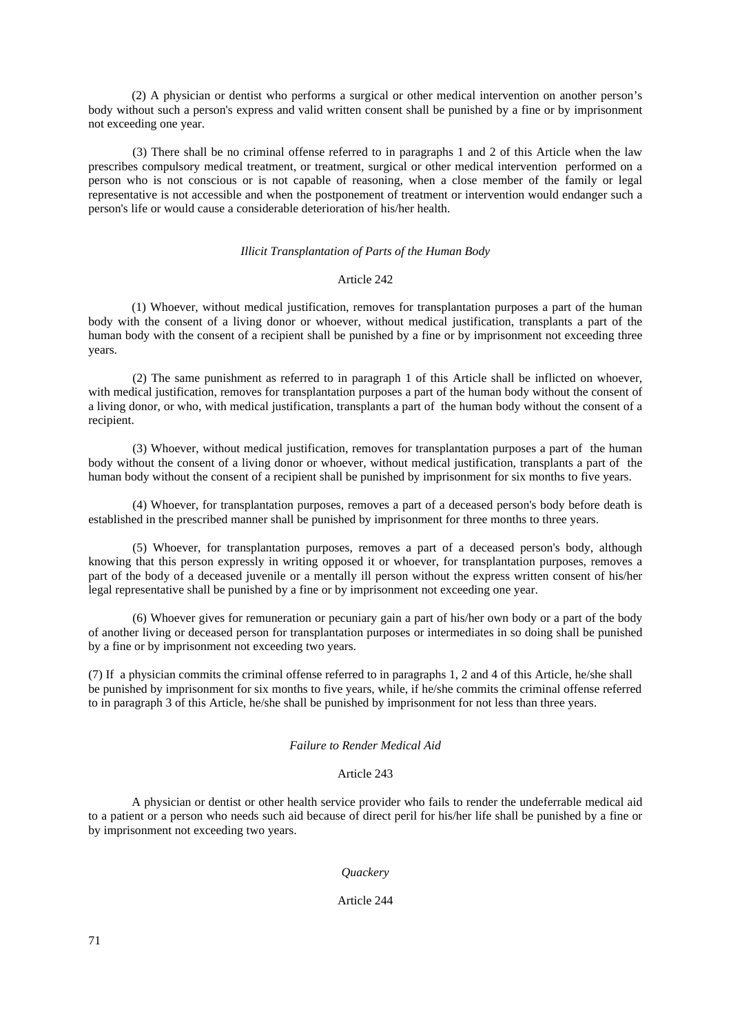(2) A physician or dentist who performs a surgical or other medical intervention on another person's body without such a person's express and valid written consent shall be punished by a fine or by imprisonment not exceeding one year.

(3) There shall be no criminal offense referred to in paragraphs 1 and 2 of this Article when the law prescribes compulsory medical treatment, or treatment, surgical or other medical intervention performed on a person who is not conscious or is not capable of reasoning, when a close member of the family or legal representative is not accessible and when the postponement of treatment or intervention would endanger such a person's life or would cause a considerable deterioration of his/her health.

*Illicit Transplantation of Parts of the Human Body*

Article 242

(1) Whoever, without medical justification, removes for transplantation purposes a part of the human body with the consent of a living donor or whoever, without medical justification, transplants a part of the human body with the consent of a recipient shall be punished by a fine or by imprisonment not exceeding three years.

(2) The same punishment as referred to in paragraph 1 of this Article shall be inflicted on whoever, with medical justification, removes for transplantation purposes a part of the human body without the consent of a living donor, or who, with medical justification, transplants a part of the human body without the consent of a recipient.

(3) Whoever, without medical justification, removes for transplantation purposes a part of the human body without the consent of a living donor or whoever, without medical justification, transplants a part of the human body without the consent of a recipient shall be punished by imprisonment for six months to five years.

(4) Whoever, for transplantation purposes, removes a part of a deceased person's body before death is established in the prescribed manner shall be punished by imprisonment for three months to three years.

(5) Whoever, for transplantation purposes, removes a part of a deceased person's body, although knowing that this person expressly in writing opposed it or whoever, for transplantation purposes, removes a part of the body of a deceased juvenile or a mentally ill person without the express written consent of his/her legal representative shall be punished by a fine or by imprisonment not exceeding one year.

(6) Whoever gives for remuneration or pecuniary gain a part of his/her own body or a part of the body of another living or deceased person for transplantation purposes or intermediates in so doing shall be punished by a fine or by imprisonment not exceeding two years.

(7) If a physician commits the criminal offense referred to in paragraphs 1, 2 and 4 of this Article, he/she shall be punished by imprisonment for six months to five years, while, if he/she commits the criminal offense referred to in paragraph 3 of this Article, he/she shall be punished by imprisonment for not less than three years.

*Failure to Render Medical Aid*

Article 243

A physician or dentist or other health service provider who fails to render the undeferrable medical aid to a patient or a person who needs such aid because of direct peril for his/her life shall be punished by a fine or by imprisonment not exceeding two years.

*Quackery*

Article 244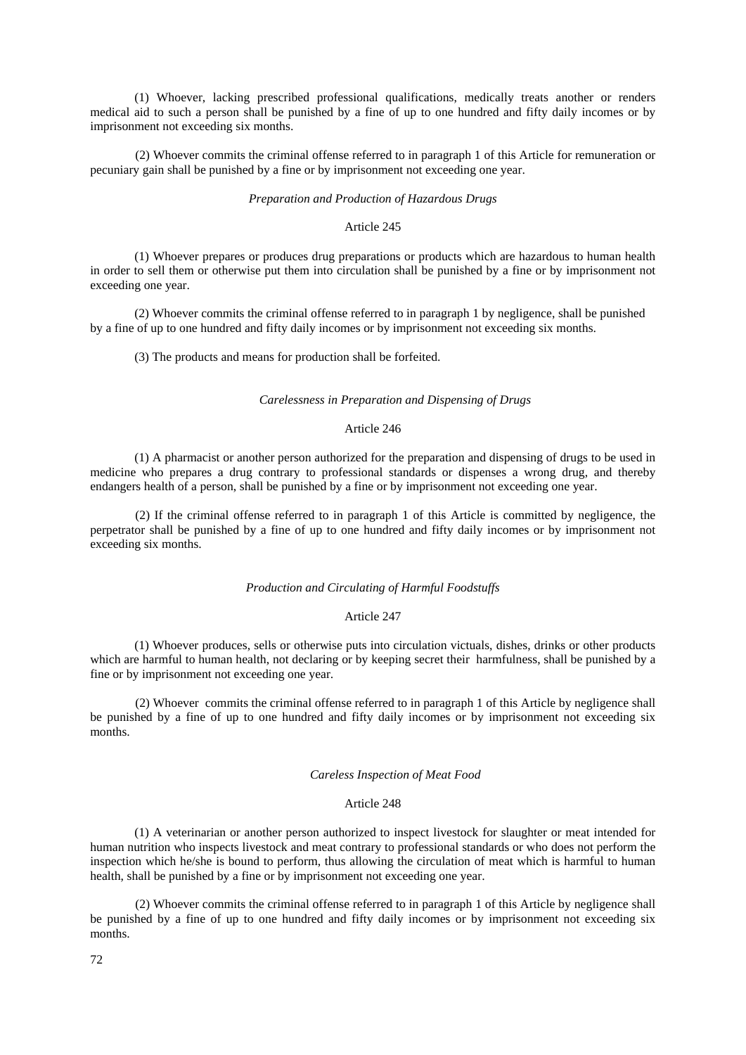(1) Whoever, lacking prescribed professional qualifications, medically treats another or renders medical aid to such a person shall be punished by a fine of up to one hundred and fifty daily incomes or by imprisonment not exceeding six months.

(2) Whoever commits the criminal offense referred to in paragraph 1 of this Article for remuneration or pecuniary gain shall be punished by a fine or by imprisonment not exceeding one year.

*Preparation and Production of Hazardous Drugs*

Article 245

(1) Whoever prepares or produces drug preparations or products which are hazardous to human health in order to sell them or otherwise put them into circulation shall be punished by a fine or by imprisonment not exceeding one year.

(2) Whoever commits the criminal offense referred to in paragraph 1 by negligence, shall be punished by a fine of up to one hundred and fifty daily incomes or by imprisonment not exceeding six months.

(3) The products and means for production shall be forfeited.

*Carelessness in Preparation and Dispensing of Drugs*

Article 246

(1) A pharmacist or another person authorized for the preparation and dispensing of drugs to be used in medicine who prepares a drug contrary to professional standards or dispenses a wrong drug, and thereby endangers health of a person, shall be punished by a fine or by imprisonment not exceeding one year.

(2) If the criminal offense referred to in paragraph 1 of this Article is committed by negligence, the perpetrator shall be punished by a fine of up to one hundred and fifty daily incomes or by imprisonment not exceeding six months.

*Production and Circulating of Harmful Foodstuffs*

Article 247

(1) Whoever produces, sells or otherwise puts into circulation victuals, dishes, drinks or other products which are harmful to human health, not declaring or by keeping secret their harmfulness, shall be punished by a fine or by imprisonment not exceeding one year.

(2) Whoever commits the criminal offense referred to in paragraph 1 of this Article by negligence shall be punished by a fine of up to one hundred and fifty daily incomes or by imprisonment not exceeding six months.

*Careless Inspection of Meat Food*

Article 248

(1) A veterinarian or another person authorized to inspect livestock for slaughter or meat intended for human nutrition who inspects livestock and meat contrary to professional standards or who does not perform the inspection which he/she is bound to perform, thus allowing the circulation of meat which is harmful to human health, shall be punished by a fine or by imprisonment not exceeding one year.

(2) Whoever commits the criminal offense referred to in paragraph 1 of this Article by negligence shall be punished by a fine of up to one hundred and fifty daily incomes or by imprisonment not exceeding six months.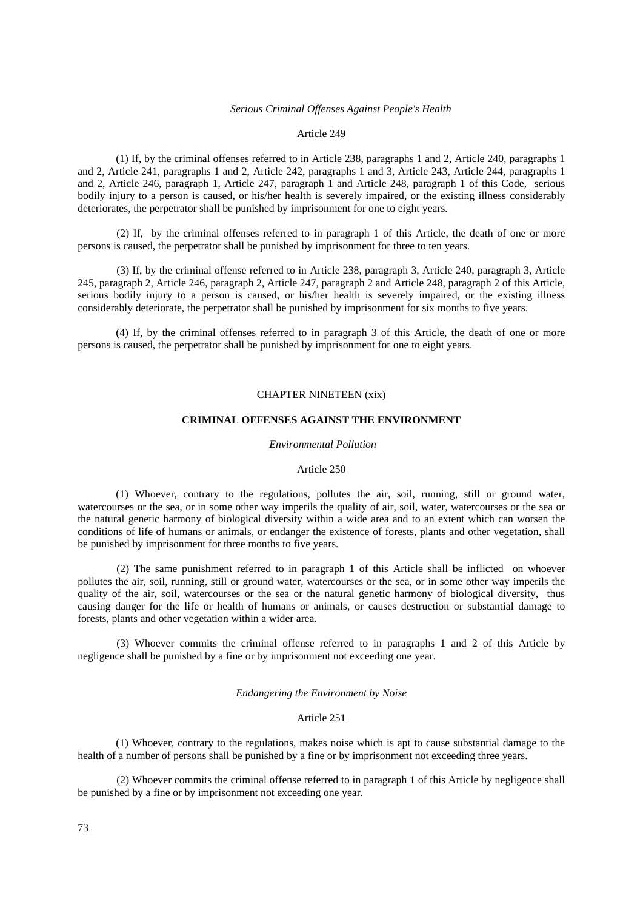*Serious Criminal Offenses Against People's Health*

Article 249

(1) If, by the criminal offenses referred to in Article 238, paragraphs 1 and 2, Article 240, paragraphs 1 and 2, Article 241, paragraphs 1 and 2, Article 242, paragraphs 1 and 3, Article 243, Article 244, paragraphs 1 and 2, Article 246, paragraph 1, Article 247, paragraph 1 and Article 248, paragraph 1 of this Code, serious bodily injury to a person is caused, or his/her health is severely impaired, or the existing illness considerably deteriorates, the perpetrator shall be punished by imprisonment for one to eight years.

(2) If, by the criminal offenses referred to in paragraph 1 of this Article, the death of one or more persons is caused, the perpetrator shall be punished by imprisonment for three to ten years.

(3) If, by the criminal offense referred to in Article 238, paragraph 3, Article 240, paragraph 3, Article 245, paragraph 2, Article 246, paragraph 2, Article 247, paragraph 2 and Article 248, paragraph 2 of this Article, serious bodily injury to a person is caused, or his/her health is severely impaired, or the existing illness considerably deteriorate, the perpetrator shall be punished by imprisonment for six months to five years.

(4) If, by the criminal offenses referred to in paragraph 3 of this Article, the death of one or more persons is caused, the perpetrator shall be punished by imprisonment for one to eight years.

## CHAPTER NINETEEN (xix)

## CRIMINAL OFFENSES AGAINST THE ENVIRONMENT

*Environmental Pollution*

Article 250

(1) Whoever, contrary to the regulations, pollutes the air, soil, running, still or ground water, watercourses or the sea, or in some other way imperils the quality of air, soil, water, watercourses or the sea or the natural genetic harmony of biological diversity within a wide area and to an extent which can worsen the conditions of life of humans or animals, or endanger the existence of forests, plants and other vegetation, shall be punished by imprisonment for three months to five years.

(2) The same punishment referred to in paragraph 1 of this Article shall be inflicted on whoever pollutes the air, soil, running, still or ground water, watercourses or the sea, or in some other way imperils the quality of the air, soil, watercourses or the sea or the natural genetic harmony of biological diversity, thus causing danger for the life or health of humans or animals, or causes destruction or substantial damage to forests, plants and other vegetation within a wider area.

(3) Whoever commits the criminal offense referred to in paragraphs 1 and 2 of this Article by negligence shall be punished by a fine or by imprisonment not exceeding one year.

*Endangering the Environment by Noise*

Article 251

(1) Whoever, contrary to the regulations, makes noise which is apt to cause substantial damage to the health of a number of persons shall be punished by a fine or by imprisonment not exceeding three years.

(2) Whoever commits the criminal offense referred to in paragraph 1 of this Article by negligence shall be punished by a fine or by imprisonment not exceeding one year.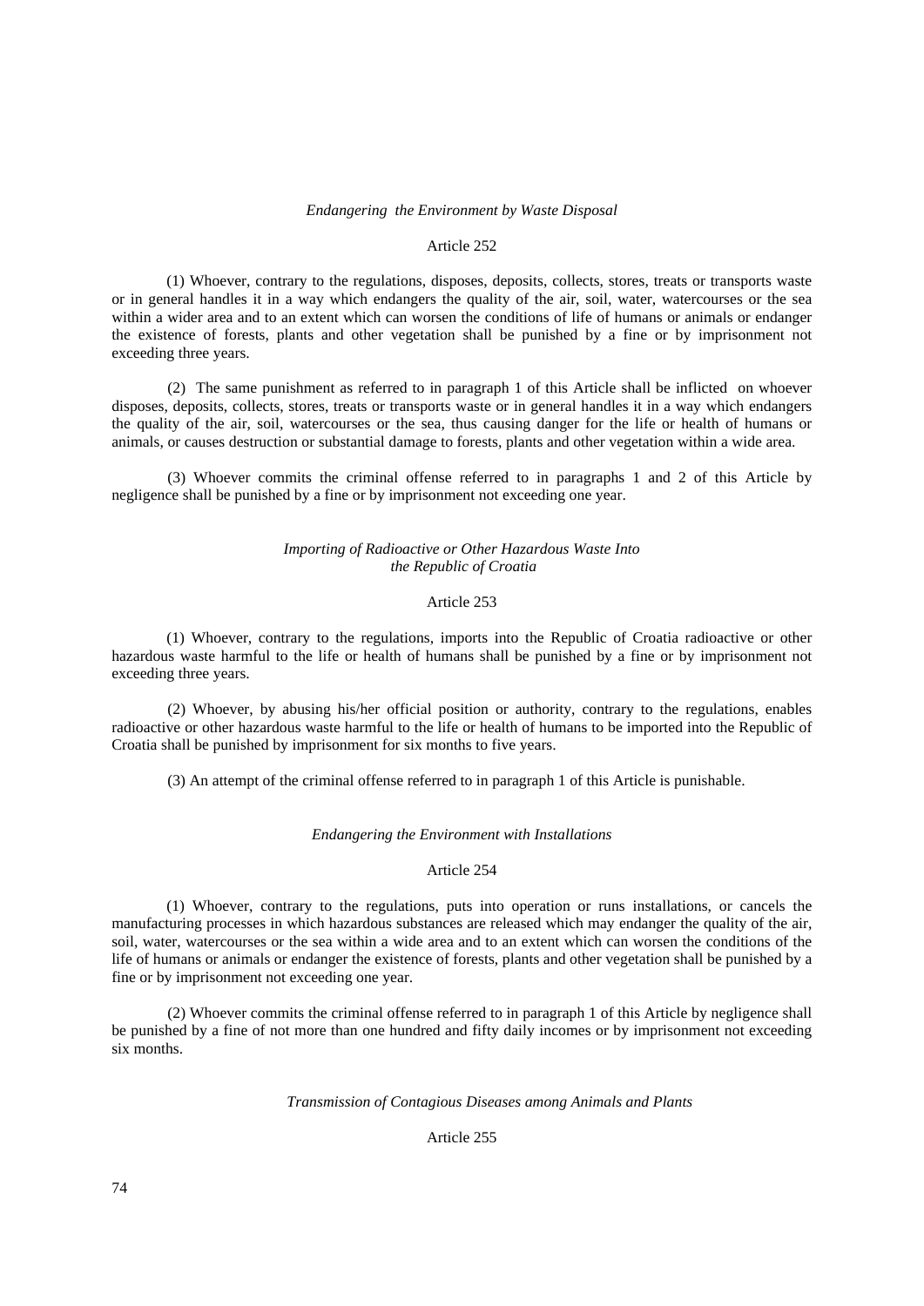*Endangering the Environment by Waste Disposal*

Article 252

(1) Whoever, contrary to the regulations, disposes, deposits, collects, stores, treats or transports waste or in general handles it in a way which endangers the quality of the air, soil, water, watercourses or the sea within a wider area and to an extent which can worsen the conditions of life of humans or animals or endanger the existence of forests, plants and other vegetation shall be punished by a fine or by imprisonment not exceeding three years.

(2) The same punishment as referred to in paragraph 1 of this Article shall be inflicted on whoever disposes, deposits, collects, stores, treats or transports waste or in general handles it in a way which endangers the quality of the air, soil, watercourses or the sea, thus causing danger for the life or health of humans or animals, or causes destruction or substantial damage to forests, plants and other vegetation within a wide area.

(3) Whoever commits the criminal offense referred to in paragraphs 1 and 2 of this Article by negligence shall be punished by a fine or by imprisonment not exceeding one year.

*Importing of Radioactive or Other Hazardous Waste Into the Republic of Croatia*

Article 253

(1) Whoever, contrary to the regulations, imports into the Republic of Croatia radioactive or other hazardous waste harmful to the life or health of humans shall be punished by a fine or by imprisonment not exceeding three years.

(2) Whoever, by abusing his/her official position or authority, contrary to the regulations, enables radioactive or other hazardous waste harmful to the life or health of humans to be imported into the Republic of Croatia shall be punished by imprisonment for six months to five years.

(3) An attempt of the criminal offense referred to in paragraph 1 of this Article is punishable.

*Endangering the Environment with Installations*

Article 254

(1) Whoever, contrary to the regulations, puts into operation or runs installations, or cancels the manufacturing processes in which hazardous substances are released which may endanger the quality of the air, soil, water, watercourses or the sea within a wide area and to an extent which can worsen the conditions of the life of humans or animals or endanger the existence of forests, plants and other vegetation shall be punished by a fine or by imprisonment not exceeding one year.

(2) Whoever commits the criminal offense referred to in paragraph 1 of this Article by negligence shall be punished by a fine of not more than one hundred and fifty daily incomes or by imprisonment not exceeding six months.

*Transmission of Contagious Diseases among Animals and Plants*

Article 255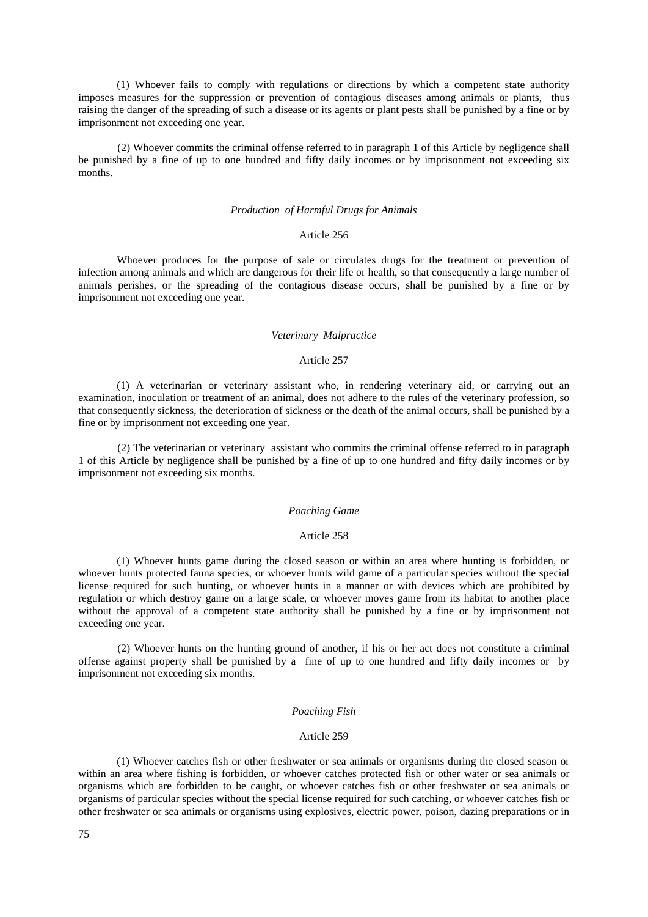(1) Whoever fails to comply with regulations or directions by which a competent state authority imposes measures for the suppression or prevention of contagious diseases among animals or plants, thus raising the danger of the spreading of such a disease or its agents or plant pests shall be punished by a fine or by imprisonment not exceeding one year.

(2) Whoever commits the criminal offense referred to in paragraph 1 of this Article by negligence shall be punished by a fine of up to one hundred and fifty daily incomes or by imprisonment not exceeding six months.

*Production of Harmful Drugs for Animals*

Article 256

Whoever produces for the purpose of sale or circulates drugs for the treatment or prevention of infection among animals and which are dangerous for their life or health, so that consequently a large number of animals perishes, or the spreading of the contagious disease occurs, shall be punished by a fine or by imprisonment not exceeding one year.

*Veterinary Malpractice*

Article 257

(1) A veterinarian or veterinary assistant who, in rendering veterinary aid, or carrying out an examination, inoculation or treatment of an animal, does not adhere to the rules of the veterinary profession, so that consequently sickness, the deterioration of sickness or the death of the animal occurs, shall be punished by a fine or by imprisonment not exceeding one year.

(2) The veterinarian or veterinary assistant who commits the criminal offense referred to in paragraph 1 of this Article by negligence shall be punished by a fine of up to one hundred and fifty daily incomes or by imprisonment not exceeding six months.

*Poaching Game*

Article 258

(1) Whoever hunts game during the closed season or within an area where hunting is forbidden, or whoever hunts protected fauna species, or whoever hunts wild game of a particular species without the special license required for such hunting, or whoever hunts in a manner or with devices which are prohibited by regulation or which destroy game on a large scale, or whoever moves game from its habitat to another place without the approval of a competent state authority shall be punished by a fine or by imprisonment not exceeding one year.

(2) Whoever hunts on the hunting ground of another, if his or her act does not constitute a criminal offense against property shall be punished by a fine of up to one hundred and fifty daily incomes or by imprisonment not exceeding six months.

*Poaching Fish*

Article 259

(1) Whoever catches fish or other freshwater or sea animals or organisms during the closed season or within an area where fishing is forbidden, or whoever catches protected fish or other water or sea animals or organisms which are forbidden to be caught, or whoever catches fish or other freshwater or sea animals or organisms of particular species without the special license required for such catching, or whoever catches fish or other freshwater or sea animals or organisms using explosives, electric power, poison, dazing preparations or in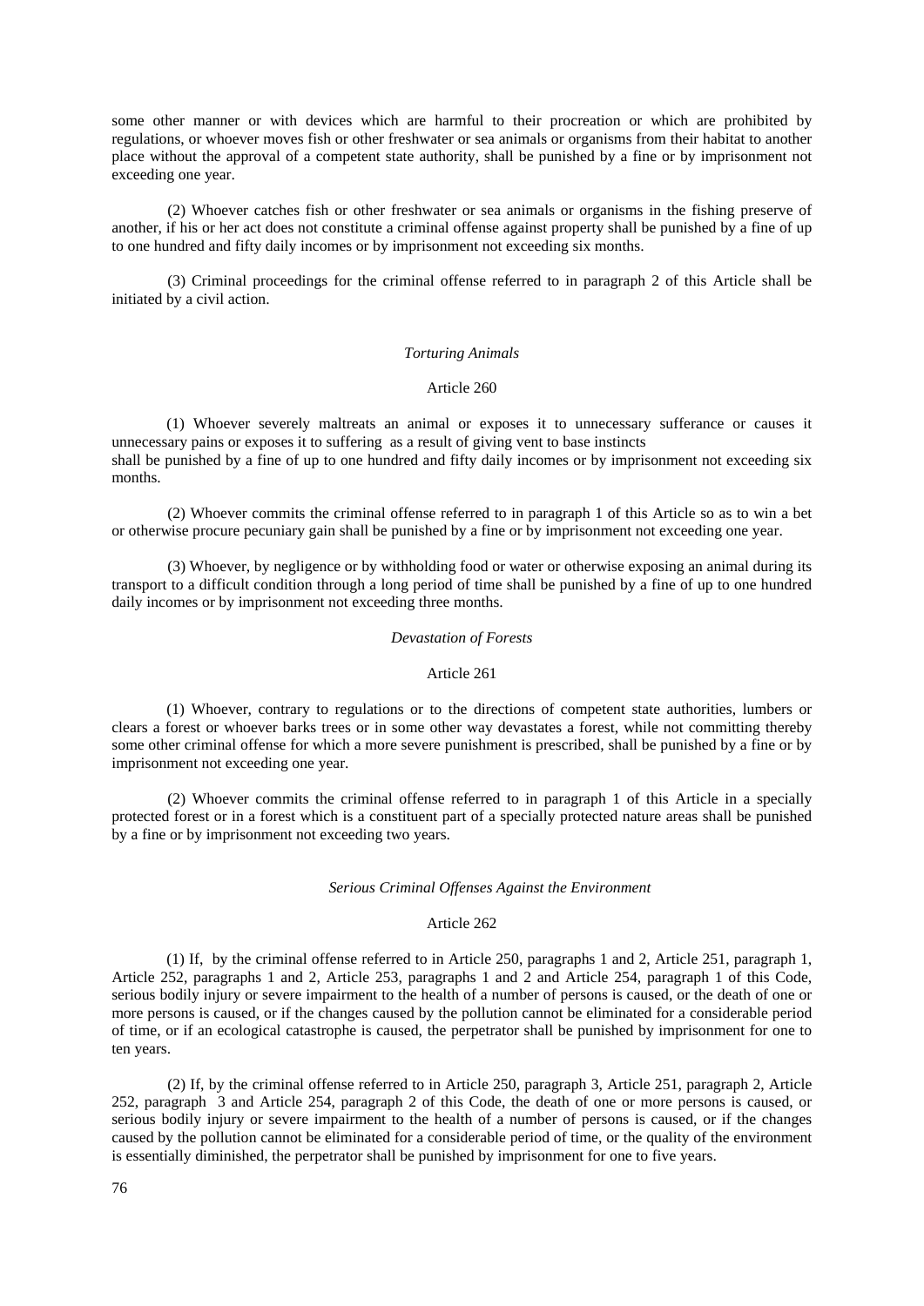some other manner or with devices which are harmful to their procreation or which are prohibited by regulations, or whoever moves fish or other freshwater or sea animals or organisms from their habitat to another place without the approval of a competent state authority, shall be punished by a fine or by imprisonment not exceeding one year.

(2) Whoever catches fish or other freshwater or sea animals or organisms in the fishing preserve of another, if his or her act does not constitute a criminal offense against property shall be punished by a fine of up to one hundred and fifty daily incomes or by imprisonment not exceeding six months.

(3) Criminal proceedings for the criminal offense referred to in paragraph 2 of this Article shall be initiated by a civil action.

*Torturing Animals*

Article 260

(1) Whoever severely maltreats an animal or exposes it to unnecessary sufferance or causes it unnecessary pains or exposes it to suffering as a result of giving vent to base instincts
shall be punished by a fine of up to one hundred and fifty daily incomes or by imprisonment not exceeding six months.

(2) Whoever commits the criminal offense referred to in paragraph 1 of this Article so as to win a bet or otherwise procure pecuniary gain shall be punished by a fine or by imprisonment not exceeding one year.

(3) Whoever, by negligence or by withholding food or water or otherwise exposing an animal during its transport to a difficult condition through a long period of time shall be punished by a fine of up to one hundred daily incomes or by imprisonment not exceeding three months.

*Devastation of Forests*

Article 261

(1) Whoever, contrary to regulations or to the directions of competent state authorities, lumbers or clears a forest or whoever barks trees or in some other way devastates a forest, while not committing thereby some other criminal offense for which a more severe punishment is prescribed, shall be punished by a fine or by imprisonment not exceeding one year.

(2) Whoever commits the criminal offense referred to in paragraph 1 of this Article in a specially protected forest or in a forest which is a constituent part of a specially protected nature areas shall be punished by a fine or by imprisonment not exceeding two years.

*Serious Criminal Offenses Against the Environment*

Article 262

(1) If, by the criminal offense referred to in Article 250, paragraphs 1 and 2, Article 251, paragraph 1, Article 252, paragraphs 1 and 2, Article 253, paragraphs 1 and 2 and Article 254, paragraph 1 of this Code, serious bodily injury or severe impairment to the health of a number of persons is caused, or the death of one or more persons is caused, or if the changes caused by the pollution cannot be eliminated for a considerable period of time, or if an ecological catastrophe is caused, the perpetrator shall be punished by imprisonment for one to ten years.

(2) If, by the criminal offense referred to in Article 250, paragraph 3, Article 251, paragraph 2, Article 252, paragraph 3 and Article 254, paragraph 2 of this Code, the death of one or more persons is caused, or serious bodily injury or severe impairment to the health of a number of persons is caused, or if the changes caused by the pollution cannot be eliminated for a considerable period of time, or the quality of the environment is essentially diminished, the perpetrator shall be punished by imprisonment for one to five years.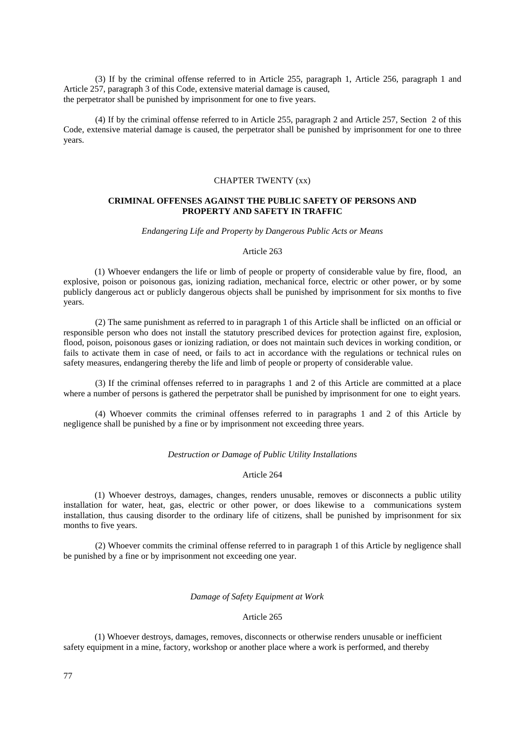(3) If by the criminal offense referred to in Article 255, paragraph 1, Article 256, paragraph 1 and Article 257, paragraph 3 of this Code, extensive material damage is caused, the perpetrator shall be punished by imprisonment for one to five years.

(4) If by the criminal offense referred to in Article 255, paragraph 2 and Article 257, Section 2 of this Code, extensive material damage is caused, the perpetrator shall be punished by imprisonment for one to three years.

## CHAPTER TWENTY (xx)

## CRIMINAL OFFENSES AGAINST THE PUBLIC SAFETY OF PERSONS AND PROPERTY AND SAFETY IN TRAFFIC

*Endangering Life and Property by Dangerous Public Acts or Means*

Article 263

(1) Whoever endangers the life or limb of people or property of considerable value by fire, flood, an explosive, poison or poisonous gas, ionizing radiation, mechanical force, electric or other power, or by some publicly dangerous act or publicly dangerous objects shall be punished by imprisonment for six months to five years.

(2) The same punishment as referred to in paragraph 1 of this Article shall be inflicted on an official or responsible person who does not install the statutory prescribed devices for protection against fire, explosion, flood, poison, poisonous gases or ionizing radiation, or does not maintain such devices in working condition, or fails to activate them in case of need, or fails to act in accordance with the regulations or technical rules on safety measures, endangering thereby the life and limb of people or property of considerable value.

(3) If the criminal offenses referred to in paragraphs 1 and 2 of this Article are committed at a place where a number of persons is gathered the perpetrator shall be punished by imprisonment for one to eight years.

(4) Whoever commits the criminal offenses referred to in paragraphs 1 and 2 of this Article by negligence shall be punished by a fine or by imprisonment not exceeding three years.

*Destruction or Damage of Public Utility Installations*

Article 264

(1) Whoever destroys, damages, changes, renders unusable, removes or disconnects a public utility installation for water, heat, gas, electric or other power, or does likewise to a communications system installation, thus causing disorder to the ordinary life of citizens, shall be punished by imprisonment for six months to five years.

(2) Whoever commits the criminal offense referred to in paragraph 1 of this Article by negligence shall be punished by a fine or by imprisonment not exceeding one year.

*Damage of Safety Equipment at Work*

Article 265

(1) Whoever destroys, damages, removes, disconnects or otherwise renders unusable or inefficient safety equipment in a mine, factory, workshop or another place where a work is performed, and thereby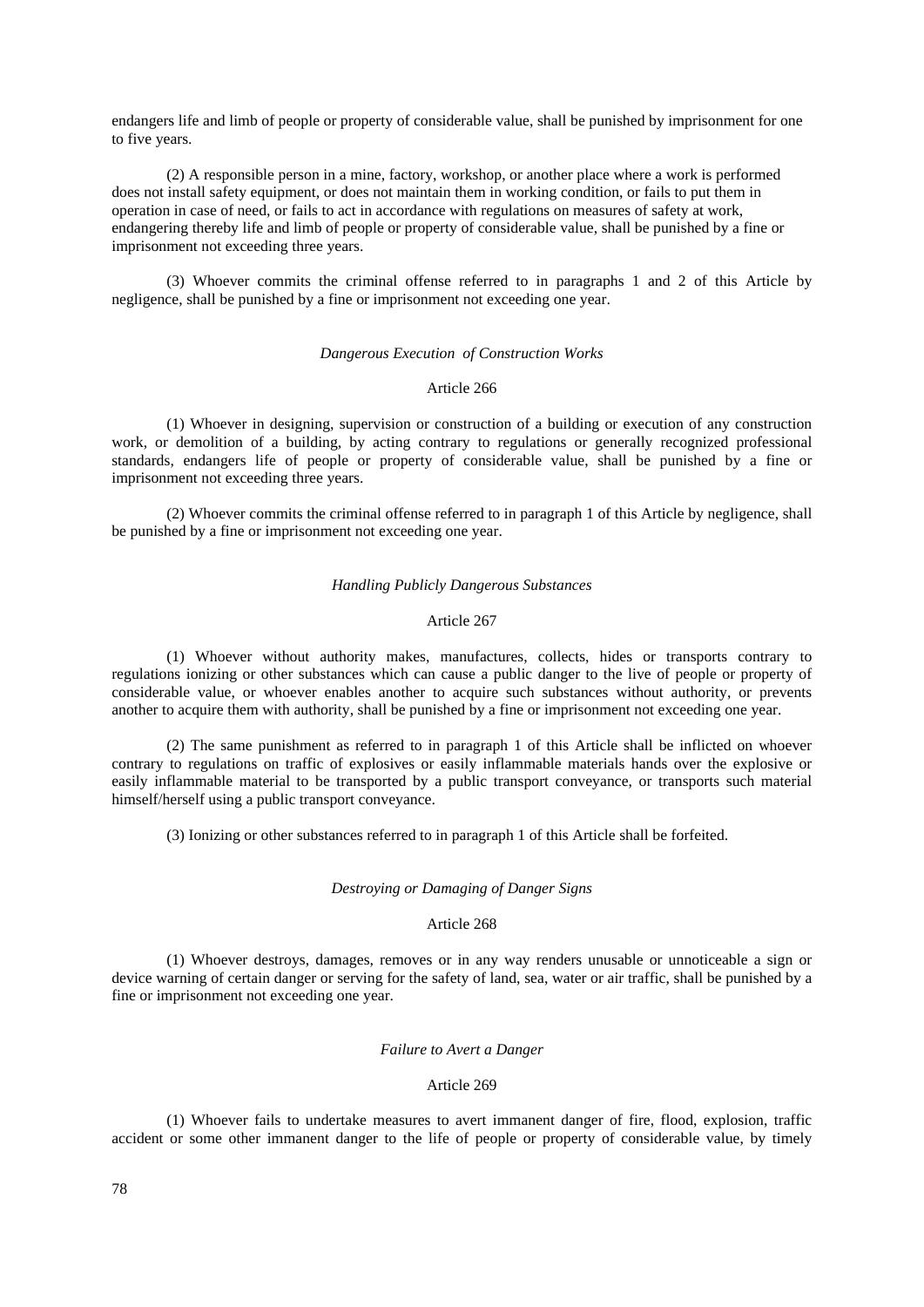endangers life and limb of people or property of considerable value, shall be punished by imprisonment for one to five years.

(2) A responsible person in a mine, factory, workshop, or another place where a work is performed does not install safety equipment, or does not maintain them in working condition, or fails to put them in operation in case of need, or fails to act in accordance with regulations on measures of safety at work, endangering thereby life and limb of people or property of considerable value, shall be punished by a fine or imprisonment not exceeding three years.

(3) Whoever commits the criminal offense referred to in paragraphs 1 and 2 of this Article by negligence, shall be punished by a fine or imprisonment not exceeding one year.

*Dangerous Execution of Construction Works*

Article 266

(1) Whoever in designing, supervision or construction of a building or execution of any construction work, or demolition of a building, by acting contrary to regulations or generally recognized professional standards, endangers life of people or property of considerable value, shall be punished by a fine or imprisonment not exceeding three years.

(2) Whoever commits the criminal offense referred to in paragraph 1 of this Article by negligence, shall be punished by a fine or imprisonment not exceeding one year.

*Handling Publicly Dangerous Substances*

Article 267

(1) Whoever without authority makes, manufactures, collects, hides or transports contrary to regulations ionizing or other substances which can cause a public danger to the live of people or property of considerable value, or whoever enables another to acquire such substances without authority, or prevents another to acquire them with authority, shall be punished by a fine or imprisonment not exceeding one year.

(2) The same punishment as referred to in paragraph 1 of this Article shall be inflicted on whoever contrary to regulations on traffic of explosives or easily inflammable materials hands over the explosive or easily inflammable material to be transported by a public transport conveyance, or transports such material himself/herself using a public transport conveyance.

(3) Ionizing or other substances referred to in paragraph 1 of this Article shall be forfeited.

*Destroying or Damaging of Danger Signs*

Article 268

(1) Whoever destroys, damages, removes or in any way renders unusable or unnoticeable a sign or device warning of certain danger or serving for the safety of land, sea, water or air traffic, shall be punished by a fine or imprisonment not exceeding one year.

*Failure to Avert a Danger*

Article 269

(1) Whoever fails to undertake measures to avert immanent danger of fire, flood, explosion, traffic accident or some other immanent danger to the life of people or property of considerable value, by timely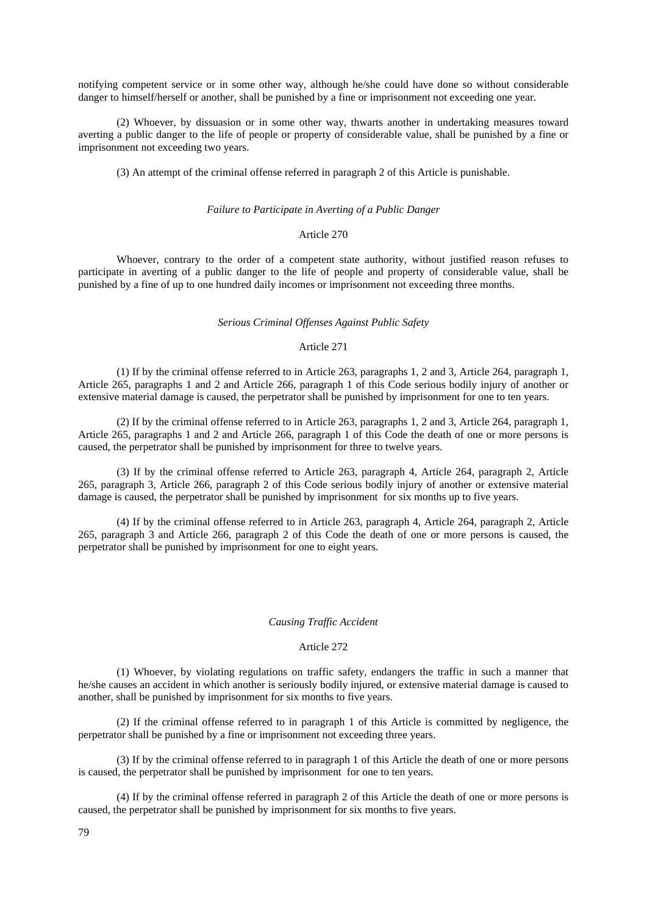notifying competent service or in some other way, although he/she could have done so without considerable danger to himself/herself or another, shall be punished by a fine or imprisonment not exceeding one year.

(2) Whoever, by dissuasion or in some other way, thwarts another in undertaking measures toward averting a public danger to the life of people or property of considerable value, shall be punished by a fine or imprisonment not exceeding two years.

(3) An attempt of the criminal offense referred in paragraph 2 of this Article is punishable.

*Failure to Participate in Averting of a Public Danger*

Article 270

Whoever, contrary to the order of a competent state authority, without justified reason refuses to participate in averting of a public danger to the life of people and property of considerable value, shall be punished by a fine of up to one hundred daily incomes or imprisonment not exceeding three months.

*Serious Criminal Offenses Against Public Safety*

Article 271

(1) If by the criminal offense referred to in Article 263, paragraphs 1, 2 and 3, Article 264, paragraph 1, Article 265, paragraphs 1 and 2 and Article 266, paragraph 1 of this Code serious bodily injury of another or extensive material damage is caused, the perpetrator shall be punished by imprisonment for one to ten years.

(2) If by the criminal offense referred to in Article 263, paragraphs 1, 2 and 3, Article 264, paragraph 1, Article 265, paragraphs 1 and 2 and Article 266, paragraph 1 of this Code the death of one or more persons is caused, the perpetrator shall be punished by imprisonment for three to twelve years.

(3) If by the criminal offense referred to Article 263, paragraph 4, Article 264, paragraph 2, Article 265, paragraph 3, Article 266, paragraph 2 of this Code serious bodily injury of another or extensive material damage is caused, the perpetrator shall be punished by imprisonment for six months up to five years.

(4) If by the criminal offense referred to in Article 263, paragraph 4, Article 264, paragraph 2, Article 265, paragraph 3 and Article 266, paragraph 2 of this Code the death of one or more persons is caused, the perpetrator shall be punished by imprisonment for one to eight years.

*Causing Traffic Accident*

Article 272

(1) Whoever, by violating regulations on traffic safety, endangers the traffic in such a manner that he/she causes an accident in which another is seriously bodily injured, or extensive material damage is caused to another, shall be punished by imprisonment for six months to five years.

(2) If the criminal offense referred to in paragraph 1 of this Article is committed by negligence, the perpetrator shall be punished by a fine or imprisonment not exceeding three years.

(3) If by the criminal offense referred to in paragraph 1 of this Article the death of one or more persons is caused, the perpetrator shall be punished by imprisonment for one to ten years.

(4) If by the criminal offense referred in paragraph 2 of this Article the death of one or more persons is caused, the perpetrator shall be punished by imprisonment for six months to five years.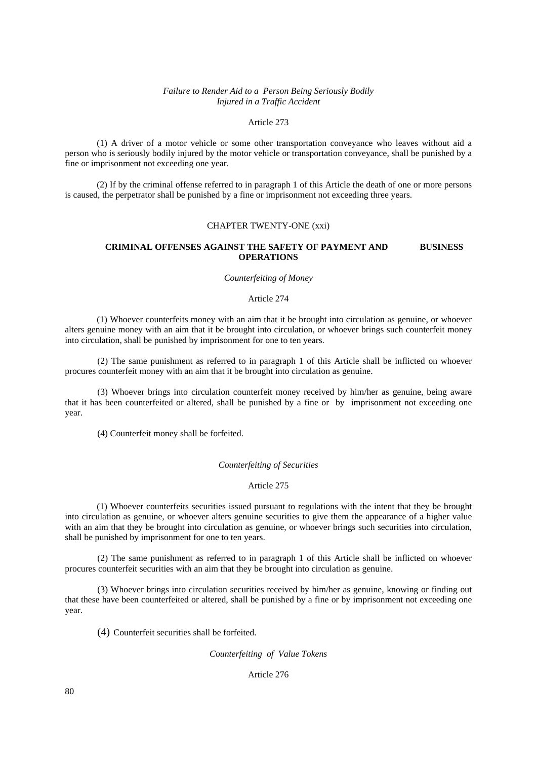*Failure to Render Aid to a Person Being Seriously Bodily Injured in a Traffic Accident*

Article 273

(1) A driver of a motor vehicle or some other transportation conveyance who leaves without aid a person who is seriously bodily injured by the motor vehicle or transportation conveyance, shall be punished by a fine or imprisonment not exceeding one year.

(2) If by the criminal offense referred to in paragraph 1 of this Article the death of one or more persons is caused, the perpetrator shall be punished by a fine or imprisonment not exceeding three years.

CHAPTER TWENTY-ONE (xxi)

## CRIMINAL OFFENSES AGAINST THE SAFETY OF PAYMENT AND BUSINESS OPERATIONS

*Counterfeiting of Money*

Article 274

(1) Whoever counterfeits money with an aim that it be brought into circulation as genuine, or whoever alters genuine money with an aim that it be brought into circulation, or whoever brings such counterfeit money into circulation, shall be punished by imprisonment for one to ten years.

(2) The same punishment as referred to in paragraph 1 of this Article shall be inflicted on whoever procures counterfeit money with an aim that it be brought into circulation as genuine.

(3) Whoever brings into circulation counterfeit money received by him/her as genuine, being aware that it has been counterfeited or altered, shall be punished by a fine or by imprisonment not exceeding one year.

(4) Counterfeit money shall be forfeited.

*Counterfeiting of Securities*

Article 275

(1) Whoever counterfeits securities issued pursuant to regulations with the intent that they be brought into circulation as genuine, or whoever alters genuine securities to give them the appearance of a higher value with an aim that they be brought into circulation as genuine, or whoever brings such securities into circulation, shall be punished by imprisonment for one to ten years.

(2) The same punishment as referred to in paragraph 1 of this Article shall be inflicted on whoever procures counterfeit securities with an aim that they be brought into circulation as genuine.

(3) Whoever brings into circulation securities received by him/her as genuine, knowing or finding out that these have been counterfeited or altered, shall be punished by a fine or by imprisonment not exceeding one year.

(4) Counterfeit securities shall be forfeited.

*Counterfeiting of Value Tokens*

Article 276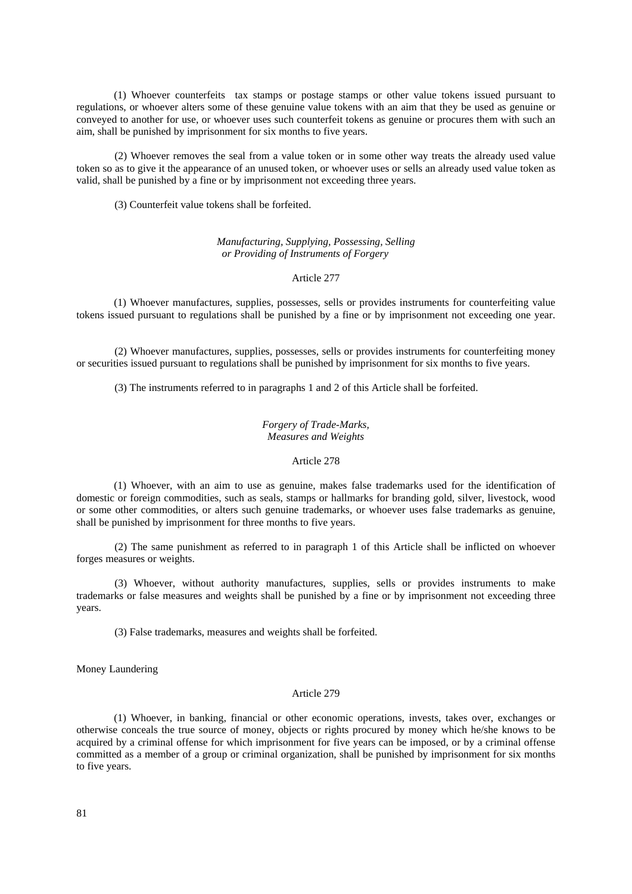(1) Whoever counterfeits tax stamps or postage stamps or other value tokens issued pursuant to regulations, or whoever alters some of these genuine value tokens with an aim that they be used as genuine or conveyed to another for use, or whoever uses such counterfeit tokens as genuine or procures them with such an aim, shall be punished by imprisonment for six months to five years.

(2) Whoever removes the seal from a value token or in some other way treats the already used value token so as to give it the appearance of an unused token, or whoever uses or sells an already used value token as valid, shall be punished by a fine or by imprisonment not exceeding three years.

(3) Counterfeit value tokens shall be forfeited.

*Manufacturing, Supplying, Possessing, Selling or Providing of Instruments of Forgery*

Article 277

(1) Whoever manufactures, supplies, possesses, sells or provides instruments for counterfeiting value tokens issued pursuant to regulations shall be punished by a fine or by imprisonment not exceeding one year.

(2) Whoever manufactures, supplies, possesses, sells or provides instruments for counterfeiting money or securities issued pursuant to regulations shall be punished by imprisonment for six months to five years.

(3) The instruments referred to in paragraphs 1 and 2 of this Article shall be forfeited.

*Forgery of Trade-Marks, Measures and Weights*

Article 278

(1) Whoever, with an aim to use as genuine, makes false trademarks used for the identification of domestic or foreign commodities, such as seals, stamps or hallmarks for branding gold, silver, livestock, wood or some other commodities, or alters such genuine trademarks, or whoever uses false trademarks as genuine, shall be punished by imprisonment for three months to five years.

(2) The same punishment as referred to in paragraph 1 of this Article shall be inflicted on whoever forges measures or weights.

(3) Whoever, without authority manufactures, supplies, sells or provides instruments to make trademarks or false measures and weights shall be punished by a fine or by imprisonment not exceeding three years.

(3) False trademarks, measures and weights shall be forfeited.

Money Laundering

Article 279

(1) Whoever, in banking, financial or other economic operations, invests, takes over, exchanges or otherwise conceals the true source of money, objects or rights procured by money which he/she knows to be acquired by a criminal offense for which imprisonment for five years can be imposed, or by a criminal offense committed as a member of a group or criminal organization, shall be punished by imprisonment for six months to five years.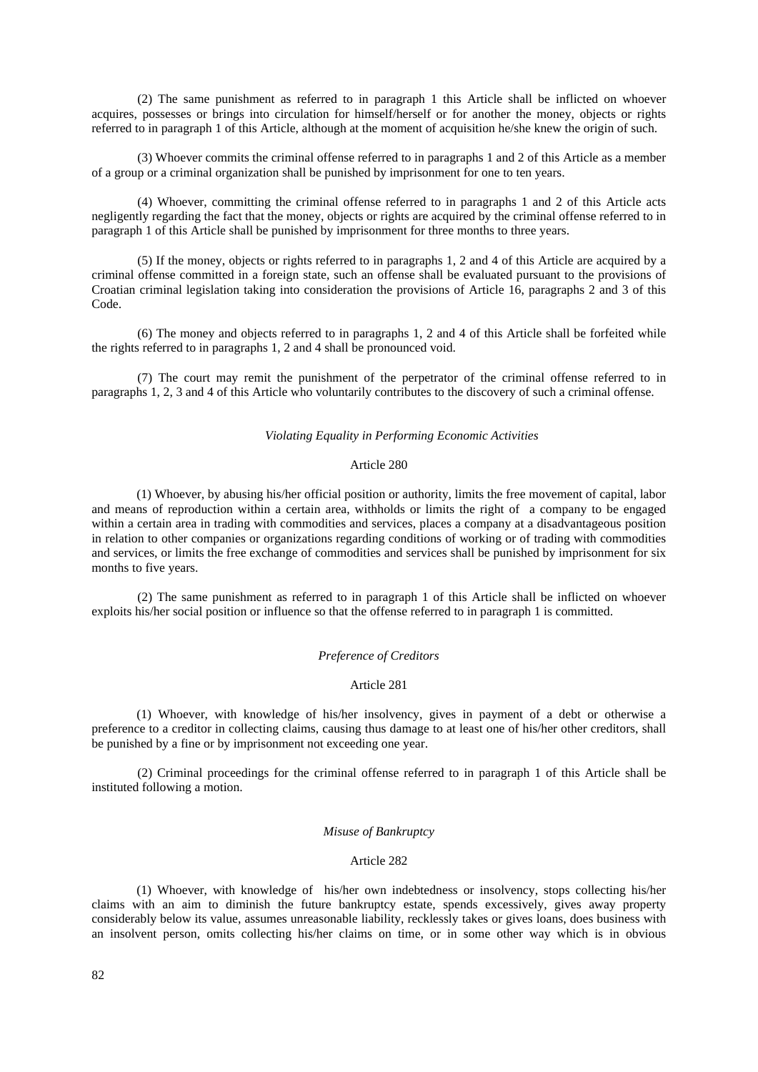(2) The same punishment as referred to in paragraph 1 this Article shall be inflicted on whoever acquires, possesses or brings into circulation for himself/herself or for another the money, objects or rights referred to in paragraph 1 of this Article, although at the moment of acquisition he/she knew the origin of such.

(3) Whoever commits the criminal offense referred to in paragraphs 1 and 2 of this Article as a member of a group or a criminal organization shall be punished by imprisonment for one to ten years.

(4) Whoever, committing the criminal offense referred to in paragraphs 1 and 2 of this Article acts negligently regarding the fact that the money, objects or rights are acquired by the criminal offense referred to in paragraph 1 of this Article shall be punished by imprisonment for three months to three years.

(5) If the money, objects or rights referred to in paragraphs 1, 2 and 4 of this Article are acquired by a criminal offense committed in a foreign state, such an offense shall be evaluated pursuant to the provisions of Croatian criminal legislation taking into consideration the provisions of Article 16, paragraphs 2 and 3 of this Code.

(6) The money and objects referred to in paragraphs 1, 2 and 4 of this Article shall be forfeited while the rights referred to in paragraphs 1, 2 and 4 shall be pronounced void.

(7) The court may remit the punishment of the perpetrator of the criminal offense referred to in paragraphs 1, 2, 3 and 4 of this Article who voluntarily contributes to the discovery of such a criminal offense.

*Violating Equality in Performing Economic Activities*

Article 280

(1) Whoever, by abusing his/her official position or authority, limits the free movement of capital, labor and means of reproduction within a certain area, withholds or limits the right of a company to be engaged within a certain area in trading with commodities and services, places a company at a disadvantageous position in relation to other companies or organizations regarding conditions of working or of trading with commodities and services, or limits the free exchange of commodities and services shall be punished by imprisonment for six months to five years.

(2) The same punishment as referred to in paragraph 1 of this Article shall be inflicted on whoever exploits his/her social position or influence so that the offense referred to in paragraph 1 is committed.

*Preference of Creditors*

Article 281

(1) Whoever, with knowledge of his/her insolvency, gives in payment of a debt or otherwise a preference to a creditor in collecting claims, causing thus damage to at least one of his/her other creditors, shall be punished by a fine or by imprisonment not exceeding one year.

(2) Criminal proceedings for the criminal offense referred to in paragraph 1 of this Article shall be instituted following a motion.

*Misuse of Bankruptcy*

Article 282

(1) Whoever, with knowledge of his/her own indebtedness or insolvency, stops collecting his/her claims with an aim to diminish the future bankruptcy estate, spends excessively, gives away property considerably below its value, assumes unreasonable liability, recklessly takes or gives loans, does business with an insolvent person, omits collecting his/her claims on time, or in some other way which is in obvious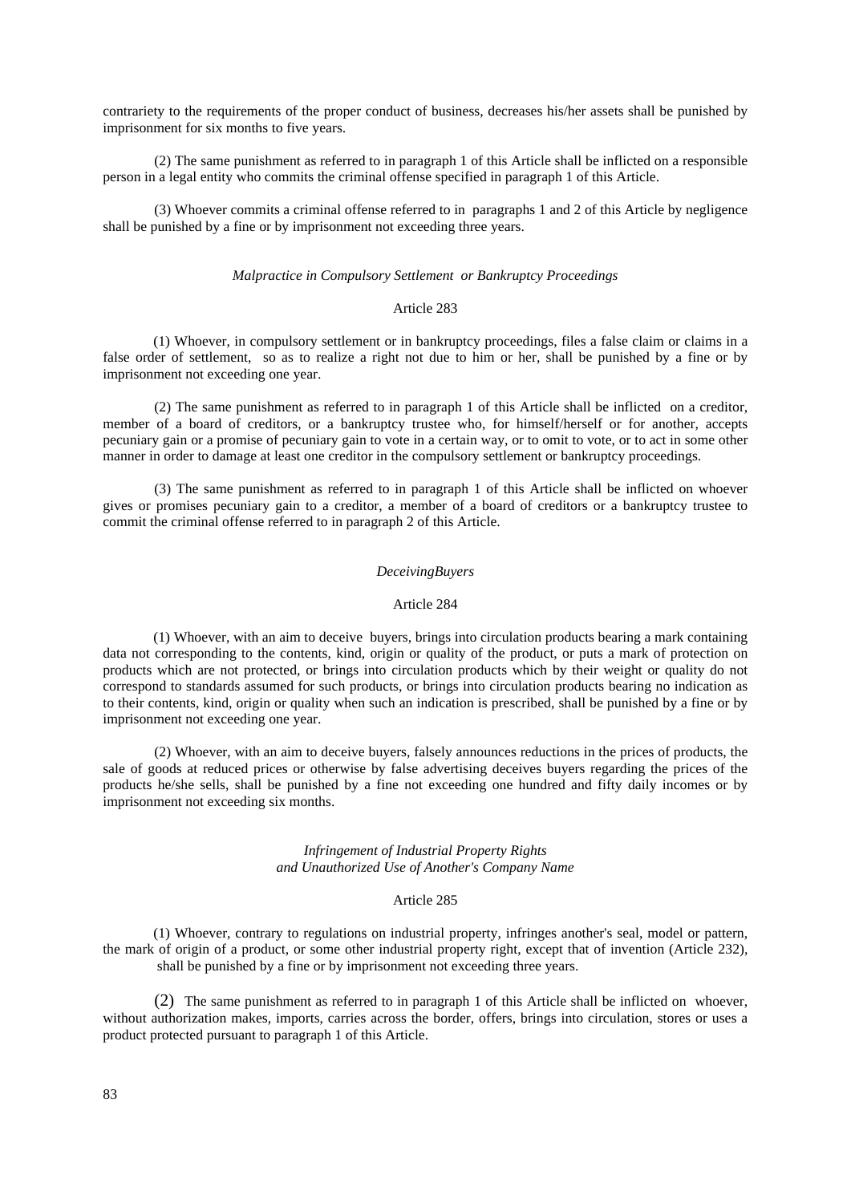contrariety to the requirements of the proper conduct of business, decreases his/her assets shall be punished by imprisonment for six months to five years.

(2) The same punishment as referred to in paragraph 1 of this Article shall be inflicted on a responsible person in a legal entity who commits the criminal offense specified in paragraph 1 of this Article.

(3) Whoever commits a criminal offense referred to in paragraphs 1 and 2 of this Article by negligence shall be punished by a fine or by imprisonment not exceeding three years.

*Malpractice in Compulsory Settlement or Bankruptcy Proceedings*

Article 283

(1) Whoever, in compulsory settlement or in bankruptcy proceedings, files a false claim or claims in a false order of settlement, so as to realize a right not due to him or her, shall be punished by a fine or by imprisonment not exceeding one year.

(2) The same punishment as referred to in paragraph 1 of this Article shall be inflicted on a creditor, member of a board of creditors, or a bankruptcy trustee who, for himself/herself or for another, accepts pecuniary gain or a promise of pecuniary gain to vote in a certain way, or to omit to vote, or to act in some other manner in order to damage at least one creditor in the compulsory settlement or bankruptcy proceedings.

(3) The same punishment as referred to in paragraph 1 of this Article shall be inflicted on whoever gives or promises pecuniary gain to a creditor, a member of a board of creditors or a bankruptcy trustee to commit the criminal offense referred to in paragraph 2 of this Article.

*DeceivingBuyers*

Article 284

(1) Whoever, with an aim to deceive buyers, brings into circulation products bearing a mark containing data not corresponding to the contents, kind, origin or quality of the product, or puts a mark of protection on products which are not protected, or brings into circulation products which by their weight or quality do not correspond to standards assumed for such products, or brings into circulation products bearing no indication as to their contents, kind, origin or quality when such an indication is prescribed, shall be punished by a fine or by imprisonment not exceeding one year.

(2) Whoever, with an aim to deceive buyers, falsely announces reductions in the prices of products, the sale of goods at reduced prices or otherwise by false advertising deceives buyers regarding the prices of the products he/she sells, shall be punished by a fine not exceeding one hundred and fifty daily incomes or by imprisonment not exceeding six months.

*Infringement of Industrial Property Rights*
*and Unauthorized Use of Another's Company Name*

Article 285

(1) Whoever, contrary to regulations on industrial property, infringes another's seal, model or pattern, the mark of origin of a product, or some other industrial property right, except that of invention (Article 232), shall be punished by a fine or by imprisonment not exceeding three years.

(2) The same punishment as referred to in paragraph 1 of this Article shall be inflicted on whoever, without authorization makes, imports, carries across the border, offers, brings into circulation, stores or uses a product protected pursuant to paragraph 1 of this Article.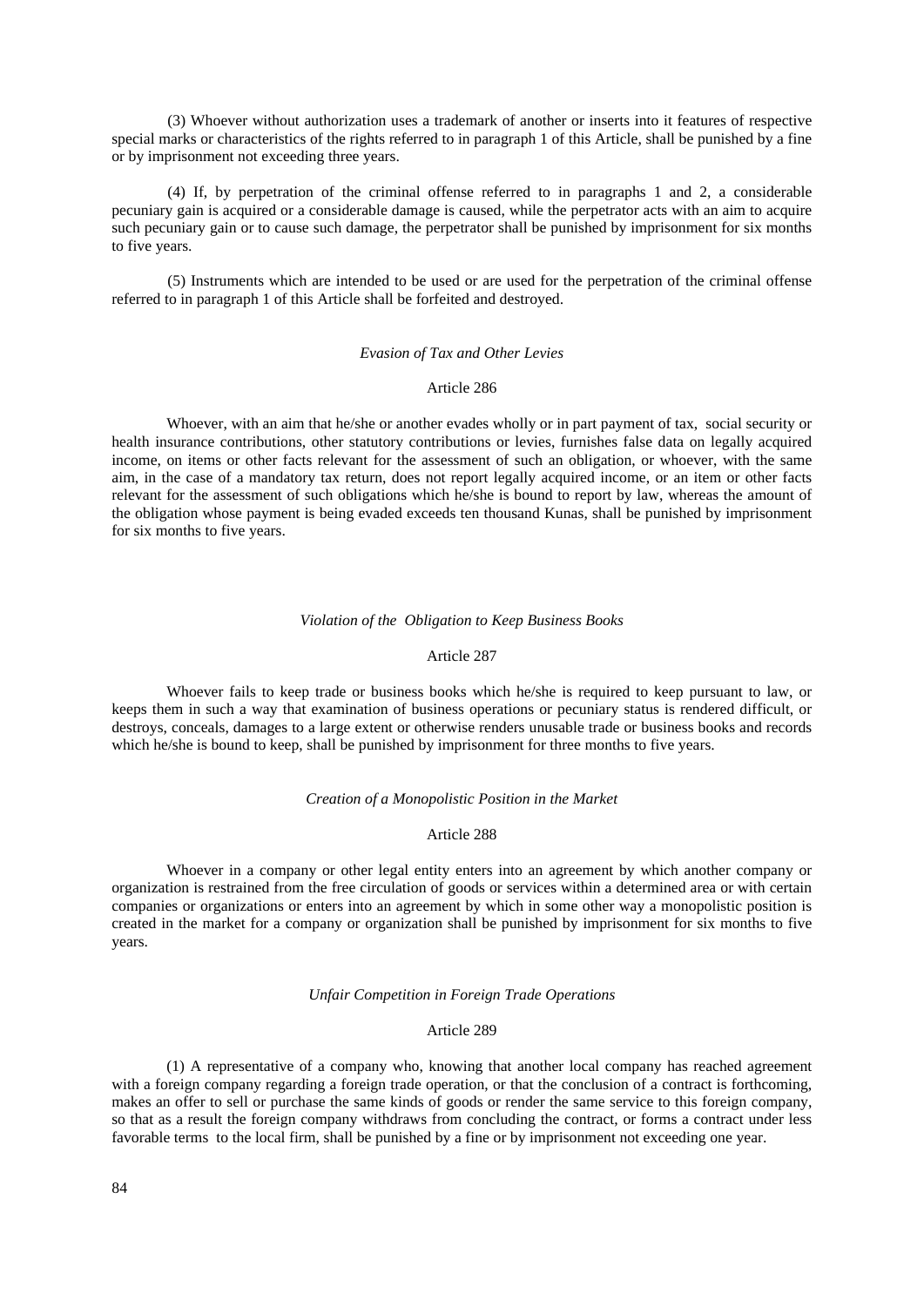(3) Whoever without authorization uses a trademark of another or inserts into it features of respective special marks or characteristics of the rights referred to in paragraph 1 of this Article, shall be punished by a fine or by imprisonment not exceeding three years.

(4) If, by perpetration of the criminal offense referred to in paragraphs 1 and 2, a considerable pecuniary gain is acquired or a considerable damage is caused, while the perpetrator acts with an aim to acquire such pecuniary gain or to cause such damage, the perpetrator shall be punished by imprisonment for six months to five years.

(5) Instruments which are intended to be used or are used for the perpetration of the criminal offense referred to in paragraph 1 of this Article shall be forfeited and destroyed.

*Evasion of Tax and Other Levies*

Article 286

Whoever, with an aim that he/she or another evades wholly or in part payment of tax, social security or health insurance contributions, other statutory contributions or levies, furnishes false data on legally acquired income, on items or other facts relevant for the assessment of such an obligation, or whoever, with the same aim, in the case of a mandatory tax return, does not report legally acquired income, or an item or other facts relevant for the assessment of such obligations which he/she is bound to report by law, whereas the amount of the obligation whose payment is being evaded exceeds ten thousand Kunas, shall be punished by imprisonment for six months to five years.

*Violation of the Obligation to Keep Business Books*

Article 287

Whoever fails to keep trade or business books which he/she is required to keep pursuant to law, or keeps them in such a way that examination of business operations or pecuniary status is rendered difficult, or destroys, conceals, damages to a large extent or otherwise renders unusable trade or business books and records which he/she is bound to keep, shall be punished by imprisonment for three months to five years.

*Creation of a Monopolistic Position in the Market*

Article 288

Whoever in a company or other legal entity enters into an agreement by which another company or organization is restrained from the free circulation of goods or services within a determined area or with certain companies or organizations or enters into an agreement by which in some other way a monopolistic position is created in the market for a company or organization shall be punished by imprisonment for six months to five years.

*Unfair Competition in Foreign Trade Operations*

Article 289

(1) A representative of a company who, knowing that another local company has reached agreement with a foreign company regarding a foreign trade operation, or that the conclusion of a contract is forthcoming, makes an offer to sell or purchase the same kinds of goods or render the same service to this foreign company, so that as a result the foreign company withdraws from concluding the contract, or forms a contract under less favorable terms to the local firm, shall be punished by a fine or by imprisonment not exceeding one year.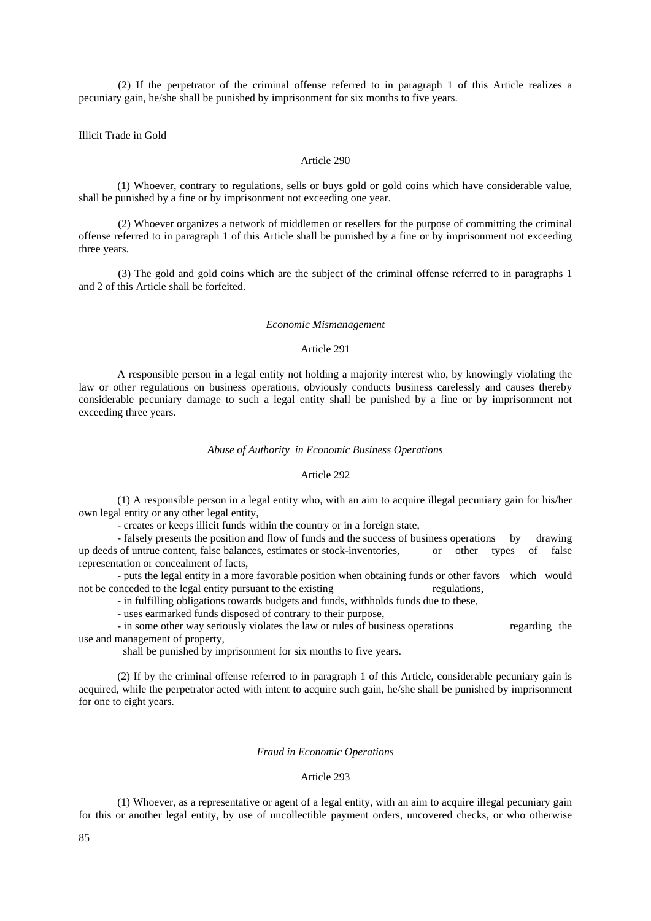(2) If the perpetrator of the criminal offense referred to in paragraph 1 of this Article realizes a pecuniary gain, he/she shall be punished by imprisonment for six months to five years.

Illicit Trade in Gold

Article 290

(1) Whoever, contrary to regulations, sells or buys gold or gold coins which have considerable value, shall be punished by a fine or by imprisonment not exceeding one year.

(2) Whoever organizes a network of middlemen or resellers for the purpose of committing the criminal offense referred to in paragraph 1 of this Article shall be punished by a fine or by imprisonment not exceeding three years.

(3) The gold and gold coins which are the subject of the criminal offense referred to in paragraphs 1 and 2 of this Article shall be forfeited.

*Economic Mismanagement*

Article 291

A responsible person in a legal entity not holding a majority interest who, by knowingly violating the law or other regulations on business operations, obviously conducts business carelessly and causes thereby considerable pecuniary damage to such a legal entity shall be punished by a fine or by imprisonment not exceeding three years.

*Abuse of Authority in Economic Business Operations*

Article 292

(1) A responsible person in a legal entity who, with an aim to acquire illegal pecuniary gain for his/her own legal entity or any other legal entity,

- creates or keeps illicit funds within the country or in a foreign state,
- falsely presents the position and flow of funds and the success of business operations by drawing up deeds of untrue content, false balances, estimates or stock-inventories, or other types of false representation or concealment of facts,
- puts the legal entity in a more favorable position when obtaining funds or other favors which would not be conceded to the legal entity pursuant to the existing regulations,
- in fulfilling obligations towards budgets and funds, withholds funds due to these,
- uses earmarked funds disposed of contrary to their purpose,
- in some other way seriously violates the law or rules of business operations regarding the use and management of property,

shall be punished by imprisonment for six months to five years.

(2) If by the criminal offense referred to in paragraph 1 of this Article, considerable pecuniary gain is acquired, while the perpetrator acted with intent to acquire such gain, he/she shall be punished by imprisonment for one to eight years.

*Fraud in Economic Operations*

Article 293

(1) Whoever, as a representative or agent of a legal entity, with an aim to acquire illegal pecuniary gain for this or another legal entity, by use of uncollectible payment orders, uncovered checks, or who otherwise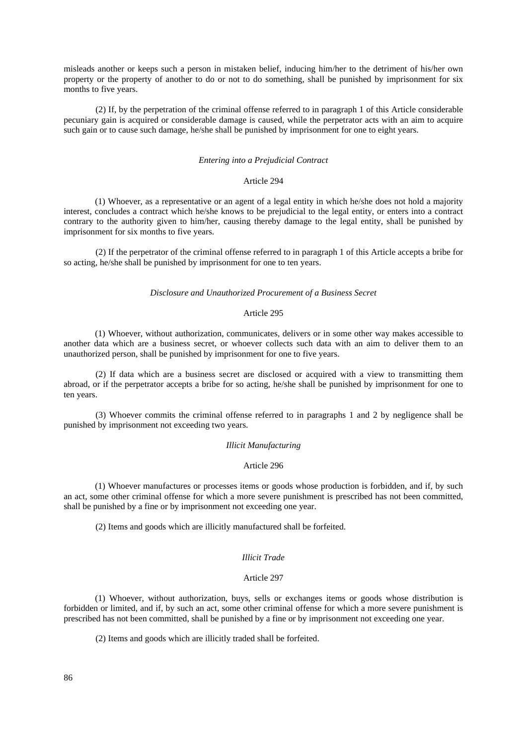misleads another or keeps such a person in mistaken belief, inducing him/her to the detriment of his/her own property or the property of another to do or not to do something, shall be punished by imprisonment for six months to five years.

(2) If, by the perpetration of the criminal offense referred to in paragraph 1 of this Article considerable pecuniary gain is acquired or considerable damage is caused, while the perpetrator acts with an aim to acquire such gain or to cause such damage, he/she shall be punished by imprisonment for one to eight years.

*Entering into a Prejudicial Contract*

Article 294

(1) Whoever, as a representative or an agent of a legal entity in which he/she does not hold a majority interest, concludes a contract which he/she knows to be prejudicial to the legal entity, or enters into a contract contrary to the authority given to him/her, causing thereby damage to the legal entity, shall be punished by imprisonment for six months to five years.

(2) If the perpetrator of the criminal offense referred to in paragraph 1 of this Article accepts a bribe for so acting, he/she shall be punished by imprisonment for one to ten years.

*Disclosure and Unauthorized Procurement of a Business Secret*

Article 295

(1) Whoever, without authorization, communicates, delivers or in some other way makes accessible to another data which are a business secret, or whoever collects such data with an aim to deliver them to an unauthorized person, shall be punished by imprisonment for one to five years.

(2) If data which are a business secret are disclosed or acquired with a view to transmitting them abroad, or if the perpetrator accepts a bribe for so acting, he/she shall be punished by imprisonment for one to ten years.

(3) Whoever commits the criminal offense referred to in paragraphs 1 and 2 by negligence shall be punished by imprisonment not exceeding two years.

*Illicit Manufacturing*

Article 296

(1) Whoever manufactures or processes items or goods whose production is forbidden, and if, by such an act, some other criminal offense for which a more severe punishment is prescribed has not been committed, shall be punished by a fine or by imprisonment not exceeding one year.

(2) Items and goods which are illicitly manufactured shall be forfeited.

*Illicit Trade*

Article 297

(1) Whoever, without authorization, buys, sells or exchanges items or goods whose distribution is forbidden or limited, and if, by such an act, some other criminal offense for which a more severe punishment is prescribed has not been committed, shall be punished by a fine or by imprisonment not exceeding one year.

(2) Items and goods which are illicitly traded shall be forfeited.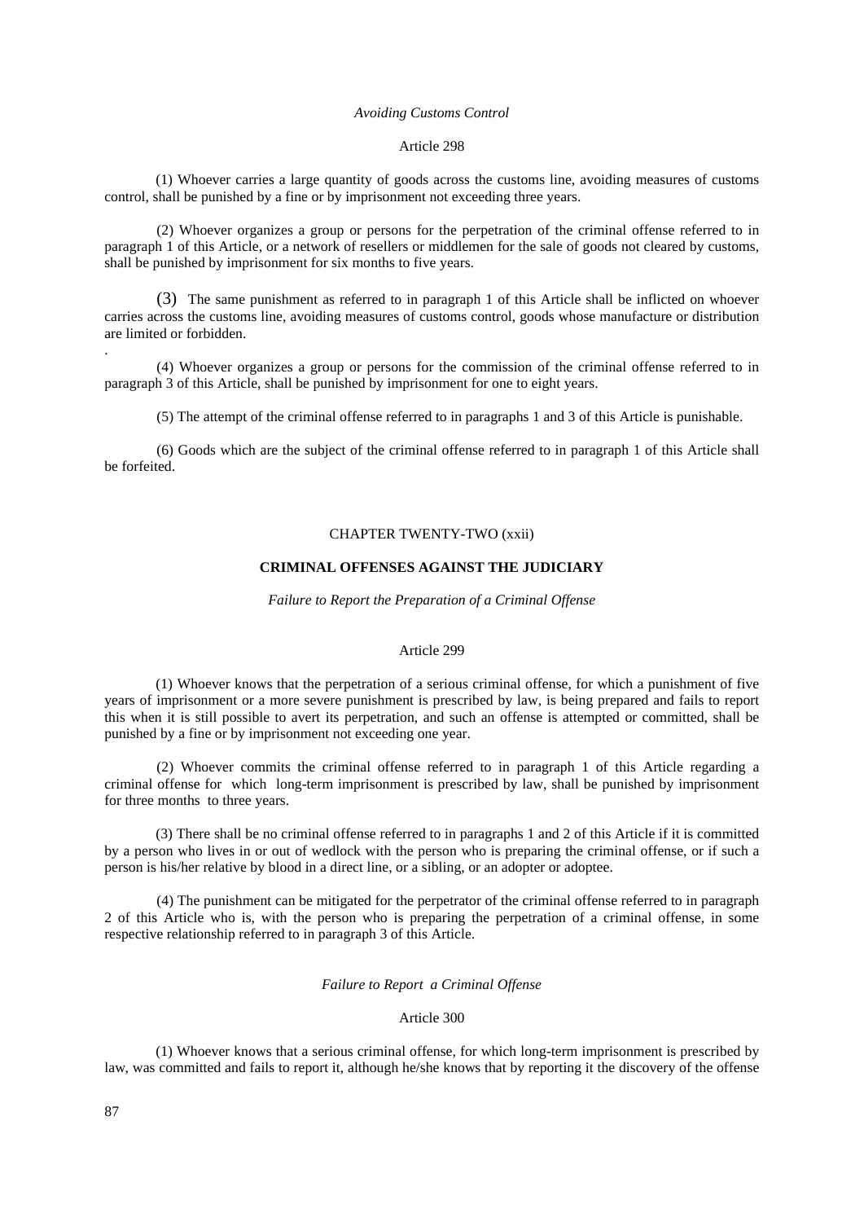*Avoiding Customs Control*

Article 298

(1) Whoever carries a large quantity of goods across the customs line, avoiding measures of customs control, shall be punished by a fine or by imprisonment not exceeding three years.

(2) Whoever organizes a group or persons for the perpetration of the criminal offense referred to in paragraph 1 of this Article, or a network of resellers or middlemen for the sale of goods not cleared by customs, shall be punished by imprisonment for six months to five years.

(3) The same punishment as referred to in paragraph 1 of this Article shall be inflicted on whoever carries across the customs line, avoiding measures of customs control, goods whose manufacture or distribution are limited or forbidden.

.

(4) Whoever organizes a group or persons for the commission of the criminal offense referred to in paragraph 3 of this Article, shall be punished by imprisonment for one to eight years.

(5) The attempt of the criminal offense referred to in paragraphs 1 and 3 of this Article is punishable.

(6) Goods which are the subject of the criminal offense referred to in paragraph 1 of this Article shall be forfeited.

CHAPTER TWENTY-TWO (xxii)

## CRIMINAL OFFENSES AGAINST THE JUDICIARY

*Failure to Report the Preparation of a Criminal Offense*

Article 299

(1) Whoever knows that the perpetration of a serious criminal offense, for which a punishment of five years of imprisonment or a more severe punishment is prescribed by law, is being prepared and fails to report this when it is still possible to avert its perpetration, and such an offense is attempted or committed, shall be punished by a fine or by imprisonment not exceeding one year.

(2) Whoever commits the criminal offense referred to in paragraph 1 of this Article regarding a criminal offense for which long-term imprisonment is prescribed by law, shall be punished by imprisonment for three months to three years.

(3) There shall be no criminal offense referred to in paragraphs 1 and 2 of this Article if it is committed by a person who lives in or out of wedlock with the person who is preparing the criminal offense, or if such a person is his/her relative by blood in a direct line, or a sibling, or an adopter or adoptee.

(4) The punishment can be mitigated for the perpetrator of the criminal offense referred to in paragraph 2 of this Article who is, with the person who is preparing the perpetration of a criminal offense, in some respective relationship referred to in paragraph 3 of this Article.

*Failure to Report a Criminal Offense*

Article 300

(1) Whoever knows that a serious criminal offense, for which long-term imprisonment is prescribed by law, was committed and fails to report it, although he/she knows that by reporting it the discovery of the offense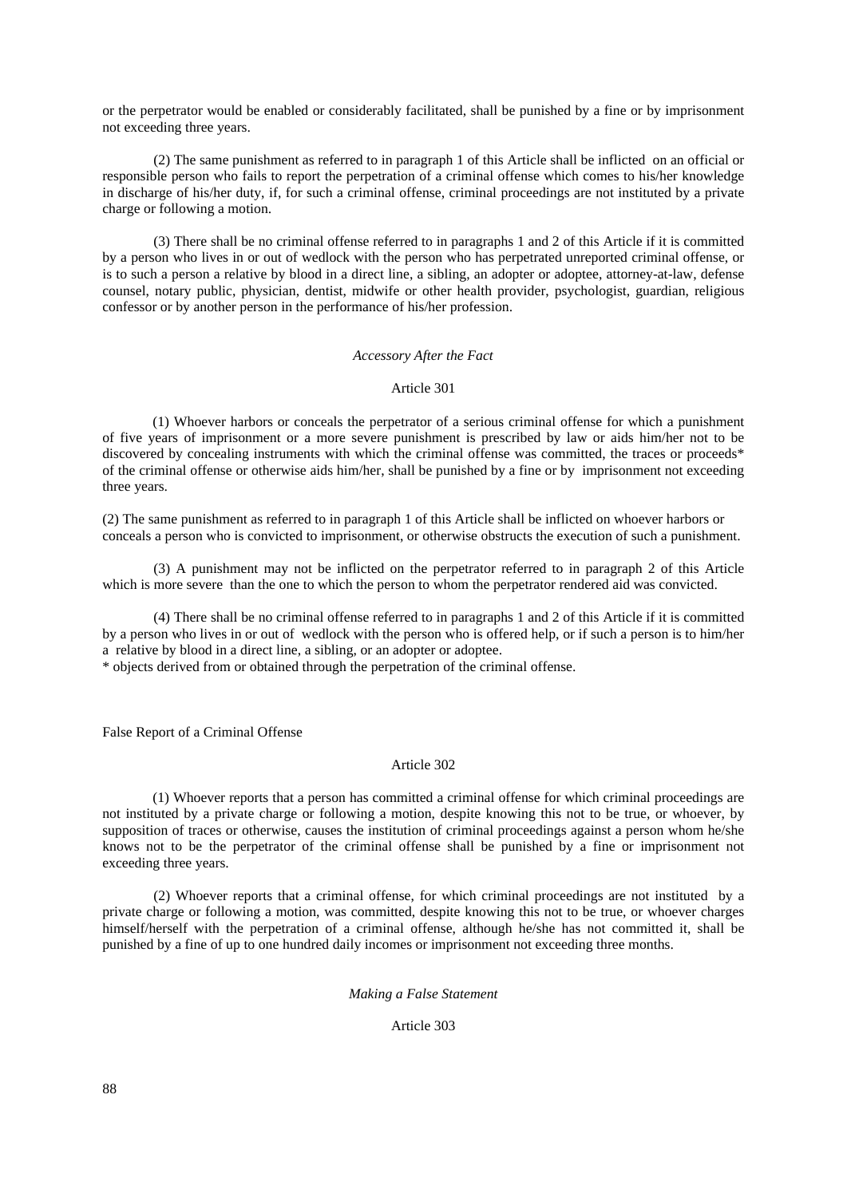or the perpetrator would be enabled or considerably facilitated, shall be punished by a fine or by imprisonment not exceeding three years.

(2) The same punishment as referred to in paragraph 1 of this Article shall be inflicted on an official or responsible person who fails to report the perpetration of a criminal offense which comes to his/her knowledge in discharge of his/her duty, if, for such a criminal offense, criminal proceedings are not instituted by a private charge or following a motion.

(3) There shall be no criminal offense referred to in paragraphs 1 and 2 of this Article if it is committed by a person who lives in or out of wedlock with the person who has perpetrated unreported criminal offense, or is to such a person a relative by blood in a direct line, a sibling, an adopter or adoptee, attorney-at-law, defense counsel, notary public, physician, dentist, midwife or other health provider, psychologist, guardian, religious confessor or by another person in the performance of his/her profession.

*Accessory After the Fact*

Article 301

(1) Whoever harbors or conceals the perpetrator of a serious criminal offense for which a punishment of five years of imprisonment or a more severe punishment is prescribed by law or aids him/her not to be discovered by concealing instruments with which the criminal offense was committed, the traces or proceeds* of the criminal offense or otherwise aids him/her, shall be punished by a fine or by imprisonment not exceeding three years.

(2) The same punishment as referred to in paragraph 1 of this Article shall be inflicted on whoever harbors or conceals a person who is convicted to imprisonment, or otherwise obstructs the execution of such a punishment.

(3) A punishment may not be inflicted on the perpetrator referred to in paragraph 2 of this Article which is more severe than the one to which the person to whom the perpetrator rendered aid was convicted.

(4) There shall be no criminal offense referred to in paragraphs 1 and 2 of this Article if it is committed by a person who lives in or out of wedlock with the person who is offered help, or if such a person is to him/her a relative by blood in a direct line, a sibling, or an adopter or adoptee.

\* objects derived from or obtained through the perpetration of the criminal offense.

False Report of a Criminal Offense

Article 302

(1) Whoever reports that a person has committed a criminal offense for which criminal proceedings are not instituted by a private charge or following a motion, despite knowing this not to be true, or whoever, by supposition of traces or otherwise, causes the institution of criminal proceedings against a person whom he/she knows not to be the perpetrator of the criminal offense shall be punished by a fine or imprisonment not exceeding three years.

(2) Whoever reports that a criminal offense, for which criminal proceedings are not instituted by a private charge or following a motion, was committed, despite knowing this not to be true, or whoever charges himself/herself with the perpetration of a criminal offense, although he/she has not committed it, shall be punished by a fine of up to one hundred daily incomes or imprisonment not exceeding three months.

*Making a False Statement*

Article 303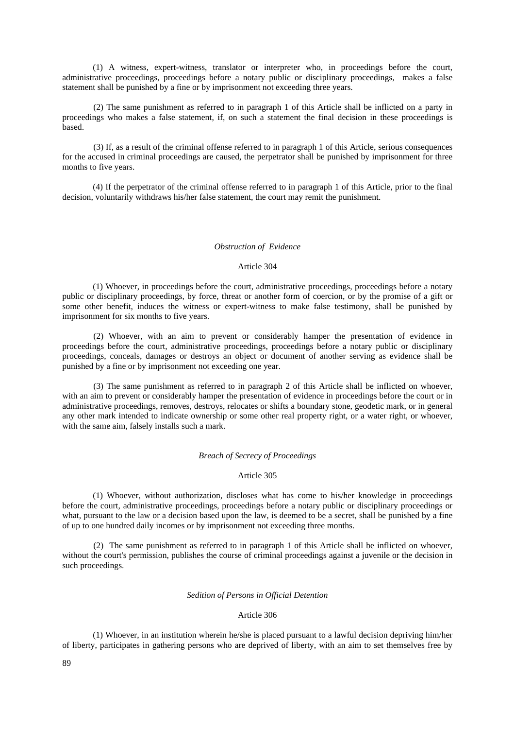(1) A witness, expert-witness, translator or interpreter who, in proceedings before the court, administrative proceedings, proceedings before a notary public or disciplinary proceedings, makes a false statement shall be punished by a fine or by imprisonment not exceeding three years.

(2) The same punishment as referred to in paragraph 1 of this Article shall be inflicted on a party in proceedings who makes a false statement, if, on such a statement the final decision in these proceedings is based.

(3) If, as a result of the criminal offense referred to in paragraph 1 of this Article, serious consequences for the accused in criminal proceedings are caused, the perpetrator shall be punished by imprisonment for three months to five years.

(4) If the perpetrator of the criminal offense referred to in paragraph 1 of this Article, prior to the final decision, voluntarily withdraws his/her false statement, the court may remit the punishment.

*Obstruction of Evidence*

Article 304

(1) Whoever, in proceedings before the court, administrative proceedings, proceedings before a notary public or disciplinary proceedings, by force, threat or another form of coercion, or by the promise of a gift or some other benefit, induces the witness or expert-witness to make false testimony, shall be punished by imprisonment for six months to five years.

(2) Whoever, with an aim to prevent or considerably hamper the presentation of evidence in proceedings before the court, administrative proceedings, proceedings before a notary public or disciplinary proceedings, conceals, damages or destroys an object or document of another serving as evidence shall be punished by a fine or by imprisonment not exceeding one year.

(3) The same punishment as referred to in paragraph 2 of this Article shall be inflicted on whoever, with an aim to prevent or considerably hamper the presentation of evidence in proceedings before the court or in administrative proceedings, removes, destroys, relocates or shifts a boundary stone, geodetic mark, or in general any other mark intended to indicate ownership or some other real property right, or a water right, or whoever, with the same aim, falsely installs such a mark.

*Breach of Secrecy of Proceedings*

Article 305

(1) Whoever, without authorization, discloses what has come to his/her knowledge in proceedings before the court, administrative proceedings, proceedings before a notary public or disciplinary proceedings or what, pursuant to the law or a decision based upon the law, is deemed to be a secret, shall be punished by a fine of up to one hundred daily incomes or by imprisonment not exceeding three months.

(2) The same punishment as referred to in paragraph 1 of this Article shall be inflicted on whoever, without the court's permission, publishes the course of criminal proceedings against a juvenile or the decision in such proceedings.

*Sedition of Persons in Official Detention*

Article 306

(1) Whoever, in an institution wherein he/she is placed pursuant to a lawful decision depriving him/her of liberty, participates in gathering persons who are deprived of liberty, with an aim to set themselves free by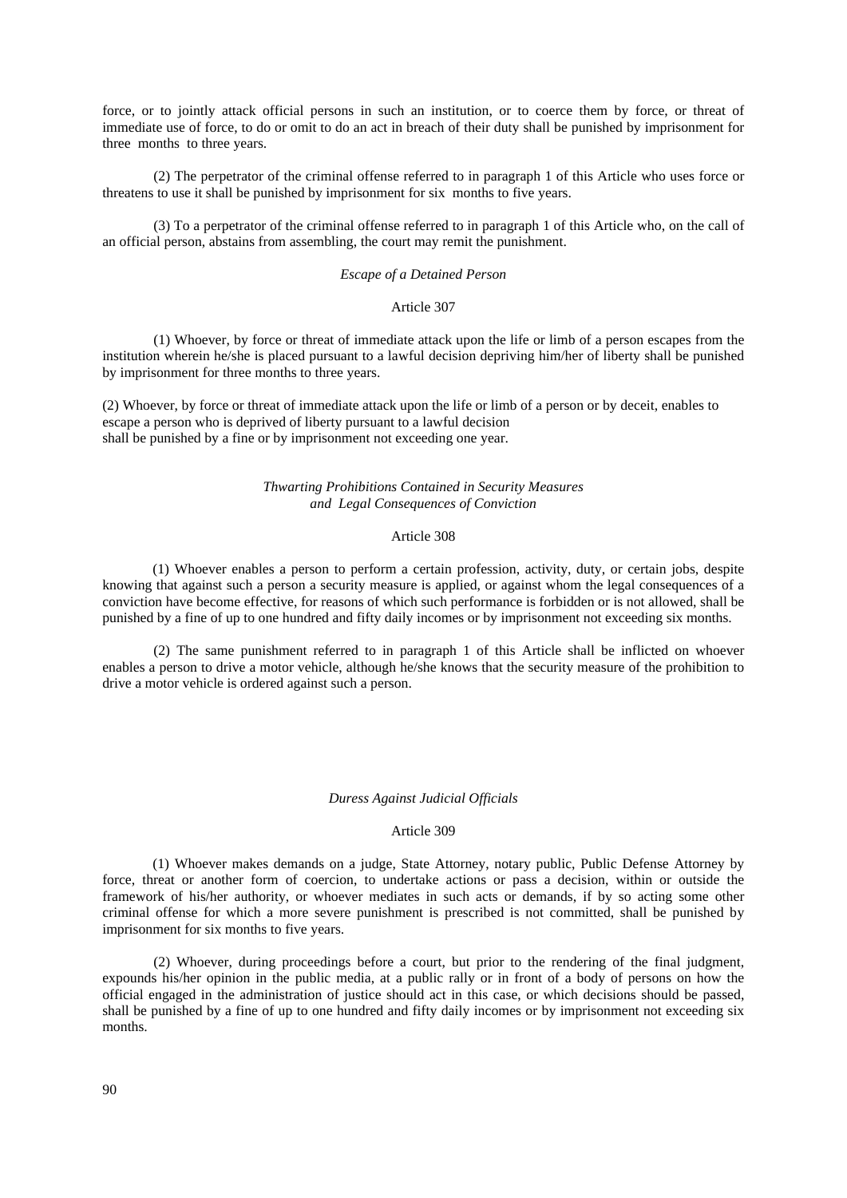force, or to jointly attack official persons in such an institution, or to coerce them by force, or threat of immediate use of force, to do or omit to do an act in breach of their duty shall be punished by imprisonment for three months to three years.

(2) The perpetrator of the criminal offense referred to in paragraph 1 of this Article who uses force or threatens to use it shall be punished by imprisonment for six months to five years.

(3) To a perpetrator of the criminal offense referred to in paragraph 1 of this Article who, on the call of an official person, abstains from assembling, the court may remit the punishment.

*Escape of a Detained Person*

Article 307

(1) Whoever, by force or threat of immediate attack upon the life or limb of a person escapes from the institution wherein he/she is placed pursuant to a lawful decision depriving him/her of liberty shall be punished by imprisonment for three months to three years.

(2) Whoever, by force or threat of immediate attack upon the life or limb of a person or by deceit, enables to escape a person who is deprived of liberty pursuant to a lawful decision shall be punished by a fine or by imprisonment not exceeding one year.

*Thwarting Prohibitions Contained in Security Measures and Legal Consequences of Conviction*

Article 308

(1) Whoever enables a person to perform a certain profession, activity, duty, or certain jobs, despite knowing that against such a person a security measure is applied, or against whom the legal consequences of a conviction have become effective, for reasons of which such performance is forbidden or is not allowed, shall be punished by a fine of up to one hundred and fifty daily incomes or by imprisonment not exceeding six months.

(2) The same punishment referred to in paragraph 1 of this Article shall be inflicted on whoever enables a person to drive a motor vehicle, although he/she knows that the security measure of the prohibition to drive a motor vehicle is ordered against such a person.

*Duress Against Judicial Officials*

Article 309

(1) Whoever makes demands on a judge, State Attorney, notary public, Public Defense Attorney by force, threat or another form of coercion, to undertake actions or pass a decision, within or outside the framework of his/her authority, or whoever mediates in such acts or demands, if by so acting some other criminal offense for which a more severe punishment is prescribed is not committed, shall be punished by imprisonment for six months to five years.

(2) Whoever, during proceedings before a court, but prior to the rendering of the final judgment, expounds his/her opinion in the public media, at a public rally or in front of a body of persons on how the official engaged in the administration of justice should act in this case, or which decisions should be passed, shall be punished by a fine of up to one hundred and fifty daily incomes or by imprisonment not exceeding six months.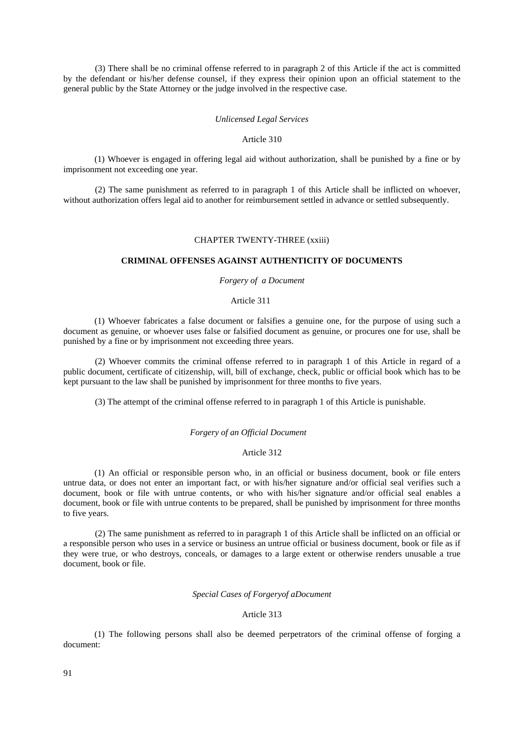(3) There shall be no criminal offense referred to in paragraph 2 of this Article if the act is committed by the defendant or his/her defense counsel, if they express their opinion upon an official statement to the general public by the State Attorney or the judge involved in the respective case.

*Unlicensed Legal Services*

Article 310

(1) Whoever is engaged in offering legal aid without authorization, shall be punished by a fine or by imprisonment not exceeding one year.

(2) The same punishment as referred to in paragraph 1 of this Article shall be inflicted on whoever, without authorization offers legal aid to another for reimbursement settled in advance or settled subsequently.

## CHAPTER TWENTY-THREE (xxiii)

## CRIMINAL OFFENSES AGAINST AUTHENTICITY OF DOCUMENTS

*Forgery of a Document*

Article 311

(1) Whoever fabricates a false document or falsifies a genuine one, for the purpose of using such a document as genuine, or whoever uses false or falsified document as genuine, or procures one for use, shall be punished by a fine or by imprisonment not exceeding three years.

(2) Whoever commits the criminal offense referred to in paragraph 1 of this Article in regard of a public document, certificate of citizenship, will, bill of exchange, check, public or official book which has to be kept pursuant to the law shall be punished by imprisonment for three months to five years.

(3) The attempt of the criminal offense referred to in paragraph 1 of this Article is punishable.

*Forgery of an Official Document*

Article 312

(1) An official or responsible person who, in an official or business document, book or file enters untrue data, or does not enter an important fact, or with his/her signature and/or official seal verifies such a document, book or file with untrue contents, or who with his/her signature and/or official seal enables a document, book or file with untrue contents to be prepared, shall be punished by imprisonment for three months to five years.

(2) The same punishment as referred to in paragraph 1 of this Article shall be inflicted on an official or a responsible person who uses in a service or business an untrue official or business document, book or file as if they were true, or who destroys, conceals, or damages to a large extent or otherwise renders unusable a true document, book or file.

*Special Cases of Forgeryof aDocument*

Article 313

(1) The following persons shall also be deemed perpetrators of the criminal offense of forging a document: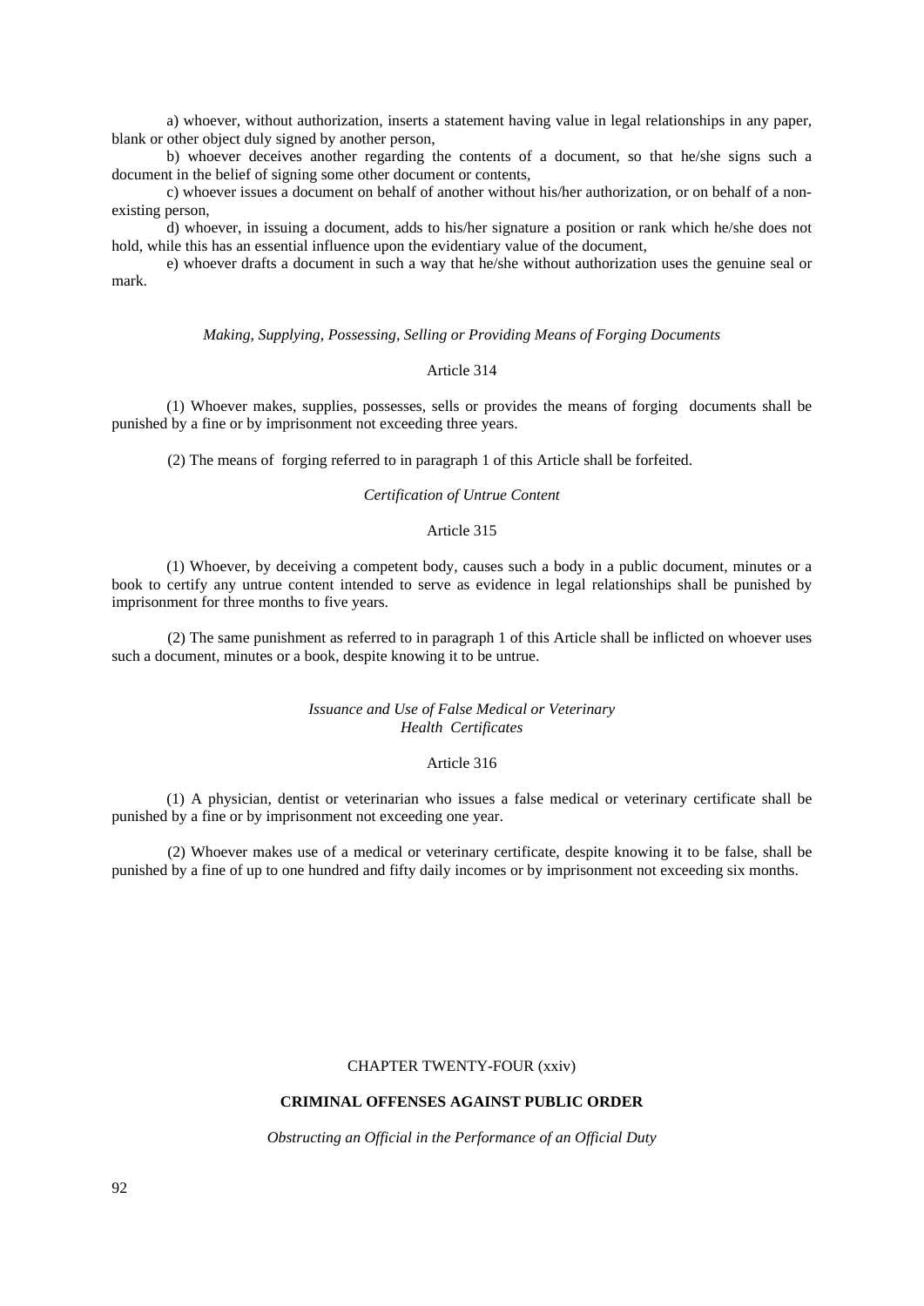a) whoever, without authorization, inserts a statement having value in legal relationships in any paper, blank or other object duly signed by another person,

b) whoever deceives another regarding the contents of a document, so that he/she signs such a document in the belief of signing some other document or contents,

c) whoever issues a document on behalf of another without his/her authorization, or on behalf of a non-existing person,

d) whoever, in issuing a document, adds to his/her signature a position or rank which he/she does not hold, while this has an essential influence upon the evidentiary value of the document,

e) whoever drafts a document in such a way that he/she without authorization uses the genuine seal or mark.

*Making, Supplying, Possessing, Selling or Providing Means of Forging Documents*

Article 314

(1) Whoever makes, supplies, possesses, sells or provides the means of forging documents shall be punished by a fine or by imprisonment not exceeding three years.

(2) The means of forging referred to in paragraph 1 of this Article shall be forfeited.

*Certification of Untrue Content*

Article 315

(1) Whoever, by deceiving a competent body, causes such a body in a public document, minutes or a book to certify any untrue content intended to serve as evidence in legal relationships shall be punished by imprisonment for three months to five years.

(2) The same punishment as referred to in paragraph 1 of this Article shall be inflicted on whoever uses such a document, minutes or a book, despite knowing it to be untrue.

*Issuance and Use of False Medical or Veterinary Health Certificates*

Article 316

(1) A physician, dentist or veterinarian who issues a false medical or veterinary certificate shall be punished by a fine or by imprisonment not exceeding one year.

(2) Whoever makes use of a medical or veterinary certificate, despite knowing it to be false, shall be punished by a fine of up to one hundred and fifty daily incomes or by imprisonment not exceeding six months.

## CHAPTER TWENTY-FOUR (xxiv)

## CRIMINAL OFFENSES AGAINST PUBLIC ORDER

*Obstructing an Official in the Performance of an Official Duty*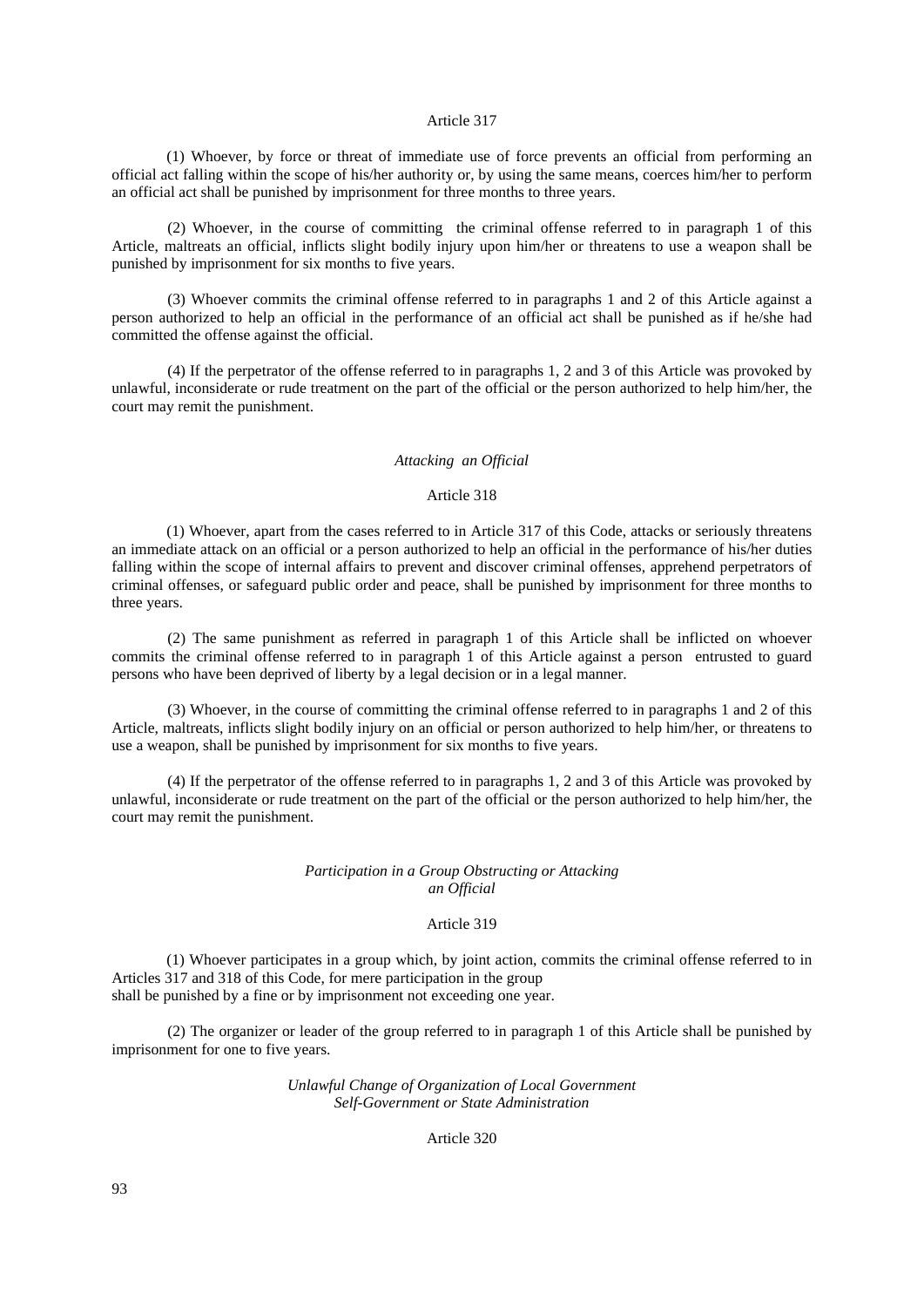Article 317

(1) Whoever, by force or threat of immediate use of force prevents an official from performing an official act falling within the scope of his/her authority or, by using the same means, coerces him/her to perform an official act shall be punished by imprisonment for three months to three years.

(2) Whoever, in the course of committing the criminal offense referred to in paragraph 1 of this Article, maltreats an official, inflicts slight bodily injury upon him/her or threatens to use a weapon shall be punished by imprisonment for six months to five years.

(3) Whoever commits the criminal offense referred to in paragraphs 1 and 2 of this Article against a person authorized to help an official in the performance of an official act shall be punished as if he/she had committed the offense against the official.

(4) If the perpetrator of the offense referred to in paragraphs 1, 2 and 3 of this Article was provoked by unlawful, inconsiderate or rude treatment on the part of the official or the person authorized to help him/her, the court may remit the punishment.

*Attacking an Official*

Article 318

(1) Whoever, apart from the cases referred to in Article 317 of this Code, attacks or seriously threatens an immediate attack on an official or a person authorized to help an official in the performance of his/her duties falling within the scope of internal affairs to prevent and discover criminal offenses, apprehend perpetrators of criminal offenses, or safeguard public order and peace, shall be punished by imprisonment for three months to three years.

(2) The same punishment as referred in paragraph 1 of this Article shall be inflicted on whoever commits the criminal offense referred to in paragraph 1 of this Article against a person entrusted to guard persons who have been deprived of liberty by a legal decision or in a legal manner.

(3) Whoever, in the course of committing the criminal offense referred to in paragraphs 1 and 2 of this Article, maltreats, inflicts slight bodily injury on an official or person authorized to help him/her, or threatens to use a weapon, shall be punished by imprisonment for six months to five years.

(4) If the perpetrator of the offense referred to in paragraphs 1, 2 and 3 of this Article was provoked by unlawful, inconsiderate or rude treatment on the part of the official or the person authorized to help him/her, the court may remit the punishment.

*Participation in a Group Obstructing or Attacking an Official*

Article 319

(1) Whoever participates in a group which, by joint action, commits the criminal offense referred to in Articles 317 and 318 of this Code, for mere participation in the group shall be punished by a fine or by imprisonment not exceeding one year.

(2) The organizer or leader of the group referred to in paragraph 1 of this Article shall be punished by imprisonment for one to five years.

*Unlawful Change of Organization of Local Government Self-Government or State Administration*

Article 320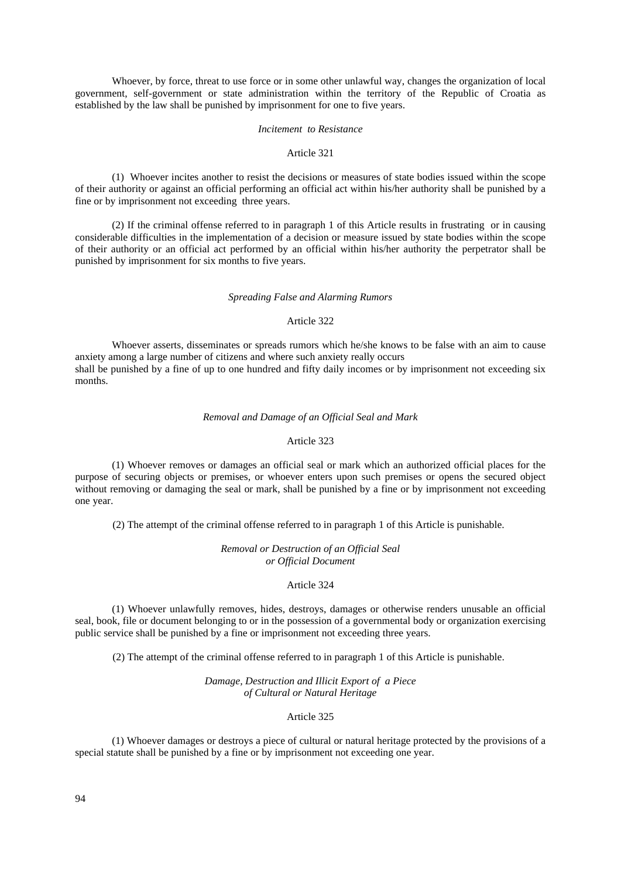Whoever, by force, threat to use force or in some other unlawful way, changes the organization of local government, self-government or state administration within the territory of the Republic of Croatia as established by the law shall be punished by imprisonment for one to five years.

*Incitement to Resistance*

Article 321

(1) Whoever incites another to resist the decisions or measures of state bodies issued within the scope of their authority or against an official performing an official act within his/her authority shall be punished by a fine or by imprisonment not exceeding three years.

(2) If the criminal offense referred to in paragraph 1 of this Article results in frustrating or in causing considerable difficulties in the implementation of a decision or measure issued by state bodies within the scope of their authority or an official act performed by an official within his/her authority the perpetrator shall be punished by imprisonment for six months to five years.

*Spreading False and Alarming Rumors*

Article 322

Whoever asserts, disseminates or spreads rumors which he/she knows to be false with an aim to cause anxiety among a large number of citizens and where such anxiety really occurs
shall be punished by a fine of up to one hundred and fifty daily incomes or by imprisonment not exceeding six months.

*Removal and Damage of an Official Seal and Mark*

Article 323

(1) Whoever removes or damages an official seal or mark which an authorized official places for the purpose of securing objects or premises, or whoever enters upon such premises or opens the secured object without removing or damaging the seal or mark, shall be punished by a fine or by imprisonment not exceeding one year.

(2) The attempt of the criminal offense referred to in paragraph 1 of this Article is punishable.

*Removal or Destruction of an Official Seal*
*or Official Document*

Article 324

(1) Whoever unlawfully removes, hides, destroys, damages or otherwise renders unusable an official seal, book, file or document belonging to or in the possession of a governmental body or organization exercising public service shall be punished by a fine or imprisonment not exceeding three years.

(2) The attempt of the criminal offense referred to in paragraph 1 of this Article is punishable.

*Damage, Destruction and Illicit Export of a Piece*
*of Cultural or Natural Heritage*

Article 325

(1) Whoever damages or destroys a piece of cultural or natural heritage protected by the provisions of a special statute shall be punished by a fine or by imprisonment not exceeding one year.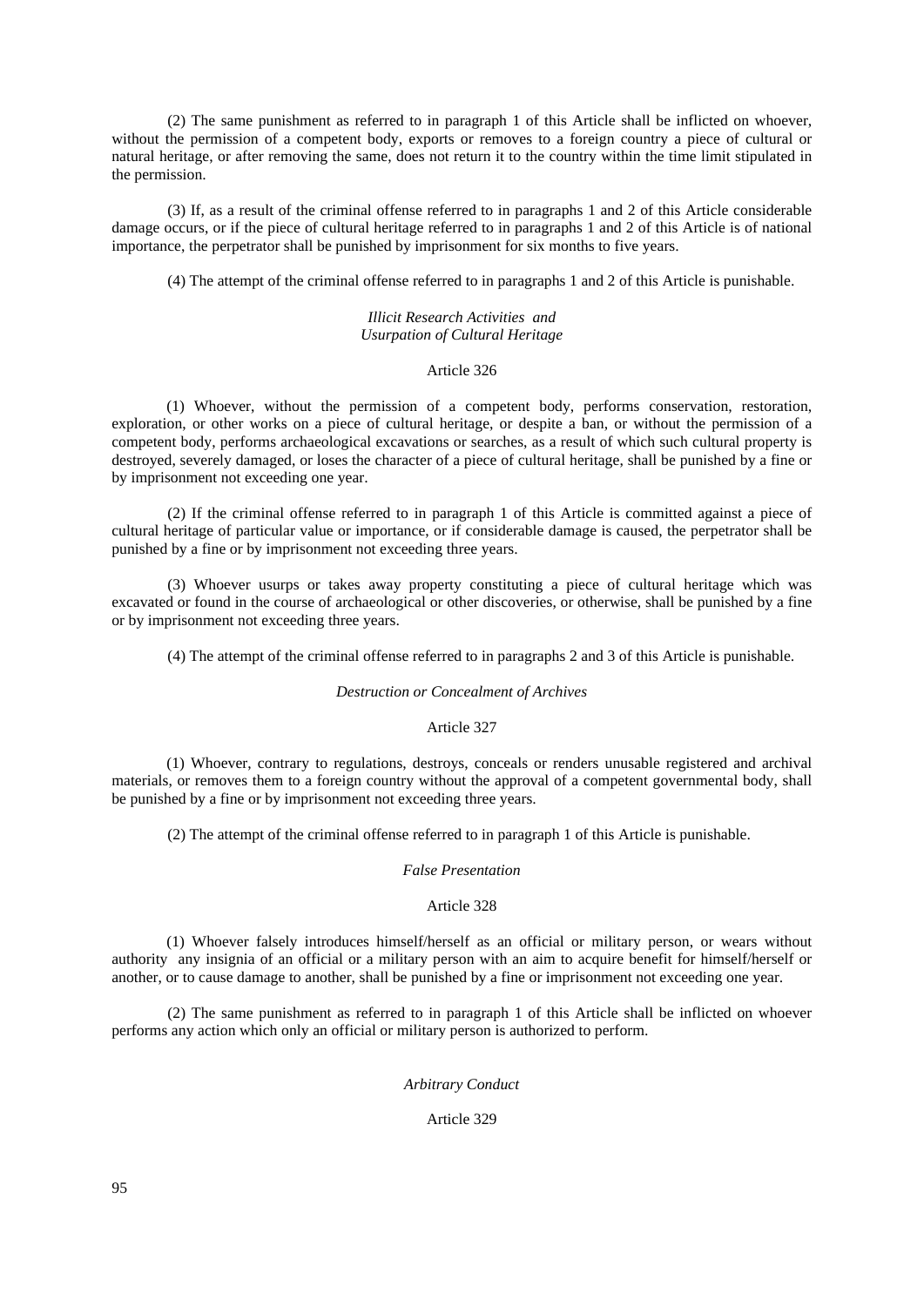(2) The same punishment as referred to in paragraph 1 of this Article shall be inflicted on whoever, without the permission of a competent body, exports or removes to a foreign country a piece of cultural or natural heritage, or after removing the same, does not return it to the country within the time limit stipulated in the permission.

(3) If, as a result of the criminal offense referred to in paragraphs 1 and 2 of this Article considerable damage occurs, or if the piece of cultural heritage referred to in paragraphs 1 and 2 of this Article is of national importance, the perpetrator shall be punished by imprisonment for six months to five years.

(4) The attempt of the criminal offense referred to in paragraphs 1 and 2 of this Article is punishable.

*Illicit Research Activities and Usurpation of Cultural Heritage*

Article 326

(1) Whoever, without the permission of a competent body, performs conservation, restoration, exploration, or other works on a piece of cultural heritage, or despite a ban, or without the permission of a competent body, performs archaeological excavations or searches, as a result of which such cultural property is destroyed, severely damaged, or loses the character of a piece of cultural heritage, shall be punished by a fine or by imprisonment not exceeding one year.

(2) If the criminal offense referred to in paragraph 1 of this Article is committed against a piece of cultural heritage of particular value or importance, or if considerable damage is caused, the perpetrator shall be punished by a fine or by imprisonment not exceeding three years.

(3) Whoever usurps or takes away property constituting a piece of cultural heritage which was excavated or found in the course of archaeological or other discoveries, or otherwise, shall be punished by a fine or by imprisonment not exceeding three years.

(4) The attempt of the criminal offense referred to in paragraphs 2 and 3 of this Article is punishable.

*Destruction or Concealment of Archives*

Article 327

(1) Whoever, contrary to regulations, destroys, conceals or renders unusable registered and archival materials, or removes them to a foreign country without the approval of a competent governmental body, shall be punished by a fine or by imprisonment not exceeding three years.

(2) The attempt of the criminal offense referred to in paragraph 1 of this Article is punishable.

*False Presentation*

Article 328

(1) Whoever falsely introduces himself/herself as an official or military person, or wears without authority any insignia of an official or a military person with an aim to acquire benefit for himself/herself or another, or to cause damage to another, shall be punished by a fine or imprisonment not exceeding one year.

(2) The same punishment as referred to in paragraph 1 of this Article shall be inflicted on whoever performs any action which only an official or military person is authorized to perform.

*Arbitrary Conduct*

Article 329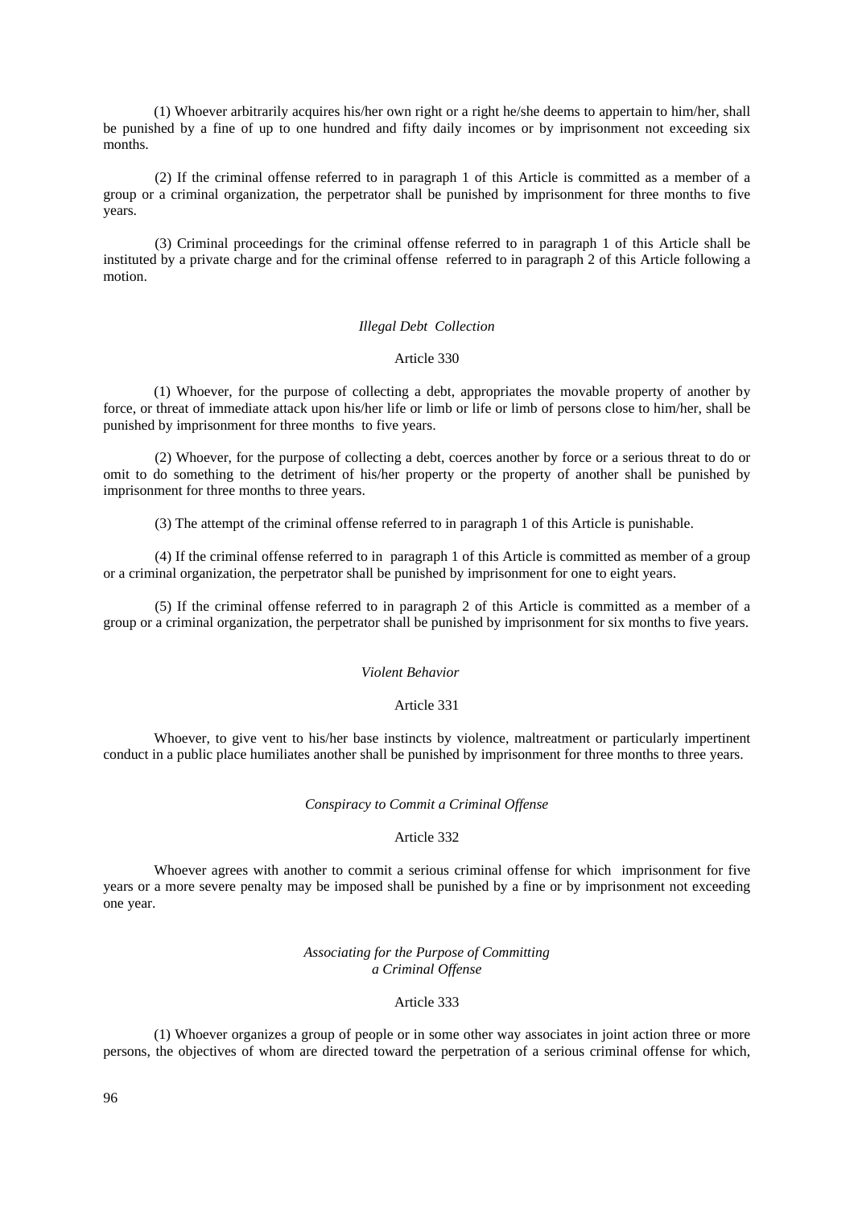(1) Whoever arbitrarily acquires his/her own right or a right he/she deems to appertain to him/her, shall be punished by a fine of up to one hundred and fifty daily incomes or by imprisonment not exceeding six months.

(2) If the criminal offense referred to in paragraph 1 of this Article is committed as a member of a group or a criminal organization, the perpetrator shall be punished by imprisonment for three months to five years.

(3) Criminal proceedings for the criminal offense referred to in paragraph 1 of this Article shall be instituted by a private charge and for the criminal offense referred to in paragraph 2 of this Article following a motion.

*Illegal Debt Collection*

Article 330

(1) Whoever, for the purpose of collecting a debt, appropriates the movable property of another by force, or threat of immediate attack upon his/her life or limb or life or limb of persons close to him/her, shall be punished by imprisonment for three months to five years.

(2) Whoever, for the purpose of collecting a debt, coerces another by force or a serious threat to do or omit to do something to the detriment of his/her property or the property of another shall be punished by imprisonment for three months to three years.

(3) The attempt of the criminal offense referred to in paragraph 1 of this Article is punishable.

(4) If the criminal offense referred to in paragraph 1 of this Article is committed as member of a group or a criminal organization, the perpetrator shall be punished by imprisonment for one to eight years.

(5) If the criminal offense referred to in paragraph 2 of this Article is committed as a member of a group or a criminal organization, the perpetrator shall be punished by imprisonment for six months to five years.

*Violent Behavior*

Article 331

Whoever, to give vent to his/her base instincts by violence, maltreatment or particularly impertinent conduct in a public place humiliates another shall be punished by imprisonment for three months to three years.

*Conspiracy to Commit a Criminal Offense*

Article 332

Whoever agrees with another to commit a serious criminal offense for which imprisonment for five years or a more severe penalty may be imposed shall be punished by a fine or by imprisonment not exceeding one year.

*Associating for the Purpose of Committing a Criminal Offense*

Article 333

(1) Whoever organizes a group of people or in some other way associates in joint action three or more persons, the objectives of whom are directed toward the perpetration of a serious criminal offense for which,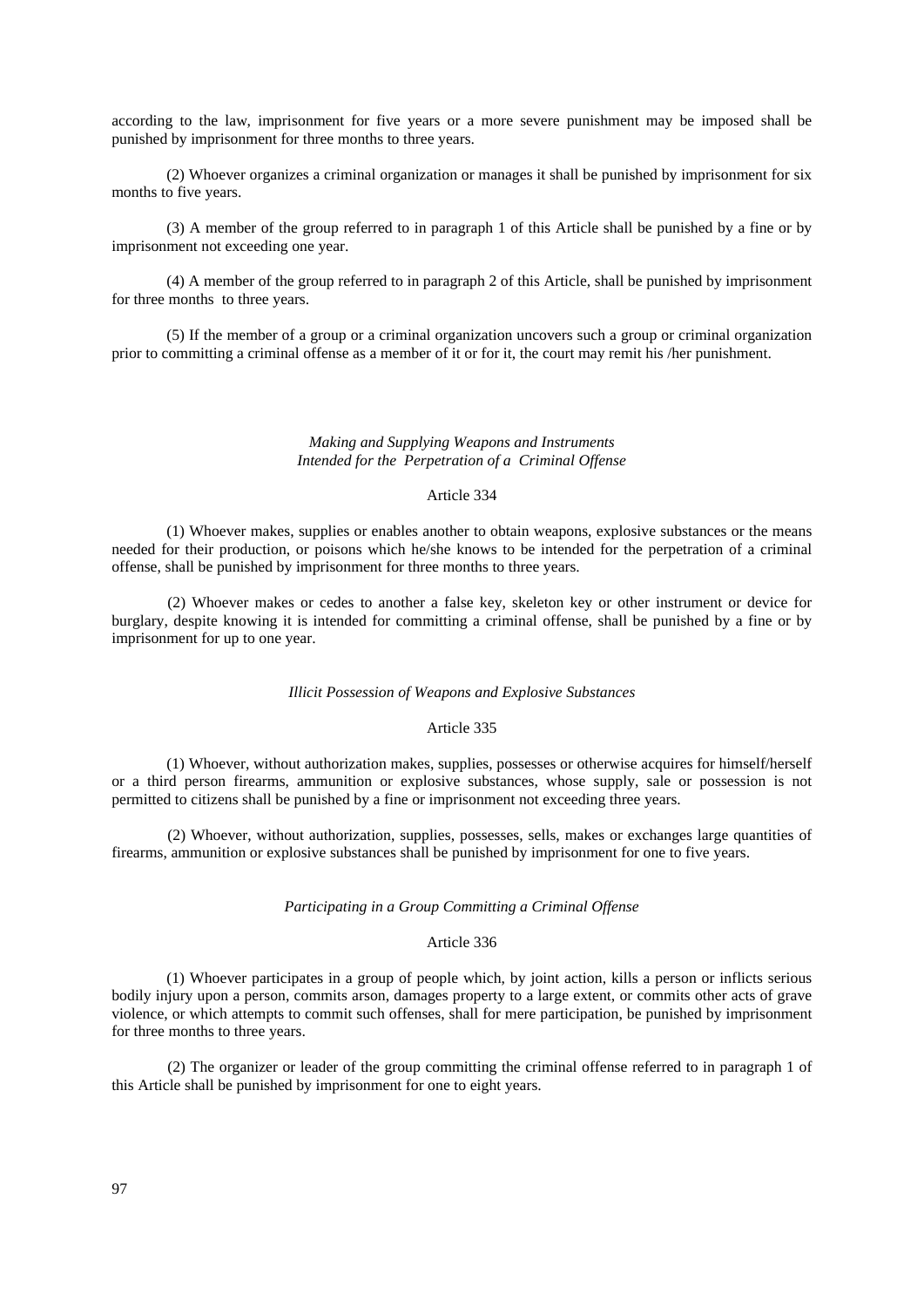according to the law, imprisonment for five years or a more severe punishment may be imposed shall be punished by imprisonment for three months to three years.

(2) Whoever organizes a criminal organization or manages it shall be punished by imprisonment for six months to five years.

(3) A member of the group referred to in paragraph 1 of this Article shall be punished by a fine or by imprisonment not exceeding one year.

(4) A member of the group referred to in paragraph 2 of this Article, shall be punished by imprisonment for three months to three years.

(5) If the member of a group or a criminal organization uncovers such a group or criminal organization prior to committing a criminal offense as a member of it or for it, the court may remit his /her punishment.

*Making and Supplying Weapons and Instruments Intended for the Perpetration of a Criminal Offense*

Article 334

(1) Whoever makes, supplies or enables another to obtain weapons, explosive substances or the means needed for their production, or poisons which he/she knows to be intended for the perpetration of a criminal offense, shall be punished by imprisonment for three months to three years.

(2) Whoever makes or cedes to another a false key, skeleton key or other instrument or device for burglary, despite knowing it is intended for committing a criminal offense, shall be punished by a fine or by imprisonment for up to one year.

*Illicit Possession of Weapons and Explosive Substances*

Article 335

(1) Whoever, without authorization makes, supplies, possesses or otherwise acquires for himself/herself or a third person firearms, ammunition or explosive substances, whose supply, sale or possession is not permitted to citizens shall be punished by a fine or imprisonment not exceeding three years.

(2) Whoever, without authorization, supplies, possesses, sells, makes or exchanges large quantities of firearms, ammunition or explosive substances shall be punished by imprisonment for one to five years.

*Participating in a Group Committing a Criminal Offense*

Article 336

(1) Whoever participates in a group of people which, by joint action, kills a person or inflicts serious bodily injury upon a person, commits arson, damages property to a large extent, or commits other acts of grave violence, or which attempts to commit such offenses, shall for mere participation, be punished by imprisonment for three months to three years.

(2) The organizer or leader of the group committing the criminal offense referred to in paragraph 1 of this Article shall be punished by imprisonment for one to eight years.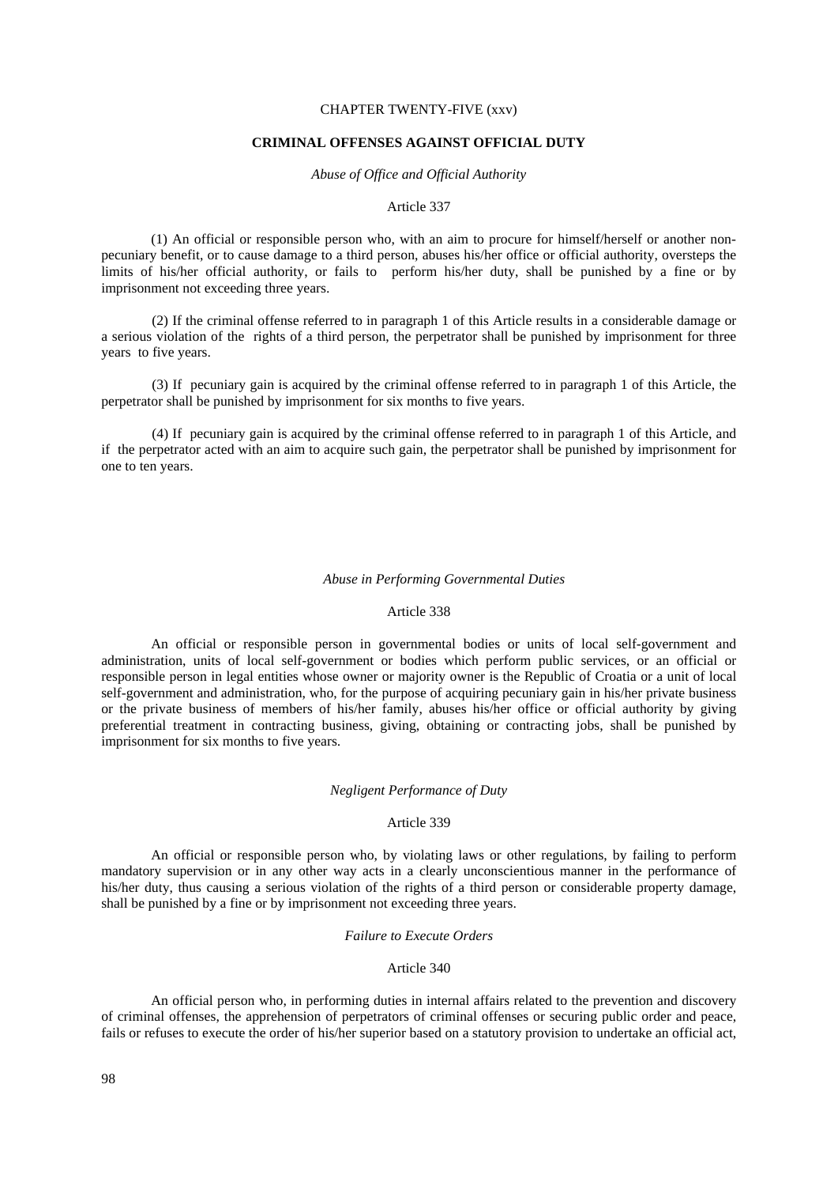## CHAPTER TWENTY-FIVE (xxv)

## CRIMINAL OFFENSES AGAINST OFFICIAL DUTY

### *Abuse of Office and Official Authority*

### Article 337

(1) An official or responsible person who, with an aim to procure for himself/herself or another non-pecuniary benefit, or to cause damage to a third person, abuses his/her office or official authority, oversteps the limits of his/her official authority, or fails to perform his/her duty, shall be punished by a fine or by imprisonment not exceeding three years.

(2) If the criminal offense referred to in paragraph 1 of this Article results in a considerable damage or a serious violation of the rights of a third person, the perpetrator shall be punished by imprisonment for three years to five years.

(3) If pecuniary gain is acquired by the criminal offense referred to in paragraph 1 of this Article, the perpetrator shall be punished by imprisonment for six months to five years.

(4) If pecuniary gain is acquired by the criminal offense referred to in paragraph 1 of this Article, and if the perpetrator acted with an aim to acquire such gain, the perpetrator shall be punished by imprisonment for one to ten years.

### *Abuse in Performing Governmental Duties*

### Article 338

An official or responsible person in governmental bodies or units of local self-government and administration, units of local self-government or bodies which perform public services, or an official or responsible person in legal entities whose owner or majority owner is the Republic of Croatia or a unit of local self-government and administration, who, for the purpose of acquiring pecuniary gain in his/her private business or the private business of members of his/her family, abuses his/her office or official authority by giving preferential treatment in contracting business, giving, obtaining or contracting jobs, shall be punished by imprisonment for six months to five years.

### *Negligent Performance of Duty*

### Article 339

An official or responsible person who, by violating laws or other regulations, by failing to perform mandatory supervision or in any other way acts in a clearly unconscientious manner in the performance of his/her duty, thus causing a serious violation of the rights of a third person or considerable property damage, shall be punished by a fine or by imprisonment not exceeding three years.

### *Failure to Execute Orders*

### Article 340

An official person who, in performing duties in internal affairs related to the prevention and discovery of criminal offenses, the apprehension of perpetrators of criminal offenses or securing public order and peace, fails or refuses to execute the order of his/her superior based on a statutory provision to undertake an official act,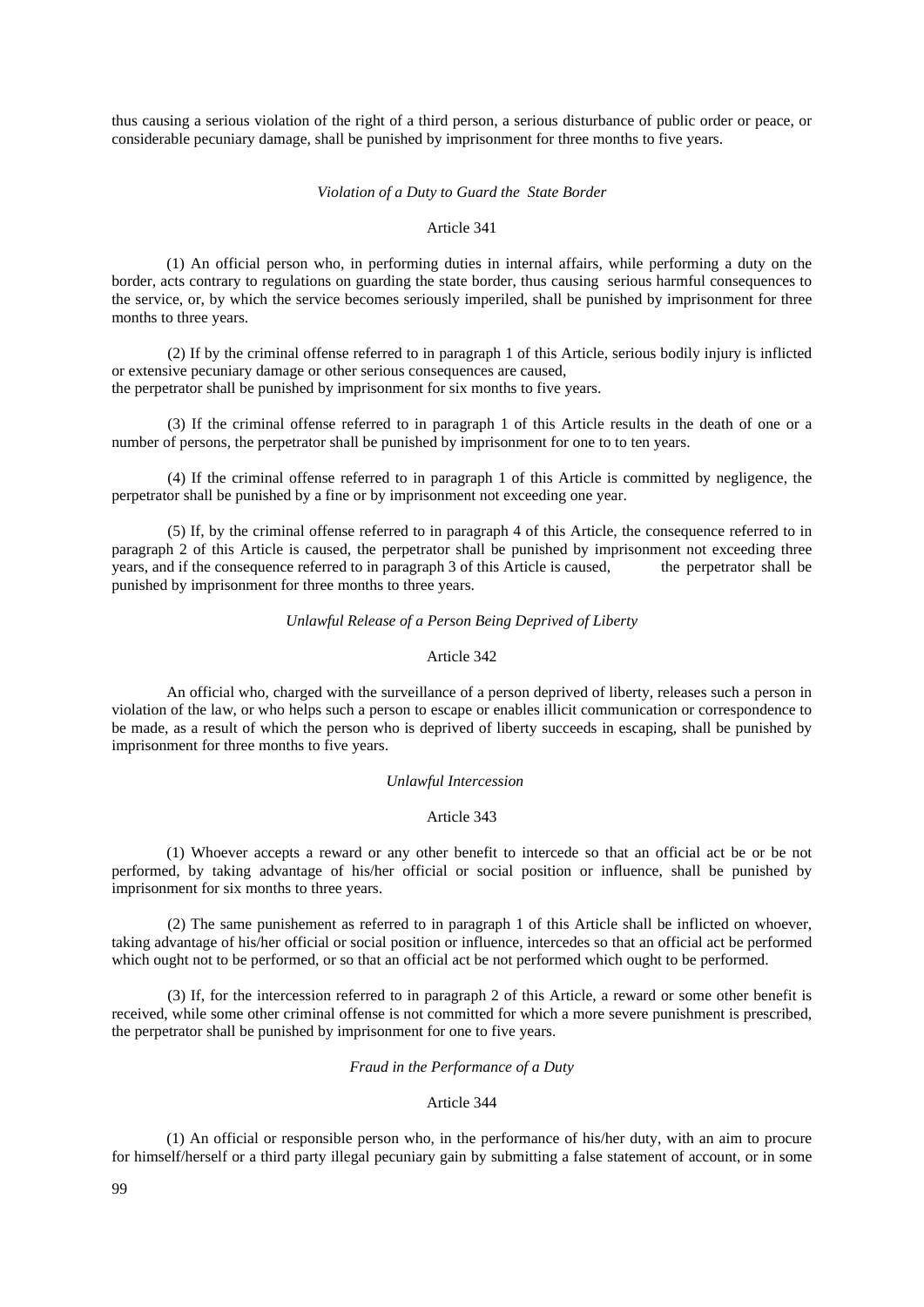thus causing a serious violation of the right of a third person, a serious disturbance of public order or peace, or considerable pecuniary damage, shall be punished by imprisonment for three months to five years.

*Violation of a Duty to Guard the State Border*

Article 341

(1) An official person who, in performing duties in internal affairs, while performing a duty on the border, acts contrary to regulations on guarding the state border, thus causing serious harmful consequences to the service, or, by which the service becomes seriously imperiled, shall be punished by imprisonment for three months to three years.

(2) If by the criminal offense referred to in paragraph 1 of this Article, serious bodily injury is inflicted or extensive pecuniary damage or other serious consequences are caused, the perpetrator shall be punished by imprisonment for six months to five years.

(3) If the criminal offense referred to in paragraph 1 of this Article results in the death of one or a number of persons, the perpetrator shall be punished by imprisonment for one to to ten years.

(4) If the criminal offense referred to in paragraph 1 of this Article is committed by negligence, the perpetrator shall be punished by a fine or by imprisonment not exceeding one year.

(5) If, by the criminal offense referred to in paragraph 4 of this Article, the consequence referred to in paragraph 2 of this Article is caused, the perpetrator shall be punished by imprisonment not exceeding three years, and if the consequence referred to in paragraph 3 of this Article is caused, the perpetrator shall be punished by imprisonment for three months to three years.

*Unlawful Release of a Person Being Deprived of Liberty*

Article 342

An official who, charged with the surveillance of a person deprived of liberty, releases such a person in violation of the law, or who helps such a person to escape or enables illicit communication or correspondence to be made, as a result of which the person who is deprived of liberty succeeds in escaping, shall be punished by imprisonment for three months to five years.

*Unlawful Intercession*

Article 343

(1) Whoever accepts a reward or any other benefit to intercede so that an official act be or be not performed, by taking advantage of his/her official or social position or influence, shall be punished by imprisonment for six months to three years.

(2) The same punishement as referred to in paragraph 1 of this Article shall be inflicted on whoever, taking advantage of his/her official or social position or influence, intercedes so that an official act be performed which ought not to be performed, or so that an official act be not performed which ought to be performed.

(3) If, for the intercession referred to in paragraph 2 of this Article, a reward or some other benefit is received, while some other criminal offense is not committed for which a more severe punishment is prescribed, the perpetrator shall be punished by imprisonment for one to five years.

*Fraud in the Performance of a Duty*

Article 344

(1) An official or responsible person who, in the performance of his/her duty, with an aim to procure for himself/herself or a third party illegal pecuniary gain by submitting a false statement of account, or in some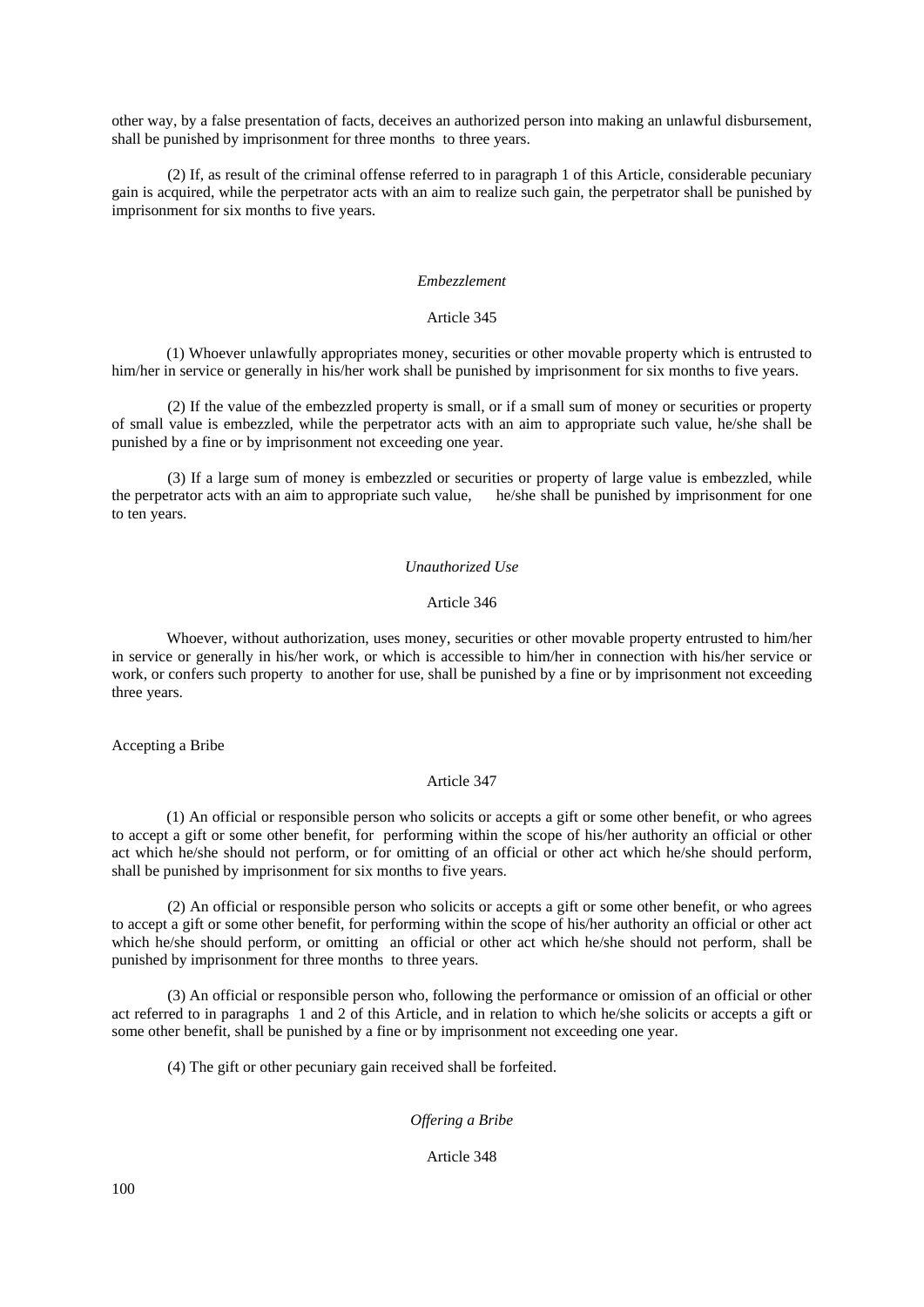other way, by a false presentation of facts, deceives an authorized person into making an unlawful disbursement, shall be punished by imprisonment for three months to three years.

(2) If, as result of the criminal offense referred to in paragraph 1 of this Article, considerable pecuniary gain is acquired, while the perpetrator acts with an aim to realize such gain, the perpetrator shall be punished by imprisonment for six months to five years.

*Embezzlement*

Article 345

(1) Whoever unlawfully appropriates money, securities or other movable property which is entrusted to him/her in service or generally in his/her work shall be punished by imprisonment for six months to five years.

(2) If the value of the embezzled property is small, or if a small sum of money or securities or property of small value is embezzled, while the perpetrator acts with an aim to appropriate such value, he/she shall be punished by a fine or by imprisonment not exceeding one year.

(3) If a large sum of money is embezzled or securities or property of large value is embezzled, while the perpetrator acts with an aim to appropriate such value, he/she shall be punished by imprisonment for one to ten years.

*Unauthorized Use*

Article 346

Whoever, without authorization, uses money, securities or other movable property entrusted to him/her in service or generally in his/her work, or which is accessible to him/her in connection with his/her service or work, or confers such property to another for use, shall be punished by a fine or by imprisonment not exceeding three years.

Accepting a Bribe

Article 347

(1) An official or responsible person who solicits or accepts a gift or some other benefit, or who agrees to accept a gift or some other benefit, for performing within the scope of his/her authority an official or other act which he/she should not perform, or for omitting of an official or other act which he/she should perform, shall be punished by imprisonment for six months to five years.

(2) An official or responsible person who solicits or accepts a gift or some other benefit, or who agrees to accept a gift or some other benefit, for performing within the scope of his/her authority an official or other act which he/she should perform, or omitting an official or other act which he/she should not perform, shall be punished by imprisonment for three months to three years.

(3) An official or responsible person who, following the performance or omission of an official or other act referred to in paragraphs 1 and 2 of this Article, and in relation to which he/she solicits or accepts a gift or some other benefit, shall be punished by a fine or by imprisonment not exceeding one year.

(4) The gift or other pecuniary gain received shall be forfeited.

*Offering a Bribe*

Article 348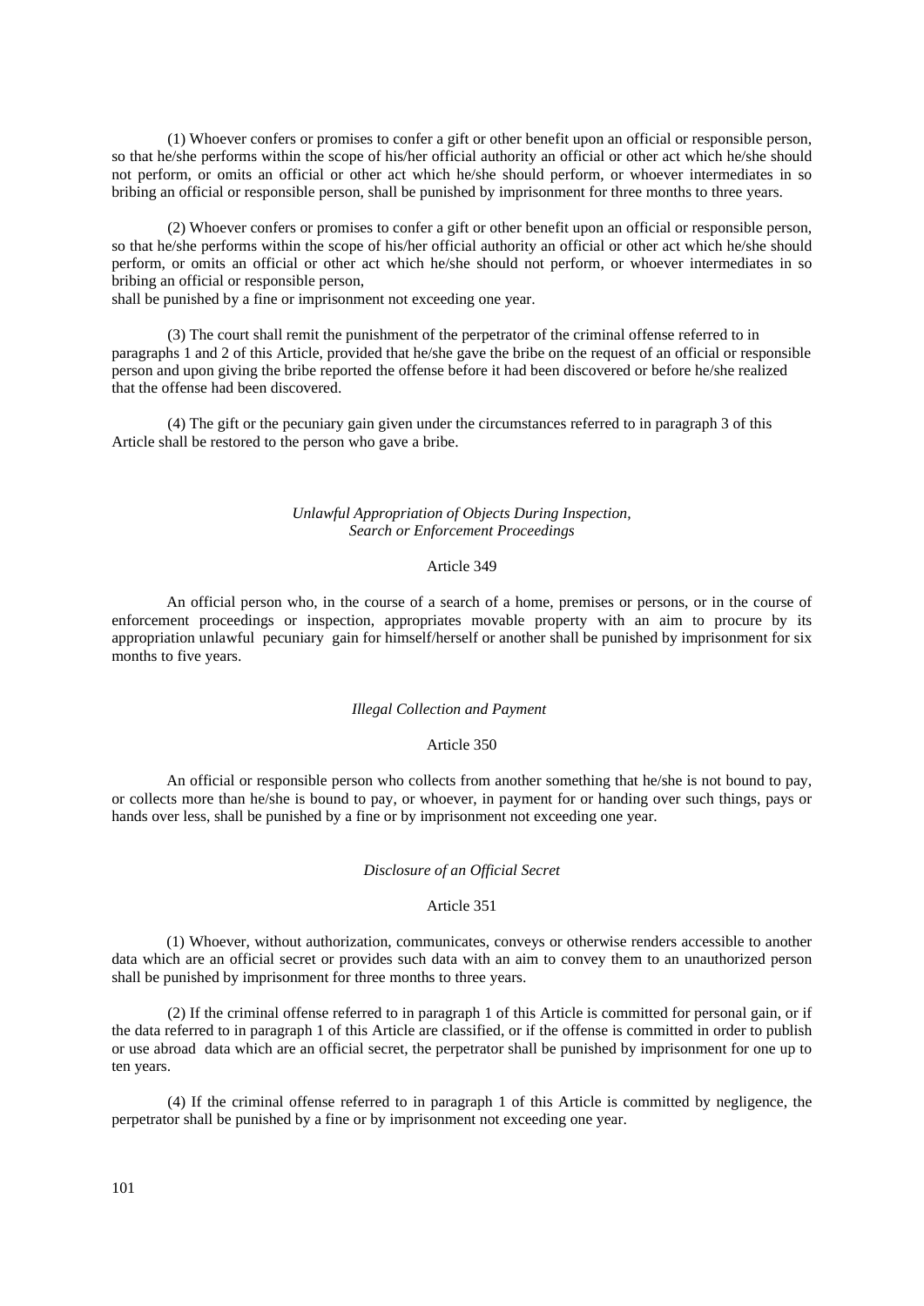(1) Whoever confers or promises to confer a gift or other benefit upon an official or responsible person, so that he/she performs within the scope of his/her official authority an official or other act which he/she should not perform, or omits an official or other act which he/she should perform, or whoever intermediates in so bribing an official or responsible person, shall be punished by imprisonment for three months to three years.

(2) Whoever confers or promises to confer a gift or other benefit upon an official or responsible person, so that he/she performs within the scope of his/her official authority an official or other act which he/she should perform, or omits an official or other act which he/she should not perform, or whoever intermediates in so bribing an official or responsible person,
shall be punished by a fine or imprisonment not exceeding one year.

(3) The court shall remit the punishment of the perpetrator of the criminal offense referred to in paragraphs 1 and 2 of this Article, provided that he/she gave the bribe on the request of an official or responsible person and upon giving the bribe reported the offense before it had been discovered or before he/she realized that the offense had been discovered.

(4) The gift or the pecuniary gain given under the circumstances referred to in paragraph 3 of this Article shall be restored to the person who gave a bribe.

*Unlawful Appropriation of Objects During Inspection, Search or Enforcement Proceedings*

Article 349

An official person who, in the course of a search of a home, premises or persons, or in the course of enforcement proceedings or inspection, appropriates movable property with an aim to procure by its appropriation unlawful pecuniary gain for himself/herself or another shall be punished by imprisonment for six months to five years.

*Illegal Collection and Payment*

Article 350

An official or responsible person who collects from another something that he/she is not bound to pay, or collects more than he/she is bound to pay, or whoever, in payment for or handing over such things, pays or hands over less, shall be punished by a fine or by imprisonment not exceeding one year.

*Disclosure of an Official Secret*

Article 351

(1) Whoever, without authorization, communicates, conveys or otherwise renders accessible to another data which are an official secret or provides such data with an aim to convey them to an unauthorized person shall be punished by imprisonment for three months to three years.

(2) If the criminal offense referred to in paragraph 1 of this Article is committed for personal gain, or if the data referred to in paragraph 1 of this Article are classified, or if the offense is committed in order to publish or use abroad data which are an official secret, the perpetrator shall be punished by imprisonment for one up to ten years.

(4) If the criminal offense referred to in paragraph 1 of this Article is committed by negligence, the perpetrator shall be punished by a fine or by imprisonment not exceeding one year.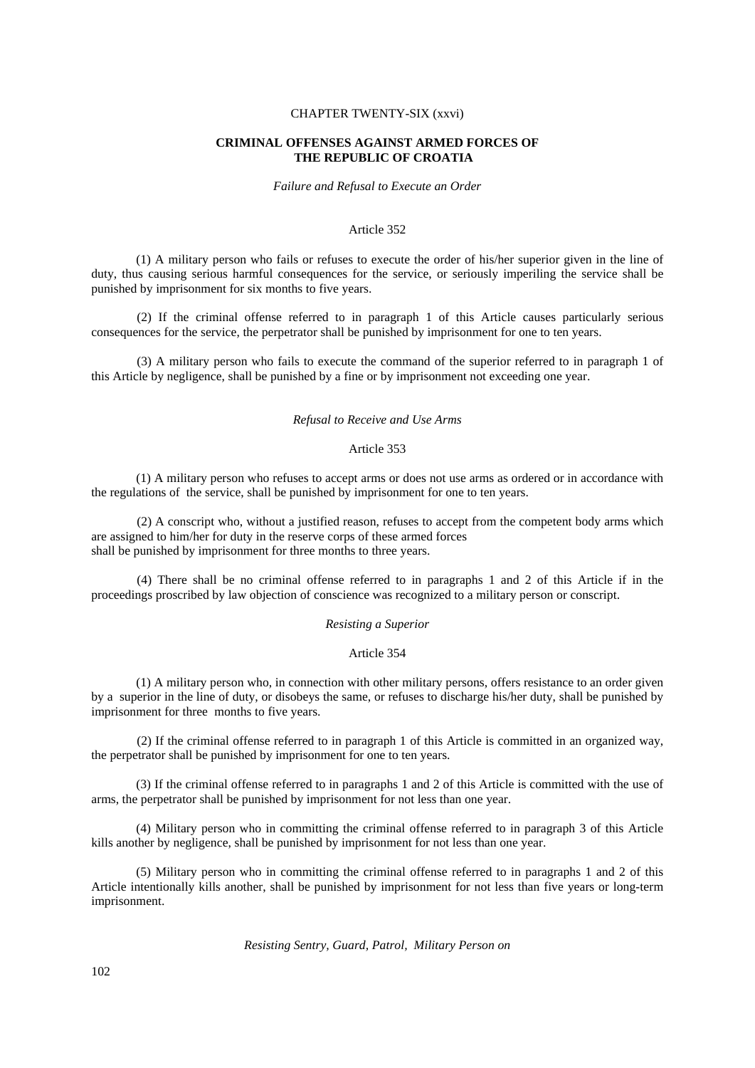CHAPTER TWENTY-SIX (xxvi)

## CRIMINAL OFFENSES AGAINST ARMED FORCES OF THE REPUBLIC OF CROATIA

*Failure and Refusal to Execute an Order*

Article 352

(1) A military person who fails or refuses to execute the order of his/her superior given in the line of duty, thus causing serious harmful consequences for the service, or seriously imperiling the service shall be punished by imprisonment for six months to five years.

(2) If the criminal offense referred to in paragraph 1 of this Article causes particularly serious consequences for the service, the perpetrator shall be punished by imprisonment for one to ten years.

(3) A military person who fails to execute the command of the superior referred to in paragraph 1 of this Article by negligence, shall be punished by a fine or by imprisonment not exceeding one year.

*Refusal to Receive and Use Arms*

Article 353

(1) A military person who refuses to accept arms or does not use arms as ordered or in accordance with the regulations of the service, shall be punished by imprisonment for one to ten years.

(2) A conscript who, without a justified reason, refuses to accept from the competent body arms which are assigned to him/her for duty in the reserve corps of these armed forces shall be punished by imprisonment for three months to three years.

(4) There shall be no criminal offense referred to in paragraphs 1 and 2 of this Article if in the proceedings proscribed by law objection of conscience was recognized to a military person or conscript.

*Resisting a Superior*

Article 354

(1) A military person who, in connection with other military persons, offers resistance to an order given by a superior in the line of duty, or disobeys the same, or refuses to discharge his/her duty, shall be punished by imprisonment for three months to five years.

(2) If the criminal offense referred to in paragraph 1 of this Article is committed in an organized way, the perpetrator shall be punished by imprisonment for one to ten years.

(3) If the criminal offense referred to in paragraphs 1 and 2 of this Article is committed with the use of arms, the perpetrator shall be punished by imprisonment for not less than one year.

(4) Military person who in committing the criminal offense referred to in paragraph 3 of this Article kills another by negligence, shall be punished by imprisonment for not less than one year.

(5) Military person who in committing the criminal offense referred to in paragraphs 1 and 2 of this Article intentionally kills another, shall be punished by imprisonment for not less than five years or long-term imprisonment.

*Resisting Sentry, Guard, Patrol, Military Person on*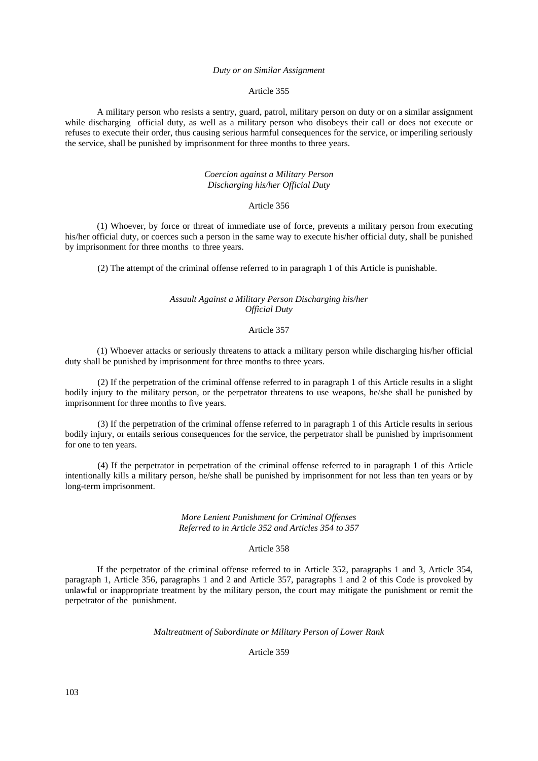*Duty or on Similar Assignment*

Article 355

A military person who resists a sentry, guard, patrol, military person on duty or on a similar assignment while discharging official duty, as well as a military person who disobeys their call or does not execute or refuses to execute their order, thus causing serious harmful consequences for the service, or imperiling seriously the service, shall be punished by imprisonment for three months to three years.

*Coercion against a Military Person Discharging his/her Official Duty*

Article 356

(1) Whoever, by force or threat of immediate use of force, prevents a military person from executing his/her official duty, or coerces such a person in the same way to execute his/her official duty, shall be punished by imprisonment for three months to three years.

(2) The attempt of the criminal offense referred to in paragraph 1 of this Article is punishable.

*Assault Against a Military Person Discharging his/her Official Duty*

Article 357

(1) Whoever attacks or seriously threatens to attack a military person while discharging his/her official duty shall be punished by imprisonment for three months to three years.

(2) If the perpetration of the criminal offense referred to in paragraph 1 of this Article results in a slight bodily injury to the military person, or the perpetrator threatens to use weapons, he/she shall be punished by imprisonment for three months to five years.

(3) If the perpetration of the criminal offense referred to in paragraph 1 of this Article results in serious bodily injury, or entails serious consequences for the service, the perpetrator shall be punished by imprisonment for one to ten years.

(4) If the perpetrator in perpetration of the criminal offense referred to in paragraph 1 of this Article intentionally kills a military person, he/she shall be punished by imprisonment for not less than ten years or by long-term imprisonment.

*More Lenient Punishment for Criminal Offenses Referred to in Article 352 and Articles 354 to 357*

Article 358

If the perpetrator of the criminal offense referred to in Article 352, paragraphs 1 and 3, Article 354, paragraph 1, Article 356, paragraphs 1 and 2 and Article 357, paragraphs 1 and 2 of this Code is provoked by unlawful or inappropriate treatment by the military person, the court may mitigate the punishment or remit the perpetrator of the punishment.

*Maltreatment of Subordinate or Military Person of Lower Rank*

Article 359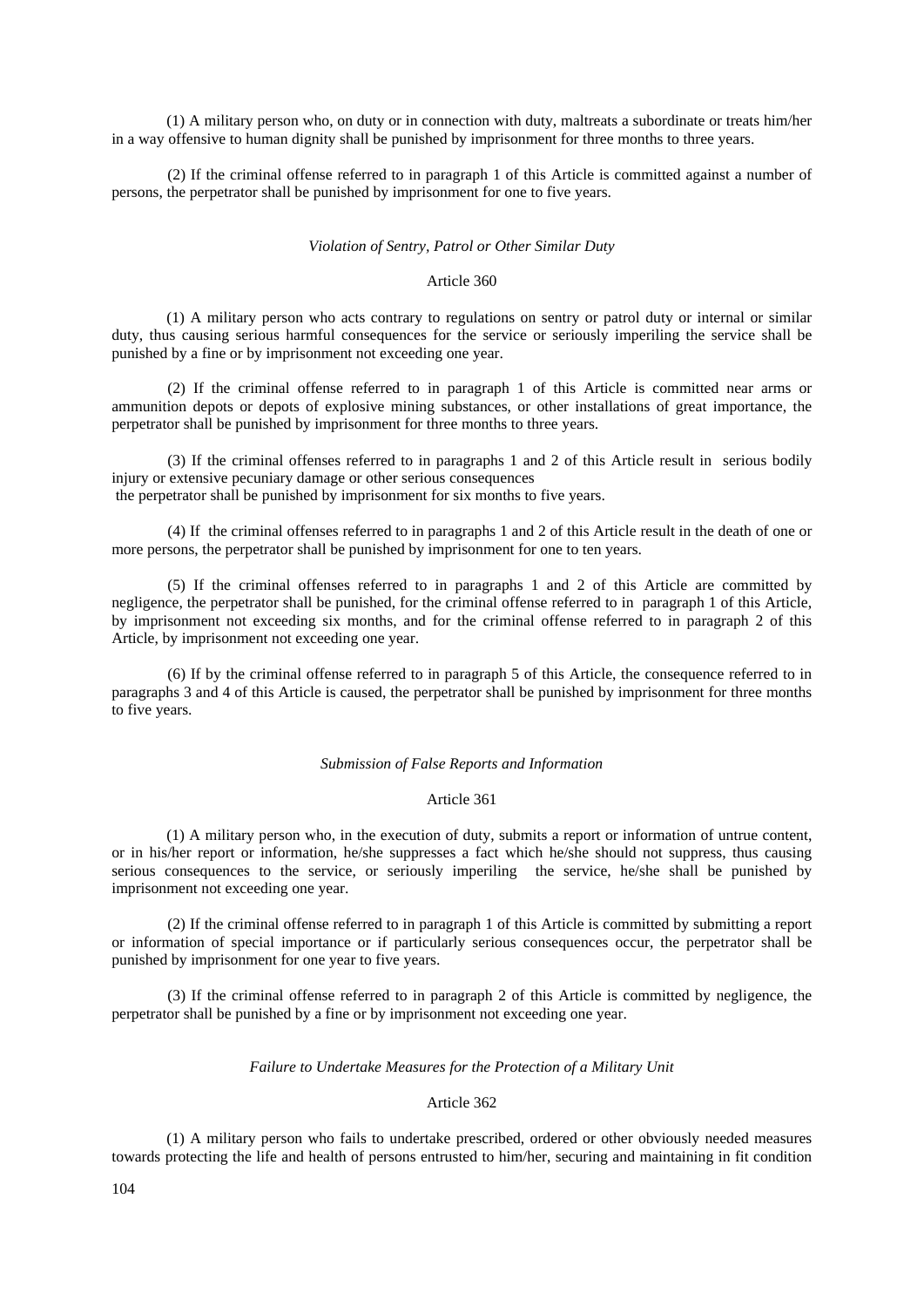(1) A military person who, on duty or in connection with duty, maltreats a subordinate or treats him/her in a way offensive to human dignity shall be punished by imprisonment for three months to three years.

(2) If the criminal offense referred to in paragraph 1 of this Article is committed against a number of persons, the perpetrator shall be punished by imprisonment for one to five years.

### *Violation of Sentry, Patrol or Other Similar Duty*

### Article 360

(1) A military person who acts contrary to regulations on sentry or patrol duty or internal or similar duty, thus causing serious harmful consequences for the service or seriously imperiling the service shall be punished by a fine or by imprisonment not exceeding one year.

(2) If the criminal offense referred to in paragraph 1 of this Article is committed near arms or ammunition depots or depots of explosive mining substances, or other installations of great importance, the perpetrator shall be punished by imprisonment for three months to three years.

(3) If the criminal offenses referred to in paragraphs 1 and 2 of this Article result in serious bodily injury or extensive pecuniary damage or other serious consequences
the perpetrator shall be punished by imprisonment for six months to five years.

(4) If the criminal offenses referred to in paragraphs 1 and 2 of this Article result in the death of one or more persons, the perpetrator shall be punished by imprisonment for one to ten years.

(5) If the criminal offenses referred to in paragraphs 1 and 2 of this Article are committed by negligence, the perpetrator shall be punished, for the criminal offense referred to in paragraph 1 of this Article, by imprisonment not exceeding six months, and for the criminal offense referred to in paragraph 2 of this Article, by imprisonment not exceeding one year.

(6) If by the criminal offense referred to in paragraph 5 of this Article, the consequence referred to in paragraphs 3 and 4 of this Article is caused, the perpetrator shall be punished by imprisonment for three months to five years.

### *Submission of False Reports and Information*

### Article 361

(1) A military person who, in the execution of duty, submits a report or information of untrue content, or in his/her report or information, he/she suppresses a fact which he/she should not suppress, thus causing serious consequences to the service, or seriously imperiling the service, he/she shall be punished by imprisonment not exceeding one year.

(2) If the criminal offense referred to in paragraph 1 of this Article is committed by submitting a report or information of special importance or if particularly serious consequences occur, the perpetrator shall be punished by imprisonment for one year to five years.

(3) If the criminal offense referred to in paragraph 2 of this Article is committed by negligence, the perpetrator shall be punished by a fine or by imprisonment not exceeding one year.

### *Failure to Undertake Measures for the Protection of a Military Unit*

### Article 362

(1) A military person who fails to undertake prescribed, ordered or other obviously needed measures towards protecting the life and health of persons entrusted to him/her, securing and maintaining in fit condition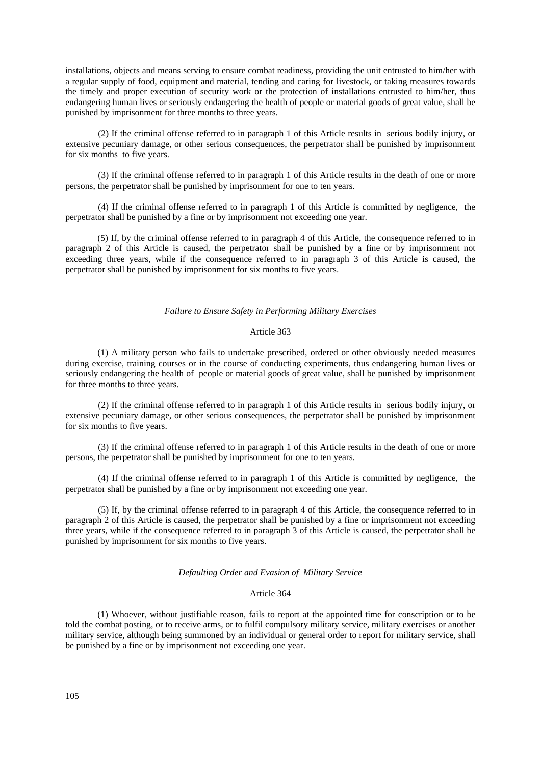installations, objects and means serving to ensure combat readiness, providing the unit entrusted to him/her with a regular supply of food, equipment and material, tending and caring for livestock, or taking measures towards the timely and proper execution of security work or the protection of installations entrusted to him/her, thus endangering human lives or seriously endangering the health of people or material goods of great value, shall be punished by imprisonment for three months to three years.

(2) If the criminal offense referred to in paragraph 1 of this Article results in serious bodily injury, or extensive pecuniary damage, or other serious consequences, the perpetrator shall be punished by imprisonment for six months to five years.

(3) If the criminal offense referred to in paragraph 1 of this Article results in the death of one or more persons, the perpetrator shall be punished by imprisonment for one to ten years.

(4) If the criminal offense referred to in paragraph 1 of this Article is committed by negligence, the perpetrator shall be punished by a fine or by imprisonment not exceeding one year.

(5) If, by the criminal offense referred to in paragraph 4 of this Article, the consequence referred to in paragraph 2 of this Article is caused, the perpetrator shall be punished by a fine or by imprisonment not exceeding three years, while if the consequence referred to in paragraph 3 of this Article is caused, the perpetrator shall be punished by imprisonment for six months to five years.

*Failure to Ensure Safety in Performing Military Exercises*

Article 363

(1) A military person who fails to undertake prescribed, ordered or other obviously needed measures during exercise, training courses or in the course of conducting experiments, thus endangering human lives or seriously endangering the health of people or material goods of great value, shall be punished by imprisonment for three months to three years.

(2) If the criminal offense referred to in paragraph 1 of this Article results in serious bodily injury, or extensive pecuniary damage, or other serious consequences, the perpetrator shall be punished by imprisonment for six months to five years.

(3) If the criminal offense referred to in paragraph 1 of this Article results in the death of one or more persons, the perpetrator shall be punished by imprisonment for one to ten years.

(4) If the criminal offense referred to in paragraph 1 of this Article is committed by negligence, the perpetrator shall be punished by a fine or by imprisonment not exceeding one year.

(5) If, by the criminal offense referred to in paragraph 4 of this Article, the consequence referred to in paragraph 2 of this Article is caused, the perpetrator shall be punished by a fine or imprisonment not exceeding three years, while if the consequence referred to in paragraph 3 of this Article is caused, the perpetrator shall be punished by imprisonment for six months to five years.

*Defaulting Order and Evasion of Military Service*

Article 364

(1) Whoever, without justifiable reason, fails to report at the appointed time for conscription or to be told the combat posting, or to receive arms, or to fulfil compulsory military service, military exercises or another military service, although being summoned by an individual or general order to report for military service, shall be punished by a fine or by imprisonment not exceeding one year.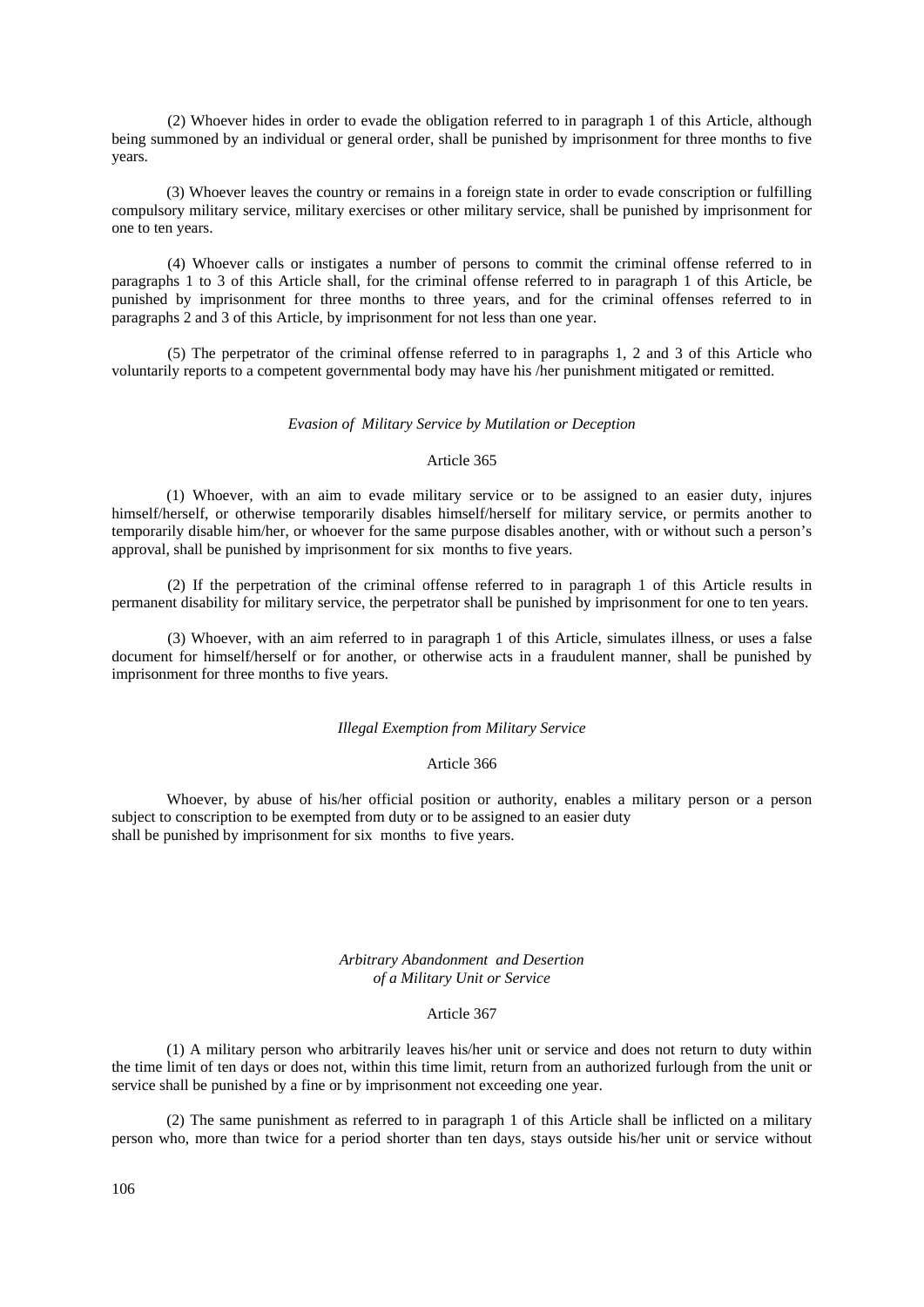(2) Whoever hides in order to evade the obligation referred to in paragraph 1 of this Article, although being summoned by an individual or general order, shall be punished by imprisonment for three months to five years.

(3) Whoever leaves the country or remains in a foreign state in order to evade conscription or fulfilling compulsory military service, military exercises or other military service, shall be punished by imprisonment for one to ten years.

(4) Whoever calls or instigates a number of persons to commit the criminal offense referred to in paragraphs 1 to 3 of this Article shall, for the criminal offense referred to in paragraph 1 of this Article, be punished by imprisonment for three months to three years, and for the criminal offenses referred to in paragraphs 2 and 3 of this Article, by imprisonment for not less than one year.

(5) The perpetrator of the criminal offense referred to in paragraphs 1, 2 and 3 of this Article who voluntarily reports to a competent governmental body may have his /her punishment mitigated or remitted.

*Evasion of Military Service by Mutilation or Deception*

Article 365

(1) Whoever, with an aim to evade military service or to be assigned to an easier duty, injures himself/herself, or otherwise temporarily disables himself/herself for military service, or permits another to temporarily disable him/her, or whoever for the same purpose disables another, with or without such a person's approval, shall be punished by imprisonment for six months to five years.

(2) If the perpetration of the criminal offense referred to in paragraph 1 of this Article results in permanent disability for military service, the perpetrator shall be punished by imprisonment for one to ten years.

(3) Whoever, with an aim referred to in paragraph 1 of this Article, simulates illness, or uses a false document for himself/herself or for another, or otherwise acts in a fraudulent manner, shall be punished by imprisonment for three months to five years.

*Illegal Exemption from Military Service*

Article 366

Whoever, by abuse of his/her official position or authority, enables a military person or a person subject to conscription to be exempted from duty or to be assigned to an easier duty shall be punished by imprisonment for six months to five years.

*Arbitrary Abandonment and Desertion of a Military Unit or Service*

Article 367

(1) A military person who arbitrarily leaves his/her unit or service and does not return to duty within the time limit of ten days or does not, within this time limit, return from an authorized furlough from the unit or service shall be punished by a fine or by imprisonment not exceeding one year.

(2) The same punishment as referred to in paragraph 1 of this Article shall be inflicted on a military person who, more than twice for a period shorter than ten days, stays outside his/her unit or service without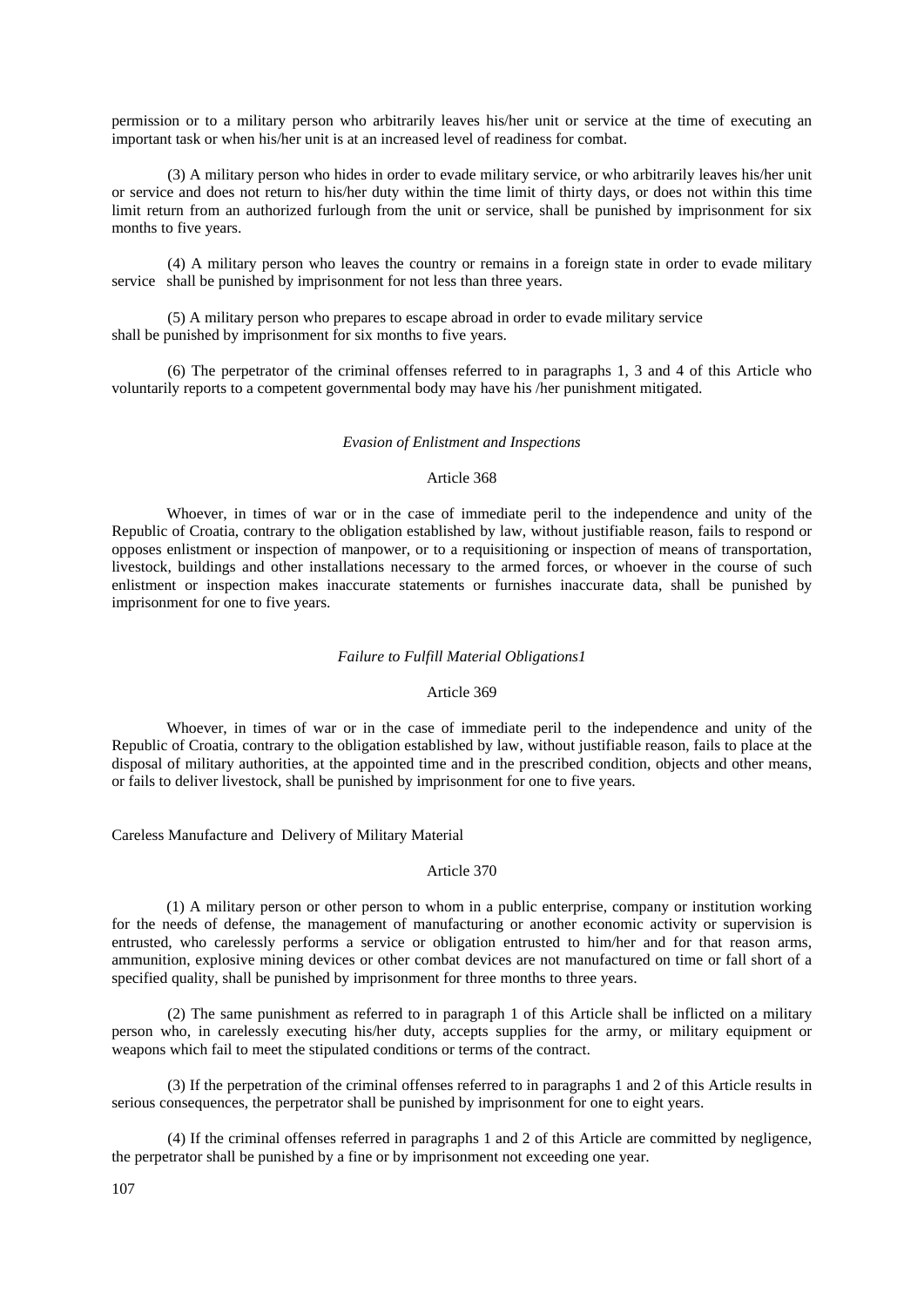permission or to a military person who arbitrarily leaves his/her unit or service at the time of executing an important task or when his/her unit is at an increased level of readiness for combat.

(3) A military person who hides in order to evade military service, or who arbitrarily leaves his/her unit or service and does not return to his/her duty within the time limit of thirty days, or does not within this time limit return from an authorized furlough from the unit or service, shall be punished by imprisonment for six months to five years.

(4) A military person who leaves the country or remains in a foreign state in order to evade military service shall be punished by imprisonment for not less than three years.

(5) A military person who prepares to escape abroad in order to evade military service shall be punished by imprisonment for six months to five years.

(6) The perpetrator of the criminal offenses referred to in paragraphs 1, 3 and 4 of this Article who voluntarily reports to a competent governmental body may have his /her punishment mitigated.

*Evasion of Enlistment and Inspections*

Article 368

Whoever, in times of war or in the case of immediate peril to the independence and unity of the Republic of Croatia, contrary to the obligation established by law, without justifiable reason, fails to respond or opposes enlistment or inspection of manpower, or to a requisitioning or inspection of means of transportation, livestock, buildings and other installations necessary to the armed forces, or whoever in the course of such enlistment or inspection makes inaccurate statements or furnishes inaccurate data, shall be punished by imprisonment for one to five years.

*Failure to Fulfill Material Obligations1*

Article 369

Whoever, in times of war or in the case of immediate peril to the independence and unity of the Republic of Croatia, contrary to the obligation established by law, without justifiable reason, fails to place at the disposal of military authorities, at the appointed time and in the prescribed condition, objects and other means, or fails to deliver livestock, shall be punished by imprisonment for one to five years.

Careless Manufacture and Delivery of Military Material

Article 370

(1) A military person or other person to whom in a public enterprise, company or institution working for the needs of defense, the management of manufacturing or another economic activity or supervision is entrusted, who carelessly performs a service or obligation entrusted to him/her and for that reason arms, ammunition, explosive mining devices or other combat devices are not manufactured on time or fall short of a specified quality, shall be punished by imprisonment for three months to three years.

(2) The same punishment as referred to in paragraph 1 of this Article shall be inflicted on a military person who, in carelessly executing his/her duty, accepts supplies for the army, or military equipment or weapons which fail to meet the stipulated conditions or terms of the contract.

(3) If the perpetration of the criminal offenses referred to in paragraphs 1 and 2 of this Article results in serious consequences, the perpetrator shall be punished by imprisonment for one to eight years.

(4) If the criminal offenses referred in paragraphs 1 and 2 of this Article are committed by negligence, the perpetrator shall be punished by a fine or by imprisonment not exceeding one year.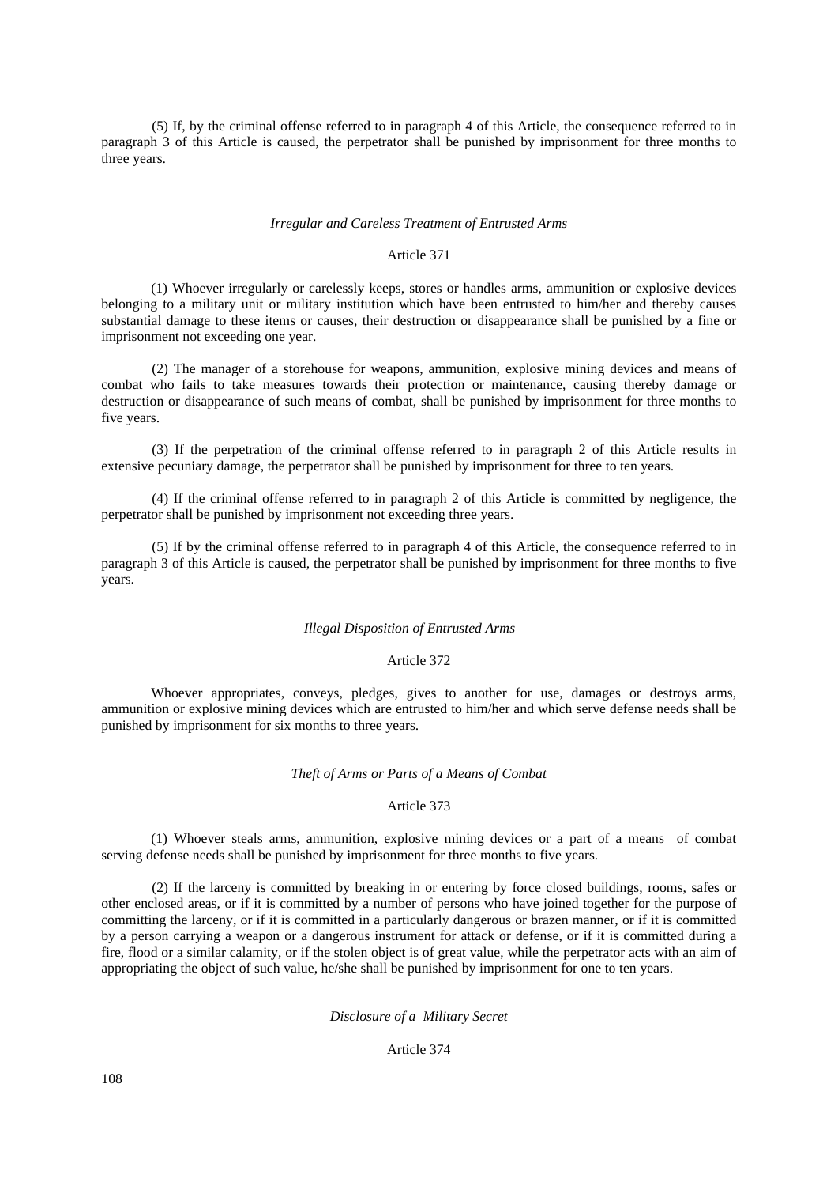(5) If, by the criminal offense referred to in paragraph 4 of this Article, the consequence referred to in paragraph 3 of this Article is caused, the perpetrator shall be punished by imprisonment for three months to three years.

### *Irregular and Careless Treatment of Entrusted Arms*

#### Article 371

(1) Whoever irregularly or carelessly keeps, stores or handles arms, ammunition or explosive devices belonging to a military unit or military institution which have been entrusted to him/her and thereby causes substantial damage to these items or causes, their destruction or disappearance shall be punished by a fine or imprisonment not exceeding one year.

(2) The manager of a storehouse for weapons, ammunition, explosive mining devices and means of combat who fails to take measures towards their protection or maintenance, causing thereby damage or destruction or disappearance of such means of combat, shall be punished by imprisonment for three months to five years.

(3) If the perpetration of the criminal offense referred to in paragraph 2 of this Article results in extensive pecuniary damage, the perpetrator shall be punished by imprisonment for three to ten years.

(4) If the criminal offense referred to in paragraph 2 of this Article is committed by negligence, the perpetrator shall be punished by imprisonment not exceeding three years.

(5) If by the criminal offense referred to in paragraph 4 of this Article, the consequence referred to in paragraph 3 of this Article is caused, the perpetrator shall be punished by imprisonment for three months to five years.

### *Illegal Disposition of Entrusted Arms*

#### Article 372

Whoever appropriates, conveys, pledges, gives to another for use, damages or destroys arms, ammunition or explosive mining devices which are entrusted to him/her and which serve defense needs shall be punished by imprisonment for six months to three years.

### *Theft of Arms or Parts of a Means of Combat*

#### Article 373

(1) Whoever steals arms, ammunition, explosive mining devices or a part of a means of combat serving defense needs shall be punished by imprisonment for three months to five years.

(2) If the larceny is committed by breaking in or entering by force closed buildings, rooms, safes or other enclosed areas, or if it is committed by a number of persons who have joined together for the purpose of committing the larceny, or if it is committed in a particularly dangerous or brazen manner, or if it is committed by a person carrying a weapon or a dangerous instrument for attack or defense, or if it is committed during a fire, flood or a similar calamity, or if the stolen object is of great value, while the perpetrator acts with an aim of appropriating the object of such value, he/she shall be punished by imprisonment for one to ten years.

### *Disclosure of a Military Secret*

#### Article 374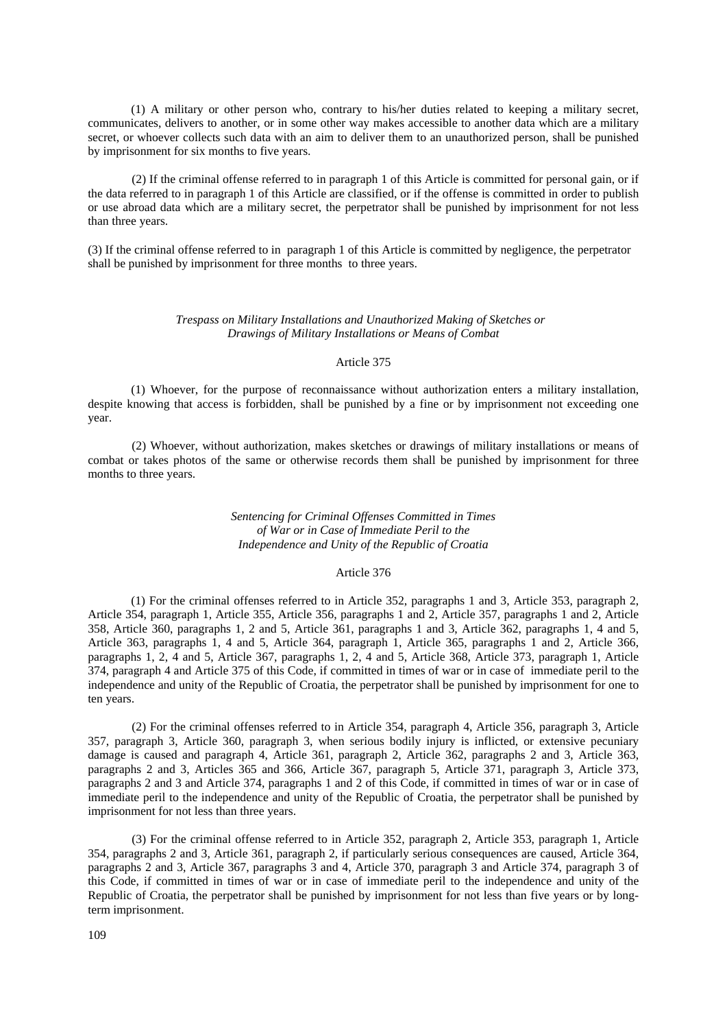(1) A military or other person who, contrary to his/her duties related to keeping a military secret, communicates, delivers to another, or in some other way makes accessible to another data which are a military secret, or whoever collects such data with an aim to deliver them to an unauthorized person, shall be punished by imprisonment for six months to five years.

(2) If the criminal offense referred to in paragraph 1 of this Article is committed for personal gain, or if the data referred to in paragraph 1 of this Article are classified, or if the offense is committed in order to publish or use abroad data which are a military secret, the perpetrator shall be punished by imprisonment for not less than three years.

(3) If the criminal offense referred to in paragraph 1 of this Article is committed by negligence, the perpetrator shall be punished by imprisonment for three months to three years.

*Trespass on Military Installations and Unauthorized Making of Sketches or Drawings of Military Installations or Means of Combat*

Article 375

(1) Whoever, for the purpose of reconnaissance without authorization enters a military installation, despite knowing that access is forbidden, shall be punished by a fine or by imprisonment not exceeding one year.

(2) Whoever, without authorization, makes sketches or drawings of military installations or means of combat or takes photos of the same or otherwise records them shall be punished by imprisonment for three months to three years.

*Sentencing for Criminal Offenses Committed in Times of War or in Case of Immediate Peril to the Independence and Unity of the Republic of Croatia*

Article 376

(1) For the criminal offenses referred to in Article 352, paragraphs 1 and 3, Article 353, paragraph 2, Article 354, paragraph 1, Article 355, Article 356, paragraphs 1 and 2, Article 357, paragraphs 1 and 2, Article 358, Article 360, paragraphs 1, 2 and 5, Article 361, paragraphs 1 and 3, Article 362, paragraphs 1, 4 and 5, Article 363, paragraphs 1, 4 and 5, Article 364, paragraph 1, Article 365, paragraphs 1 and 2, Article 366, paragraphs 1, 2, 4 and 5, Article 367, paragraphs 1, 2, 4 and 5, Article 368, Article 373, paragraph 1, Article 374, paragraph 4 and Article 375 of this Code, if committed in times of war or in case of immediate peril to the independence and unity of the Republic of Croatia, the perpetrator shall be punished by imprisonment for one to ten years.

(2) For the criminal offenses referred to in Article 354, paragraph 4, Article 356, paragraph 3, Article 357, paragraph 3, Article 360, paragraph 3, when serious bodily injury is inflicted, or extensive pecuniary damage is caused and paragraph 4, Article 361, paragraph 2, Article 362, paragraphs 2 and 3, Article 363, paragraphs 2 and 3, Articles 365 and 366, Article 367, paragraph 5, Article 371, paragraph 3, Article 373, paragraphs 2 and 3 and Article 374, paragraphs 1 and 2 of this Code, if committed in times of war or in case of immediate peril to the independence and unity of the Republic of Croatia, the perpetrator shall be punished by imprisonment for not less than three years.

(3) For the criminal offense referred to in Article 352, paragraph 2, Article 353, paragraph 1, Article 354, paragraphs 2 and 3, Article 361, paragraph 2, if particularly serious consequences are caused, Article 364, paragraphs 2 and 3, Article 367, paragraphs 3 and 4, Article 370, paragraph 3 and Article 374, paragraph 3 of this Code, if committed in times of war or in case of immediate peril to the independence and unity of the Republic of Croatia, the perpetrator shall be punished by imprisonment for not less than five years or by long-term imprisonment.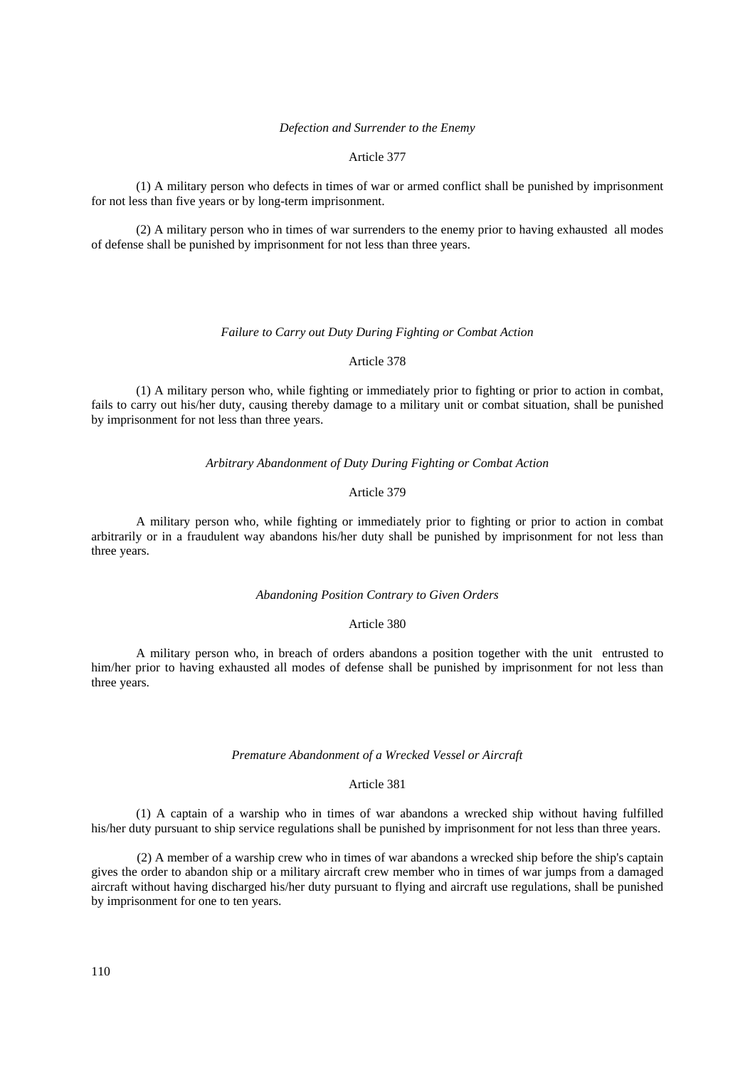*Defection and Surrender to the Enemy*

Article 377

(1) A military person who defects in times of war or armed conflict shall be punished by imprisonment for not less than five years or by long-term imprisonment.

(2) A military person who in times of war surrenders to the enemy prior to having exhausted all modes of defense shall be punished by imprisonment for not less than three years.

*Failure to Carry out Duty During Fighting or Combat Action*

Article 378

(1) A military person who, while fighting or immediately prior to fighting or prior to action in combat, fails to carry out his/her duty, causing thereby damage to a military unit or combat situation, shall be punished by imprisonment for not less than three years.

*Arbitrary Abandonment of Duty During Fighting or Combat Action*

Article 379

A military person who, while fighting or immediately prior to fighting or prior to action in combat arbitrarily or in a fraudulent way abandons his/her duty shall be punished by imprisonment for not less than three years.

*Abandoning Position Contrary to Given Orders*

Article 380

A military person who, in breach of orders abandons a position together with the unit entrusted to him/her prior to having exhausted all modes of defense shall be punished by imprisonment for not less than three years.

*Premature Abandonment of a Wrecked Vessel or Aircraft*

Article 381

(1) A captain of a warship who in times of war abandons a wrecked ship without having fulfilled his/her duty pursuant to ship service regulations shall be punished by imprisonment for not less than three years.

(2) A member of a warship crew who in times of war abandons a wrecked ship before the ship's captain gives the order to abandon ship or a military aircraft crew member who in times of war jumps from a damaged aircraft without having discharged his/her duty pursuant to flying and aircraft use regulations, shall be punished by imprisonment for one to ten years.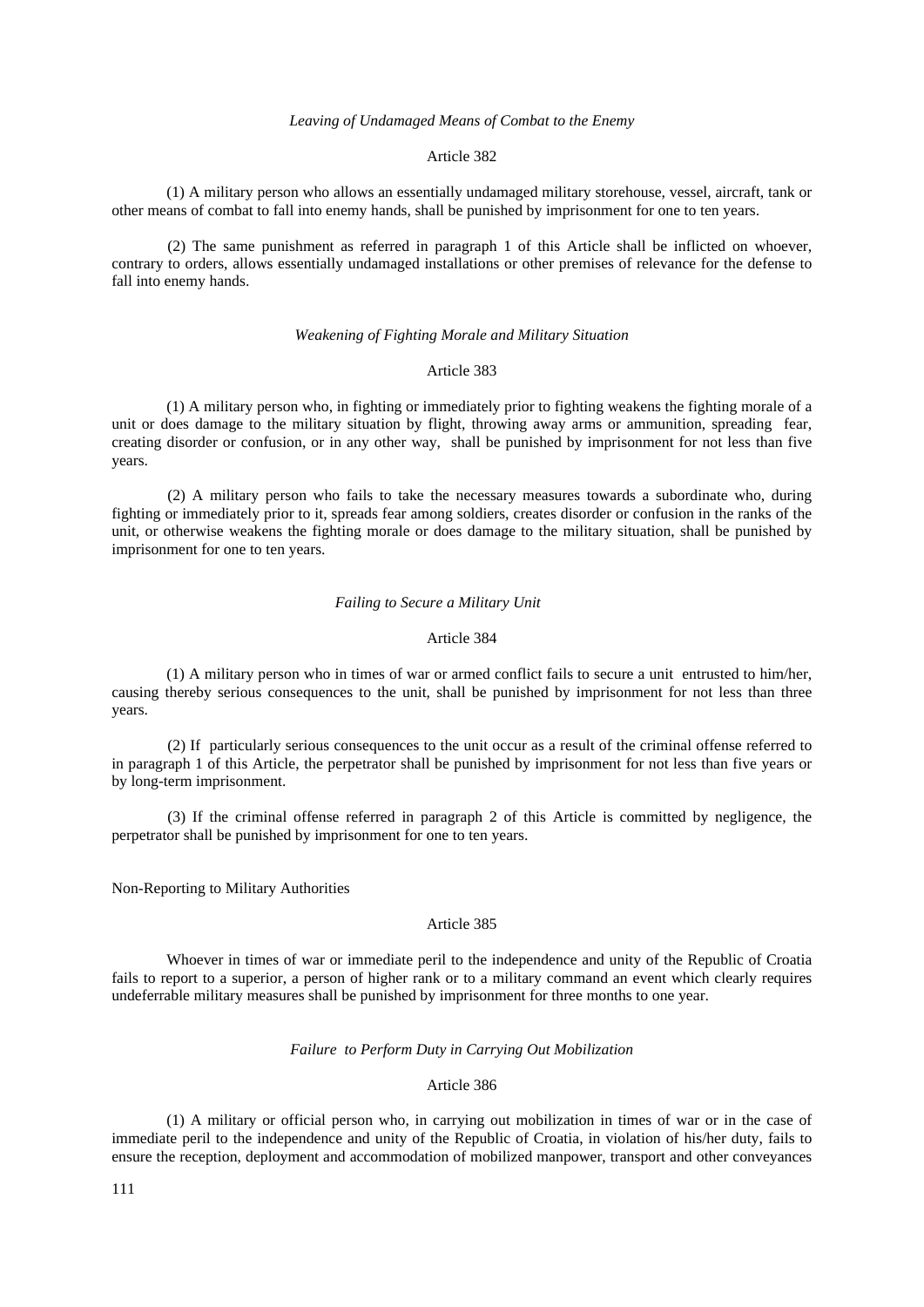*Leaving of Undamaged Means of Combat to the Enemy*

Article 382

(1) A military person who allows an essentially undamaged military storehouse, vessel, aircraft, tank or other means of combat to fall into enemy hands, shall be punished by imprisonment for one to ten years.

(2) The same punishment as referred in paragraph 1 of this Article shall be inflicted on whoever, contrary to orders, allows essentially undamaged installations or other premises of relevance for the defense to fall into enemy hands.

*Weakening of Fighting Morale and Military Situation*

Article 383

(1) A military person who, in fighting or immediately prior to fighting weakens the fighting morale of a unit or does damage to the military situation by flight, throwing away arms or ammunition, spreading fear, creating disorder or confusion, or in any other way, shall be punished by imprisonment for not less than five years.

(2) A military person who fails to take the necessary measures towards a subordinate who, during fighting or immediately prior to it, spreads fear among soldiers, creates disorder or confusion in the ranks of the unit, or otherwise weakens the fighting morale or does damage to the military situation, shall be punished by imprisonment for one to ten years.

*Failing to Secure a Military Unit*

Article 384

(1) A military person who in times of war or armed conflict fails to secure a unit entrusted to him/her, causing thereby serious consequences to the unit, shall be punished by imprisonment for not less than three years.

(2) If particularly serious consequences to the unit occur as a result of the criminal offense referred to in paragraph 1 of this Article, the perpetrator shall be punished by imprisonment for not less than five years or by long-term imprisonment.

(3) If the criminal offense referred in paragraph 2 of this Article is committed by negligence, the perpetrator shall be punished by imprisonment for one to ten years.

Non-Reporting to Military Authorities

Article 385

Whoever in times of war or immediate peril to the independence and unity of the Republic of Croatia fails to report to a superior, a person of higher rank or to a military command an event which clearly requires undeferrable military measures shall be punished by imprisonment for three months to one year.

*Failure to Perform Duty in Carrying Out Mobilization*

Article 386

(1) A military or official person who, in carrying out mobilization in times of war or in the case of immediate peril to the independence and unity of the Republic of Croatia, in violation of his/her duty, fails to ensure the reception, deployment and accommodation of mobilized manpower, transport and other conveyances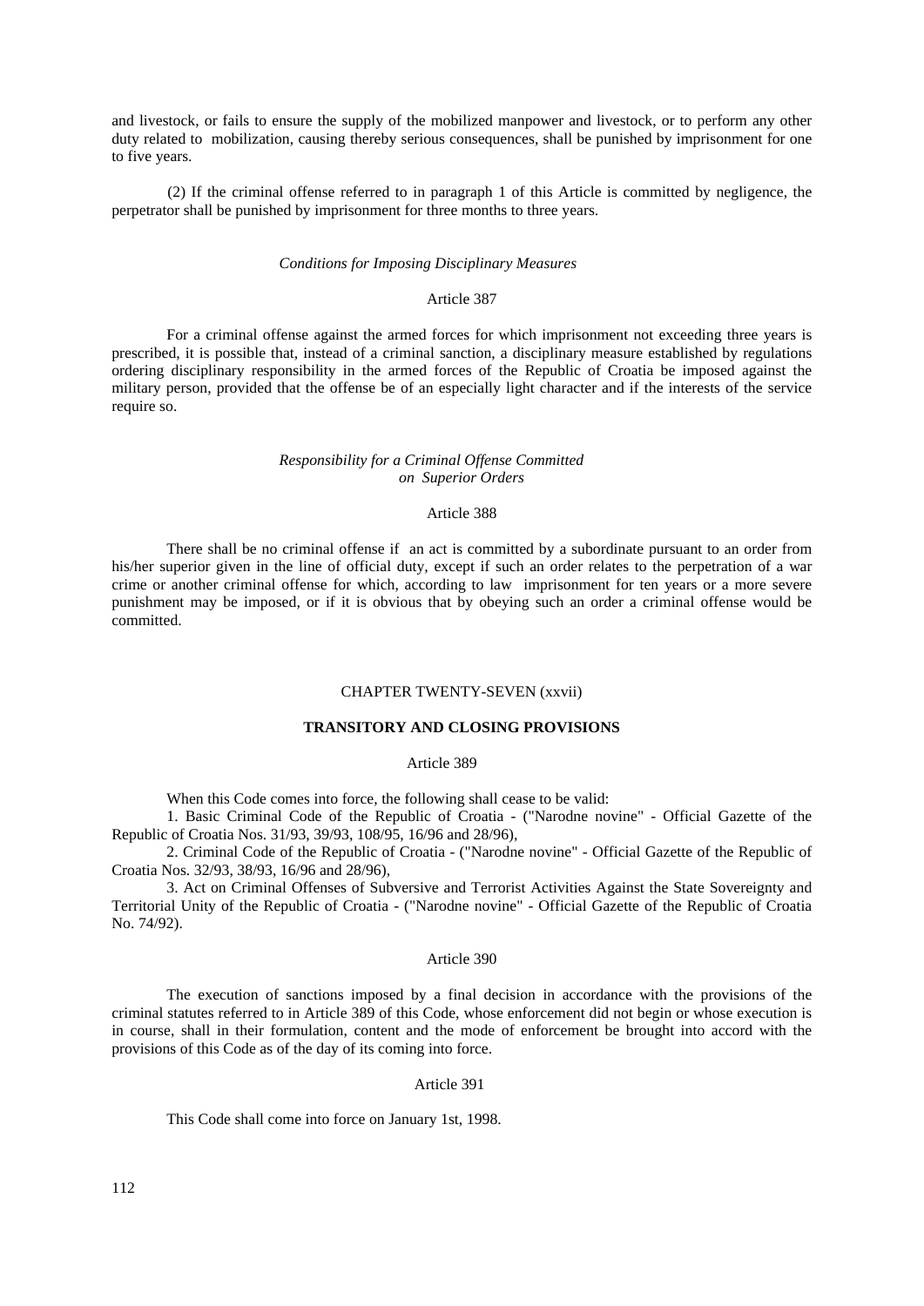and livestock, or fails to ensure the supply of the mobilized manpower and livestock, or to perform any other duty related to mobilization, causing thereby serious consequences, shall be punished by imprisonment for one to five years.

(2) If the criminal offense referred to in paragraph 1 of this Article is committed by negligence, the perpetrator shall be punished by imprisonment for three months to three years.

*Conditions for Imposing Disciplinary Measures*

Article 387

For a criminal offense against the armed forces for which imprisonment not exceeding three years is prescribed, it is possible that, instead of a criminal sanction, a disciplinary measure established by regulations ordering disciplinary responsibility in the armed forces of the Republic of Croatia be imposed against the military person, provided that the offense be of an especially light character and if the interests of the service require so.

*Responsibility for a Criminal Offense Committed on Superior Orders*

Article 388

There shall be no criminal offense if an act is committed by a subordinate pursuant to an order from his/her superior given in the line of official duty, except if such an order relates to the perpetration of a war crime or another criminal offense for which, according to law imprisonment for ten years or a more severe punishment may be imposed, or if it is obvious that by obeying such an order a criminal offense would be committed.

## CHAPTER TWENTY-SEVEN (xxvii)

## TRANSITORY AND CLOSING PROVISIONS

Article 389

When this Code comes into force, the following shall cease to be valid:

1. Basic Criminal Code of the Republic of Croatia - ("Narodne novine" - Official Gazette of the Republic of Croatia Nos. 31/93, 39/93, 108/95, 16/96 and 28/96),

2. Criminal Code of the Republic of Croatia - ("Narodne novine" - Official Gazette of the Republic of Croatia Nos. 32/93, 38/93, 16/96 and 28/96),

3. Act on Criminal Offenses of Subversive and Terrorist Activities Against the State Sovereignty and Territorial Unity of the Republic of Croatia - ("Narodne novine" - Official Gazette of the Republic of Croatia No. 74/92).

Article 390

The execution of sanctions imposed by a final decision in accordance with the provisions of the criminal statutes referred to in Article 389 of this Code, whose enforcement did not begin or whose execution is in course, shall in their formulation, content and the mode of enforcement be brought into accord with the provisions of this Code as of the day of its coming into force.

Article 391

This Code shall come into force on January 1st, 1998.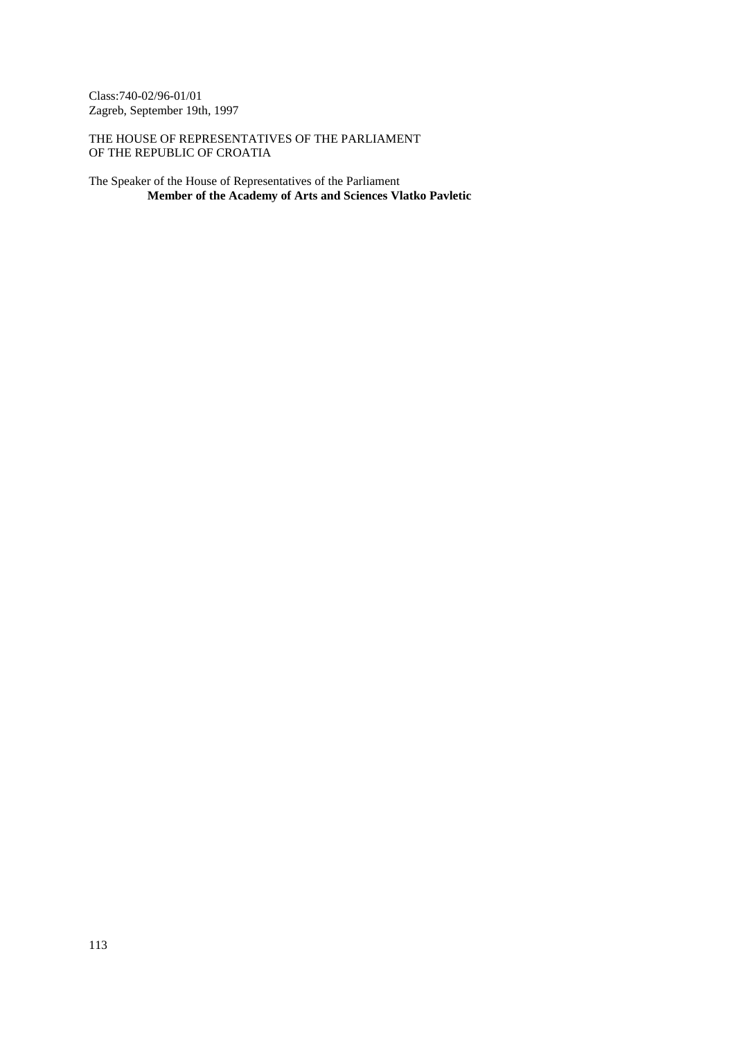Class:740-02/96-01/01
Zagreb, September 19th, 1997

THE HOUSE OF REPRESENTATIVES OF THE PARLIAMENT
OF THE REPUBLIC OF CROATIA

The Speaker of the House of Representatives of the Parliament
**Member of the Academy of Arts and Sciences Vlatko Pavletic**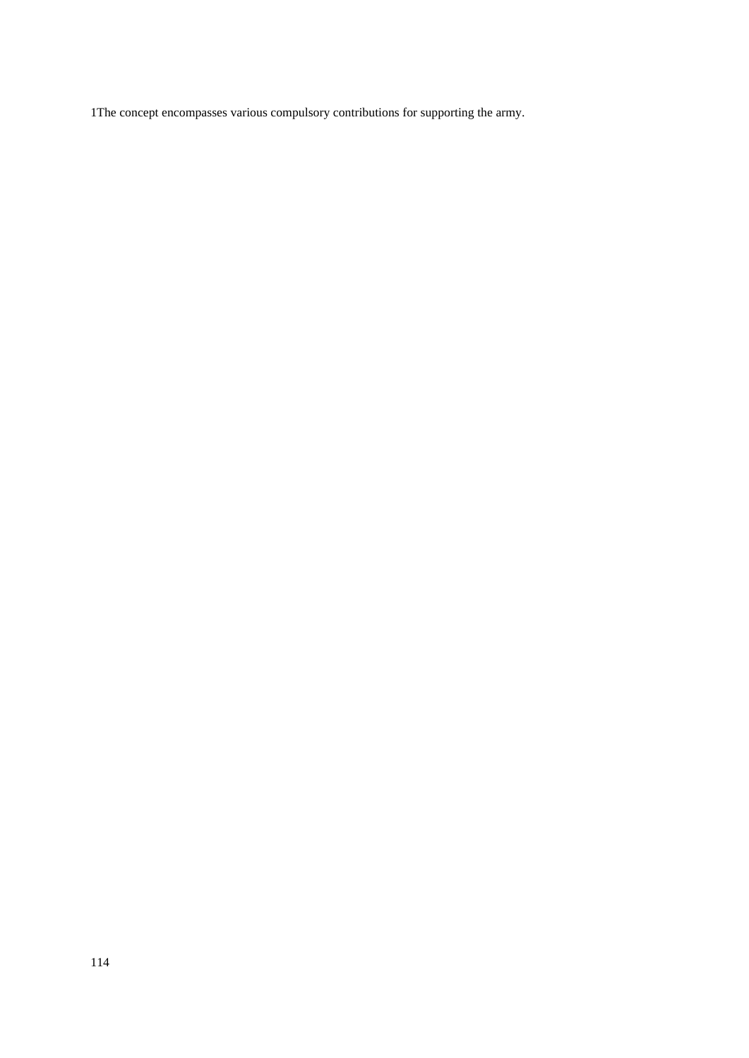[1] The concept encompasses various compulsory contributions for supporting the army.